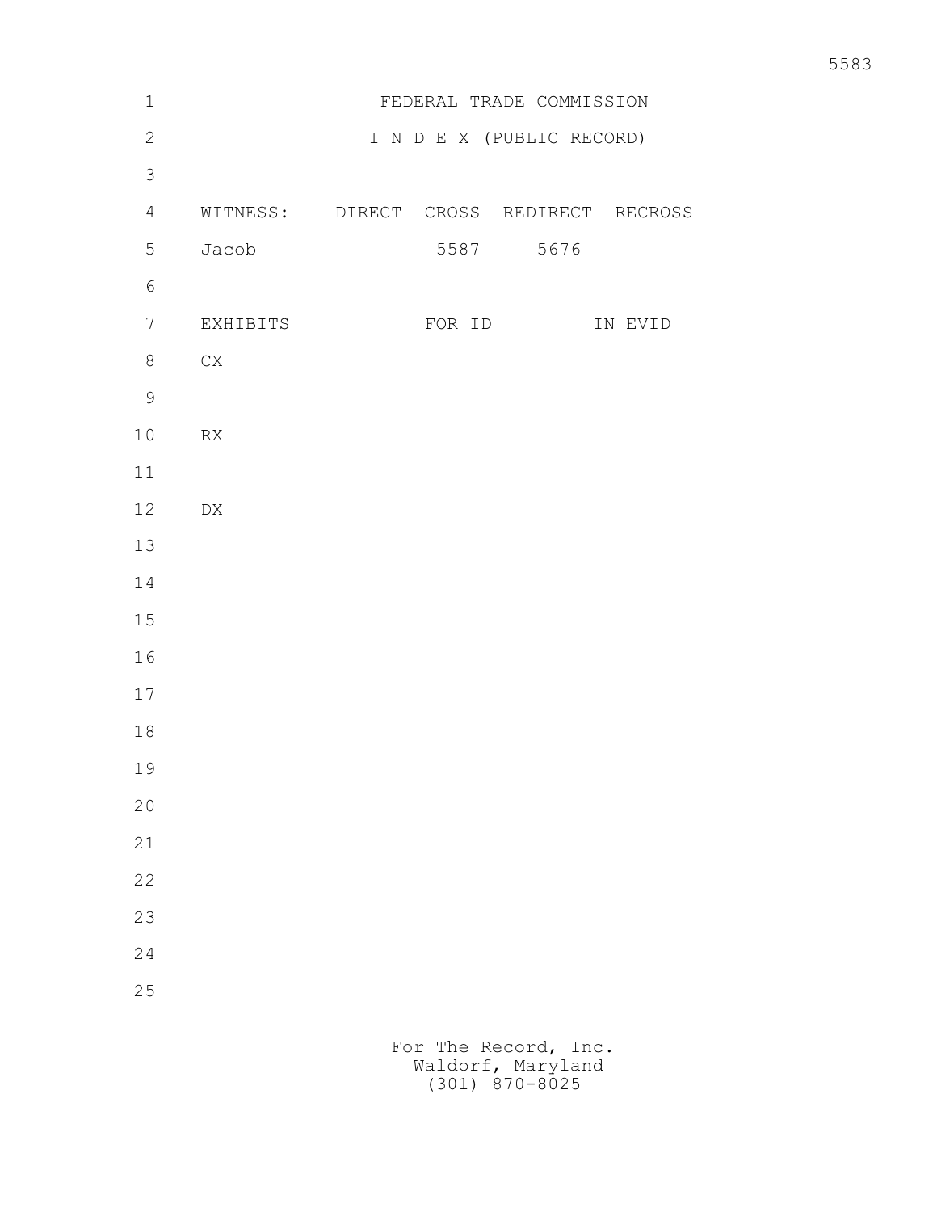# FEDERAL TRADE COMMISSION

## I N D E X (PUBLIC RECORD)

| WITNESS: | DIRECT | CROSS | REDIRECT | RECROSS |
|---|---|---|---|---|
| Jacob | | 5587 | 5676 | |

| EXHIBITS | FOR ID | IN EVID |
|---|---|---|
| CX | | |
| RX | | |
| DX | | |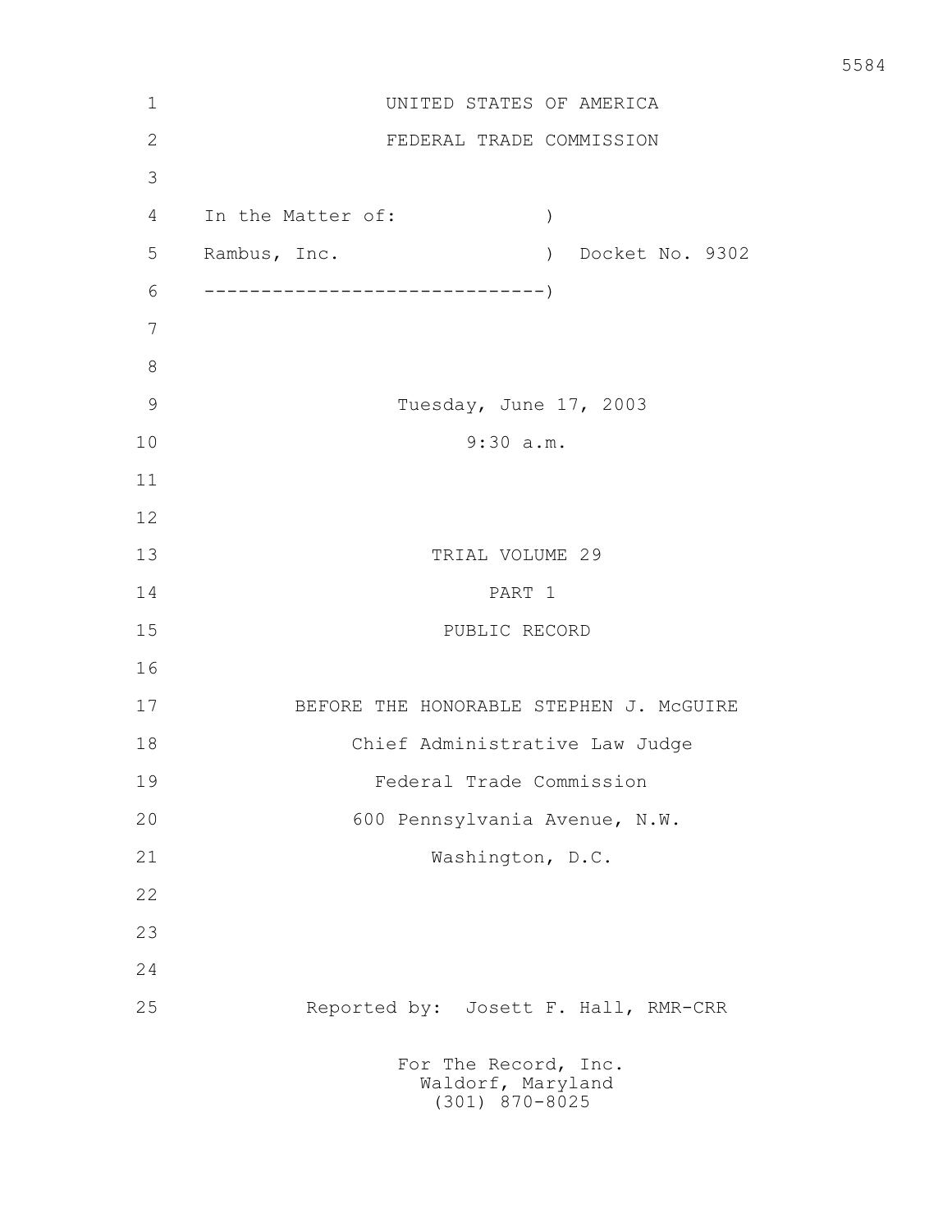UNITED STATES OF AMERICA

FEDERAL TRADE COMMISSION

In the Matter of: )
Rambus, Inc. ) Docket No. 9302
------------------------------)

Tuesday, June 17, 2003

9:30 a.m.

TRIAL VOLUME 29

PART 1

PUBLIC RECORD

BEFORE THE HONORABLE STEPHEN J. McGUIRE

Chief Administrative Law Judge

Federal Trade Commission

600 Pennsylvania Avenue, N.W.

Washington, D.C.

Reported by: Josett F. Hall, RMR-CRR

For The Record, Inc.
Waldorf, Maryland
(301) 870-8025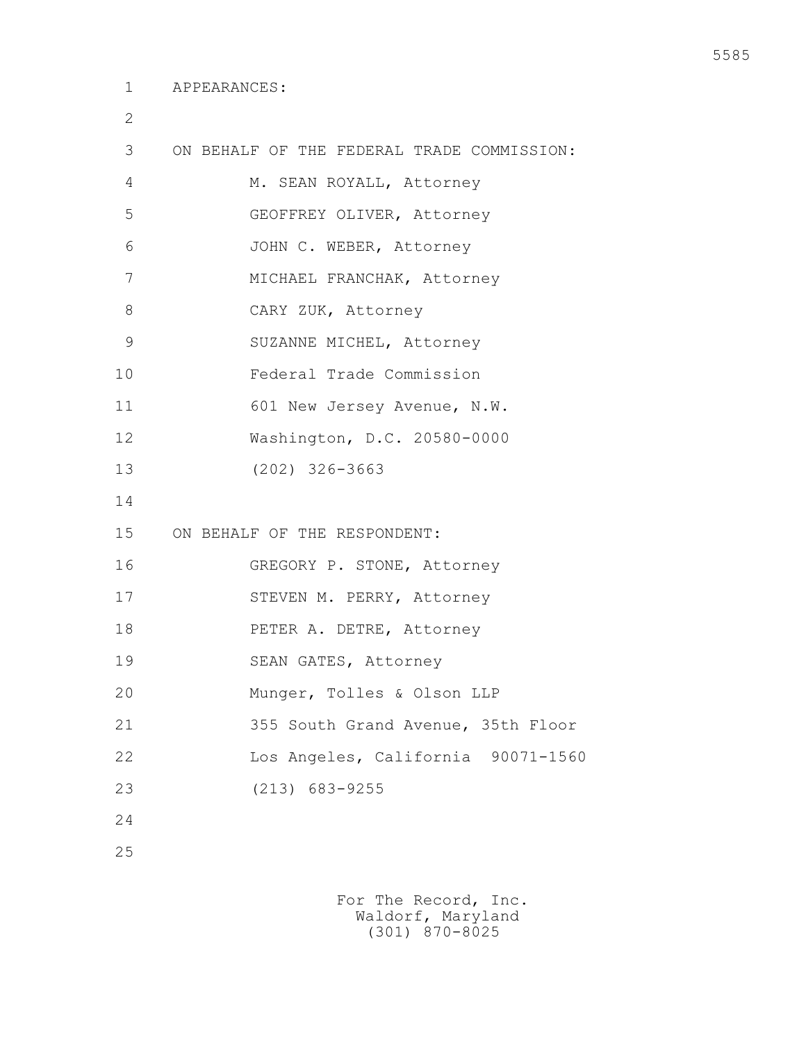APPEARANCES:

ON BEHALF OF THE FEDERAL TRADE COMMISSION:

M. SEAN ROYALL, Attorney
GEOFFREY OLIVER, Attorney
JOHN C. WEBER, Attorney
MICHAEL FRANCHAK, Attorney
CARY ZUK, Attorney
SUZANNE MICHEL, Attorney
Federal Trade Commission
601 New Jersey Avenue, N.W.
Washington, D.C. 20580-0000
(202) 326-3663

ON BEHALF OF THE RESPONDENT:

GREGORY P. STONE, Attorney
STEVEN M. PERRY, Attorney
PETER A. DETRE, Attorney
SEAN GATES, Attorney
Munger, Tolles & Olson LLP
355 South Grand Avenue, 35th Floor
Los Angeles, California 90071-1560
(213) 683-9255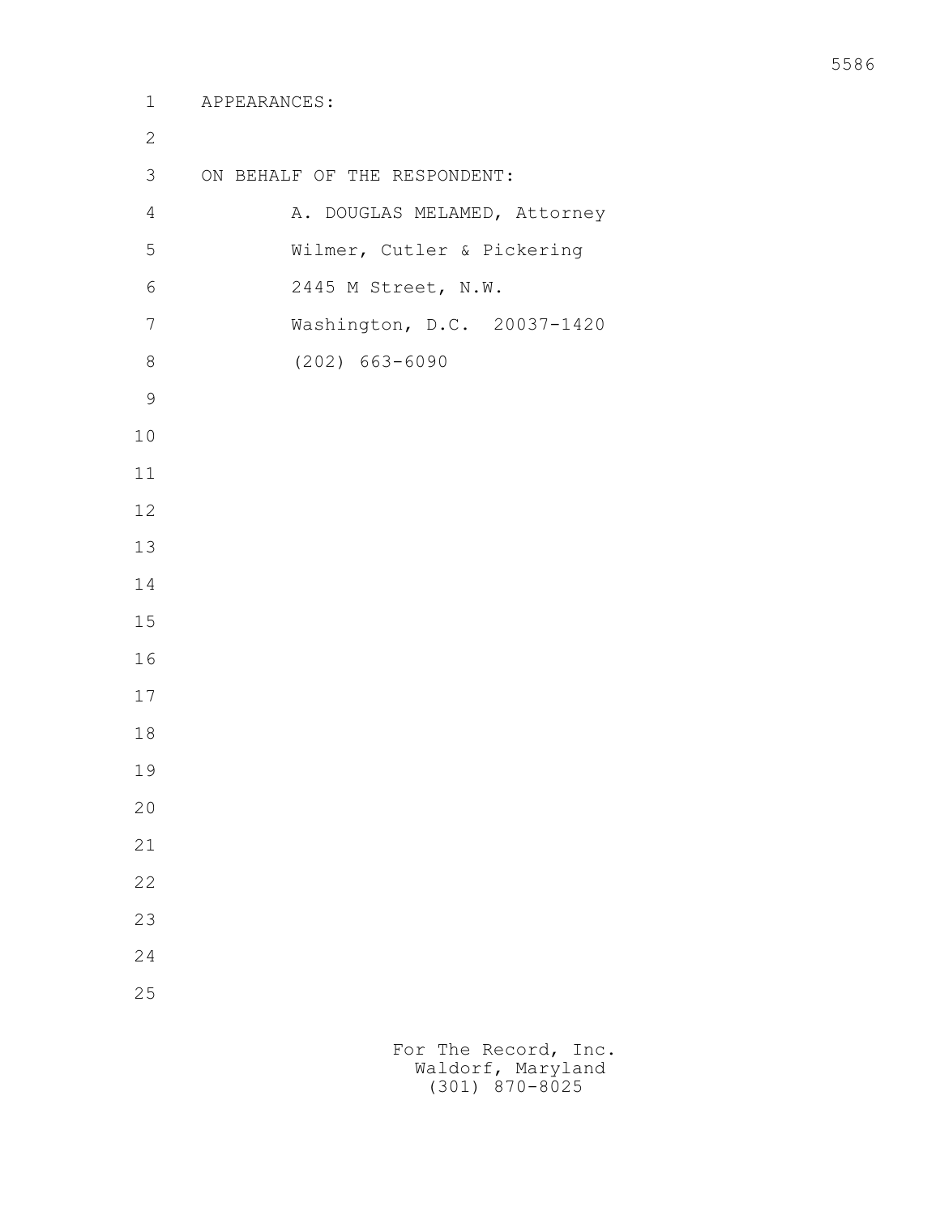APPEARANCES:

ON BEHALF OF THE RESPONDENT:

A. DOUGLAS MELAMED, Attorney
Wilmer, Cutler & Pickering
2445 M Street, N.W.
Washington, D.C. 20037-1420
(202) 663-6090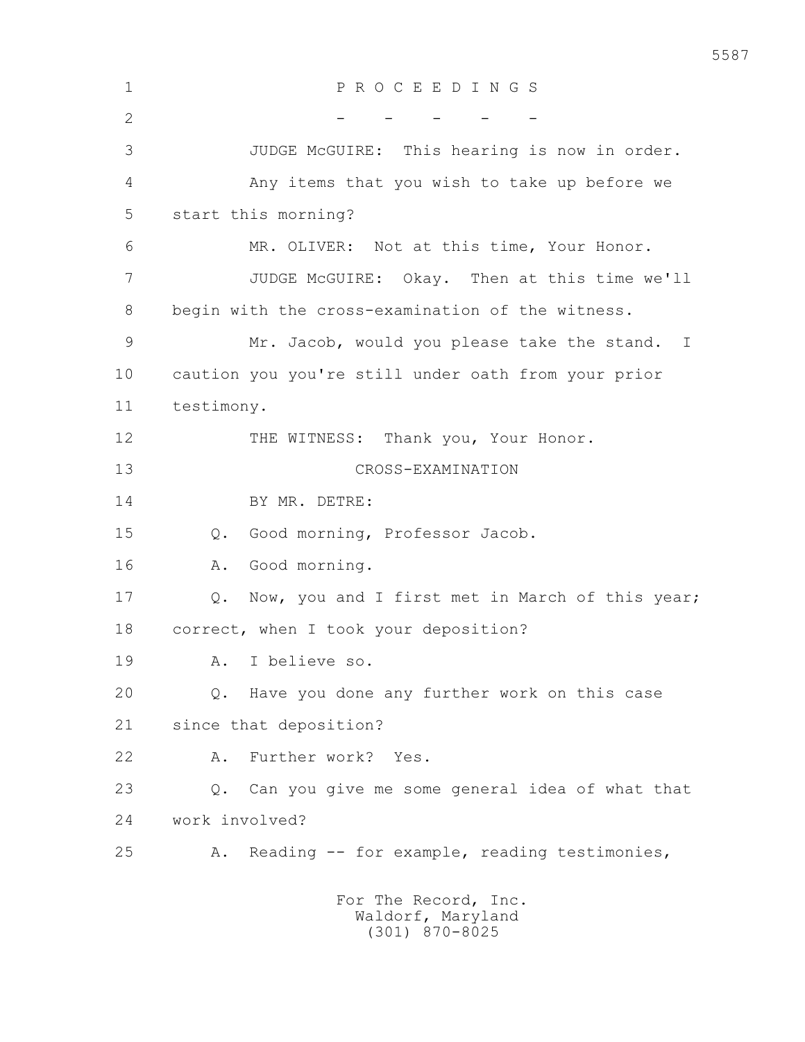P R O C E E D I N G S

\- - - - -

JUDGE McGUIRE: This hearing is now in order.

Any items that you wish to take up before we start this morning?

MR. OLIVER: Not at this time, Your Honor.

JUDGE McGUIRE: Okay. Then at this time we'll begin with the cross-examination of the witness.

Mr. Jacob, would you please take the stand. I caution you you're still under oath from your prior testimony.

THE WITNESS: Thank you, Your Honor.

CROSS-EXAMINATION

BY MR. DETRE:

Q. Good morning, Professor Jacob.

A. Good morning.

Q. Now, you and I first met in March of this year; correct, when I took your deposition?

A. I believe so.

Q. Have you done any further work on this case since that deposition?

A. Further work? Yes.

Q. Can you give me some general idea of what that work involved?

A. Reading -- for example, reading testimonies,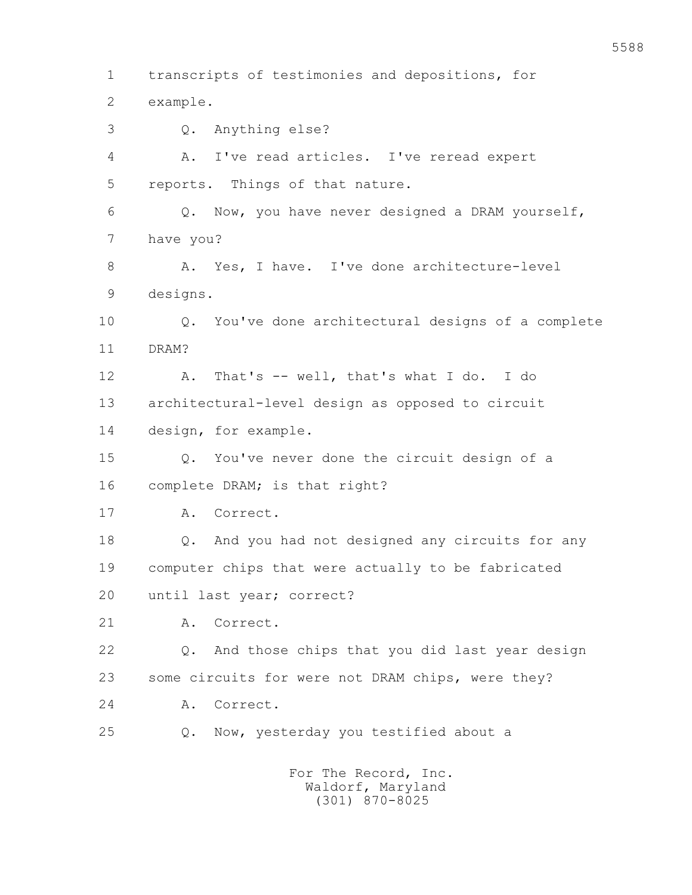1 transcripts of testimonies and depositions, for
2 example.

3 Q. Anything else?

4 A. I've read articles. I've reread expert
5 reports. Things of that nature.

6 Q. Now, you have never designed a DRAM yourself,
7 have you?

8 A. Yes, I have. I've done architecture-level
9 designs.

10 Q. You've done architectural designs of a complete
11 DRAM?

12 A. That's -- well, that's what I do. I do
13 architectural-level design as opposed to circuit
14 design, for example.

15 Q. You've never done the circuit design of a
16 complete DRAM; is that right?

17 A. Correct.

18 Q. And you had not designed any circuits for any
19 computer chips that were actually to be fabricated
20 until last year; correct?

21 A. Correct.

22 Q. And those chips that you did last year design
23 some circuits for were not DRAM chips, were they?

24 A. Correct.

25 Q. Now, yesterday you testified about a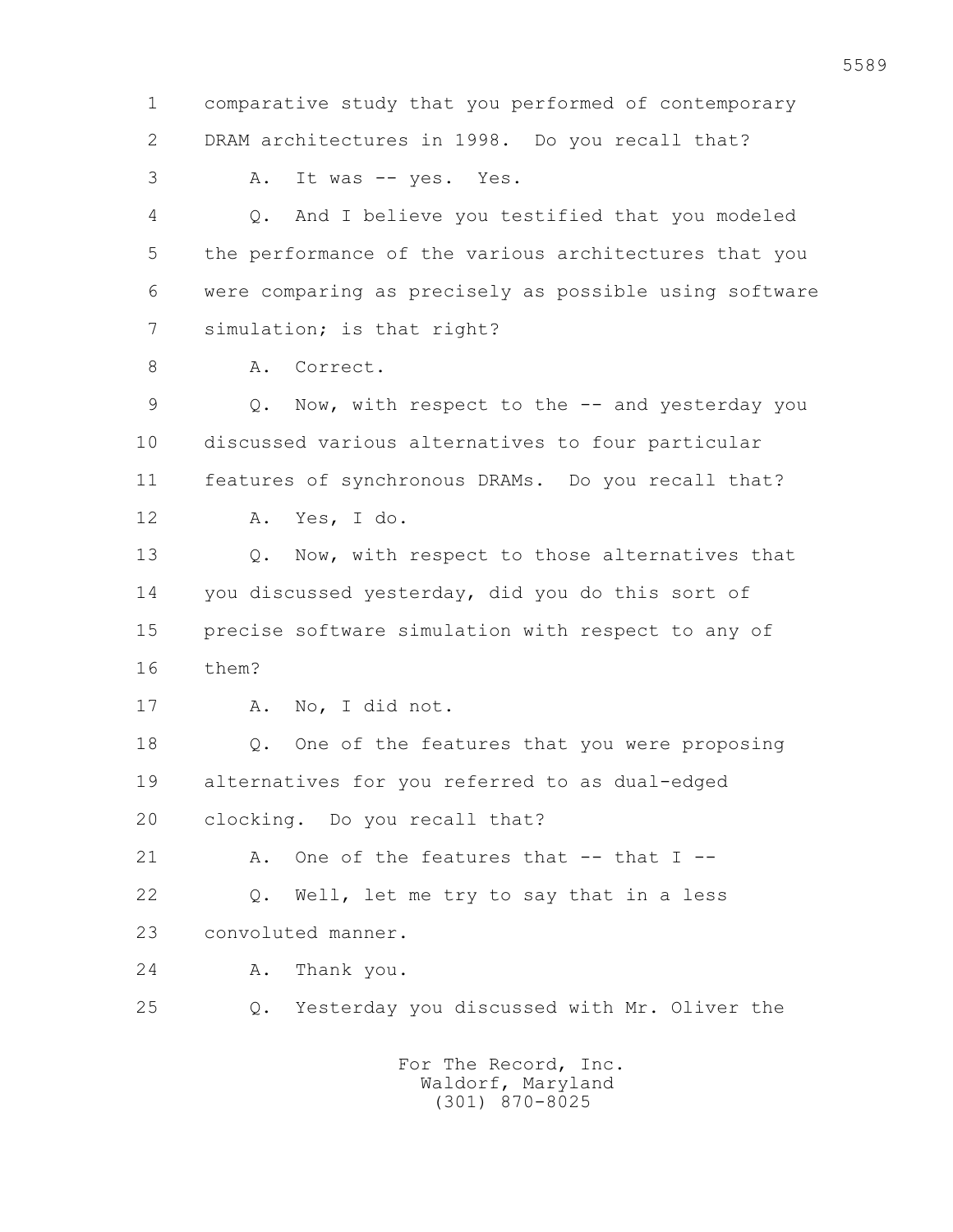1 comparative study that you performed of contemporary
2 DRAM architectures in 1998. Do you recall that?
3 A. It was -- yes. Yes.
4 Q. And I believe you testified that you modeled
5 the performance of the various architectures that you
6 were comparing as precisely as possible using software
7 simulation; is that right?
8 A. Correct.
9 Q. Now, with respect to the -- and yesterday you
10 discussed various alternatives to four particular
11 features of synchronous DRAMs. Do you recall that?
12 A. Yes, I do.
13 Q. Now, with respect to those alternatives that
14 you discussed yesterday, did you do this sort of
15 precise software simulation with respect to any of
16 them?
17 A. No, I did not.
18 Q. One of the features that you were proposing
19 alternatives for you referred to as dual-edged
20 clocking. Do you recall that?
21 A. One of the features that -- that I --
22 Q. Well, let me try to say that in a less
23 convoluted manner.
24 A. Thank you.
25 Q. Yesterday you discussed with Mr. Oliver the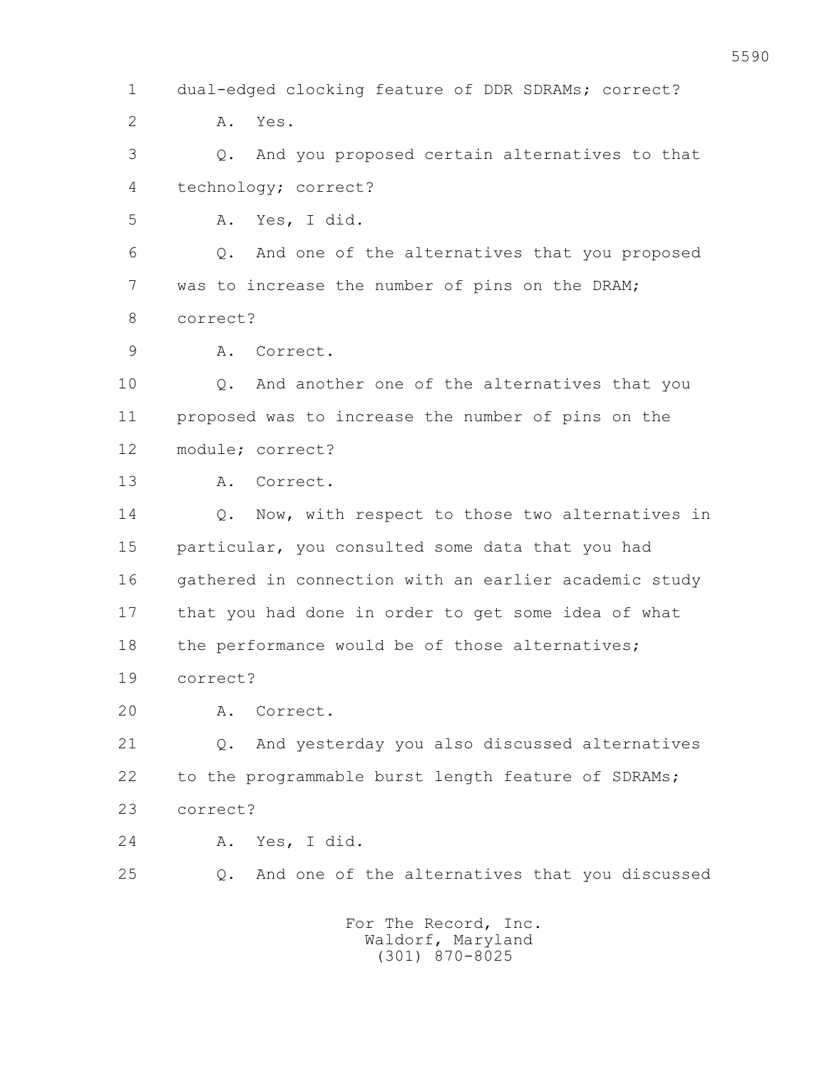1 dual-edged clocking feature of DDR SDRAMs; correct?

2 A. Yes.

3 Q. And you proposed certain alternatives to that

4 technology; correct?

5 A. Yes, I did.

6 Q. And one of the alternatives that you proposed

7 was to increase the number of pins on the DRAM;

8 correct?

9 A. Correct.

10 Q. And another one of the alternatives that you

11 proposed was to increase the number of pins on the

12 module; correct?

13 A. Correct.

14 Q. Now, with respect to those two alternatives in

15 particular, you consulted some data that you had

16 gathered in connection with an earlier academic study

17 that you had done in order to get some idea of what

18 the performance would be of those alternatives;

19 correct?

20 A. Correct.

21 Q. And yesterday you also discussed alternatives

22 to the programmable burst length feature of SDRAMs;

23 correct?

24 A. Yes, I did.

25 Q. And one of the alternatives that you discussed

For The Record, Inc.
Waldorf, Maryland
(301) 870-8025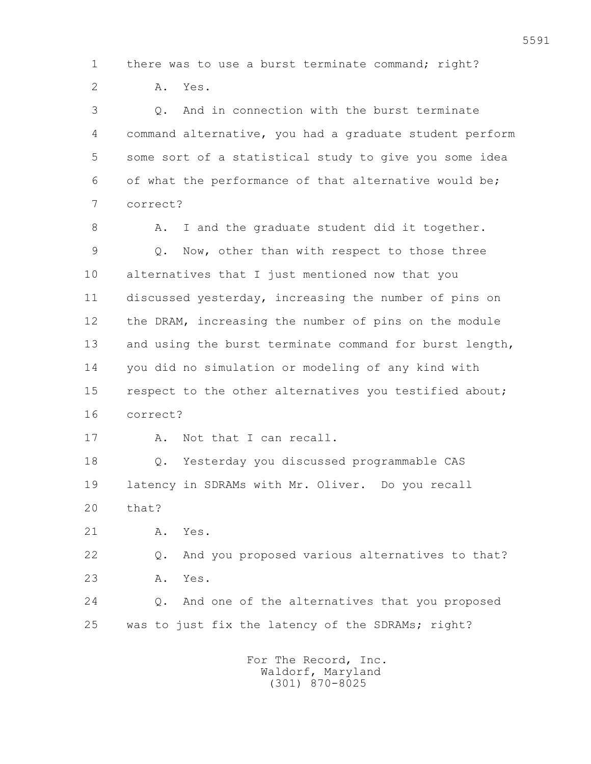1 there was to use a burst terminate command; right?

2 A. Yes.

3 Q. And in connection with the burst terminate

4 command alternative, you had a graduate student perform

5 some sort of a statistical study to give you some idea

6 of what the performance of that alternative would be;

7 correct?

8 A. I and the graduate student did it together.

9 Q. Now, other than with respect to those three

10 alternatives that I just mentioned now that you

11 discussed yesterday, increasing the number of pins on

12 the DRAM, increasing the number of pins on the module

13 and using the burst terminate command for burst length,

14 you did no simulation or modeling of any kind with

15 respect to the other alternatives you testified about;

16 correct?

17 A. Not that I can recall.

18 Q. Yesterday you discussed programmable CAS

19 latency in SDRAMs with Mr. Oliver. Do you recall

20 that?

21 A. Yes.

22 Q. And you proposed various alternatives to that?

23 A. Yes.

24 Q. And one of the alternatives that you proposed

25 was to just fix the latency of the SDRAMs; right?

For The Record, Inc.
Waldorf, Maryland
(301) 870-8025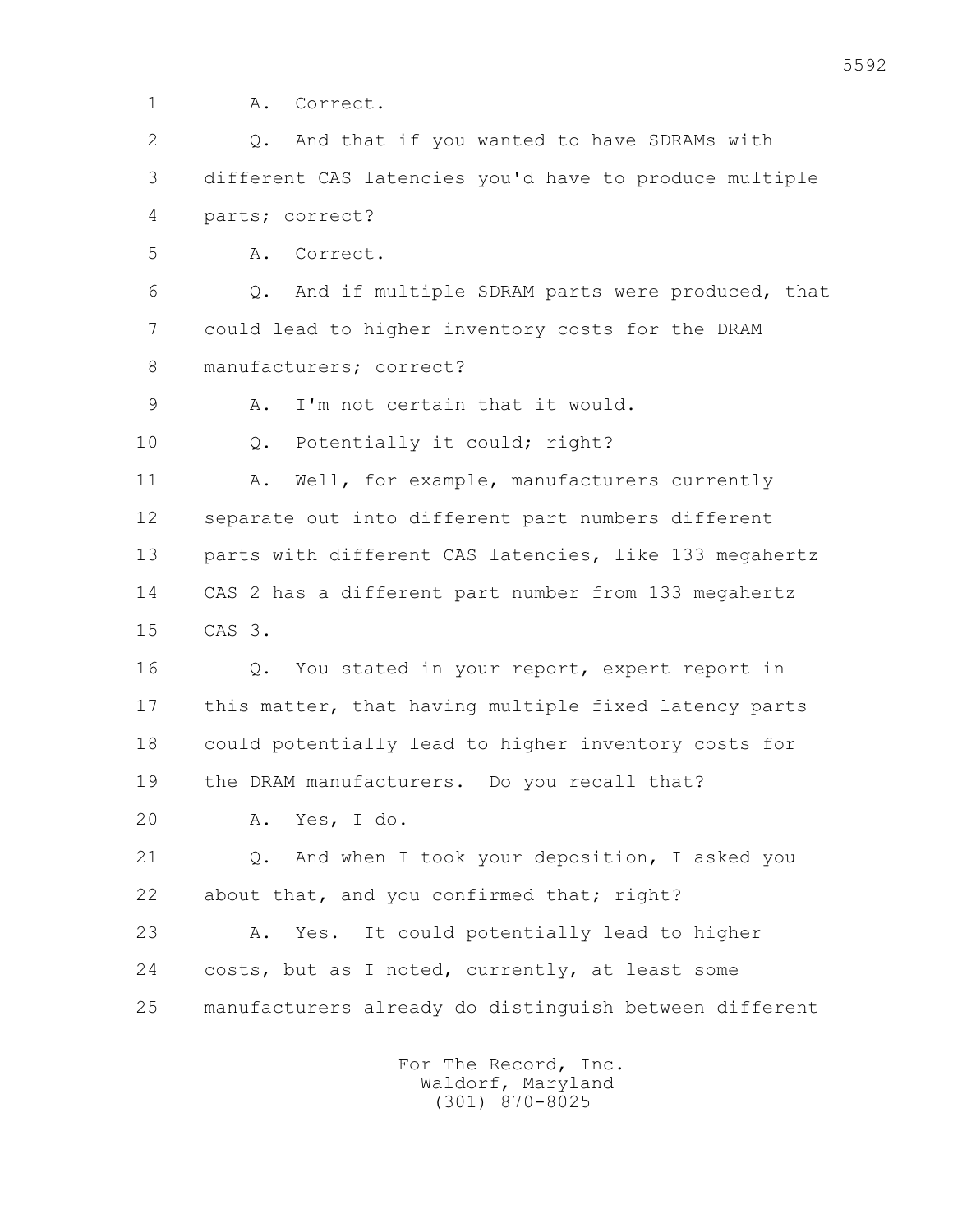1 A. Correct.

2 Q. And that if you wanted to have SDRAMs with

3 different CAS latencies you'd have to produce multiple

4 parts; correct?

5 A. Correct.

6 Q. And if multiple SDRAM parts were produced, that

7 could lead to higher inventory costs for the DRAM

8 manufacturers; correct?

9 A. I'm not certain that it would.

10 Q. Potentially it could; right?

11 A. Well, for example, manufacturers currently

12 separate out into different part numbers different

13 parts with different CAS latencies, like 133 megahertz

14 CAS 2 has a different part number from 133 megahertz

15 CAS 3.

16 Q. You stated in your report, expert report in

17 this matter, that having multiple fixed latency parts

18 could potentially lead to higher inventory costs for

19 the DRAM manufacturers. Do you recall that?

20 A. Yes, I do.

21 Q. And when I took your deposition, I asked you

22 about that, and you confirmed that; right?

23 A. Yes. It could potentially lead to higher

24 costs, but as I noted, currently, at least some

25 manufacturers already do distinguish between different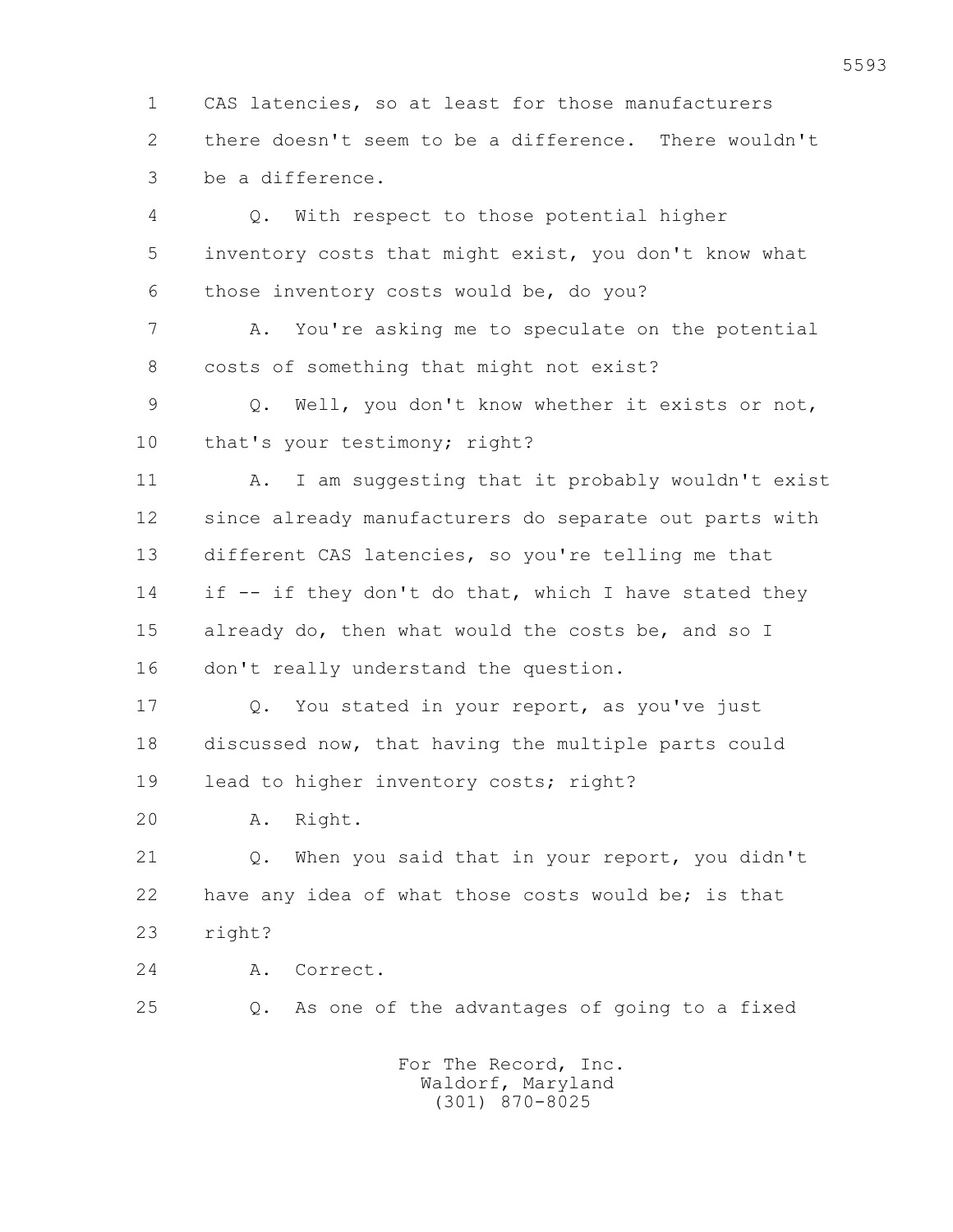1 CAS latencies, so at least for those manufacturers
2 there doesn't seem to be a difference. There wouldn't
3 be a difference.

4 Q. With respect to those potential higher
5 inventory costs that might exist, you don't know what
6 those inventory costs would be, do you?

7 A. You're asking me to speculate on the potential
8 costs of something that might not exist?

9 Q. Well, you don't know whether it exists or not,
10 that's your testimony; right?

11 A. I am suggesting that it probably wouldn't exist
12 since already manufacturers do separate out parts with
13 different CAS latencies, so you're telling me that
14 if -- if they don't do that, which I have stated they
15 already do, then what would the costs be, and so I
16 don't really understand the question.

17 Q. You stated in your report, as you've just
18 discussed now, that having the multiple parts could
19 lead to higher inventory costs; right?

20 A. Right.

21 Q. When you said that in your report, you didn't
22 have any idea of what those costs would be; is that
23 right?

24 A. Correct.

25 Q. As one of the advantages of going to a fixed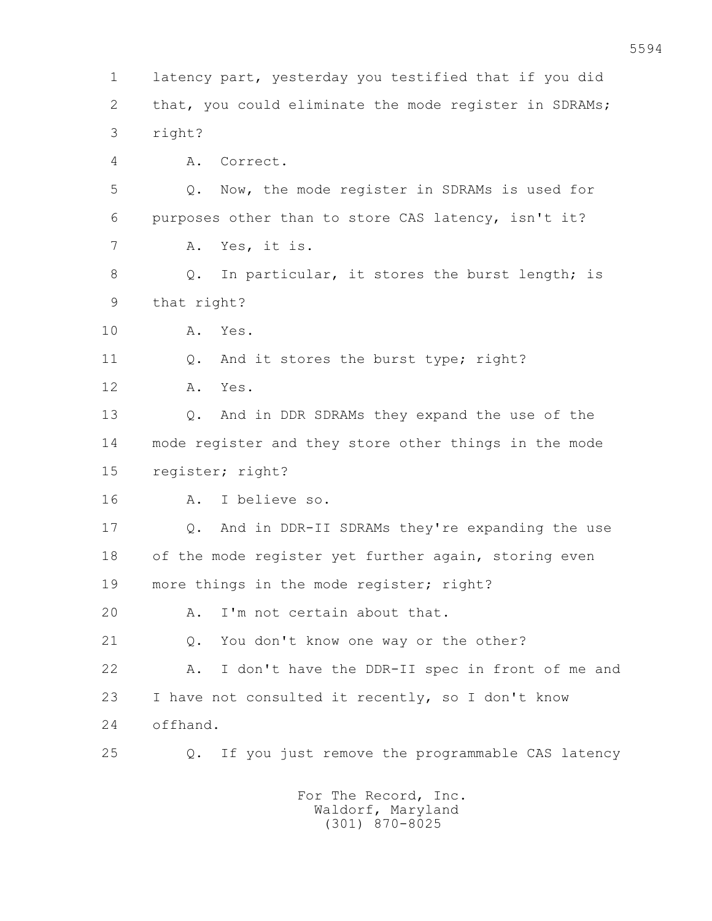latency part, yesterday you testified that if you did that, you could eliminate the mode register in SDRAMs; right?

A. Correct.

Q. Now, the mode register in SDRAMs is used for purposes other than to store CAS latency, isn't it?

A. Yes, it is.

Q. In particular, it stores the burst length; is that right?

A. Yes.

Q. And it stores the burst type; right?

A. Yes.

Q. And in DDR SDRAMs they expand the use of the mode register and they store other things in the mode register; right?

A. I believe so.

Q. And in DDR-II SDRAMs they're expanding the use of the mode register yet further again, storing even more things in the mode register; right?

A. I'm not certain about that.

Q. You don't know one way or the other?

A. I don't have the DDR-II spec in front of me and I have not consulted it recently, so I don't know offhand.

Q. If you just remove the programmable CAS latency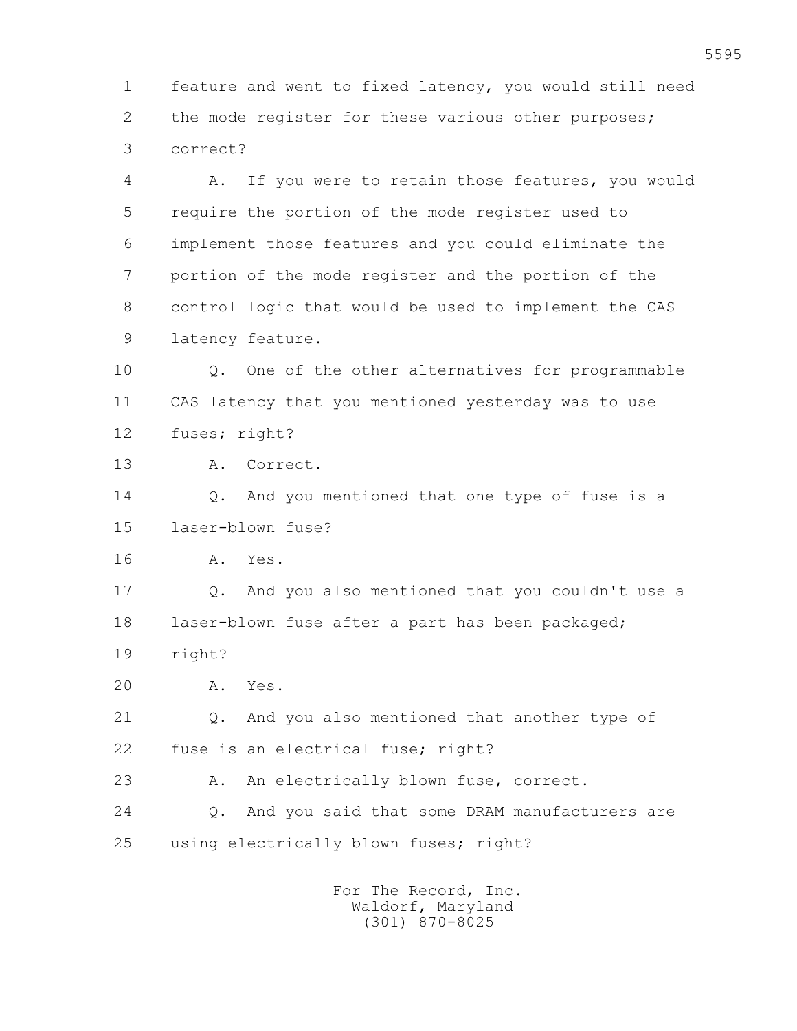1 feature and went to fixed latency, you would still need
2 the mode register for these various other purposes;
3 correct?

4 A. If you were to retain those features, you would
5 require the portion of the mode register used to
6 implement those features and you could eliminate the
7 portion of the mode register and the portion of the
8 control logic that would be used to implement the CAS
9 latency feature.

10 Q. One of the other alternatives for programmable
11 CAS latency that you mentioned yesterday was to use
12 fuses; right?

13 A. Correct.

14 Q. And you mentioned that one type of fuse is a
15 laser-blown fuse?

16 A. Yes.

17 Q. And you also mentioned that you couldn't use a
18 laser-blown fuse after a part has been packaged;
19 right?

20 A. Yes.

21 Q. And you also mentioned that another type of
22 fuse is an electrical fuse; right?

23 A. An electrically blown fuse, correct.

24 Q. And you said that some DRAM manufacturers are
25 using electrically blown fuses; right?

For The Record, Inc.
Waldorf, Maryland
(301) 870-8025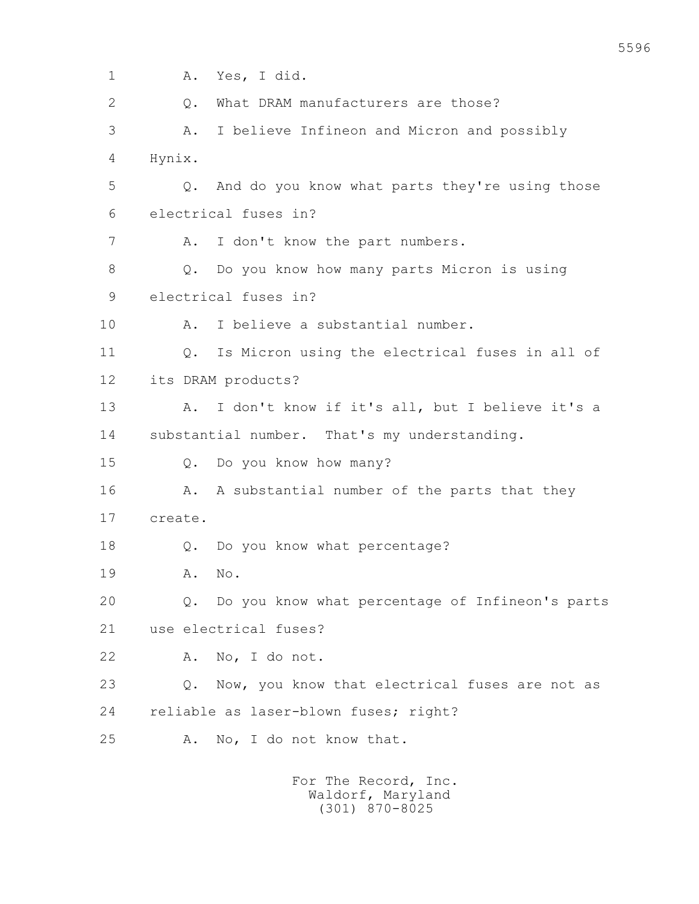A. Yes, I did.

Q. What DRAM manufacturers are those?

A. I believe Infineon and Micron and possibly Hynix.

Q. And do you know what parts they're using those electrical fuses in?

A. I don't know the part numbers.

Q. Do you know how many parts Micron is using electrical fuses in?

A. I believe a substantial number.

Q. Is Micron using the electrical fuses in all of its DRAM products?

A. I don't know if it's all, but I believe it's a substantial number. That's my understanding.

Q. Do you know how many?

A. A substantial number of the parts that they create.

Q. Do you know what percentage?

A. No.

Q. Do you know what percentage of Infineon's parts use electrical fuses?

A. No, I do not.

Q. Now, you know that electrical fuses are not as reliable as laser-blown fuses; right?

A. No, I do not know that.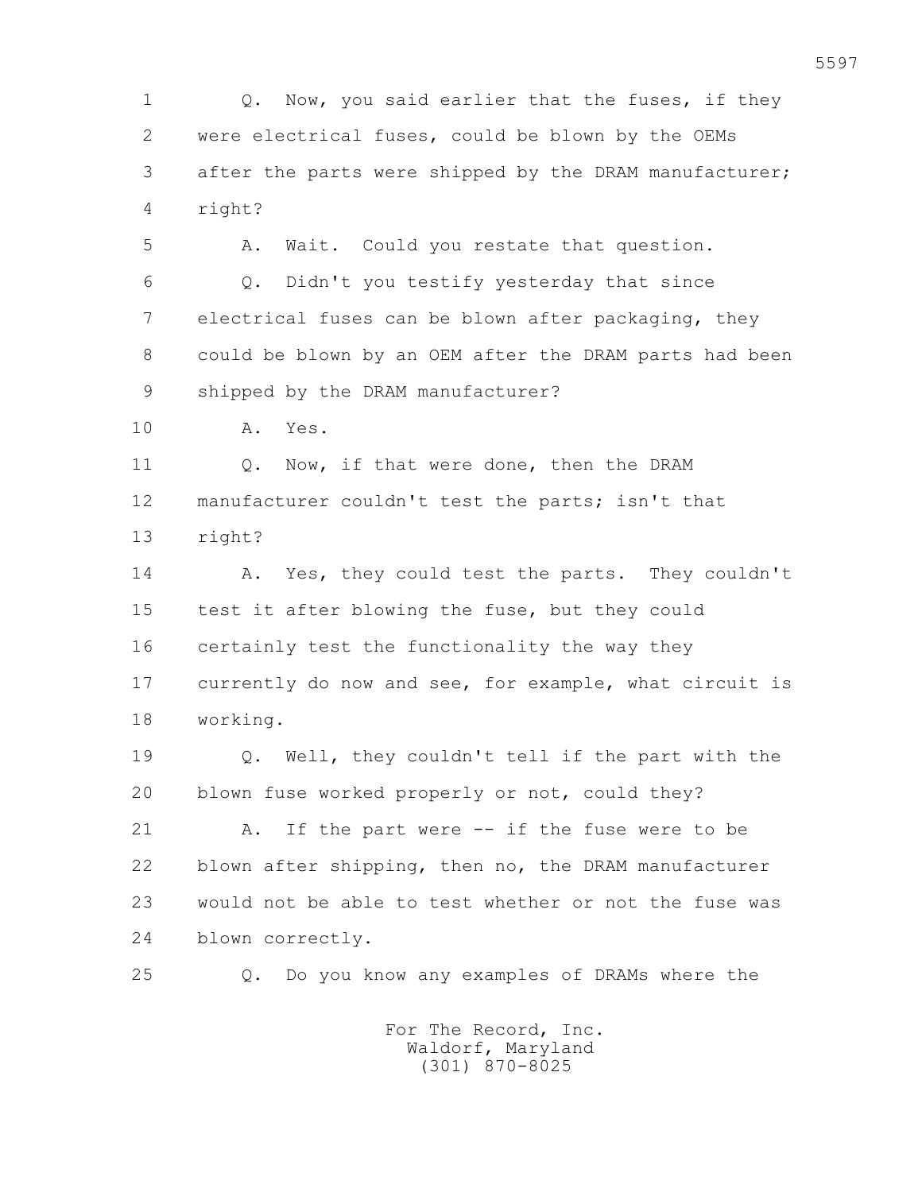Q. Now, you said earlier that the fuses, if they were electrical fuses, could be blown by the OEMs after the parts were shipped by the DRAM manufacturer; right?

A. Wait. Could you restate that question.

Q. Didn't you testify yesterday that since electrical fuses can be blown after packaging, they could be blown by an OEM after the DRAM parts had been shipped by the DRAM manufacturer?

A. Yes.

Q. Now, if that were done, then the DRAM manufacturer couldn't test the parts; isn't that right?

A. Yes, they could test the parts. They couldn't test it after blowing the fuse, but they could certainly test the functionality the way they currently do now and see, for example, what circuit is working.

Q. Well, they couldn't tell if the part with the blown fuse worked properly or not, could they?

A. If the part were -- if the fuse were to be blown after shipping, then no, the DRAM manufacturer would not be able to test whether or not the fuse was blown correctly.

Q. Do you know any examples of DRAMs where the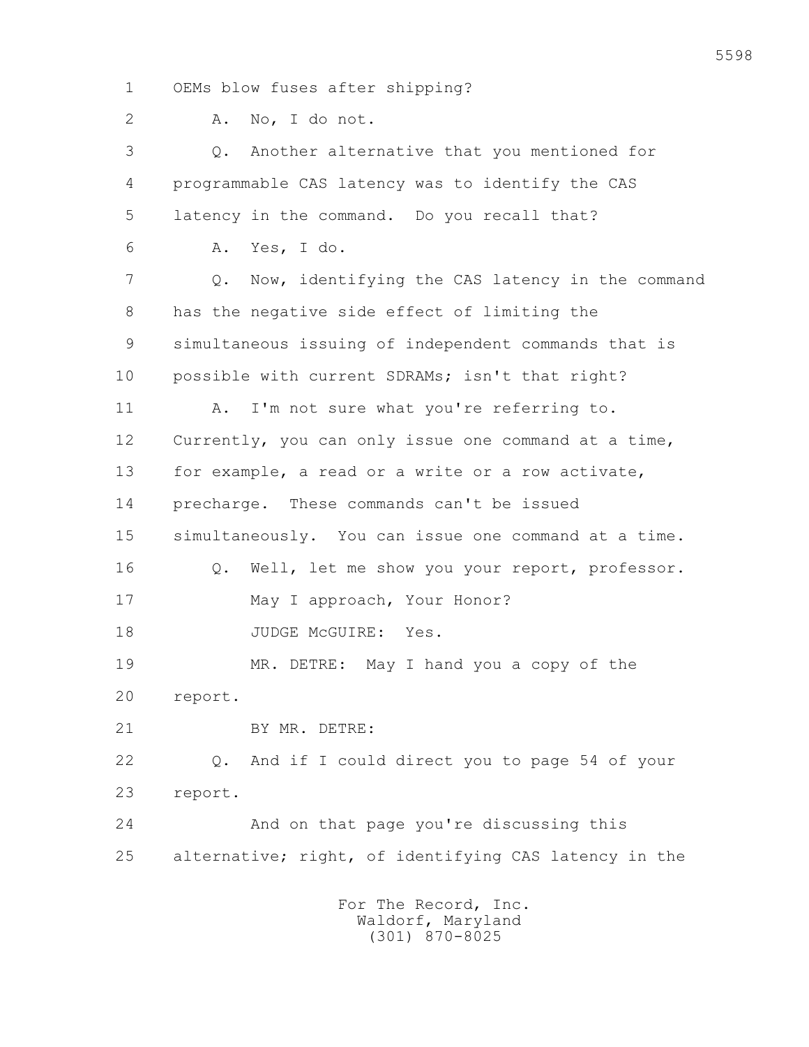OEMs blow fuses after shipping?

A. No, I do not.

Q. Another alternative that you mentioned for programmable CAS latency was to identify the CAS latency in the command. Do you recall that?

A. Yes, I do.

Q. Now, identifying the CAS latency in the command has the negative side effect of limiting the simultaneous issuing of independent commands that is possible with current SDRAMs; isn't that right?

A. I'm not sure what you're referring to. Currently, you can only issue one command at a time, for example, a read or a write or a row activate, precharge. These commands can't be issued simultaneously. You can issue one command at a time.

Q. Well, let me show you your report, professor.

May I approach, Your Honor?

JUDGE McGUIRE: Yes.

MR. DETRE: May I hand you a copy of the report.

BY MR. DETRE:

Q. And if I could direct you to page 54 of your report.

And on that page you're discussing this alternative; right, of identifying CAS latency in the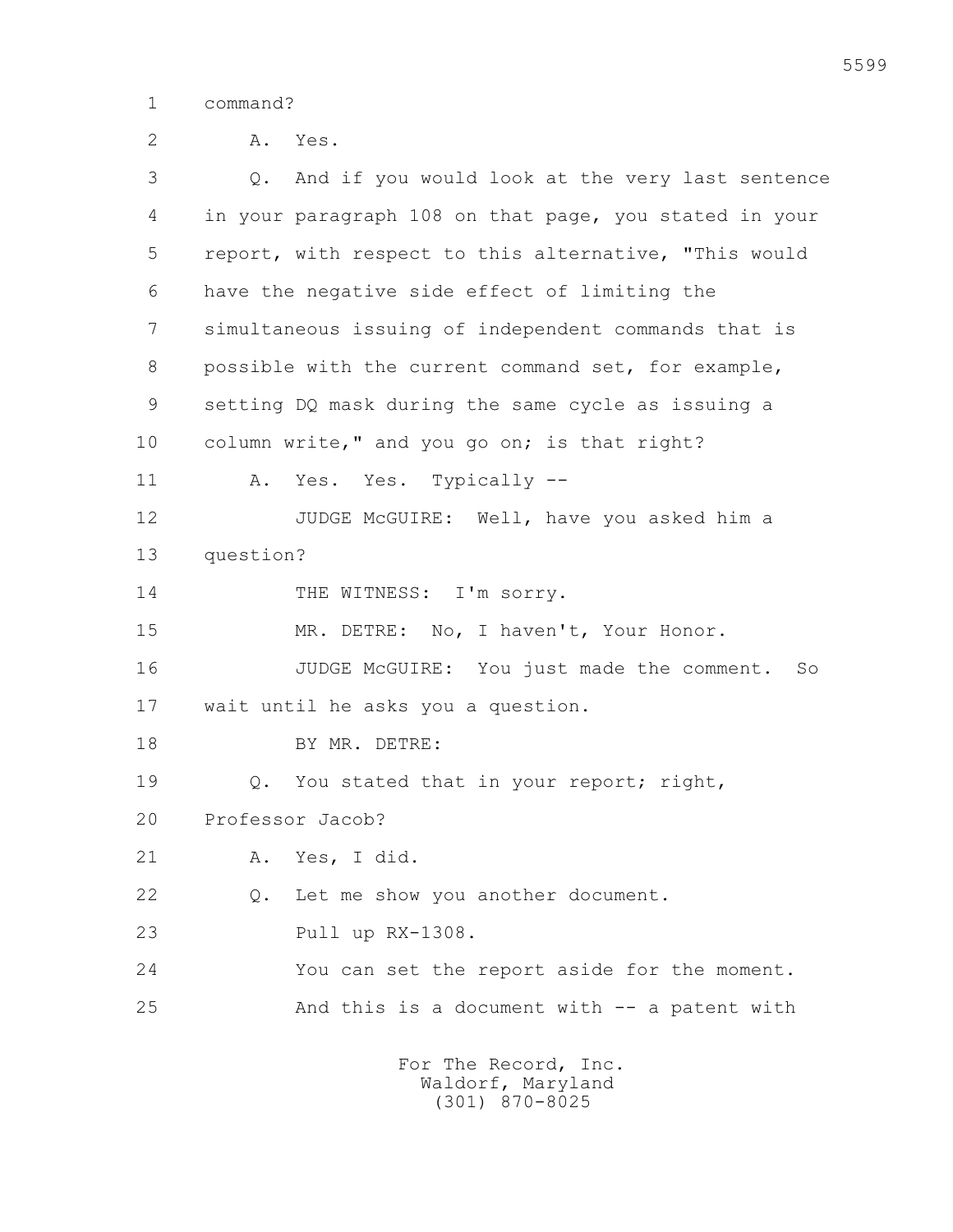1 command?

2 A. Yes.

3 Q. And if you would look at the very last sentence

4 in your paragraph 108 on that page, you stated in your

5 report, with respect to this alternative, "This would

6 have the negative side effect of limiting the

7 simultaneous issuing of independent commands that is

8 possible with the current command set, for example,

9 setting DQ mask during the same cycle as issuing a

10 column write," and you go on; is that right?

11 A. Yes. Yes. Typically --

12 JUDGE McGUIRE: Well, have you asked him a

13 question?

14 THE WITNESS: I'm sorry.

15 MR. DETRE: No, I haven't, Your Honor.

16 JUDGE McGUIRE: You just made the comment. So

17 wait until he asks you a question.

18 BY MR. DETRE:

19 Q. You stated that in your report; right,

20 Professor Jacob?

21 A. Yes, I did.

22 Q. Let me show you another document.

23 Pull up RX-1308.

24 You can set the report aside for the moment.

25 And this is a document with -- a patent with

For The Record, Inc.
Waldorf, Maryland
(301) 870-8025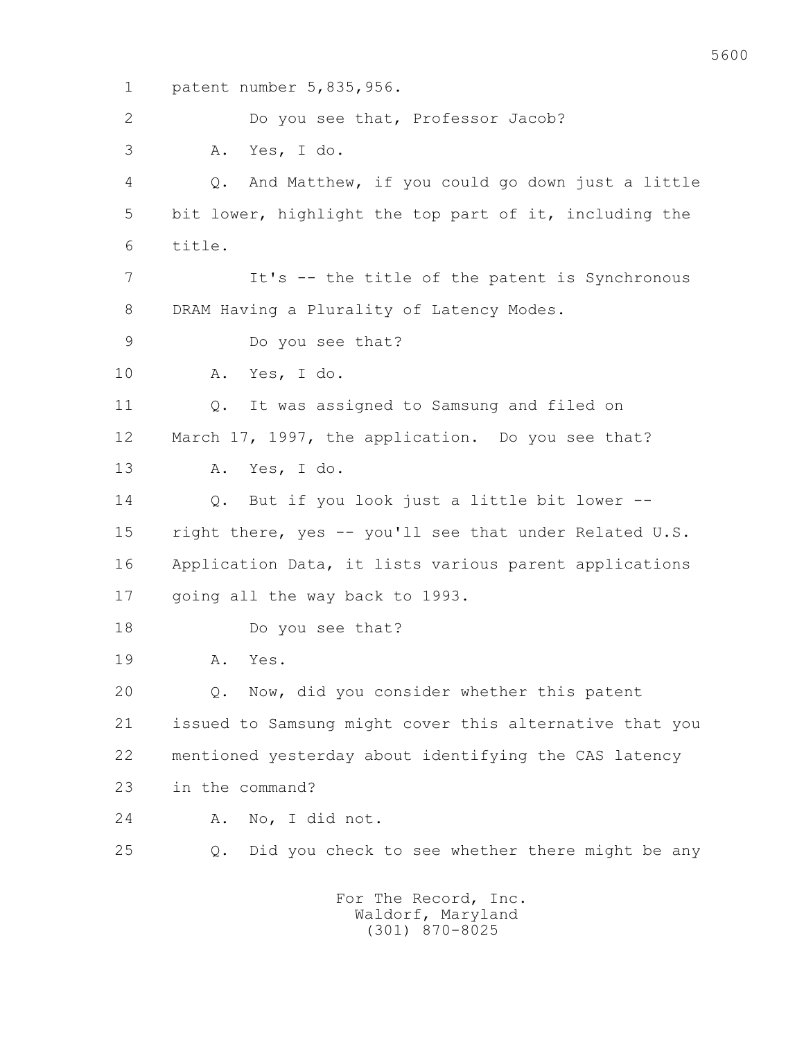1 patent number 5,835,956.

2 Do you see that, Professor Jacob?

3 A. Yes, I do.

4 Q. And Matthew, if you could go down just a little

5 bit lower, highlight the top part of it, including the

6 title.

7 It's -- the title of the patent is Synchronous

8 DRAM Having a Plurality of Latency Modes.

9 Do you see that?

10 A. Yes, I do.

11 Q. It was assigned to Samsung and filed on

12 March 17, 1997, the application. Do you see that?

13 A. Yes, I do.

14 Q. But if you look just a little bit lower --

15 right there, yes -- you'll see that under Related U.S.

16 Application Data, it lists various parent applications

17 going all the way back to 1993.

18 Do you see that?

19 A. Yes.

20 Q. Now, did you consider whether this patent

21 issued to Samsung might cover this alternative that you

22 mentioned yesterday about identifying the CAS latency

23 in the command?

24 A. No, I did not.

25 Q. Did you check to see whether there might be any

For The Record, Inc.
Waldorf, Maryland
(301) 870-8025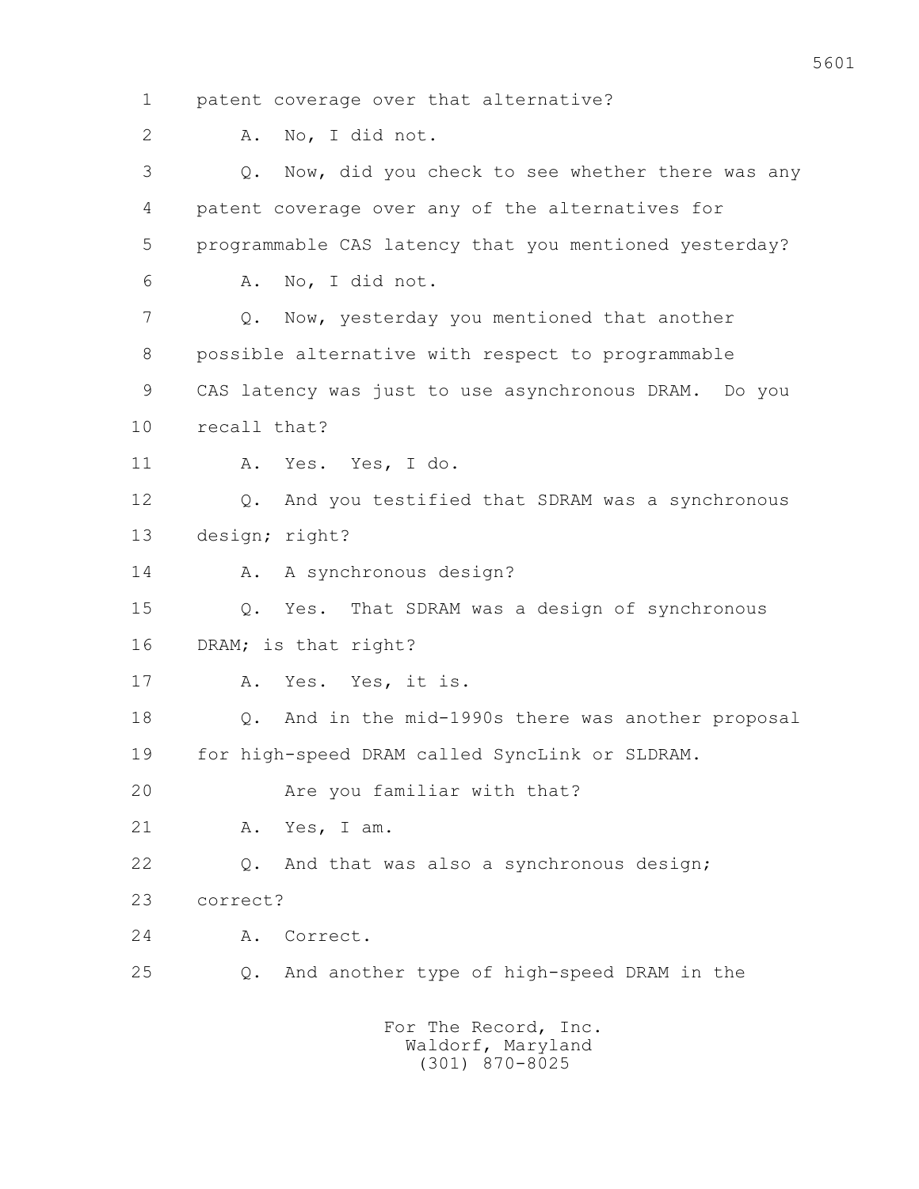1 patent coverage over that alternative?

2 A. No, I did not.

3 Q. Now, did you check to see whether there was any

4 patent coverage over any of the alternatives for

5 programmable CAS latency that you mentioned yesterday?

6 A. No, I did not.

7 Q. Now, yesterday you mentioned that another

8 possible alternative with respect to programmable

9 CAS latency was just to use asynchronous DRAM. Do you

10 recall that?

11 A. Yes. Yes, I do.

12 Q. And you testified that SDRAM was a synchronous

13 design; right?

14 A. A synchronous design?

15 Q. Yes. That SDRAM was a design of synchronous

16 DRAM; is that right?

17 A. Yes. Yes, it is.

18 Q. And in the mid-1990s there was another proposal

19 for high-speed DRAM called SyncLink or SLDRAM.

20 Are you familiar with that?

21 A. Yes, I am.

22 Q. And that was also a synchronous design;

23 correct?

24 A. Correct.

25 Q. And another type of high-speed DRAM in the

For The Record, Inc.
Waldorf, Maryland
(301) 870-8025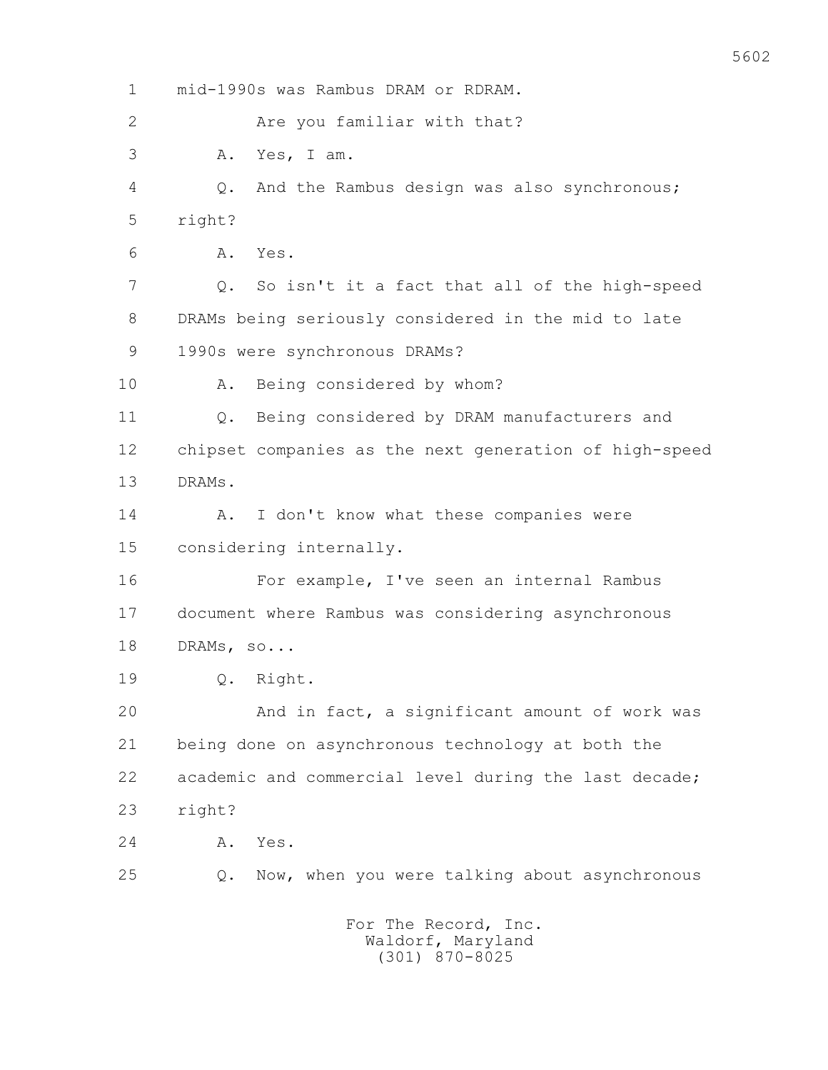1 mid-1990s was Rambus DRAM or RDRAM.

2 Are you familiar with that?

3 A. Yes, I am.

4 Q. And the Rambus design was also synchronous;

5 right?

6 A. Yes.

7 Q. So isn't it a fact that all of the high-speed

8 DRAMs being seriously considered in the mid to late

9 1990s were synchronous DRAMs?

10 A. Being considered by whom?

11 Q. Being considered by DRAM manufacturers and

12 chipset companies as the next generation of high-speed

13 DRAMs.

14 A. I don't know what these companies were

15 considering internally.

16 For example, I've seen an internal Rambus

17 document where Rambus was considering asynchronous

18 DRAMs, so...

19 Q. Right.

20 And in fact, a significant amount of work was

21 being done on asynchronous technology at both the

22 academic and commercial level during the last decade;

23 right?

24 A. Yes.

25 Q. Now, when you were talking about asynchronous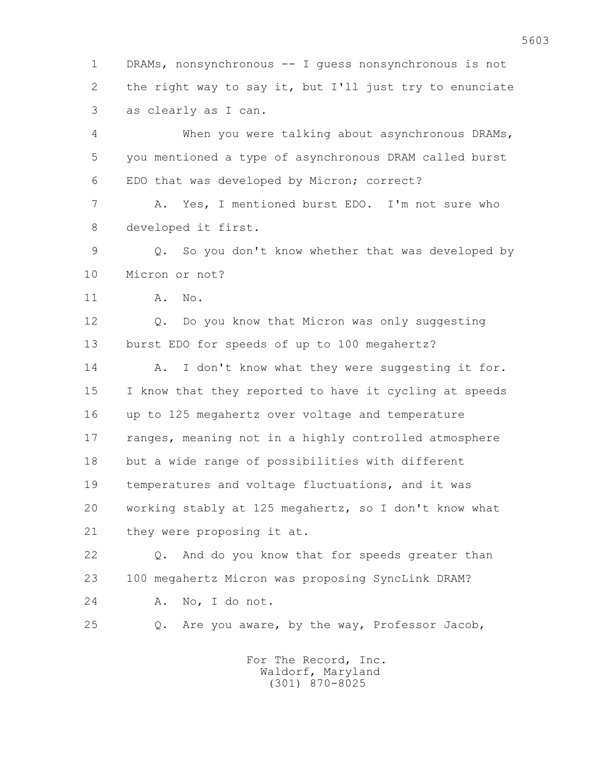DRAMs, nonsynchronous -- I guess nonsynchronous is not the right way to say it, but I'll just try to enunciate as clearly as I can.

When you were talking about asynchronous DRAMs, you mentioned a type of asynchronous DRAM called burst EDO that was developed by Micron; correct?

A. Yes, I mentioned burst EDO. I'm not sure who developed it first.

Q. So you don't know whether that was developed by Micron or not?

A. No.

Q. Do you know that Micron was only suggesting burst EDO for speeds of up to 100 megahertz?

A. I don't know what they were suggesting it for. I know that they reported to have it cycling at speeds up to 125 megahertz over voltage and temperature ranges, meaning not in a highly controlled atmosphere but a wide range of possibilities with different temperatures and voltage fluctuations, and it was working stably at 125 megahertz, so I don't know what they were proposing it at.

Q. And do you know that for speeds greater than 100 megahertz Micron was proposing SyncLink DRAM?

A. No, I do not.

Q. Are you aware, by the way, Professor Jacob,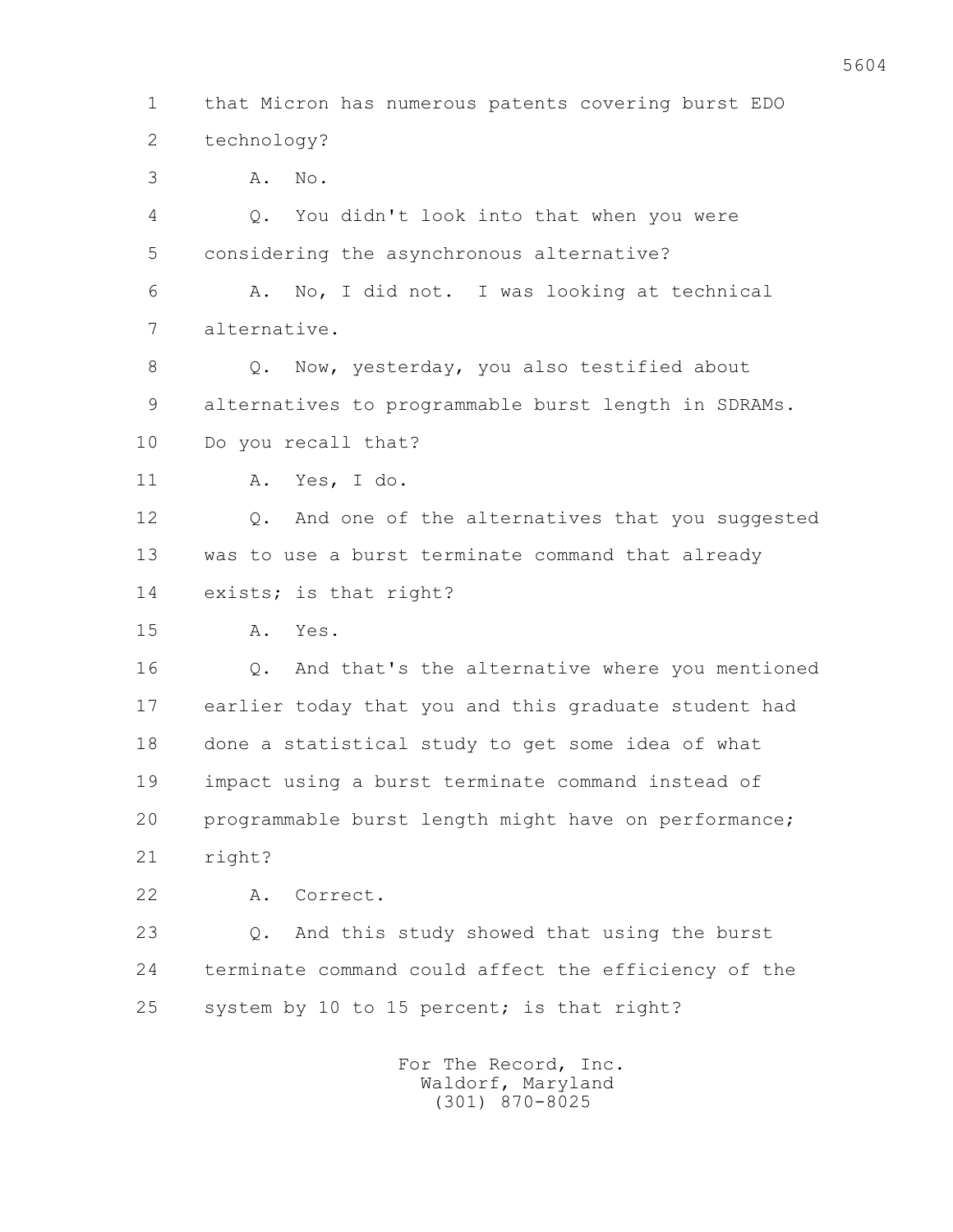1 that Micron has numerous patents covering burst EDO
2 technology?
3 A. No.
4 Q. You didn't look into that when you were
5 considering the asynchronous alternative?
6 A. No, I did not. I was looking at technical
7 alternative.
8 Q. Now, yesterday, you also testified about
9 alternatives to programmable burst length in SDRAMs.
10 Do you recall that?
11 A. Yes, I do.
12 Q. And one of the alternatives that you suggested
13 was to use a burst terminate command that already
14 exists; is that right?
15 A. Yes.
16 Q. And that's the alternative where you mentioned
17 earlier today that you and this graduate student had
18 done a statistical study to get some idea of what
19 impact using a burst terminate command instead of
20 programmable burst length might have on performance;
21 right?
22 A. Correct.
23 Q. And this study showed that using the burst
24 terminate command could affect the efficiency of the
25 system by 10 to 15 percent; is that right?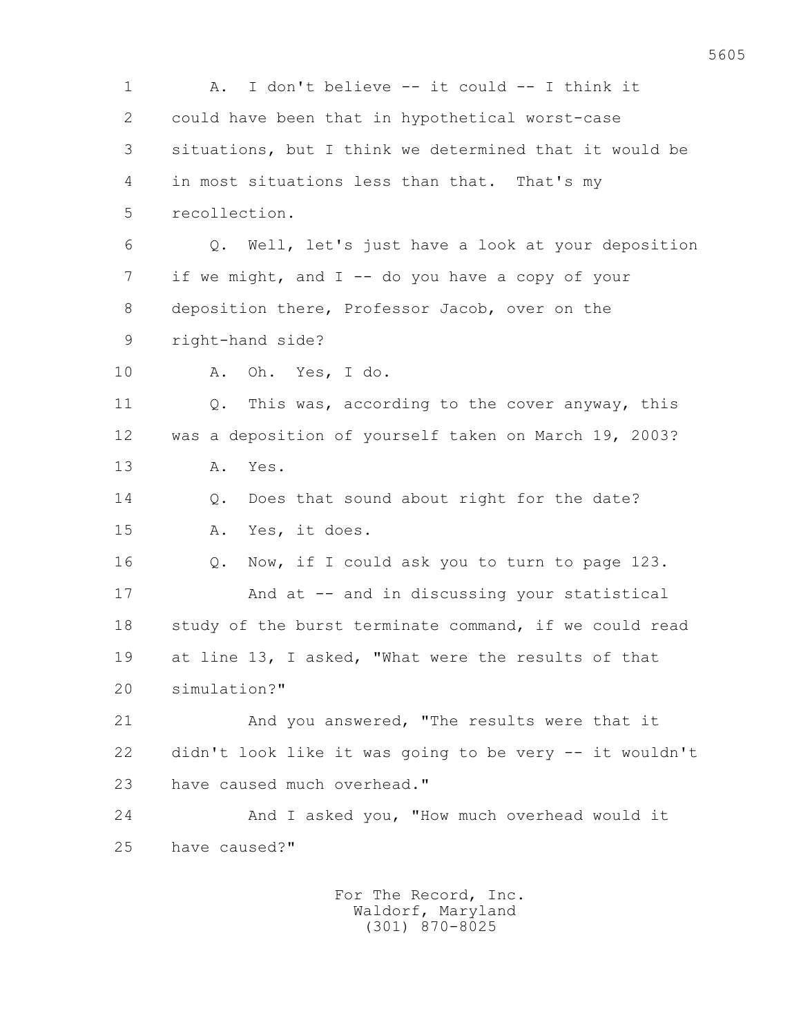1 A. I don't believe -- it could -- I think it
2 could have been that in hypothetical worst-case
3 situations, but I think we determined that it would be
4 in most situations less than that. That's my
5 recollection.

6 Q. Well, let's just have a look at your deposition
7 if we might, and I -- do you have a copy of your
8 deposition there, Professor Jacob, over on the
9 right-hand side?

10 A. Oh. Yes, I do.

11 Q. This was, according to the cover anyway, this
12 was a deposition of yourself taken on March 19, 2003?

13 A. Yes.

14 Q. Does that sound about right for the date?

15 A. Yes, it does.

16 Q. Now, if I could ask you to turn to page 123.

17 And at -- and in discussing your statistical
18 study of the burst terminate command, if we could read
19 at line 13, I asked, "What were the results of that
20 simulation?"

21 And you answered, "The results were that it
22 didn't look like it was going to be very -- it wouldn't
23 have caused much overhead."

24 And I asked you, "How much overhead would it
25 have caused?"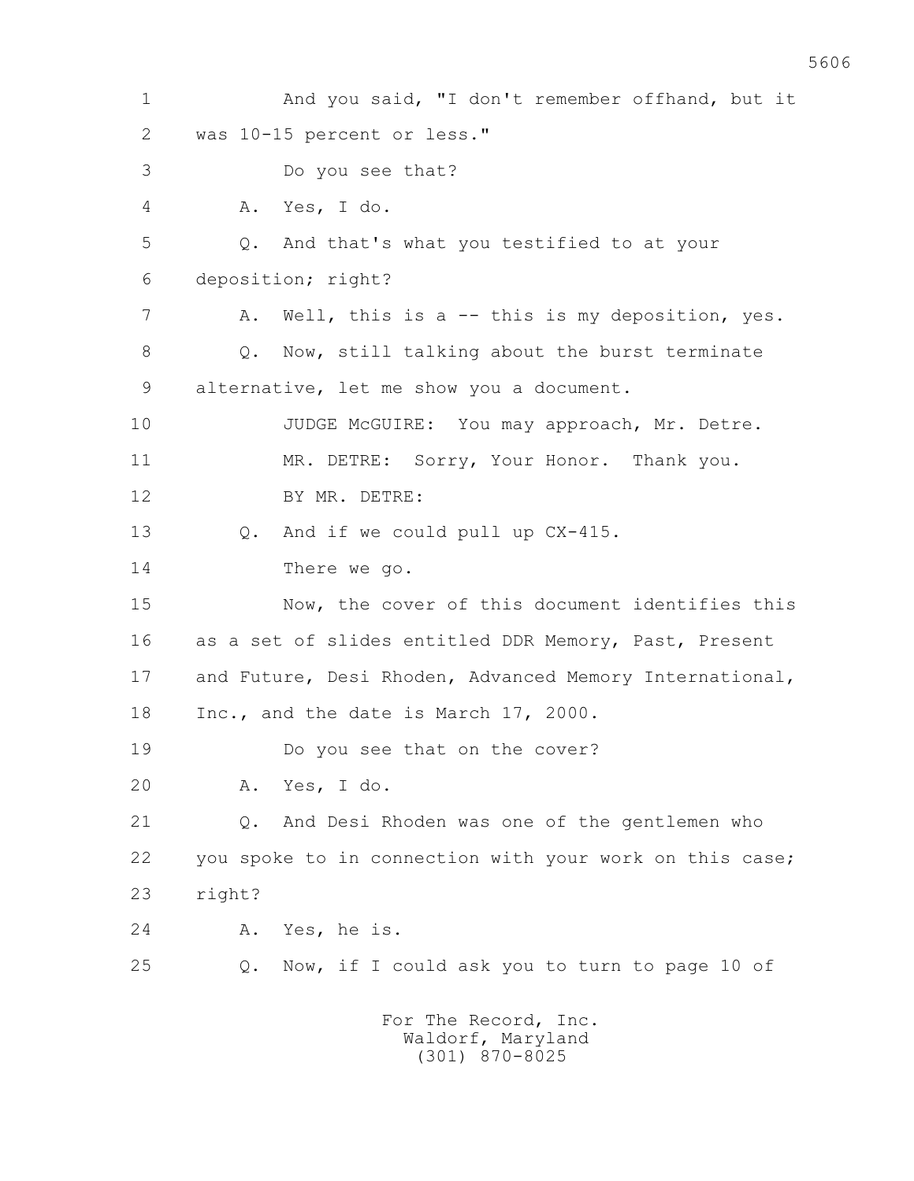1 And you said, "I don't remember offhand, but it
2 was 10-15 percent or less."
3 Do you see that?
4 A. Yes, I do.
5 Q. And that's what you testified to at your
6 deposition; right?
7 A. Well, this is a -- this is my deposition, yes.
8 Q. Now, still talking about the burst terminate
9 alternative, let me show you a document.
10 JUDGE McGUIRE: You may approach, Mr. Detre.
11 MR. DETRE: Sorry, Your Honor. Thank you.
12 BY MR. DETRE:
13 Q. And if we could pull up CX-415.
14 There we go.
15 Now, the cover of this document identifies this
16 as a set of slides entitled DDR Memory, Past, Present
17 and Future, Desi Rhoden, Advanced Memory International,
18 Inc., and the date is March 17, 2000.
19 Do you see that on the cover?
20 A. Yes, I do.
21 Q. And Desi Rhoden was one of the gentlemen who
22 you spoke to in connection with your work on this case;
23 right?
24 A. Yes, he is.
25 Q. Now, if I could ask you to turn to page 10 of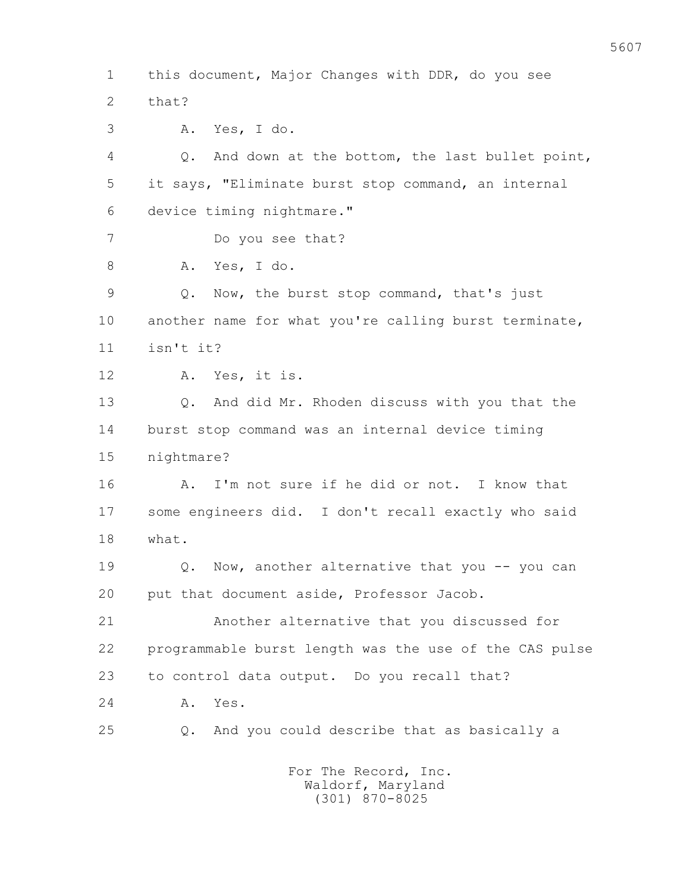1 this document, Major Changes with DDR, do you see

2 that?

3 A. Yes, I do.

4 Q. And down at the bottom, the last bullet point,

5 it says, "Eliminate burst stop command, an internal

6 device timing nightmare."

7 Do you see that?

8 A. Yes, I do.

9 Q. Now, the burst stop command, that's just

10 another name for what you're calling burst terminate,

11 isn't it?

12 A. Yes, it is.

13 Q. And did Mr. Rhoden discuss with you that the

14 burst stop command was an internal device timing

15 nightmare?

16 A. I'm not sure if he did or not. I know that

17 some engineers did. I don't recall exactly who said

18 what.

19 Q. Now, another alternative that you -- you can

20 put that document aside, Professor Jacob.

21 Another alternative that you discussed for

22 programmable burst length was the use of the CAS pulse

23 to control data output. Do you recall that?

24 A. Yes.

25 Q. And you could describe that as basically a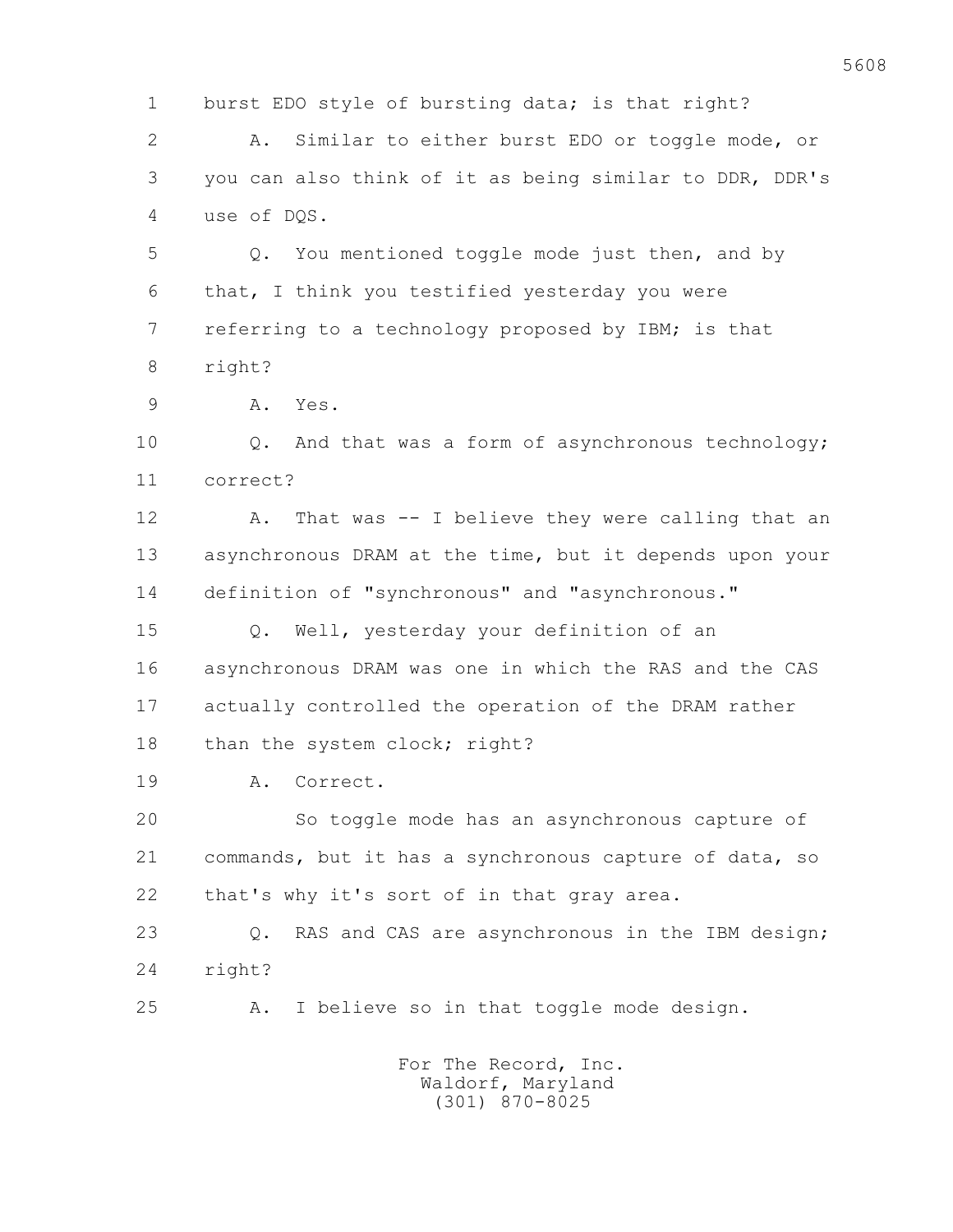burst EDO style of bursting data; is that right?

A. Similar to either burst EDO or toggle mode, or you can also think of it as being similar to DDR, DDR's use of DQS.

Q. You mentioned toggle mode just then, and by that, I think you testified yesterday you were referring to a technology proposed by IBM; is that right?

A. Yes.

Q. And that was a form of asynchronous technology; correct?

A. That was -- I believe they were calling that an asynchronous DRAM at the time, but it depends upon your definition of "synchronous" and "asynchronous."

Q. Well, yesterday your definition of an asynchronous DRAM was one in which the RAS and the CAS actually controlled the operation of the DRAM rather than the system clock; right?

A. Correct.

So toggle mode has an asynchronous capture of commands, but it has a synchronous capture of data, so that's why it's sort of in that gray area.

Q. RAS and CAS are asynchronous in the IBM design; right?

A. I believe so in that toggle mode design.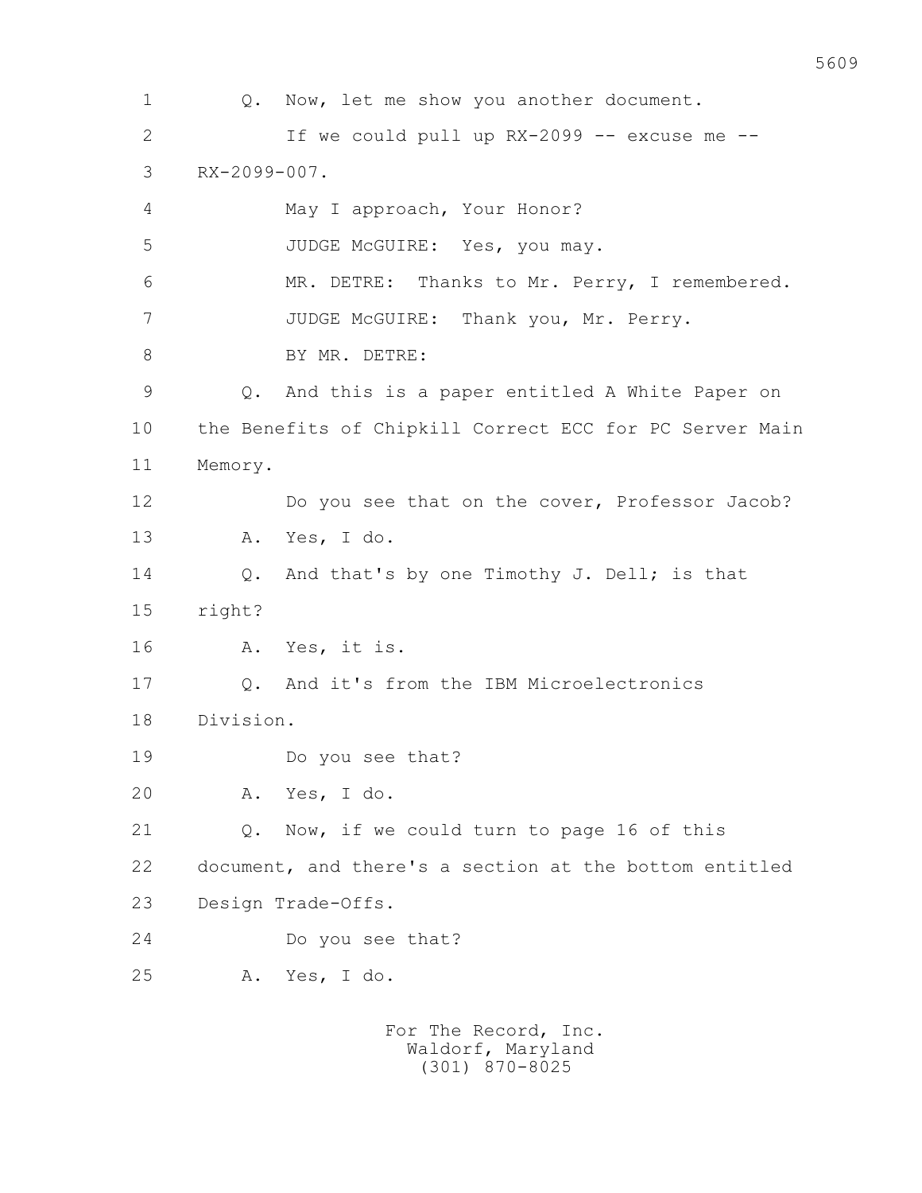1 Q. Now, let me show you another document.

2 If we could pull up RX-2099 -- excuse me --

3 RX-2099-007.

4 May I approach, Your Honor?

5 JUDGE McGUIRE: Yes, you may.

6 MR. DETRE: Thanks to Mr. Perry, I remembered.

7 JUDGE McGUIRE: Thank you, Mr. Perry.

8 BY MR. DETRE:

9 Q. And this is a paper entitled A White Paper on

10 the Benefits of Chipkill Correct ECC for PC Server Main

11 Memory.

12 Do you see that on the cover, Professor Jacob?

13 A. Yes, I do.

14 Q. And that's by one Timothy J. Dell; is that

15 right?

16 A. Yes, it is.

17 Q. And it's from the IBM Microelectronics

18 Division.

19 Do you see that?

20 A. Yes, I do.

21 Q. Now, if we could turn to page 16 of this

22 document, and there's a section at the bottom entitled

23 Design Trade-Offs.

24 Do you see that?

25 A. Yes, I do.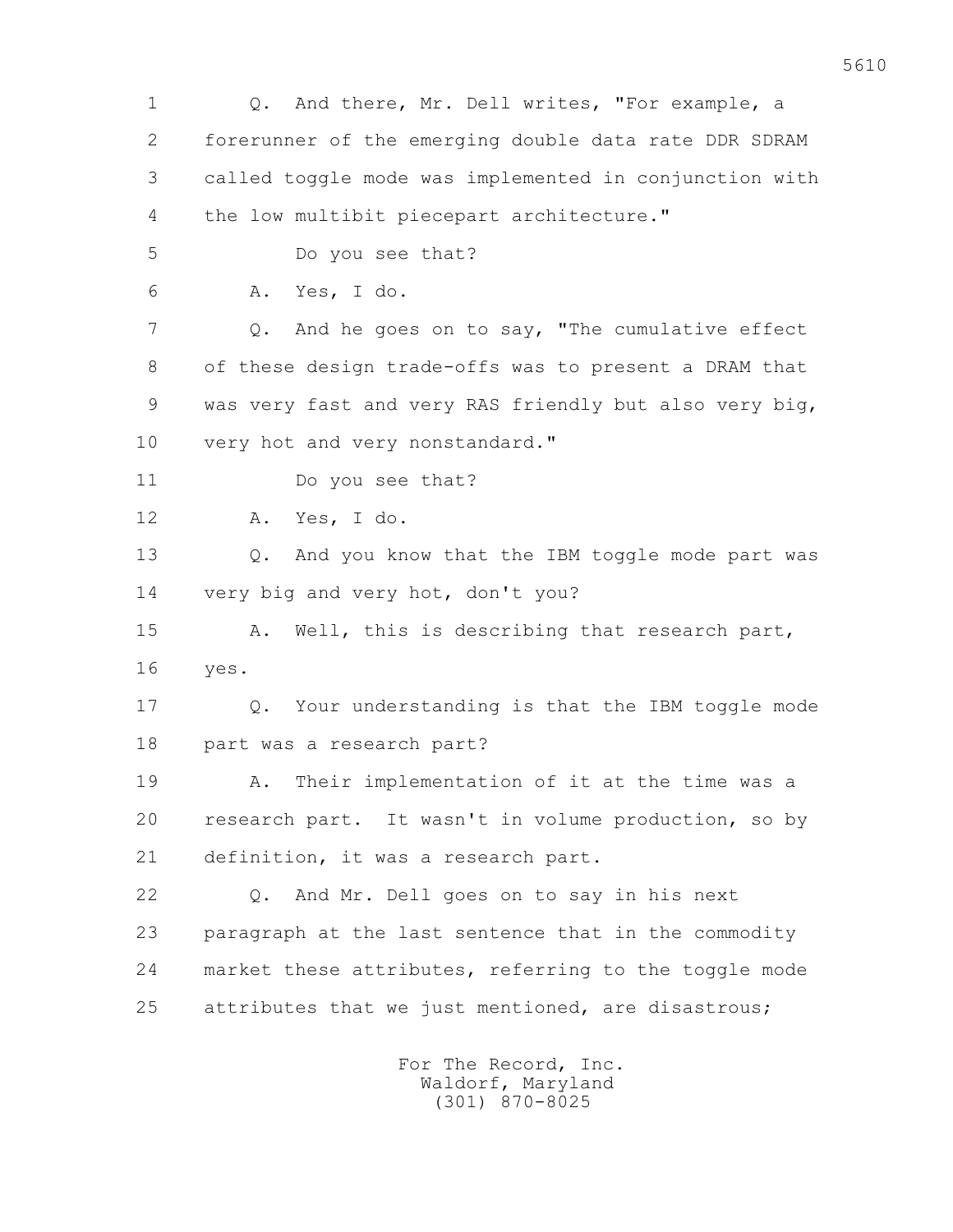Q. And there, Mr. Dell writes, "For example, a forerunner of the emerging double data rate DDR SDRAM called toggle mode was implemented in conjunction with the low multibit piecepart architecture."

Do you see that?

A. Yes, I do.

Q. And he goes on to say, "The cumulative effect of these design trade-offs was to present a DRAM that was very fast and very RAS friendly but also very big, very hot and very nonstandard."

Do you see that?

A. Yes, I do.

Q. And you know that the IBM toggle mode part was very big and very hot, don't you?

A. Well, this is describing that research part, yes.

Q. Your understanding is that the IBM toggle mode part was a research part?

A. Their implementation of it at the time was a research part. It wasn't in volume production, so by definition, it was a research part.

Q. And Mr. Dell goes on to say in his next paragraph at the last sentence that in the commodity market these attributes, referring to the toggle mode attributes that we just mentioned, are disastrous;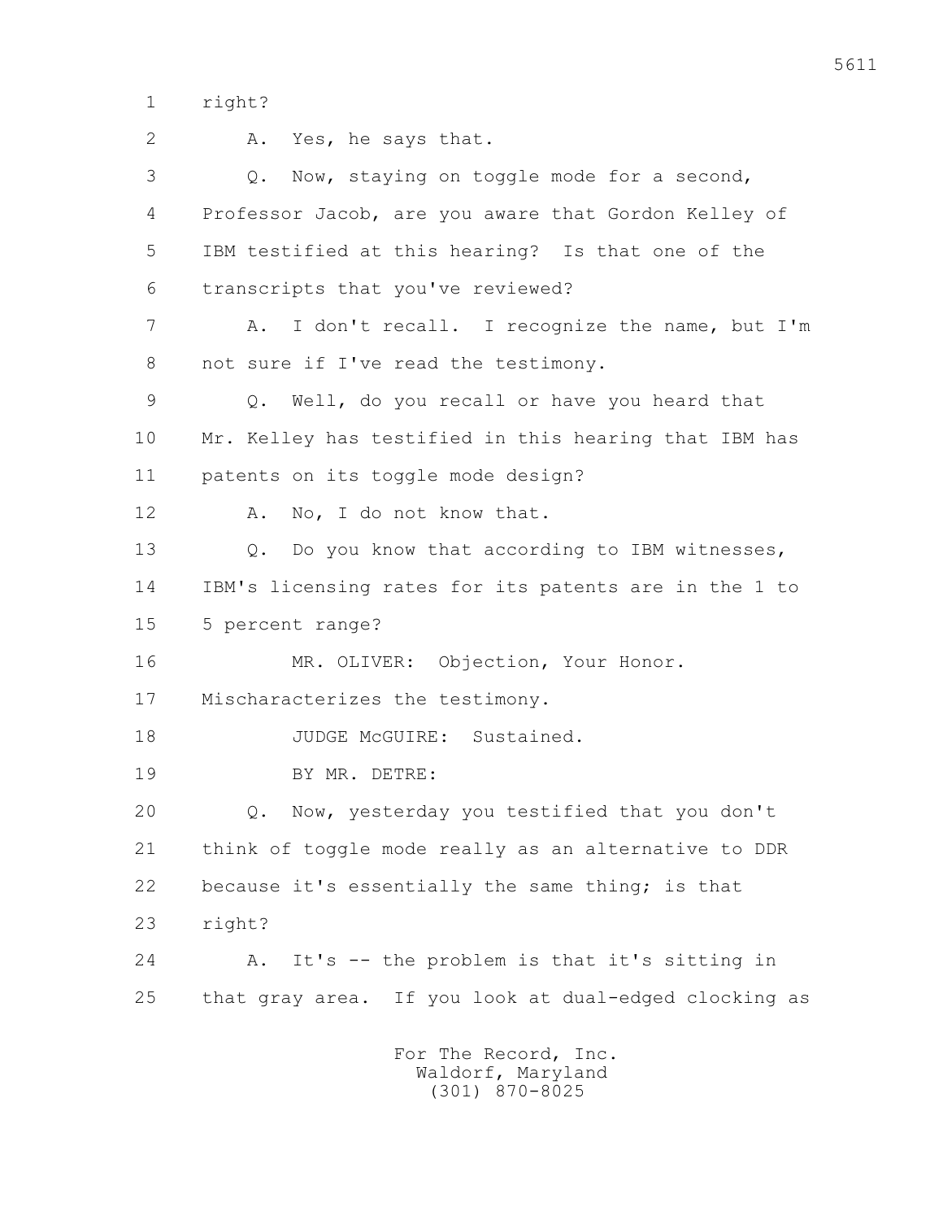1 right?

2 A. Yes, he says that.

3 Q. Now, staying on toggle mode for a second,

4 Professor Jacob, are you aware that Gordon Kelley of

5 IBM testified at this hearing? Is that one of the

6 transcripts that you've reviewed?

7 A. I don't recall. I recognize the name, but I'm

8 not sure if I've read the testimony.

9 Q. Well, do you recall or have you heard that

10 Mr. Kelley has testified in this hearing that IBM has

11 patents on its toggle mode design?

12 A. No, I do not know that.

13 Q. Do you know that according to IBM witnesses,

14 IBM's licensing rates for its patents are in the 1 to

15 5 percent range?

16 MR. OLIVER: Objection, Your Honor.

17 Mischaracterizes the testimony.

18 JUDGE McGUIRE: Sustained.

19 BY MR. DETRE:

20 Q. Now, yesterday you testified that you don't

21 think of toggle mode really as an alternative to DDR

22 because it's essentially the same thing; is that

23 right?

24 A. It's -- the problem is that it's sitting in

25 that gray area. If you look at dual-edged clocking as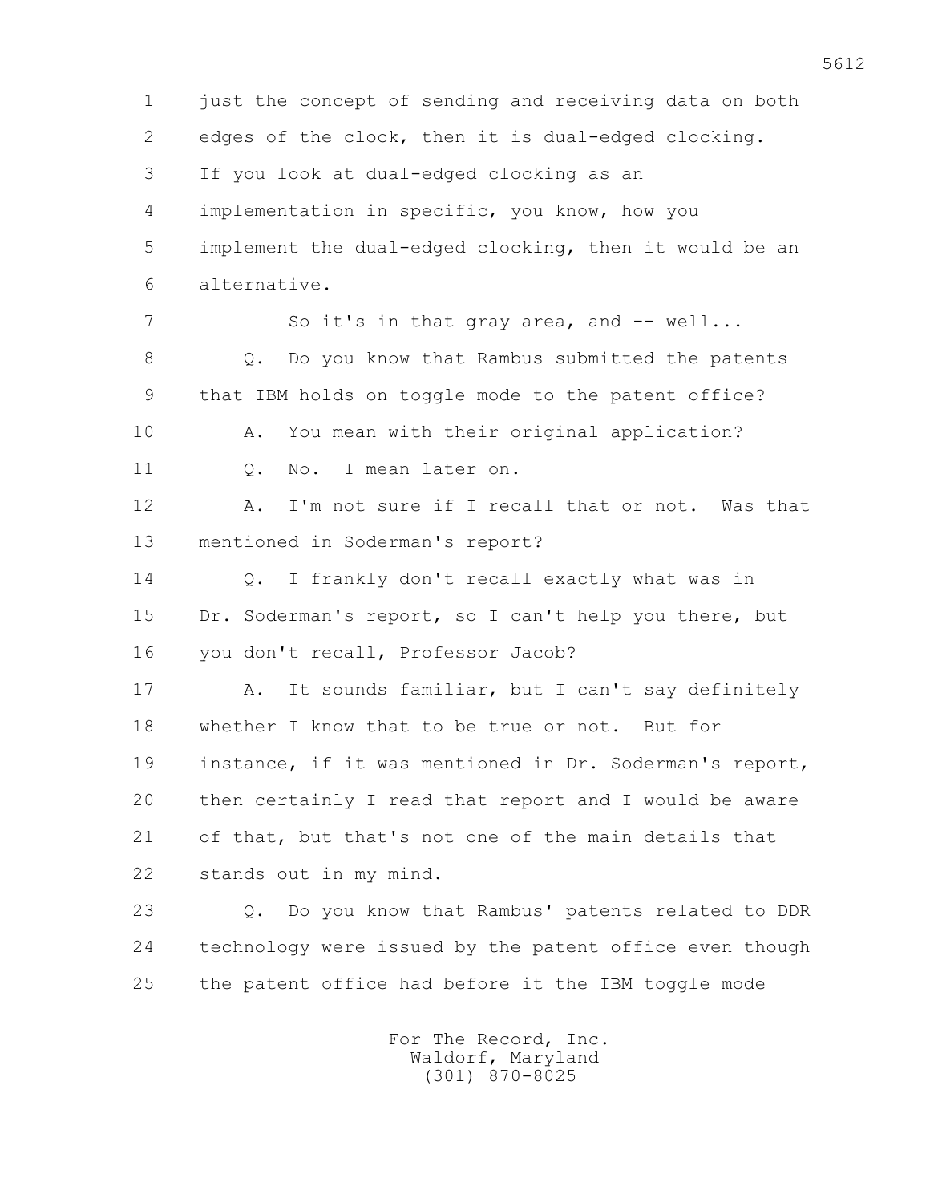just the concept of sending and receiving data on both edges of the clock, then it is dual-edged clocking. If you look at dual-edged clocking as an implementation in specific, you know, how you implement the dual-edged clocking, then it would be an alternative.

So it's in that gray area, and -- well...

Q. Do you know that Rambus submitted the patents that IBM holds on toggle mode to the patent office?

A. You mean with their original application?

Q. No. I mean later on.

A. I'm not sure if I recall that or not. Was that mentioned in Soderman's report?

Q. I frankly don't recall exactly what was in Dr. Soderman's report, so I can't help you there, but you don't recall, Professor Jacob?

A. It sounds familiar, but I can't say definitely whether I know that to be true or not. But for instance, if it was mentioned in Dr. Soderman's report, then certainly I read that report and I would be aware of that, but that's not one of the main details that stands out in my mind.

Q. Do you know that Rambus' patents related to DDR technology were issued by the patent office even though the patent office had before it the IBM toggle mode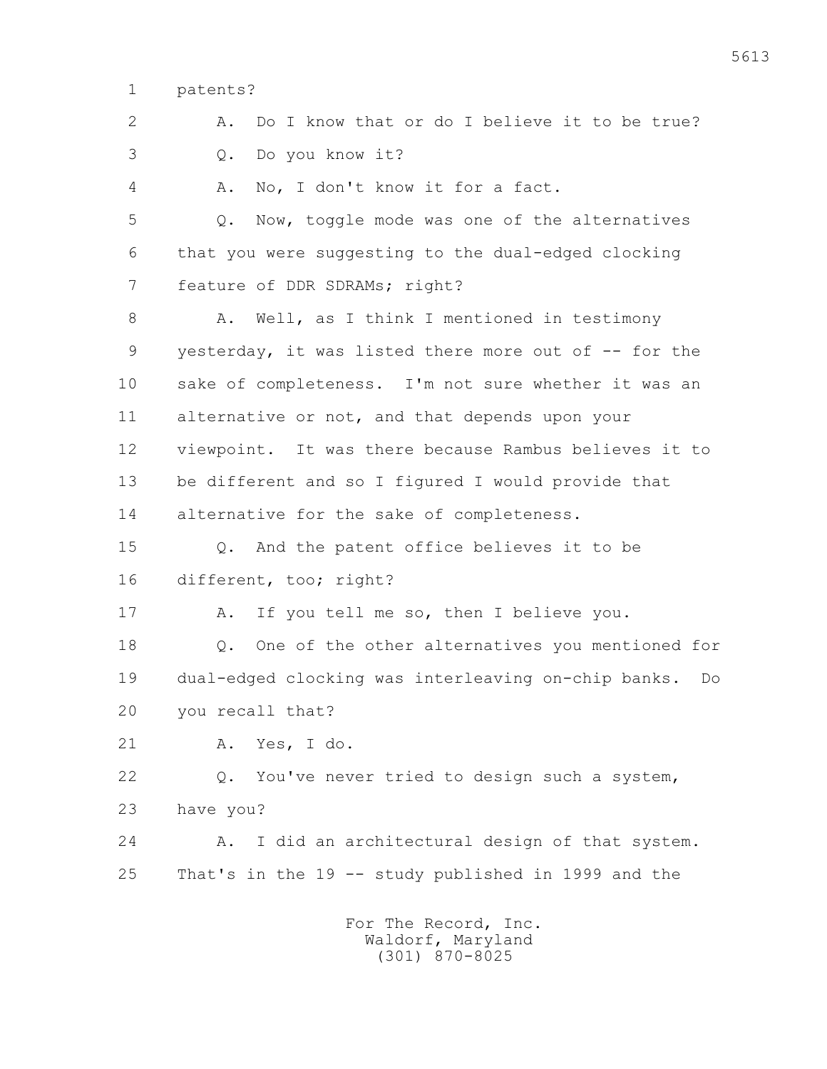1 patents?

2 A. Do I know that or do I believe it to be true?

3 Q. Do you know it?

4 A. No, I don't know it for a fact.

5 Q. Now, toggle mode was one of the alternatives

6 that you were suggesting to the dual-edged clocking

7 feature of DDR SDRAMs; right?

8 A. Well, as I think I mentioned in testimony

9 yesterday, it was listed there more out of -- for the

10 sake of completeness. I'm not sure whether it was an

11 alternative or not, and that depends upon your

12 viewpoint. It was there because Rambus believes it to

13 be different and so I figured I would provide that

14 alternative for the sake of completeness.

15 Q. And the patent office believes it to be

16 different, too; right?

17 A. If you tell me so, then I believe you.

18 Q. One of the other alternatives you mentioned for

19 dual-edged clocking was interleaving on-chip banks. Do

20 you recall that?

21 A. Yes, I do.

22 Q. You've never tried to design such a system,

23 have you?

24 A. I did an architectural design of that system.

25 That's in the 19 -- study published in 1999 and the

For The Record, Inc.
Waldorf, Maryland
(301) 870-8025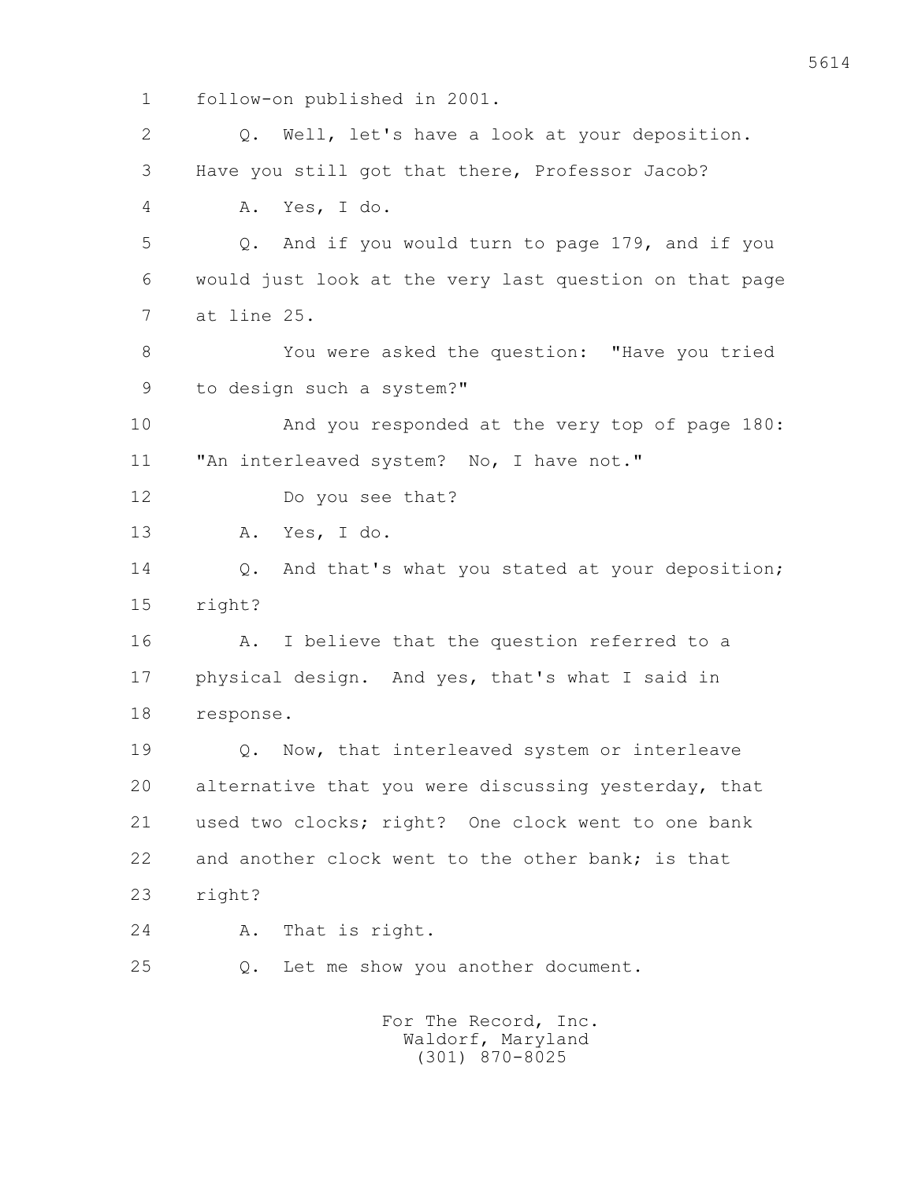1 follow-on published in 2001.

2 Q. Well, let's have a look at your deposition.

3 Have you still got that there, Professor Jacob?

4 A. Yes, I do.

5 Q. And if you would turn to page 179, and if you

6 would just look at the very last question on that page

7 at line 25.

8 You were asked the question: "Have you tried

9 to design such a system?"

10 And you responded at the very top of page 180:

11 "An interleaved system? No, I have not."

12 Do you see that?

13 A. Yes, I do.

14 Q. And that's what you stated at your deposition;

15 right?

16 A. I believe that the question referred to a

17 physical design. And yes, that's what I said in

18 response.

19 Q. Now, that interleaved system or interleave

20 alternative that you were discussing yesterday, that

21 used two clocks; right? One clock went to one bank

22 and another clock went to the other bank; is that

23 right?

24 A. That is right.

25 Q. Let me show you another document.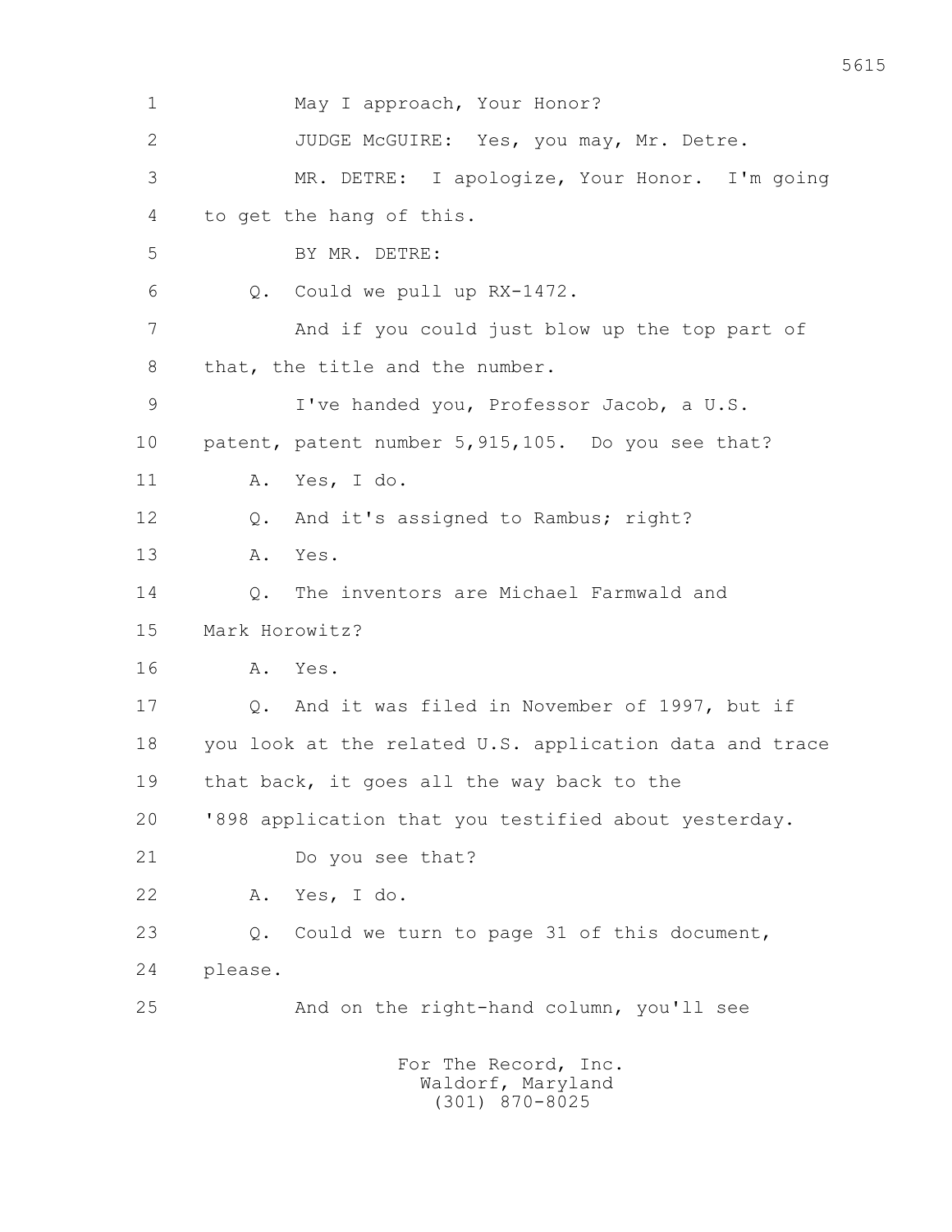1 May I approach, Your Honor?

2 JUDGE McGUIRE: Yes, you may, Mr. Detre.

3 MR. DETRE: I apologize, Your Honor. I'm going

4 to get the hang of this.

5 BY MR. DETRE:

6 Q. Could we pull up RX-1472.

7 And if you could just blow up the top part of

8 that, the title and the number.

9 I've handed you, Professor Jacob, a U.S.

10 patent, patent number 5,915,105. Do you see that?

11 A. Yes, I do.

12 Q. And it's assigned to Rambus; right?

13 A. Yes.

14 Q. The inventors are Michael Farmwald and

15 Mark Horowitz?

16 A. Yes.

17 Q. And it was filed in November of 1997, but if

18 you look at the related U.S. application data and trace

19 that back, it goes all the way back to the

20 '898 application that you testified about yesterday.

21 Do you see that?

22 A. Yes, I do.

23 Q. Could we turn to page 31 of this document,

24 please.

25 And on the right-hand column, you'll see

For The Record, Inc.
Waldorf, Maryland
(301) 870-8025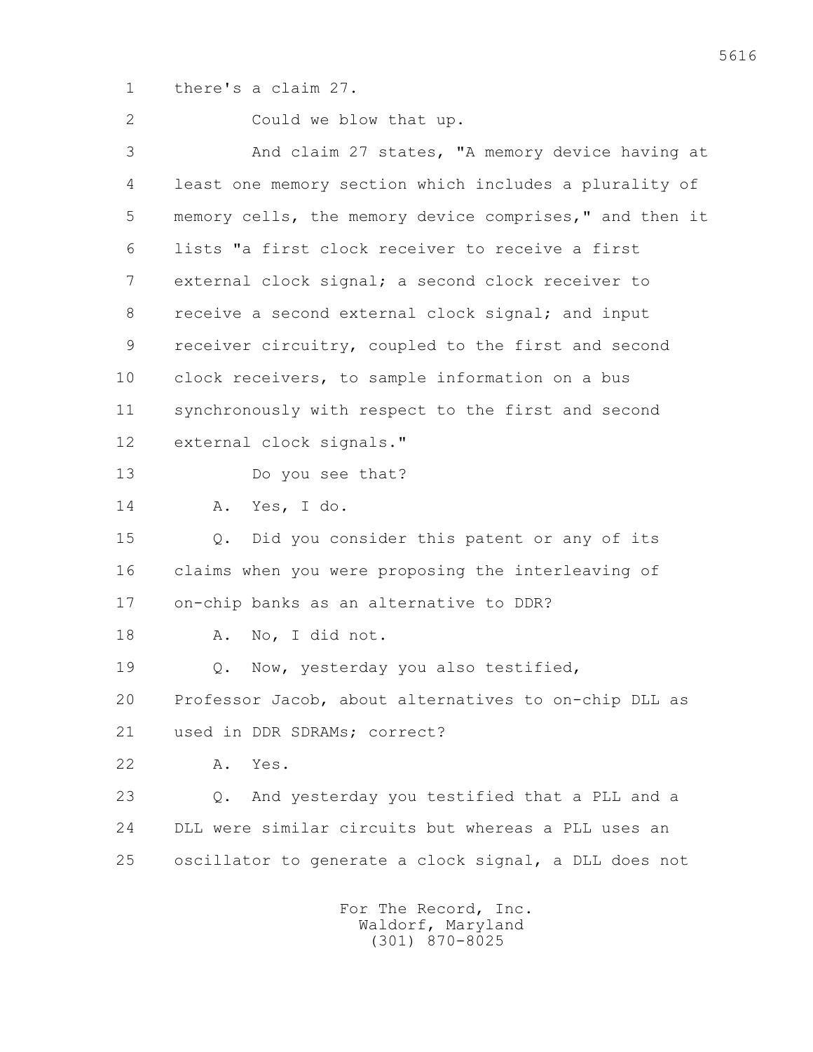1 there's a claim 27.

2 Could we blow that up.

3 And claim 27 states, "A memory device having at

4 least one memory section which includes a plurality of

5 memory cells, the memory device comprises," and then it

6 lists "a first clock receiver to receive a first

7 external clock signal; a second clock receiver to

8 receive a second external clock signal; and input

9 receiver circuitry, coupled to the first and second

10 clock receivers, to sample information on a bus

11 synchronously with respect to the first and second

12 external clock signals."

13 Do you see that?

14 A. Yes, I do.

15 Q. Did you consider this patent or any of its

16 claims when you were proposing the interleaving of

17 on-chip banks as an alternative to DDR?

18 A. No, I did not.

19 Q. Now, yesterday you also testified,

20 Professor Jacob, about alternatives to on-chip DLL as

21 used in DDR SDRAMs; correct?

22 A. Yes.

23 Q. And yesterday you testified that a PLL and a

24 DLL were similar circuits but whereas a PLL uses an

25 oscillator to generate a clock signal, a DLL does not

For The Record, Inc.
Waldorf, Maryland
(301) 870-8025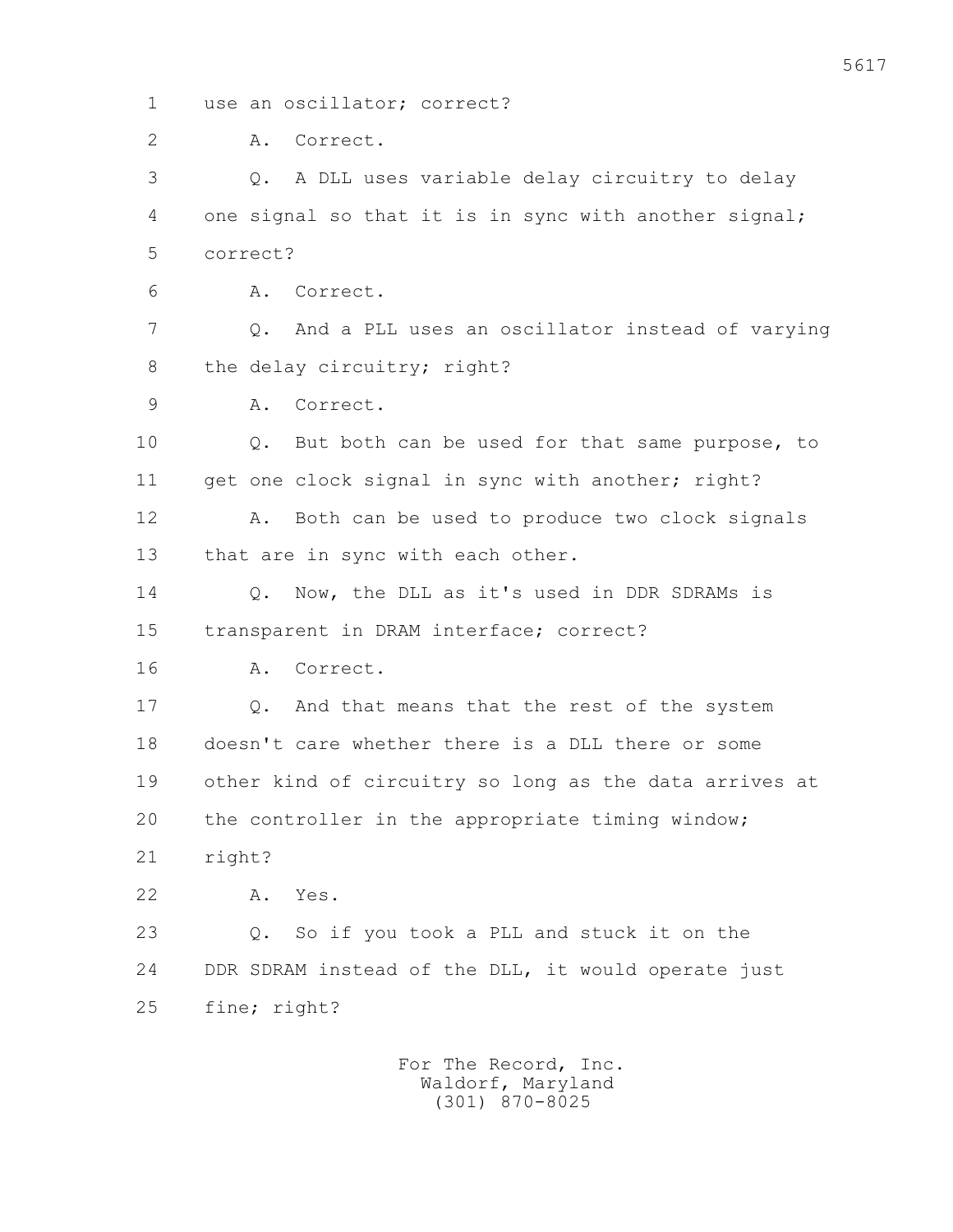1 use an oscillator; correct?

2 A. Correct.

3 Q. A DLL uses variable delay circuitry to delay

4 one signal so that it is in sync with another signal;

5 correct?

6 A. Correct.

7 Q. And a PLL uses an oscillator instead of varying

8 the delay circuitry; right?

9 A. Correct.

10 Q. But both can be used for that same purpose, to

11 get one clock signal in sync with another; right?

12 A. Both can be used to produce two clock signals

13 that are in sync with each other.

14 Q. Now, the DLL as it's used in DDR SDRAMs is

15 transparent in DRAM interface; correct?

16 A. Correct.

17 Q. And that means that the rest of the system

18 doesn't care whether there is a DLL there or some

19 other kind of circuitry so long as the data arrives at

20 the controller in the appropriate timing window;

21 right?

22 A. Yes.

23 Q. So if you took a PLL and stuck it on the

24 DDR SDRAM instead of the DLL, it would operate just

25 fine; right?

For The Record, Inc.
Waldorf, Maryland
(301) 870-8025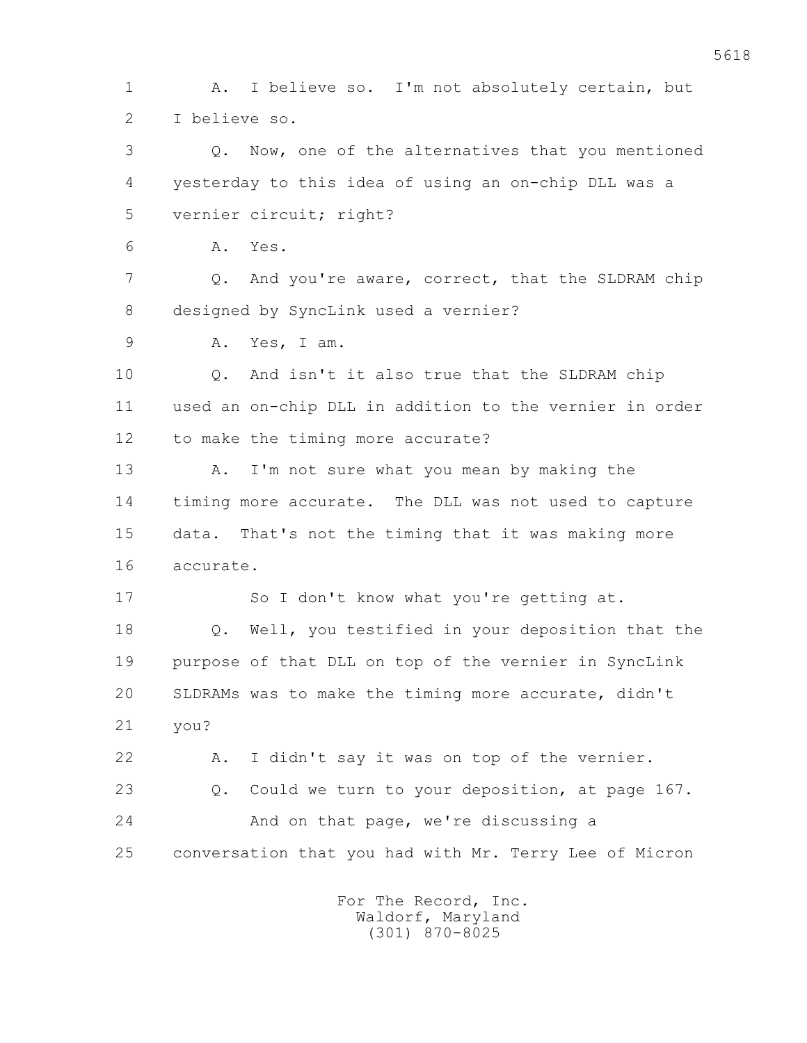1 A. I believe so. I'm not absolutely certain, but
2 I believe so.
3 Q. Now, one of the alternatives that you mentioned
4 yesterday to this idea of using an on-chip DLL was a
5 vernier circuit; right?
6 A. Yes.
7 Q. And you're aware, correct, that the SLDRAM chip
8 designed by SyncLink used a vernier?
9 A. Yes, I am.
10 Q. And isn't it also true that the SLDRAM chip
11 used an on-chip DLL in addition to the vernier in order
12 to make the timing more accurate?
13 A. I'm not sure what you mean by making the
14 timing more accurate. The DLL was not used to capture
15 data. That's not the timing that it was making more
16 accurate.
17 So I don't know what you're getting at.
18 Q. Well, you testified in your deposition that the
19 purpose of that DLL on top of the vernier in SyncLink
20 SLDRAMs was to make the timing more accurate, didn't
21 you?
22 A. I didn't say it was on top of the vernier.
23 Q. Could we turn to your deposition, at page 167.
24 And on that page, we're discussing a
25 conversation that you had with Mr. Terry Lee of Micron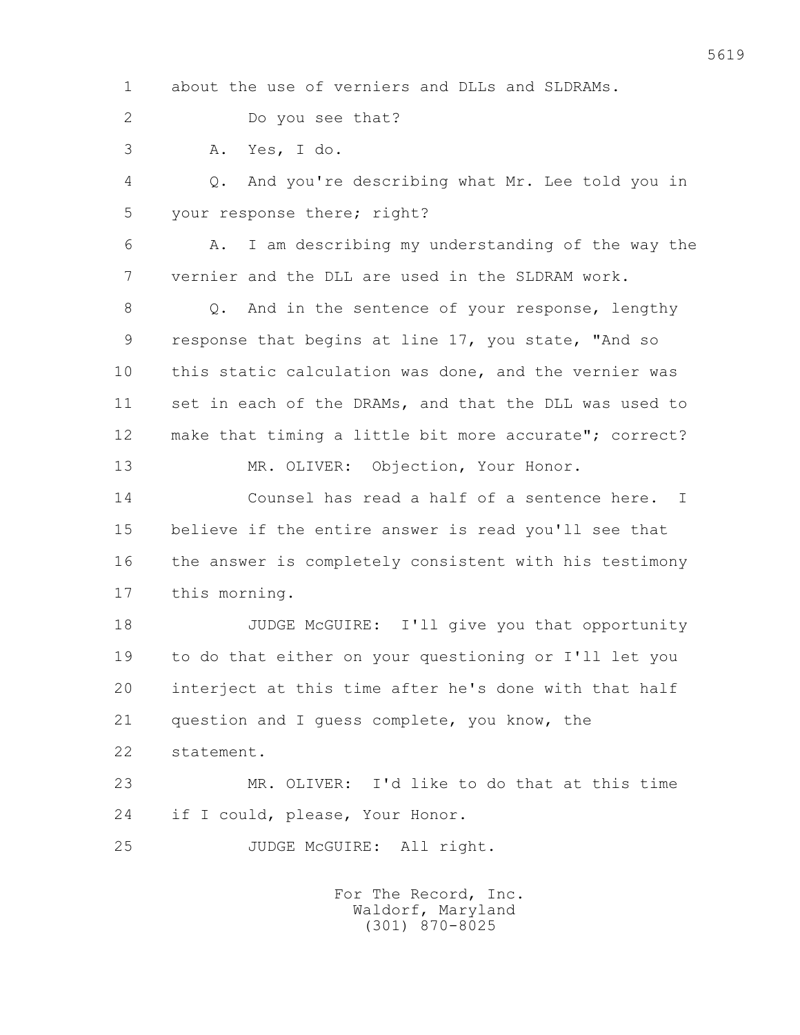1 about the use of verniers and DLLs and SLDRAMs.

2 Do you see that?

3 A. Yes, I do.

4 Q. And you're describing what Mr. Lee told you in

5 your response there; right?

6 A. I am describing my understanding of the way the

7 vernier and the DLL are used in the SLDRAM work.

8 Q. And in the sentence of your response, lengthy

9 response that begins at line 17, you state, "And so

10 this static calculation was done, and the vernier was

11 set in each of the DRAMs, and that the DLL was used to

12 make that timing a little bit more accurate"; correct?

13 MR. OLIVER: Objection, Your Honor.

14 Counsel has read a half of a sentence here. I

15 believe if the entire answer is read you'll see that

16 the answer is completely consistent with his testimony

17 this morning.

18 JUDGE McGUIRE: I'll give you that opportunity

19 to do that either on your questioning or I'll let you

20 interject at this time after he's done with that half

21 question and I guess complete, you know, the

22 statement.

23 MR. OLIVER: I'd like to do that at this time

24 if I could, please, Your Honor.

25 JUDGE McGUIRE: All right.

For The Record, Inc.
Waldorf, Maryland
(301) 870-8025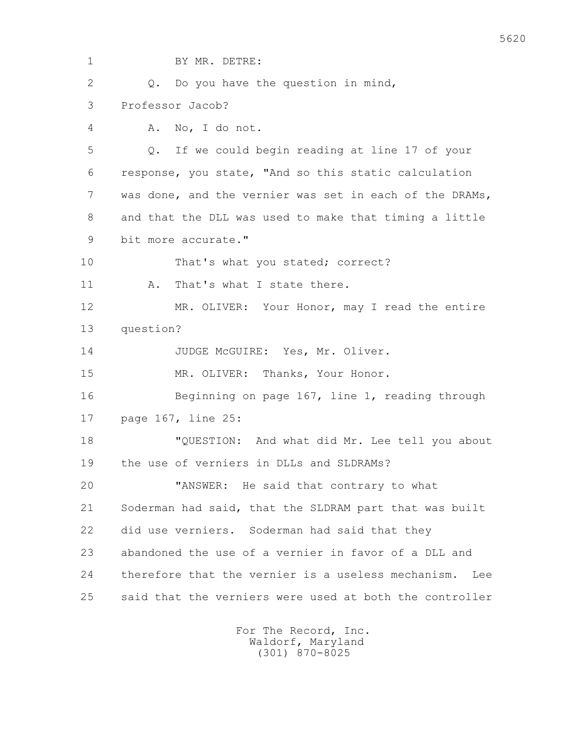BY MR. DETRE:

Q. Do you have the question in mind, Professor Jacob?

A. No, I do not.

Q. If we could begin reading at line 17 of your response, you state, "And so this static calculation was done, and the vernier was set in each of the DRAMs, and that the DLL was used to make that timing a little bit more accurate."

That's what you stated; correct?

A. That's what I state there.

MR. OLIVER: Your Honor, may I read the entire question?

JUDGE McGUIRE: Yes, Mr. Oliver.

MR. OLIVER: Thanks, Your Honor.

Beginning on page 167, line 1, reading through page 167, line 25:

"QUESTION: And what did Mr. Lee tell you about the use of verniers in DLLs and SLDRAMs?

"ANSWER: He said that contrary to what Soderman had said, that the SLDRAM part that was built did use verniers. Soderman had said that they abandoned the use of a vernier in favor of a DLL and therefore that the vernier is a useless mechanism. Lee said that the verniers were used at both the controller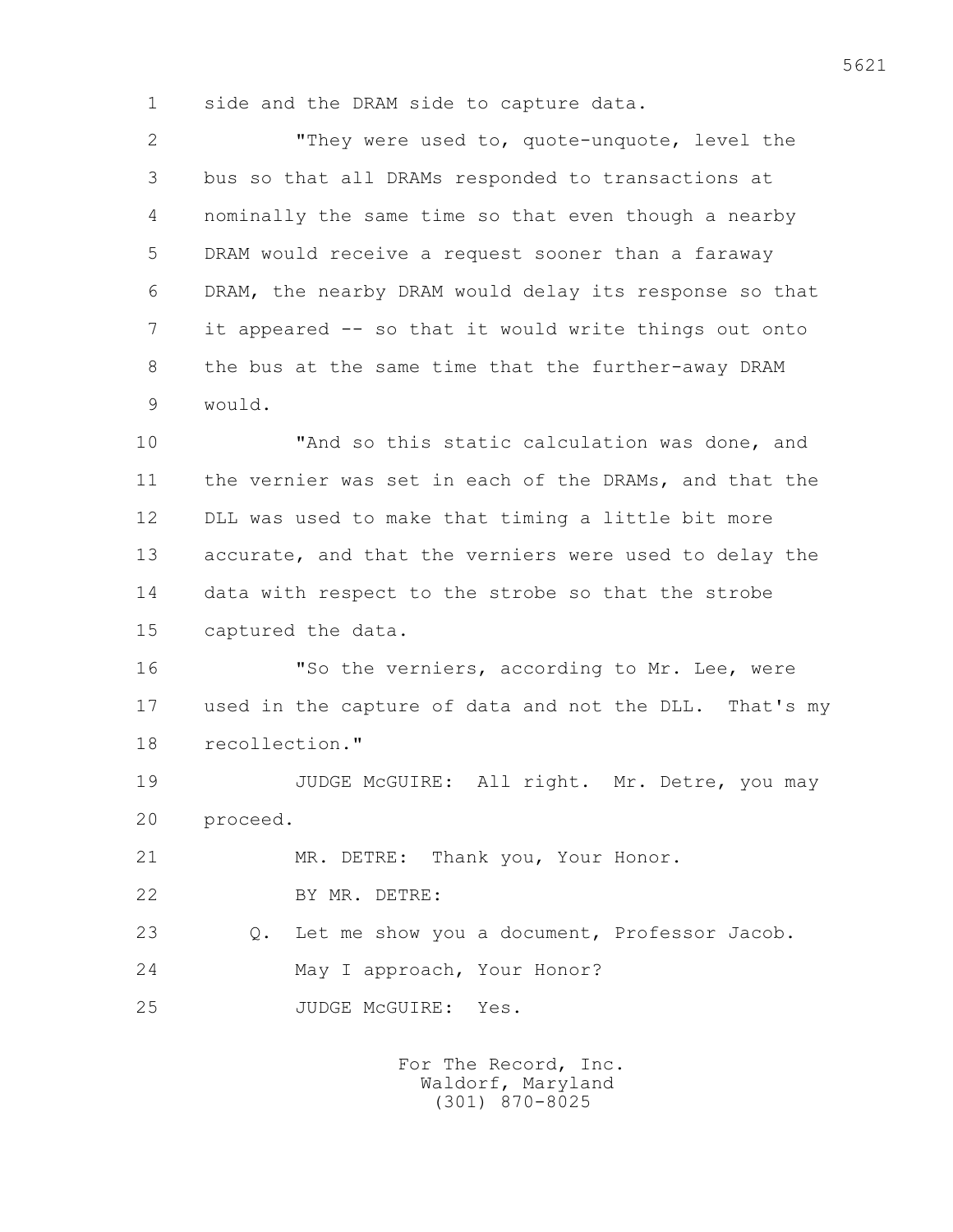side and the DRAM side to capture data.

"They were used to, quote-unquote, level the bus so that all DRAMs responded to transactions at nominally the same time so that even though a nearby DRAM would receive a request sooner than a faraway DRAM, the nearby DRAM would delay its response so that it appeared -- so that it would write things out onto the bus at the same time that the further-away DRAM would.

"And so this static calculation was done, and the vernier was set in each of the DRAMs, and that the DLL was used to make that timing a little bit more accurate, and that the verniers were used to delay the data with respect to the strobe so that the strobe captured the data.

"So the verniers, according to Mr. Lee, were used in the capture of data and not the DLL. That's my recollection."

JUDGE McGUIRE: All right. Mr. Detre, you may proceed.

MR. DETRE: Thank you, Your Honor.

BY MR. DETRE:

Q. Let me show you a document, Professor Jacob.

May I approach, Your Honor?

JUDGE McGUIRE: Yes.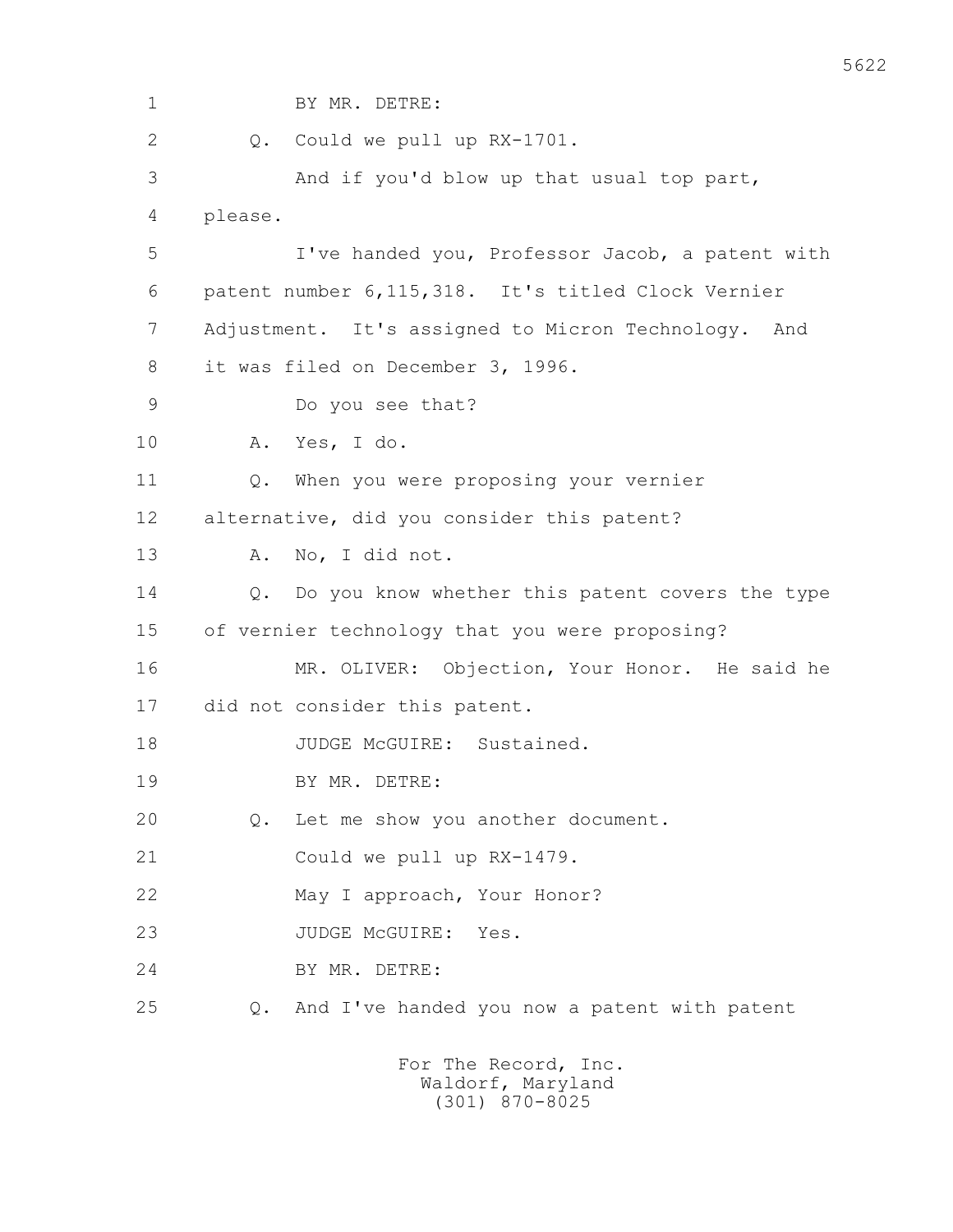BY MR. DETRE:

Q. Could we pull up RX-1701.

And if you'd blow up that usual top part, please.

I've handed you, Professor Jacob, a patent with patent number 6,115,318. It's titled Clock Vernier Adjustment. It's assigned to Micron Technology. And it was filed on December 3, 1996.

Do you see that?

A. Yes, I do.

Q. When you were proposing your vernier alternative, did you consider this patent?

A. No, I did not.

Q. Do you know whether this patent covers the type of vernier technology that you were proposing?

MR. OLIVER: Objection, Your Honor. He said he did not consider this patent.

JUDGE McGUIRE: Sustained.

BY MR. DETRE:

Q. Let me show you another document.

Could we pull up RX-1479.

May I approach, Your Honor?

JUDGE McGUIRE: Yes.

BY MR. DETRE:

Q. And I've handed you now a patent with patent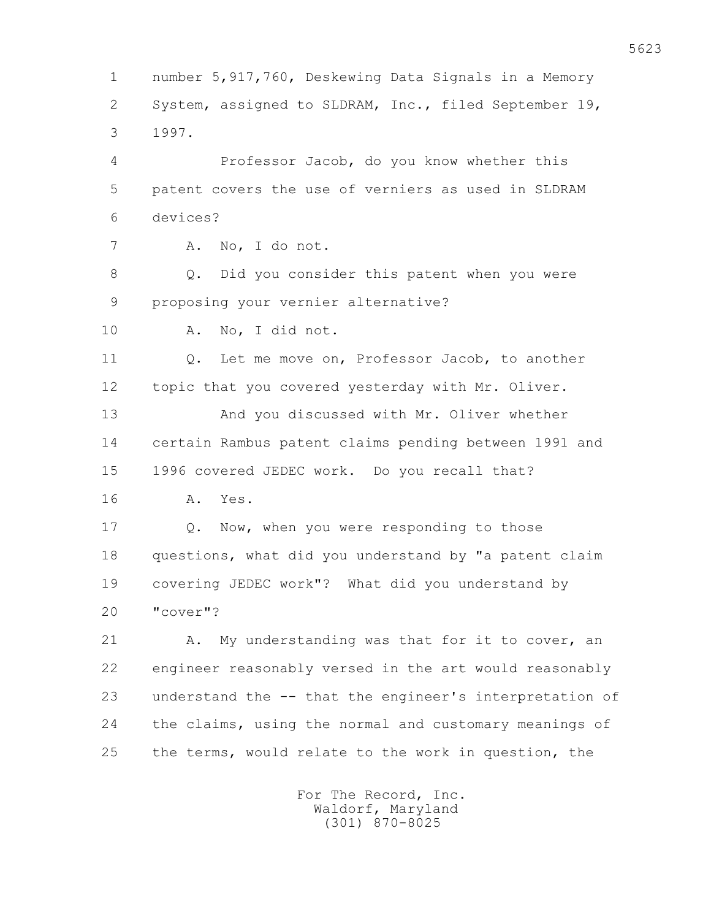1 number 5,917,760, Deskewing Data Signals in a Memory
2 System, assigned to SLDRAM, Inc., filed September 19,
3 1997.

4 Professor Jacob, do you know whether this
5 patent covers the use of verniers as used in SLDRAM
6 devices?

7 A. No, I do not.

8 Q. Did you consider this patent when you were
9 proposing your vernier alternative?

10 A. No, I did not.

11 Q. Let me move on, Professor Jacob, to another
12 topic that you covered yesterday with Mr. Oliver.

13 And you discussed with Mr. Oliver whether
14 certain Rambus patent claims pending between 1991 and
15 1996 covered JEDEC work. Do you recall that?

16 A. Yes.

17 Q. Now, when you were responding to those
18 questions, what did you understand by "a patent claim
19 covering JEDEC work"? What did you understand by
20 "cover"?

21 A. My understanding was that for it to cover, an
22 engineer reasonably versed in the art would reasonably
23 understand the -- that the engineer's interpretation of
24 the claims, using the normal and customary meanings of
25 the terms, would relate to the work in question, the

For The Record, Inc.
Waldorf, Maryland
(301) 870-8025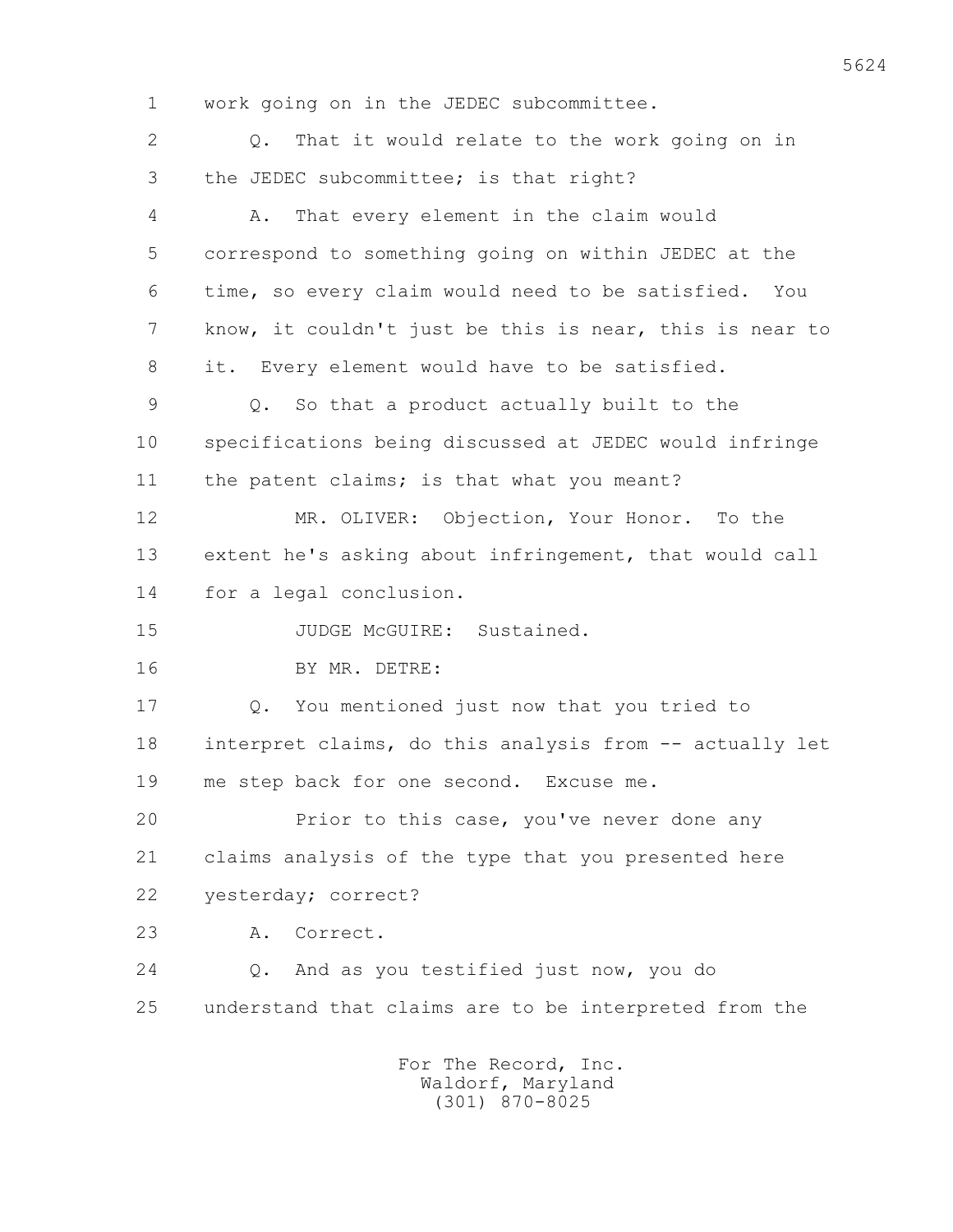1 work going on in the JEDEC subcommittee.

2 Q. That it would relate to the work going on in

3 the JEDEC subcommittee; is that right?

4 A. That every element in the claim would

5 correspond to something going on within JEDEC at the

6 time, so every claim would need to be satisfied. You

7 know, it couldn't just be this is near, this is near to

8 it. Every element would have to be satisfied.

9 Q. So that a product actually built to the

10 specifications being discussed at JEDEC would infringe

11 the patent claims; is that what you meant?

12 MR. OLIVER: Objection, Your Honor. To the

13 extent he's asking about infringement, that would call

14 for a legal conclusion.

15 JUDGE McGUIRE: Sustained.

16 BY MR. DETRE:

17 Q. You mentioned just now that you tried to

18 interpret claims, do this analysis from -- actually let

19 me step back for one second. Excuse me.

20 Prior to this case, you've never done any

21 claims analysis of the type that you presented here

22 yesterday; correct?

23 A. Correct.

24 Q. And as you testified just now, you do

25 understand that claims are to be interpreted from the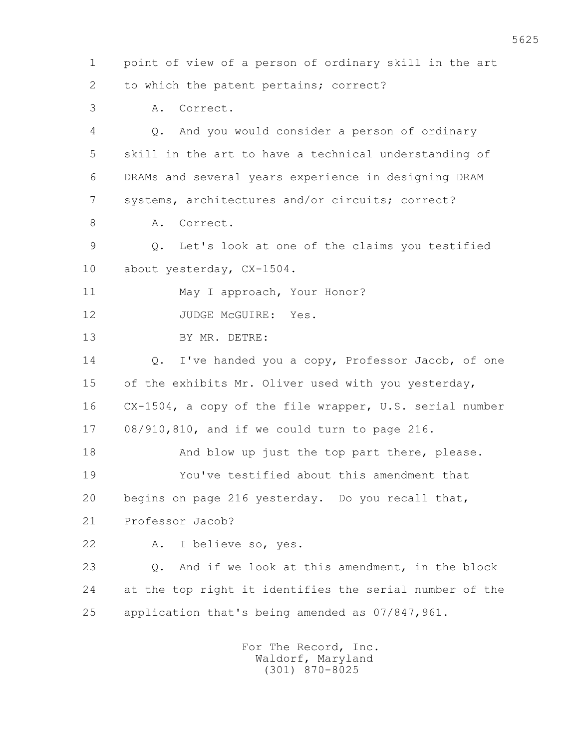1 point of view of a person of ordinary skill in the art
2 to which the patent pertains; correct?
3 A. Correct.
4 Q. And you would consider a person of ordinary
5 skill in the art to have a technical understanding of
6 DRAMs and several years experience in designing DRAM
7 systems, architectures and/or circuits; correct?
8 A. Correct.
9 Q. Let's look at one of the claims you testified
10 about yesterday, CX-1504.
11 May I approach, Your Honor?
12 JUDGE McGUIRE: Yes.
13 BY MR. DETRE:
14 Q. I've handed you a copy, Professor Jacob, of one
15 of the exhibits Mr. Oliver used with you yesterday,
16 CX-1504, a copy of the file wrapper, U.S. serial number
17 08/910,810, and if we could turn to page 216.
18 And blow up just the top part there, please.
19 You've testified about this amendment that
20 begins on page 216 yesterday. Do you recall that,
21 Professor Jacob?
22 A. I believe so, yes.
23 Q. And if we look at this amendment, in the block
24 at the top right it identifies the serial number of the
25 application that's being amended as 07/847,961.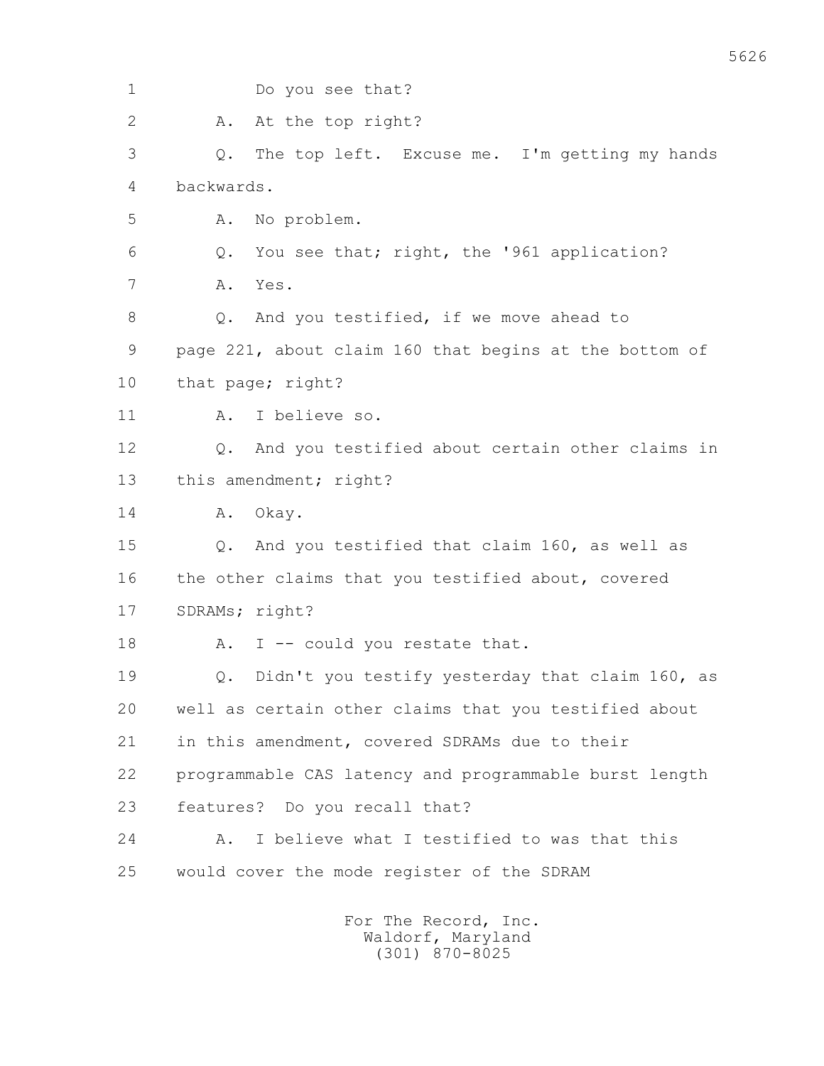1 Do you see that?

2 A. At the top right?

3 Q. The top left. Excuse me. I'm getting my hands

4 backwards.

5 A. No problem.

6 Q. You see that; right, the '961 application?

7 A. Yes.

8 Q. And you testified, if we move ahead to

9 page 221, about claim 160 that begins at the bottom of

10 that page; right?

11 A. I believe so.

12 Q. And you testified about certain other claims in

13 this amendment; right?

14 A. Okay.

15 Q. And you testified that claim 160, as well as

16 the other claims that you testified about, covered

17 SDRAMs; right?

18 A. I -- could you restate that.

19 Q. Didn't you testify yesterday that claim 160, as

20 well as certain other claims that you testified about

21 in this amendment, covered SDRAMs due to their

22 programmable CAS latency and programmable burst length

23 features? Do you recall that?

24 A. I believe what I testified to was that this

25 would cover the mode register of the SDRAM

For The Record, Inc.
Waldorf, Maryland
(301) 870-8025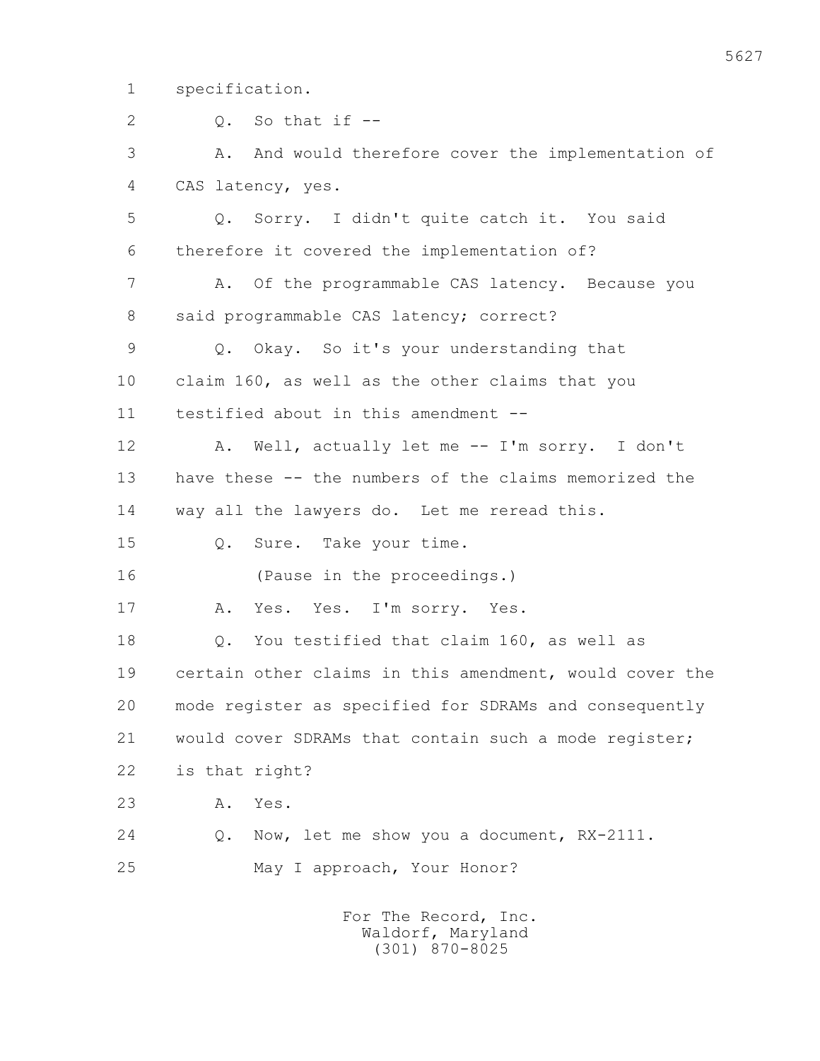1 specification.

2 Q. So that if --

3 A. And would therefore cover the implementation of

4 CAS latency, yes.

5 Q. Sorry. I didn't quite catch it. You said

6 therefore it covered the implementation of?

7 A. Of the programmable CAS latency. Because you

8 said programmable CAS latency; correct?

9 Q. Okay. So it's your understanding that

10 claim 160, as well as the other claims that you

11 testified about in this amendment --

12 A. Well, actually let me -- I'm sorry. I don't

13 have these -- the numbers of the claims memorized the

14 way all the lawyers do. Let me reread this.

15 Q. Sure. Take your time.

16 (Pause in the proceedings.)

17 A. Yes. Yes. I'm sorry. Yes.

18 Q. You testified that claim 160, as well as

19 certain other claims in this amendment, would cover the

20 mode register as specified for SDRAMs and consequently

21 would cover SDRAMs that contain such a mode register;

22 is that right?

23 A. Yes.

24 Q. Now, let me show you a document, RX-2111.

25 May I approach, Your Honor?

For The Record, Inc.
Waldorf, Maryland
(301) 870-8025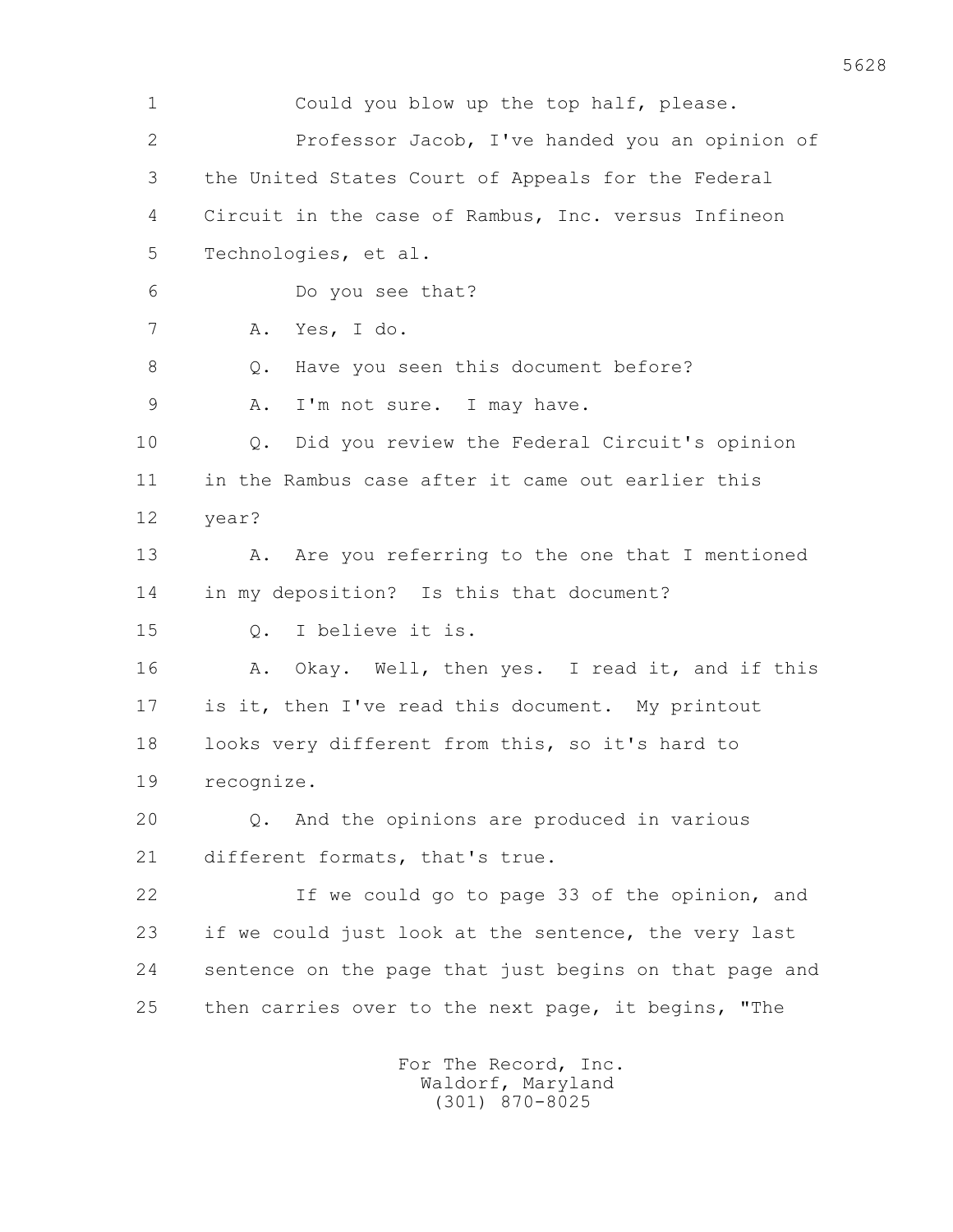1 Could you blow up the top half, please.

2 Professor Jacob, I've handed you an opinion of

3 the United States Court of Appeals for the Federal

4 Circuit in the case of Rambus, Inc. versus Infineon

5 Technologies, et al.

6 Do you see that?

7 A. Yes, I do.

8 Q. Have you seen this document before?

9 A. I'm not sure. I may have.

10 Q. Did you review the Federal Circuit's opinion

11 in the Rambus case after it came out earlier this

12 year?

13 A. Are you referring to the one that I mentioned

14 in my deposition? Is this that document?

15 Q. I believe it is.

16 A. Okay. Well, then yes. I read it, and if this

17 is it, then I've read this document. My printout

18 looks very different from this, so it's hard to

19 recognize.

20 Q. And the opinions are produced in various

21 different formats, that's true.

22 If we could go to page 33 of the opinion, and

23 if we could just look at the sentence, the very last

24 sentence on the page that just begins on that page and

25 then carries over to the next page, it begins, "The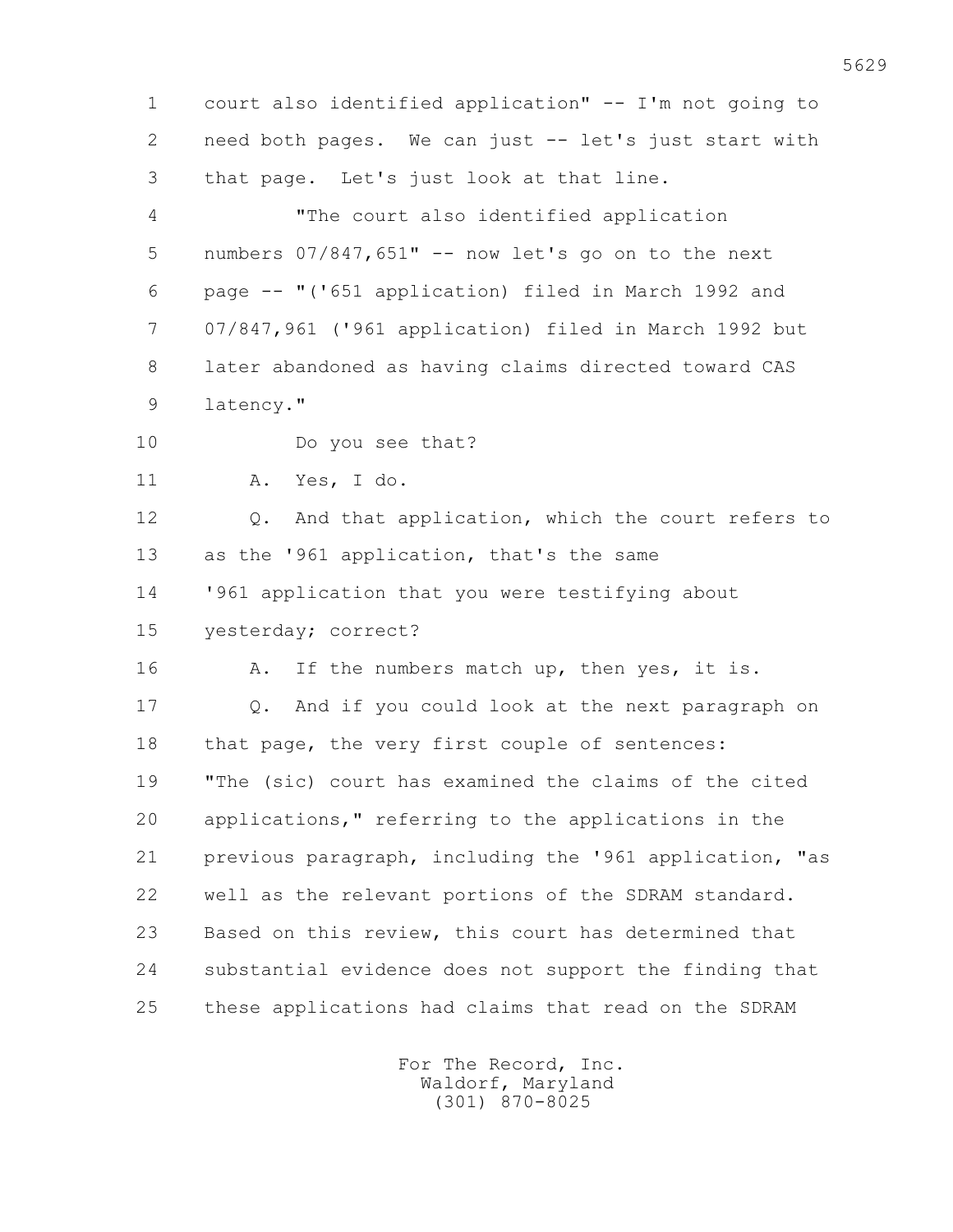1 court also identified application" -- I'm not going to
2 need both pages. We can just -- let's just start with
3 that page. Let's just look at that line.

4 "The court also identified application
5 numbers 07/847,651" -- now let's go on to the next
6 page -- "('651 application) filed in March 1992 and
7 07/847,961 ('961 application) filed in March 1992 but
8 later abandoned as having claims directed toward CAS
9 latency."

10 Do you see that?

11 A. Yes, I do.

12 Q. And that application, which the court refers to
13 as the '961 application, that's the same
14 '961 application that you were testifying about
15 yesterday; correct?

16 A. If the numbers match up, then yes, it is.

17 Q. And if you could look at the next paragraph on
18 that page, the very first couple of sentences:
19 "The (sic) court has examined the claims of the cited
20 applications," referring to the applications in the
21 previous paragraph, including the '961 application, "as
22 well as the relevant portions of the SDRAM standard.
23 Based on this review, this court has determined that
24 substantial evidence does not support the finding that
25 these applications had claims that read on the SDRAM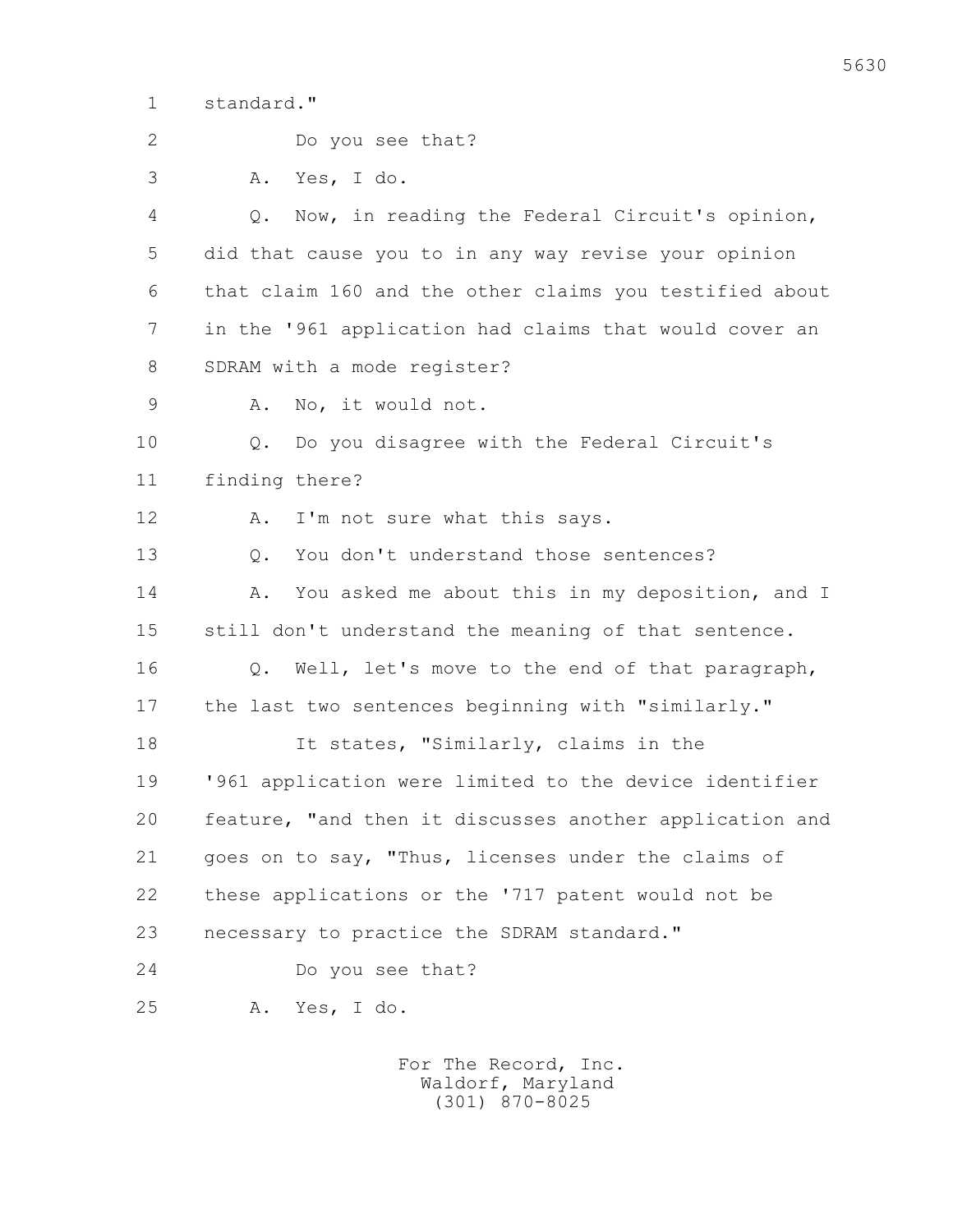1 standard."

2 Do you see that?

3 A. Yes, I do.

4 Q. Now, in reading the Federal Circuit's opinion,

5 did that cause you to in any way revise your opinion

6 that claim 160 and the other claims you testified about

7 in the '961 application had claims that would cover an

8 SDRAM with a mode register?

9 A. No, it would not.

10 Q. Do you disagree with the Federal Circuit's

11 finding there?

12 A. I'm not sure what this says.

13 Q. You don't understand those sentences?

14 A. You asked me about this in my deposition, and I

15 still don't understand the meaning of that sentence.

16 Q. Well, let's move to the end of that paragraph,

17 the last two sentences beginning with "similarly."

18 It states, "Similarly, claims in the

19 '961 application were limited to the device identifier

20 feature, "and then it discusses another application and

21 goes on to say, "Thus, licenses under the claims of

22 these applications or the '717 patent would not be

23 necessary to practice the SDRAM standard."

24 Do you see that?

25 A. Yes, I do.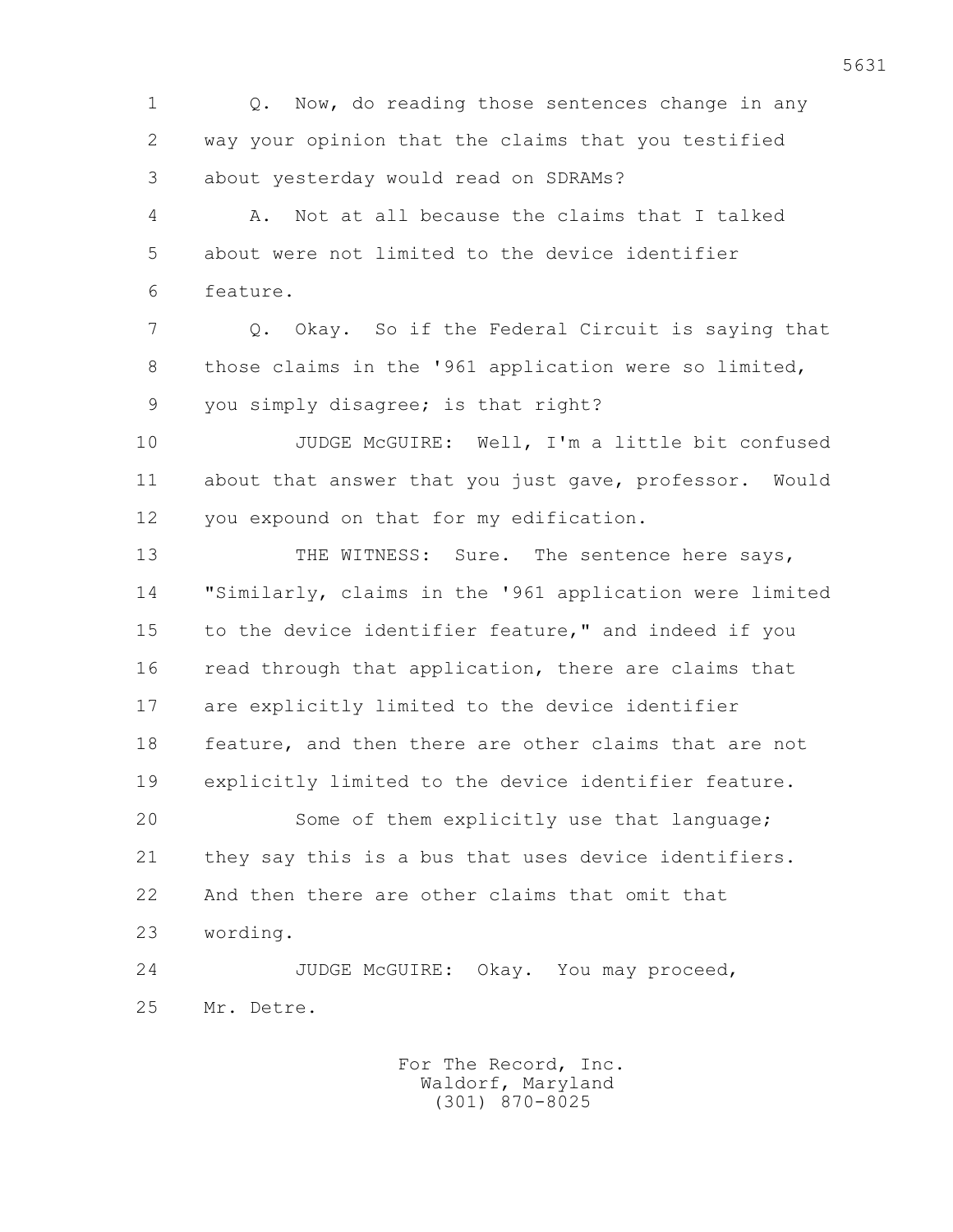Q. Now, do reading those sentences change in any way your opinion that the claims that you testified about yesterday would read on SDRAMs?

A. Not at all because the claims that I talked about were not limited to the device identifier feature.

Q. Okay. So if the Federal Circuit is saying that those claims in the '961 application were so limited, you simply disagree; is that right?

JUDGE McGUIRE: Well, I'm a little bit confused about that answer that you just gave, professor. Would you expound on that for my edification.

THE WITNESS: Sure. The sentence here says, "Similarly, claims in the '961 application were limited to the device identifier feature," and indeed if you read through that application, there are claims that are explicitly limited to the device identifier feature, and then there are other claims that are not explicitly limited to the device identifier feature.

Some of them explicitly use that language; they say this is a bus that uses device identifiers. And then there are other claims that omit that wording.

JUDGE McGUIRE: Okay. You may proceed, Mr. Detre.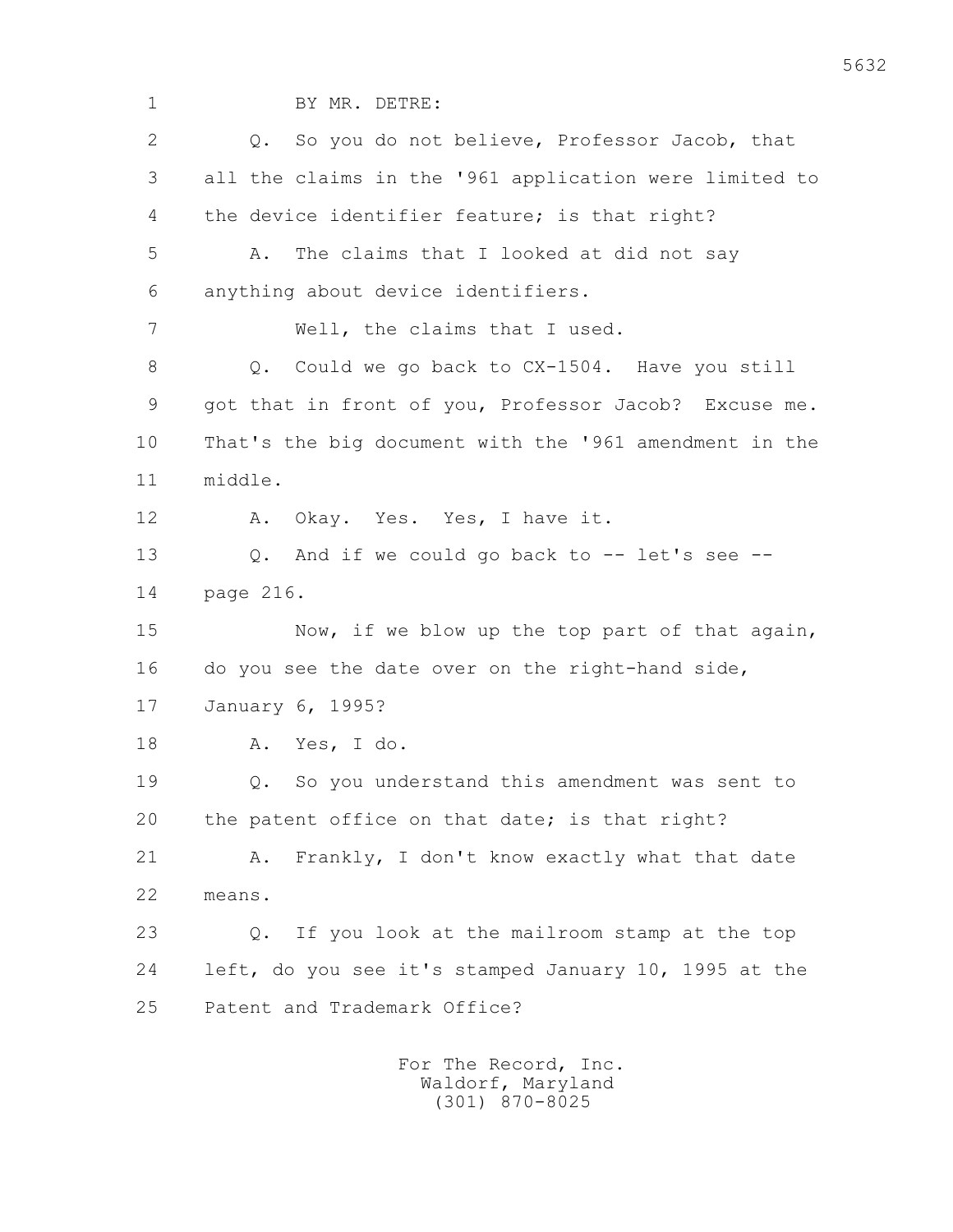BY MR. DETRE:

Q. So you do not believe, Professor Jacob, that all the claims in the '961 application were limited to the device identifier feature; is that right?

A. The claims that I looked at did not say anything about device identifiers.

Well, the claims that I used.

Q. Could we go back to CX-1504. Have you still got that in front of you, Professor Jacob? Excuse me. That's the big document with the '961 amendment in the middle.

A. Okay. Yes. Yes, I have it.

Q. And if we could go back to -- let's see -- page 216.

Now, if we blow up the top part of that again, do you see the date over on the right-hand side, January 6, 1995?

A. Yes, I do.

Q. So you understand this amendment was sent to the patent office on that date; is that right?

A. Frankly, I don't know exactly what that date means.

Q. If you look at the mailroom stamp at the top left, do you see it's stamped January 10, 1995 at the Patent and Trademark Office?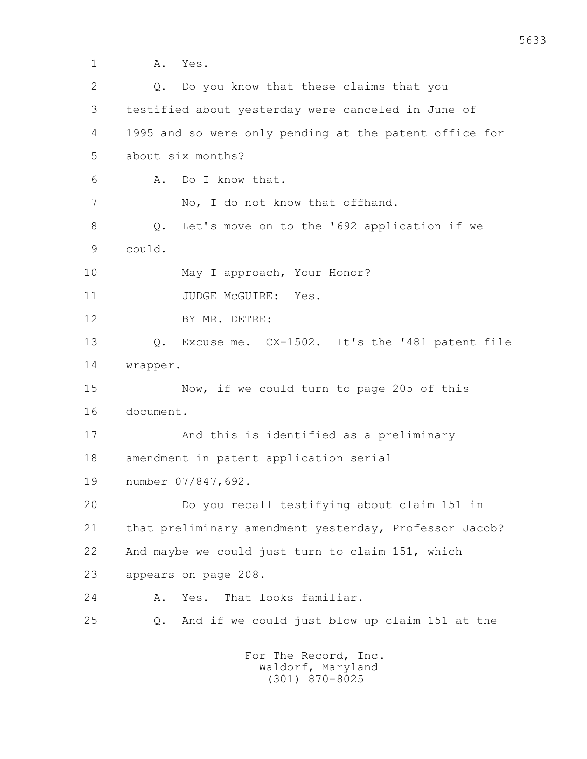1 A. Yes.

2 Q. Do you know that these claims that you

3 testified about yesterday were canceled in June of

4 1995 and so were only pending at the patent office for

5 about six months?

6 A. Do I know that.

7 No, I do not know that offhand.

8 Q. Let's move on to the '692 application if we

9 could.

10 May I approach, Your Honor?

11 JUDGE McGUIRE: Yes.

12 BY MR. DETRE:

13 Q. Excuse me. CX-1502. It's the '481 patent file

14 wrapper.

15 Now, if we could turn to page 205 of this

16 document.

17 And this is identified as a preliminary

18 amendment in patent application serial

19 number 07/847,692.

20 Do you recall testifying about claim 151 in

21 that preliminary amendment yesterday, Professor Jacob?

22 And maybe we could just turn to claim 151, which

23 appears on page 208.

24 A. Yes. That looks familiar.

25 Q. And if we could just blow up claim 151 at the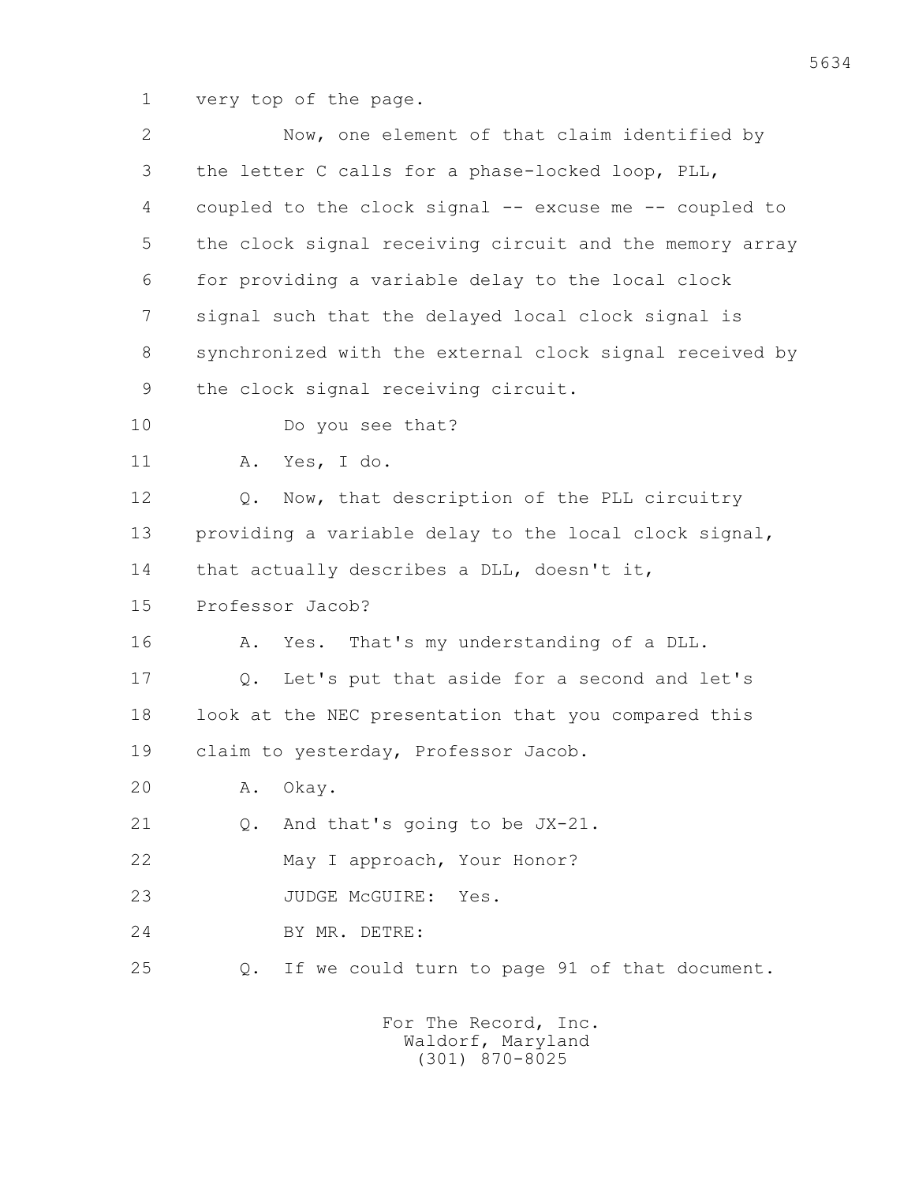very top of the page.

Now, one element of that claim identified by the letter C calls for a phase-locked loop, PLL, coupled to the clock signal -- excuse me -- coupled to the clock signal receiving circuit and the memory array for providing a variable delay to the local clock signal such that the delayed local clock signal is synchronized with the external clock signal received by the clock signal receiving circuit.

Do you see that?

A. Yes, I do.

Q. Now, that description of the PLL circuitry providing a variable delay to the local clock signal, that actually describes a DLL, doesn't it, Professor Jacob?

A. Yes. That's my understanding of a DLL.

Q. Let's put that aside for a second and let's look at the NEC presentation that you compared this claim to yesterday, Professor Jacob.

A. Okay.

Q. And that's going to be JX-21.

May I approach, Your Honor?

JUDGE McGUIRE: Yes.

BY MR. DETRE:

Q. If we could turn to page 91 of that document.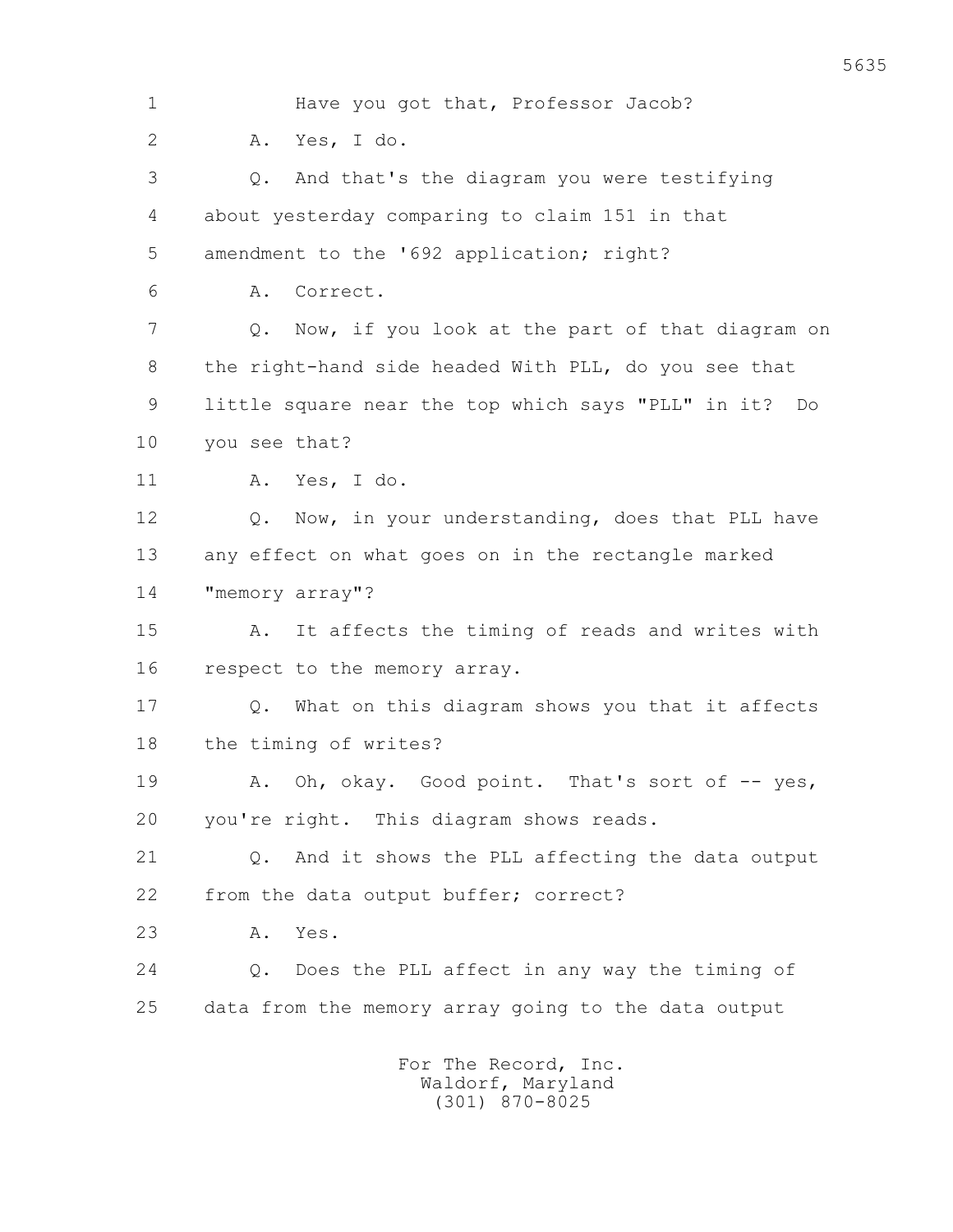Have you got that, Professor Jacob?

A. Yes, I do.

Q. And that's the diagram you were testifying about yesterday comparing to claim 151 in that amendment to the '692 application; right?

A. Correct.

Q. Now, if you look at the part of that diagram on the right-hand side headed With PLL, do you see that little square near the top which says "PLL" in it? Do you see that?

A. Yes, I do.

Q. Now, in your understanding, does that PLL have any effect on what goes on in the rectangle marked "memory array"?

A. It affects the timing of reads and writes with respect to the memory array.

Q. What on this diagram shows you that it affects the timing of writes?

A. Oh, okay. Good point. That's sort of -- yes, you're right. This diagram shows reads.

Q. And it shows the PLL affecting the data output from the data output buffer; correct?

A. Yes.

Q. Does the PLL affect in any way the timing of data from the memory array going to the data output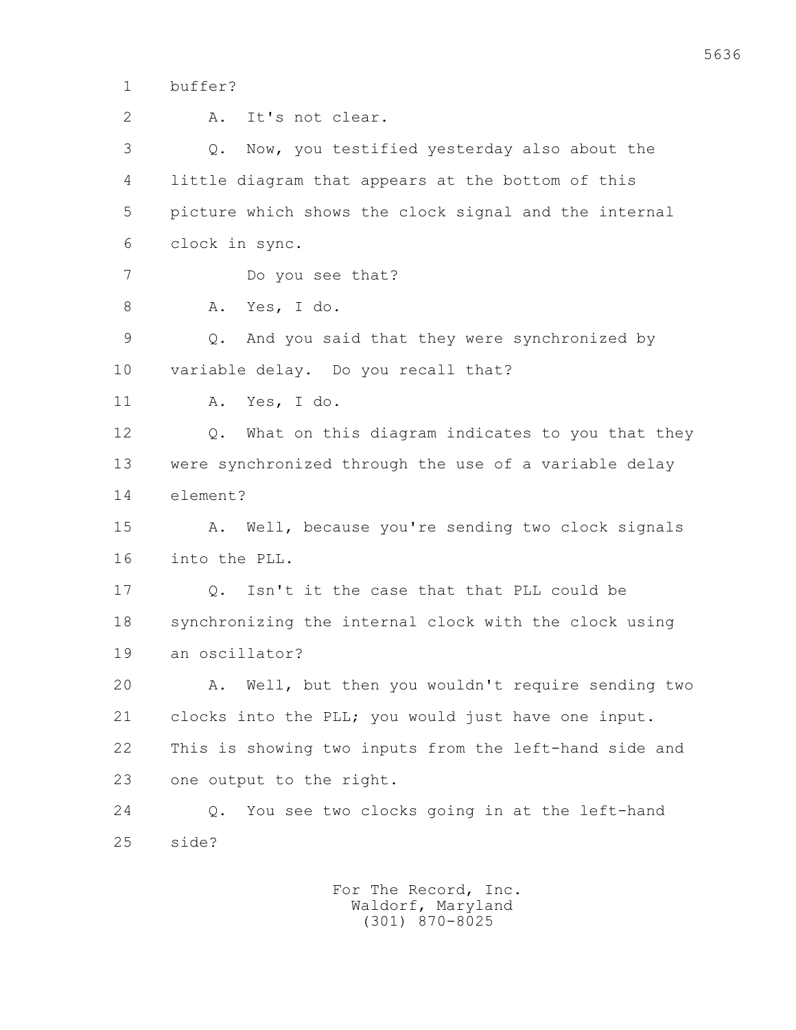buffer?

A. It's not clear.

Q. Now, you testified yesterday also about the little diagram that appears at the bottom of this picture which shows the clock signal and the internal clock in sync.

Do you see that?

A. Yes, I do.

Q. And you said that they were synchronized by variable delay. Do you recall that?

A. Yes, I do.

Q. What on this diagram indicates to you that they were synchronized through the use of a variable delay element?

A. Well, because you're sending two clock signals into the PLL.

Q. Isn't it the case that that PLL could be synchronizing the internal clock with the clock using an oscillator?

A. Well, but then you wouldn't require sending two clocks into the PLL; you would just have one input. This is showing two inputs from the left-hand side and one output to the right.

Q. You see two clocks going in at the left-hand side?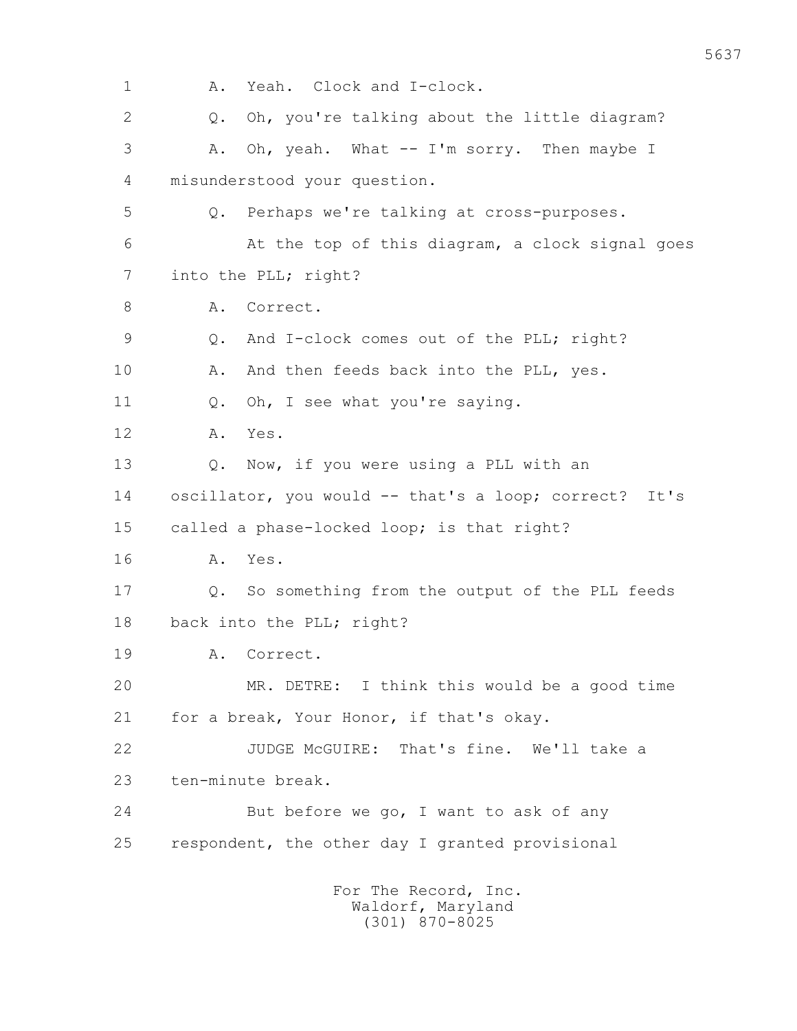1 A. Yeah. Clock and I-clock.

2 Q. Oh, you're talking about the little diagram?

3 A. Oh, yeah. What -- I'm sorry. Then maybe I

4 misunderstood your question.

5 Q. Perhaps we're talking at cross-purposes.

6 At the top of this diagram, a clock signal goes

7 into the PLL; right?

8 A. Correct.

9 Q. And I-clock comes out of the PLL; right?

10 A. And then feeds back into the PLL, yes.

11 Q. Oh, I see what you're saying.

12 A. Yes.

13 Q. Now, if you were using a PLL with an

14 oscillator, you would -- that's a loop; correct? It's

15 called a phase-locked loop; is that right?

16 A. Yes.

17 Q. So something from the output of the PLL feeds

18 back into the PLL; right?

19 A. Correct.

20 MR. DETRE: I think this would be a good time

21 for a break, Your Honor, if that's okay.

22 JUDGE McGUIRE: That's fine. We'll take a

23 ten-minute break.

24 But before we go, I want to ask of any

25 respondent, the other day I granted provisional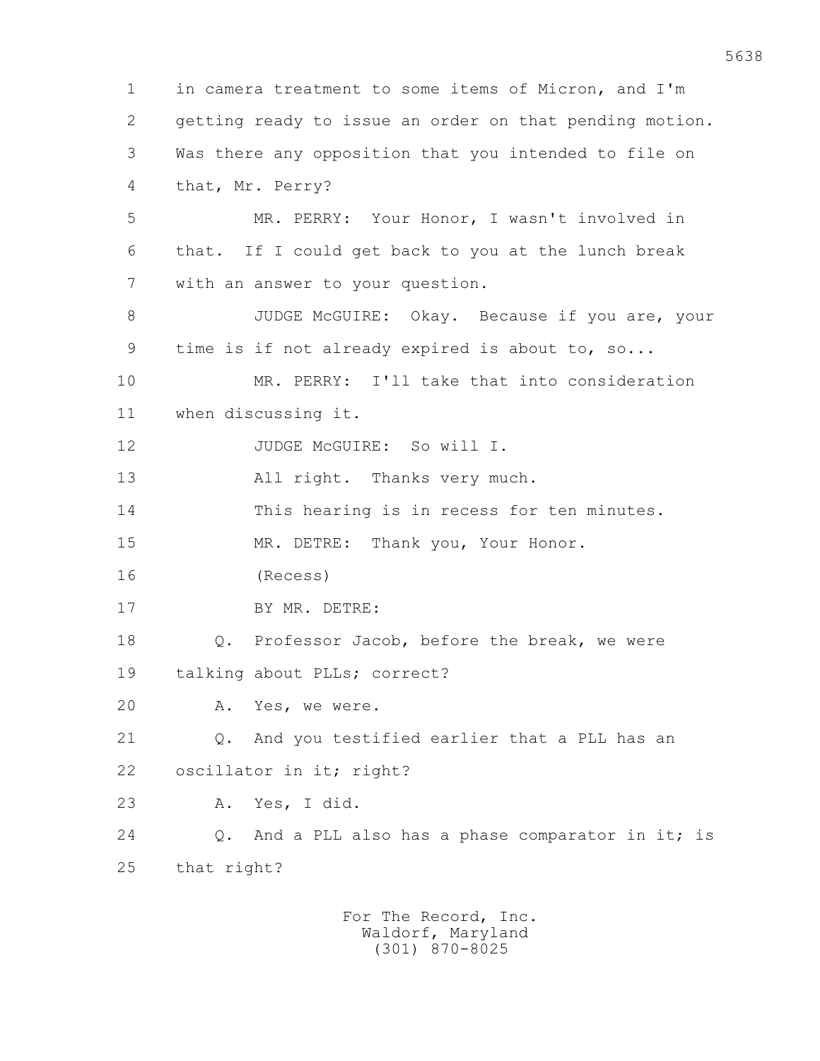in camera treatment to some items of Micron, and I'm getting ready to issue an order on that pending motion. Was there any opposition that you intended to file on that, Mr. Perry?

MR. PERRY: Your Honor, I wasn't involved in that. If I could get back to you at the lunch break with an answer to your question.

JUDGE McGUIRE: Okay. Because if you are, your time is if not already expired is about to, so...

MR. PERRY: I'll take that into consideration when discussing it.

JUDGE McGUIRE: So will I.

All right. Thanks very much.

This hearing is in recess for ten minutes.

MR. DETRE: Thank you, Your Honor.

(Recess)

BY MR. DETRE:

Q. Professor Jacob, before the break, we were talking about PLLs; correct?

A. Yes, we were.

Q. And you testified earlier that a PLL has an oscillator in it; right?

A. Yes, I did.

Q. And a PLL also has a phase comparator in it; is that right?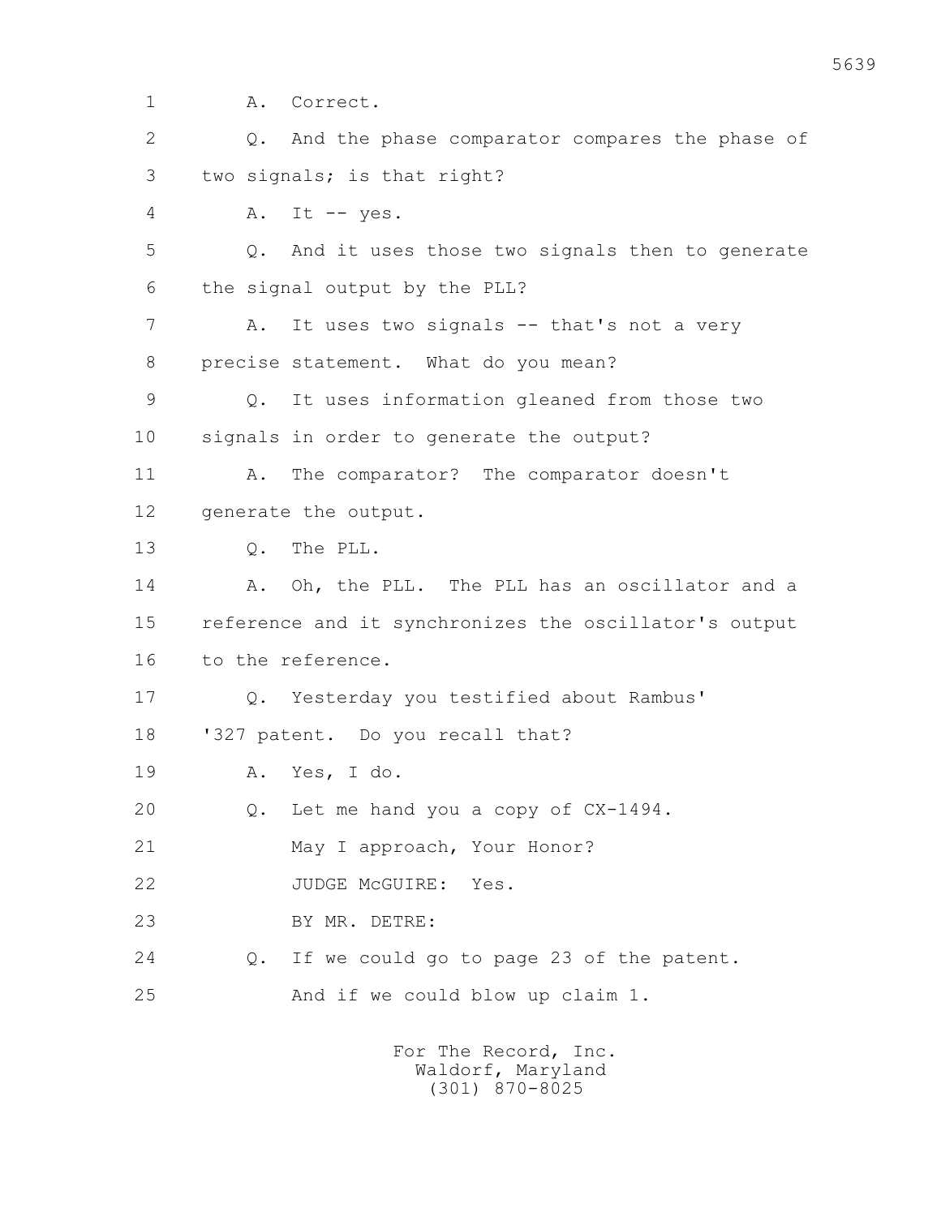1 A. Correct.

2 Q. And the phase comparator compares the phase of

3 two signals; is that right?

4 A. It -- yes.

5 Q. And it uses those two signals then to generate

6 the signal output by the PLL?

7 A. It uses two signals -- that's not a very

8 precise statement. What do you mean?

9 Q. It uses information gleaned from those two

10 signals in order to generate the output?

11 A. The comparator? The comparator doesn't

12 generate the output.

13 Q. The PLL.

14 A. Oh, the PLL. The PLL has an oscillator and a

15 reference and it synchronizes the oscillator's output

16 to the reference.

17 Q. Yesterday you testified about Rambus'

18 '327 patent. Do you recall that?

19 A. Yes, I do.

20 Q. Let me hand you a copy of CX-1494.

21 May I approach, Your Honor?

22 JUDGE McGUIRE: Yes.

23 BY MR. DETRE:

24 Q. If we could go to page 23 of the patent.

25 And if we could blow up claim 1.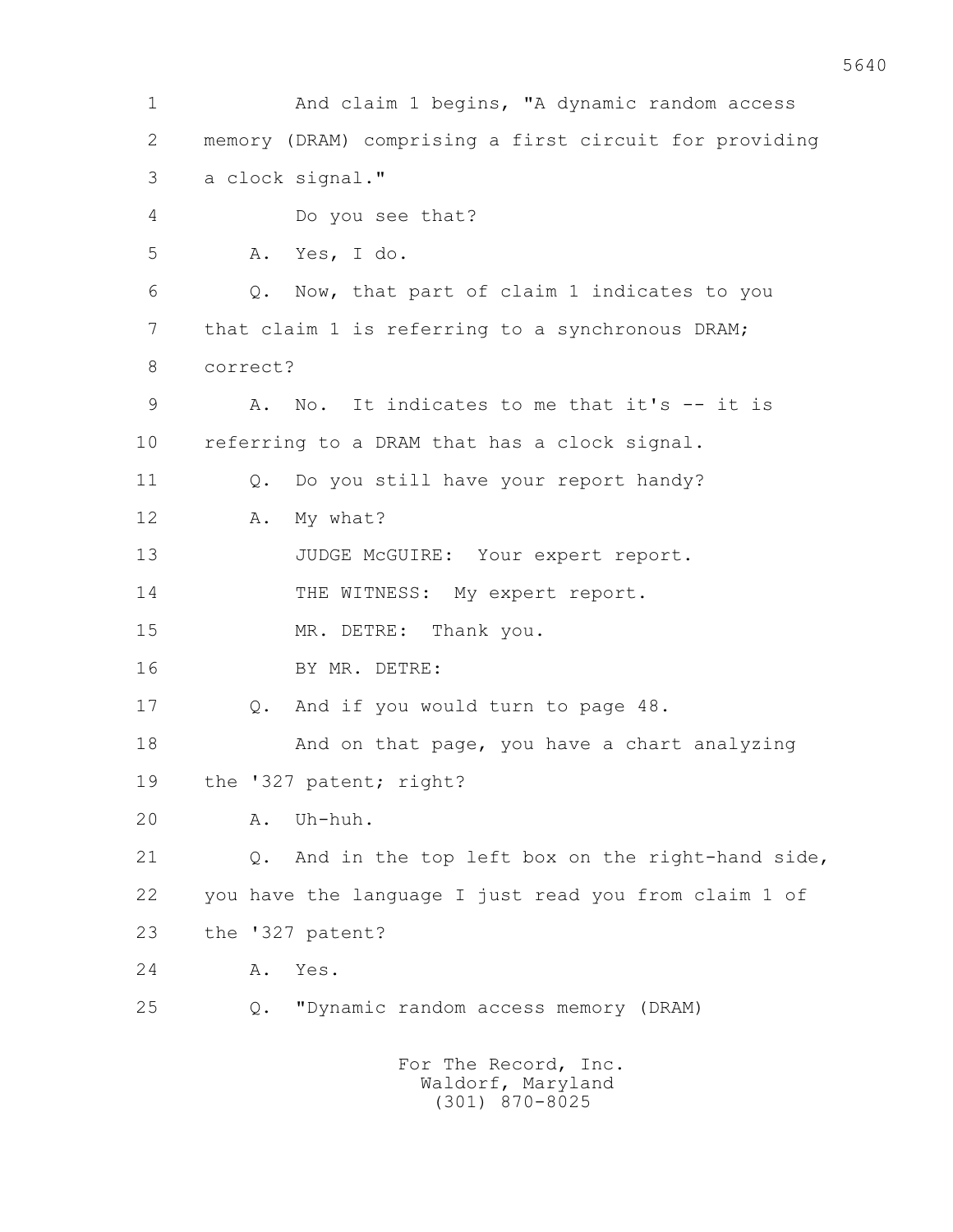1 And claim 1 begins, "A dynamic random access

2 memory (DRAM) comprising a first circuit for providing

3 a clock signal."

4 Do you see that?

5 A. Yes, I do.

6 Q. Now, that part of claim 1 indicates to you

7 that claim 1 is referring to a synchronous DRAM;

8 correct?

9 A. No. It indicates to me that it's -- it is

10 referring to a DRAM that has a clock signal.

11 Q. Do you still have your report handy?

12 A. My what?

13 JUDGE McGUIRE: Your expert report.

14 THE WITNESS: My expert report.

15 MR. DETRE: Thank you.

16 BY MR. DETRE:

17 Q. And if you would turn to page 48.

18 And on that page, you have a chart analyzing

19 the '327 patent; right?

20 A. Uh-huh.

21 Q. And in the top left box on the right-hand side,

22 you have the language I just read you from claim 1 of

23 the '327 patent?

24 A. Yes.

25 Q. "Dynamic random access memory (DRAM)

For The Record, Inc.
Waldorf, Maryland
(301) 870-8025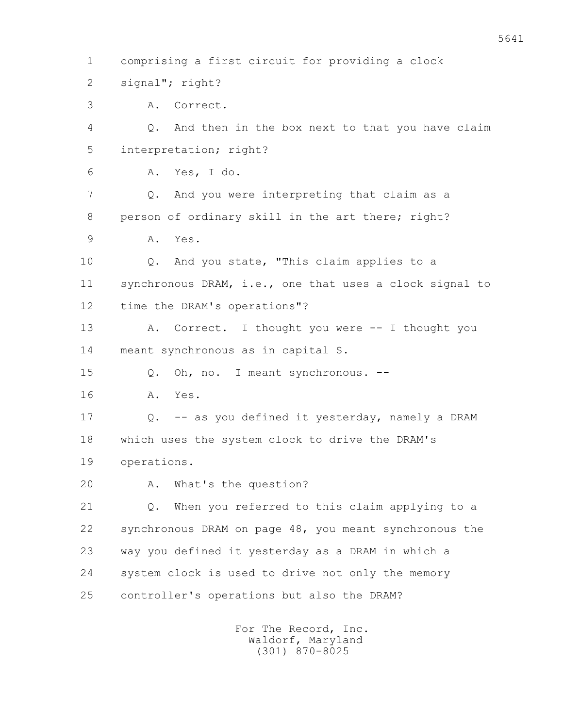1 comprising a first circuit for providing a clock

2 signal"; right?

3 A. Correct.

4 Q. And then in the box next to that you have claim

5 interpretation; right?

6 A. Yes, I do.

7 Q. And you were interpreting that claim as a

8 person of ordinary skill in the art there; right?

9 A. Yes.

10 Q. And you state, "This claim applies to a

11 synchronous DRAM, i.e., one that uses a clock signal to

12 time the DRAM's operations"?

13 A. Correct. I thought you were -- I thought you

14 meant synchronous as in capital S.

15 Q. Oh, no. I meant synchronous. --

16 A. Yes.

17 Q. -- as you defined it yesterday, namely a DRAM

18 which uses the system clock to drive the DRAM's

19 operations.

20 A. What's the question?

21 Q. When you referred to this claim applying to a

22 synchronous DRAM on page 48, you meant synchronous the

23 way you defined it yesterday as a DRAM in which a

24 system clock is used to drive not only the memory

25 controller's operations but also the DRAM?

For The Record, Inc.
Waldorf, Maryland
(301) 870-8025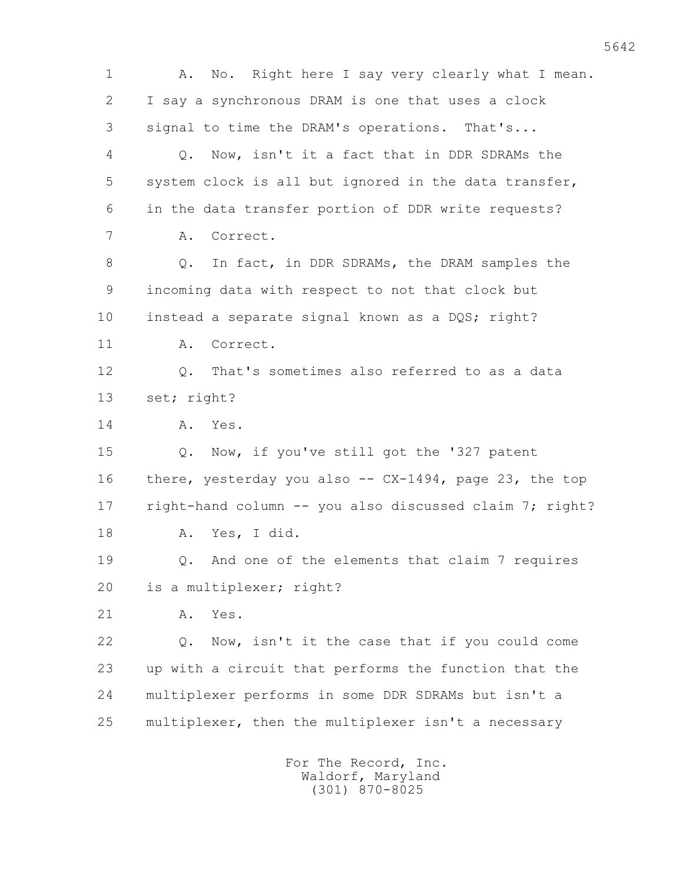1 A. No. Right here I say very clearly what I mean.
2 I say a synchronous DRAM is one that uses a clock
3 signal to time the DRAM's operations. That's...
4 Q. Now, isn't it a fact that in DDR SDRAMs the
5 system clock is all but ignored in the data transfer,
6 in the data transfer portion of DDR write requests?
7 A. Correct.
8 Q. In fact, in DDR SDRAMs, the DRAM samples the
9 incoming data with respect to not that clock but
10 instead a separate signal known as a DQS; right?
11 A. Correct.
12 Q. That's sometimes also referred to as a data
13 set; right?
14 A. Yes.
15 Q. Now, if you've still got the '327 patent
16 there, yesterday you also -- CX-1494, page 23, the top
17 right-hand column -- you also discussed claim 7; right?
18 A. Yes, I did.
19 Q. And one of the elements that claim 7 requires
20 is a multiplexer; right?
21 A. Yes.
22 Q. Now, isn't it the case that if you could come
23 up with a circuit that performs the function that the
24 multiplexer performs in some DDR SDRAMs but isn't a
25 multiplexer, then the multiplexer isn't a necessary

For The Record, Inc.
Waldorf, Maryland
(301) 870-8025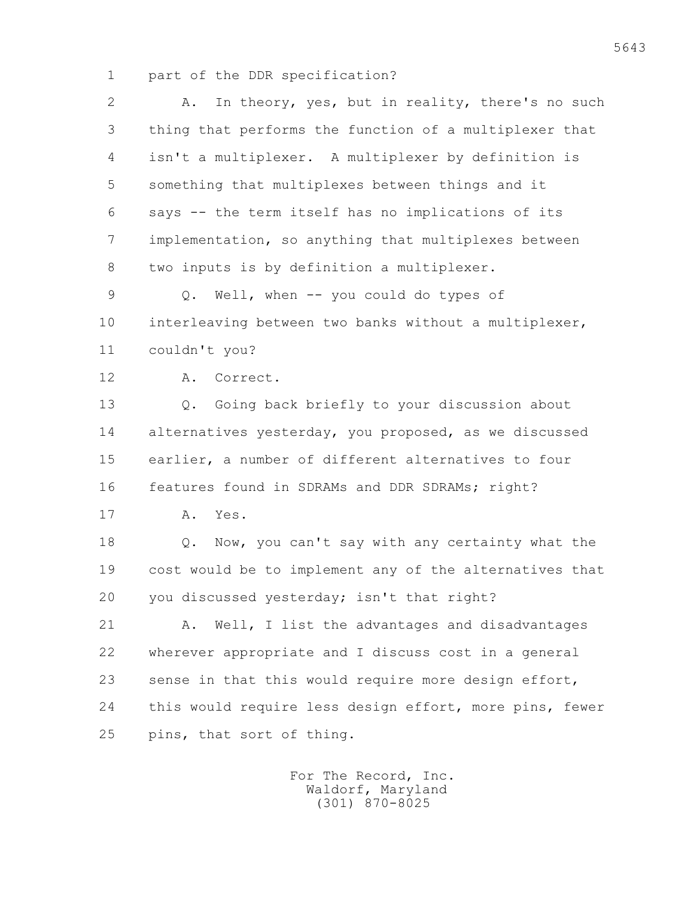part of the DDR specification?

A. In theory, yes, but in reality, there's no such thing that performs the function of a multiplexer that isn't a multiplexer. A multiplexer by definition is something that multiplexes between things and it says -- the term itself has no implications of its implementation, so anything that multiplexes between two inputs is by definition a multiplexer.

Q. Well, when -- you could do types of interleaving between two banks without a multiplexer, couldn't you?

A. Correct.

Q. Going back briefly to your discussion about alternatives yesterday, you proposed, as we discussed earlier, a number of different alternatives to four features found in SDRAMs and DDR SDRAMs; right?

A. Yes.

Q. Now, you can't say with any certainty what the cost would be to implement any of the alternatives that you discussed yesterday; isn't that right?

A. Well, I list the advantages and disadvantages wherever appropriate and I discuss cost in a general sense in that this would require more design effort, this would require less design effort, more pins, fewer pins, that sort of thing.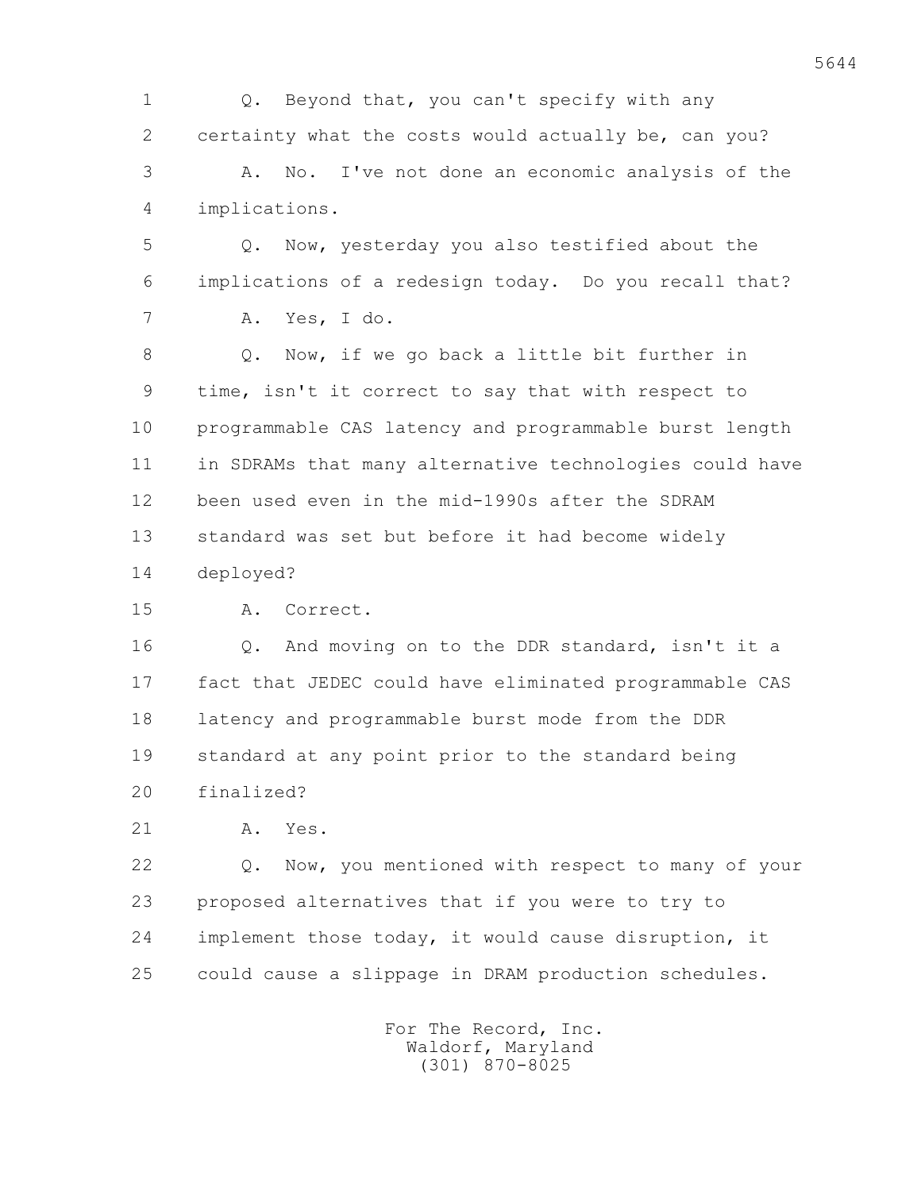Q. Beyond that, you can't specify with any certainty what the costs would actually be, can you?

A. No. I've not done an economic analysis of the implications.

Q. Now, yesterday you also testified about the implications of a redesign today. Do you recall that?

A. Yes, I do.

Q. Now, if we go back a little bit further in time, isn't it correct to say that with respect to programmable CAS latency and programmable burst length in SDRAMs that many alternative technologies could have been used even in the mid-1990s after the SDRAM standard was set but before it had become widely deployed?

A. Correct.

Q. And moving on to the DDR standard, isn't it a fact that JEDEC could have eliminated programmable CAS latency and programmable burst mode from the DDR standard at any point prior to the standard being finalized?

A. Yes.

Q. Now, you mentioned with respect to many of your proposed alternatives that if you were to try to implement those today, it would cause disruption, it could cause a slippage in DRAM production schedules.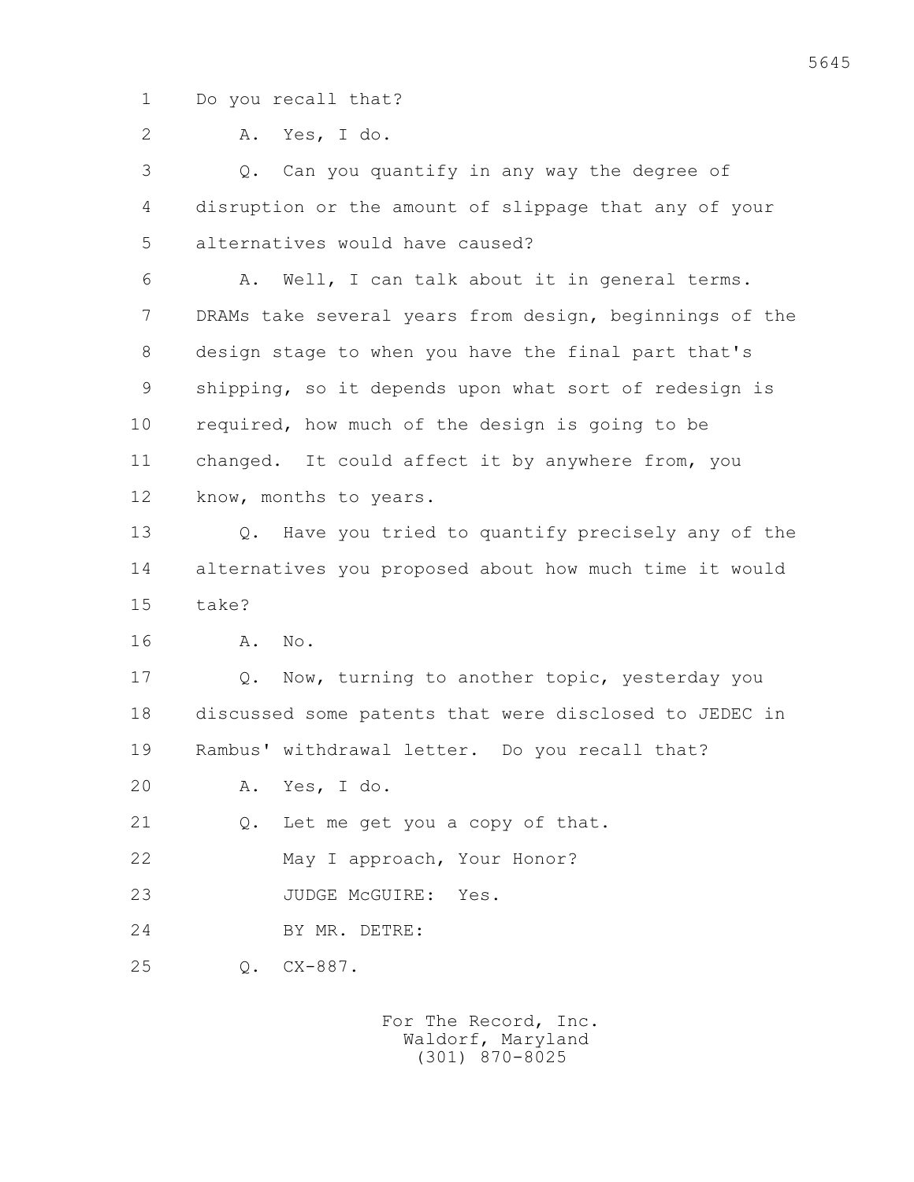1 Do you recall that?

2 A. Yes, I do.

3 Q. Can you quantify in any way the degree of

4 disruption or the amount of slippage that any of your

5 alternatives would have caused?

6 A. Well, I can talk about it in general terms.

7 DRAMs take several years from design, beginnings of the

8 design stage to when you have the final part that's

9 shipping, so it depends upon what sort of redesign is

10 required, how much of the design is going to be

11 changed. It could affect it by anywhere from, you

12 know, months to years.

13 Q. Have you tried to quantify precisely any of the

14 alternatives you proposed about how much time it would

15 take?

16 A. No.

17 Q. Now, turning to another topic, yesterday you

18 discussed some patents that were disclosed to JEDEC in

19 Rambus' withdrawal letter. Do you recall that?

20 A. Yes, I do.

21 Q. Let me get you a copy of that.

22 May I approach, Your Honor?

23 JUDGE McGUIRE: Yes.

24 BY MR. DETRE:

25 Q. CX-887.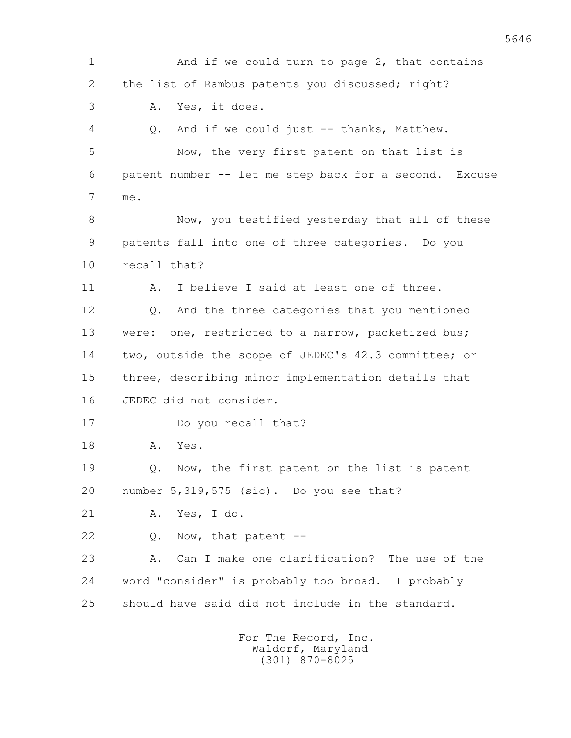1 And if we could turn to page 2, that contains
2 the list of Rambus patents you discussed; right?
3 A. Yes, it does.
4 Q. And if we could just -- thanks, Matthew.
5 Now, the very first patent on that list is
6 patent number -- let me step back for a second. Excuse
7 me.
8 Now, you testified yesterday that all of these
9 patents fall into one of three categories. Do you
10 recall that?
11 A. I believe I said at least one of three.
12 Q. And the three categories that you mentioned
13 were: one, restricted to a narrow, packetized bus;
14 two, outside the scope of JEDEC's 42.3 committee; or
15 three, describing minor implementation details that
16 JEDEC did not consider.
17 Do you recall that?
18 A. Yes.
19 Q. Now, the first patent on the list is patent
20 number 5,319,575 (sic). Do you see that?
21 A. Yes, I do.
22 Q. Now, that patent --
23 A. Can I make one clarification? The use of the
24 word "consider" is probably too broad. I probably
25 should have said did not include in the standard.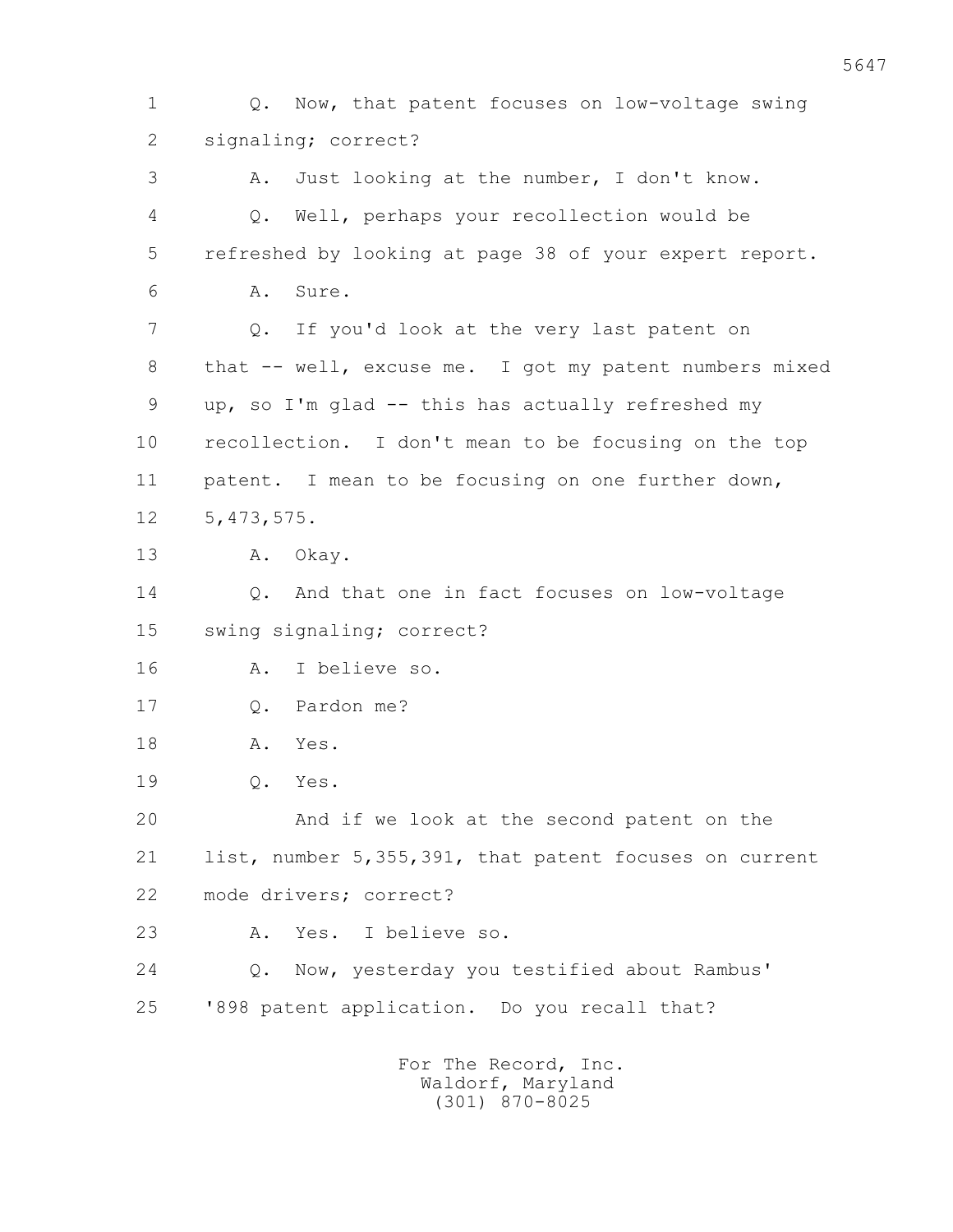1 Q. Now, that patent focuses on low-voltage swing
2 signaling; correct?
3 A. Just looking at the number, I don't know.
4 Q. Well, perhaps your recollection would be
5 refreshed by looking at page 38 of your expert report.
6 A. Sure.
7 Q. If you'd look at the very last patent on
8 that -- well, excuse me. I got my patent numbers mixed
9 up, so I'm glad -- this has actually refreshed my
10 recollection. I don't mean to be focusing on the top
11 patent. I mean to be focusing on one further down,
12 5,473,575.
13 A. Okay.
14 Q. And that one in fact focuses on low-voltage
15 swing signaling; correct?
16 A. I believe so.
17 Q. Pardon me?
18 A. Yes.
19 Q. Yes.
20 And if we look at the second patent on the
21 list, number 5,355,391, that patent focuses on current
22 mode drivers; correct?
23 A. Yes. I believe so.
24 Q. Now, yesterday you testified about Rambus'
25 '898 patent application. Do you recall that?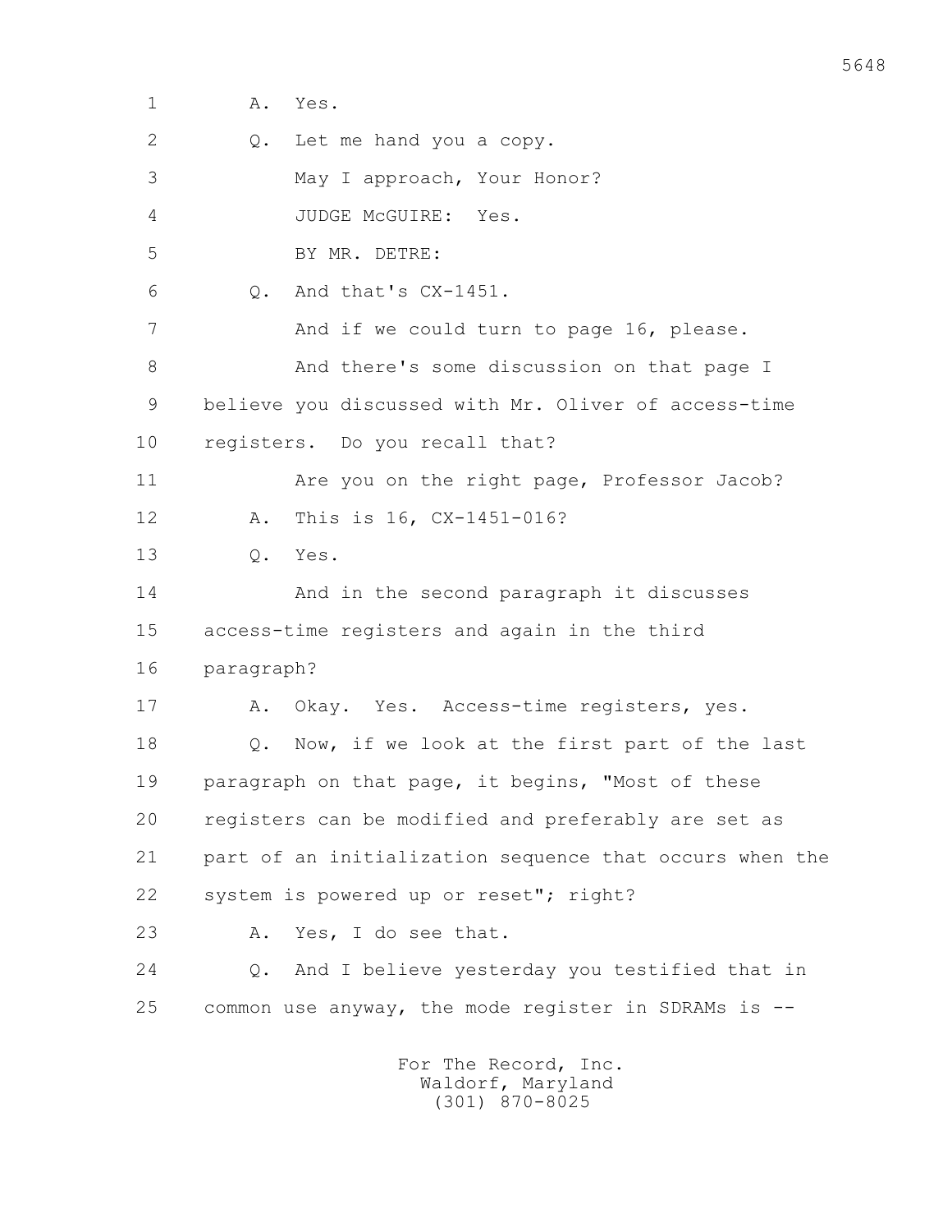1 A. Yes.

2 Q. Let me hand you a copy.

3 May I approach, Your Honor?

4 JUDGE McGUIRE: Yes.

5 BY MR. DETRE:

6 Q. And that's CX-1451.

7 And if we could turn to page 16, please.

8 And there's some discussion on that page I

9 believe you discussed with Mr. Oliver of access-time

10 registers. Do you recall that?

11 Are you on the right page, Professor Jacob?

12 A. This is 16, CX-1451-016?

13 Q. Yes.

14 And in the second paragraph it discusses

15 access-time registers and again in the third

16 paragraph?

17 A. Okay. Yes. Access-time registers, yes.

18 Q. Now, if we look at the first part of the last

19 paragraph on that page, it begins, "Most of these

20 registers can be modified and preferably are set as

21 part of an initialization sequence that occurs when the

22 system is powered up or reset"; right?

23 A. Yes, I do see that.

24 Q. And I believe yesterday you testified that in

25 common use anyway, the mode register in SDRAMs is --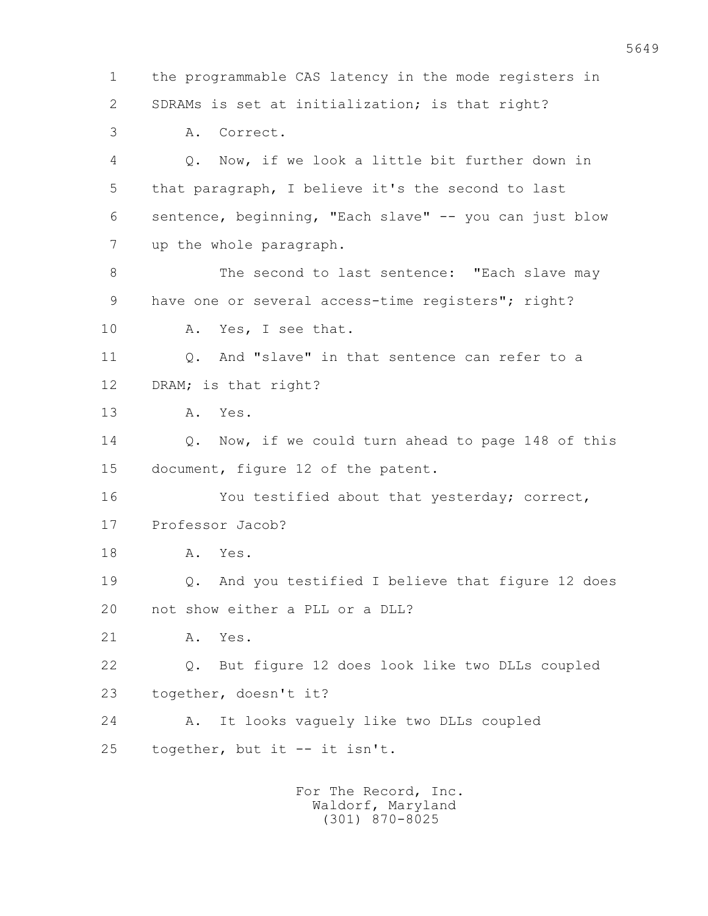1 the programmable CAS latency in the mode registers in
2 SDRAMs is set at initialization; is that right?
3 A. Correct.
4 Q. Now, if we look a little bit further down in
5 that paragraph, I believe it's the second to last
6 sentence, beginning, "Each slave" -- you can just blow
7 up the whole paragraph.
8 The second to last sentence: "Each slave may
9 have one or several access-time registers"; right?
10 A. Yes, I see that.
11 Q. And "slave" in that sentence can refer to a
12 DRAM; is that right?
13 A. Yes.
14 Q. Now, if we could turn ahead to page 148 of this
15 document, figure 12 of the patent.
16 You testified about that yesterday; correct,
17 Professor Jacob?
18 A. Yes.
19 Q. And you testified I believe that figure 12 does
20 not show either a PLL or a DLL?
21 A. Yes.
22 Q. But figure 12 does look like two DLLs coupled
23 together, doesn't it?
24 A. It looks vaguely like two DLLs coupled
25 together, but it -- it isn't.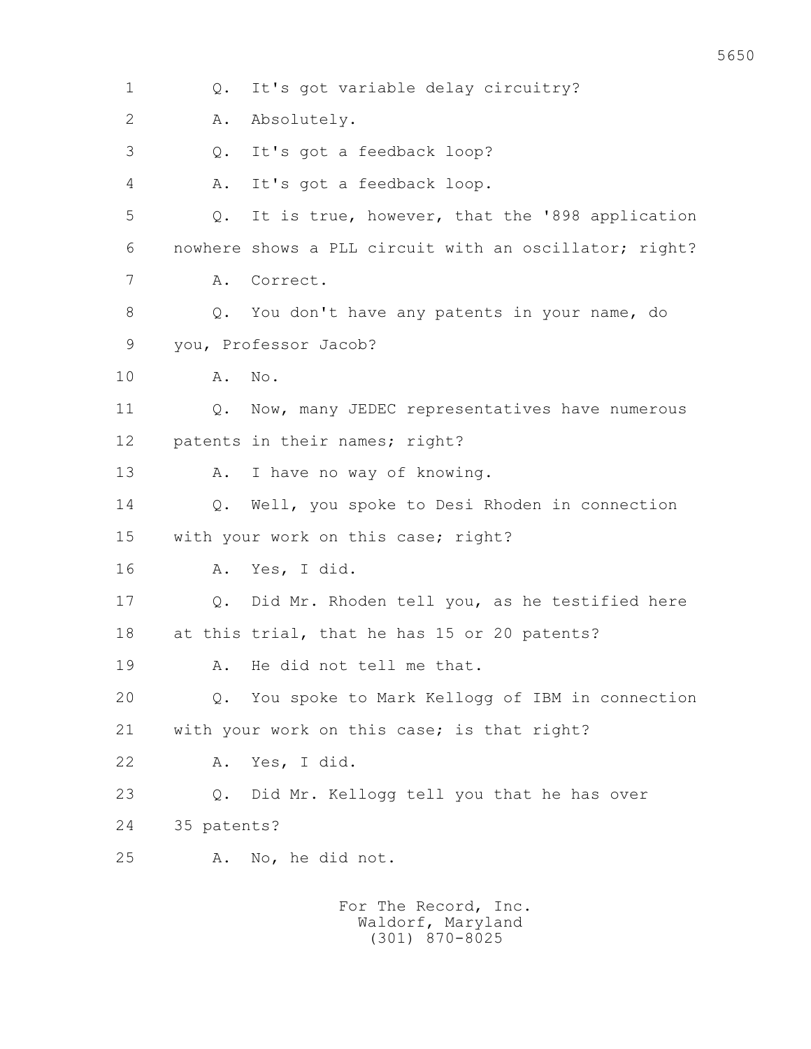1 Q. It's got variable delay circuitry?

2 A. Absolutely.

3 Q. It's got a feedback loop?

4 A. It's got a feedback loop.

5 Q. It is true, however, that the '898 application

6 nowhere shows a PLL circuit with an oscillator; right?

7 A. Correct.

8 Q. You don't have any patents in your name, do

9 you, Professor Jacob?

10 A. No.

11 Q. Now, many JEDEC representatives have numerous

12 patents in their names; right?

13 A. I have no way of knowing.

14 Q. Well, you spoke to Desi Rhoden in connection

15 with your work on this case; right?

16 A. Yes, I did.

17 Q. Did Mr. Rhoden tell you, as he testified here

18 at this trial, that he has 15 or 20 patents?

19 A. He did not tell me that.

20 Q. You spoke to Mark Kellogg of IBM in connection

21 with your work on this case; is that right?

22 A. Yes, I did.

23 Q. Did Mr. Kellogg tell you that he has over

24 35 patents?

25 A. No, he did not.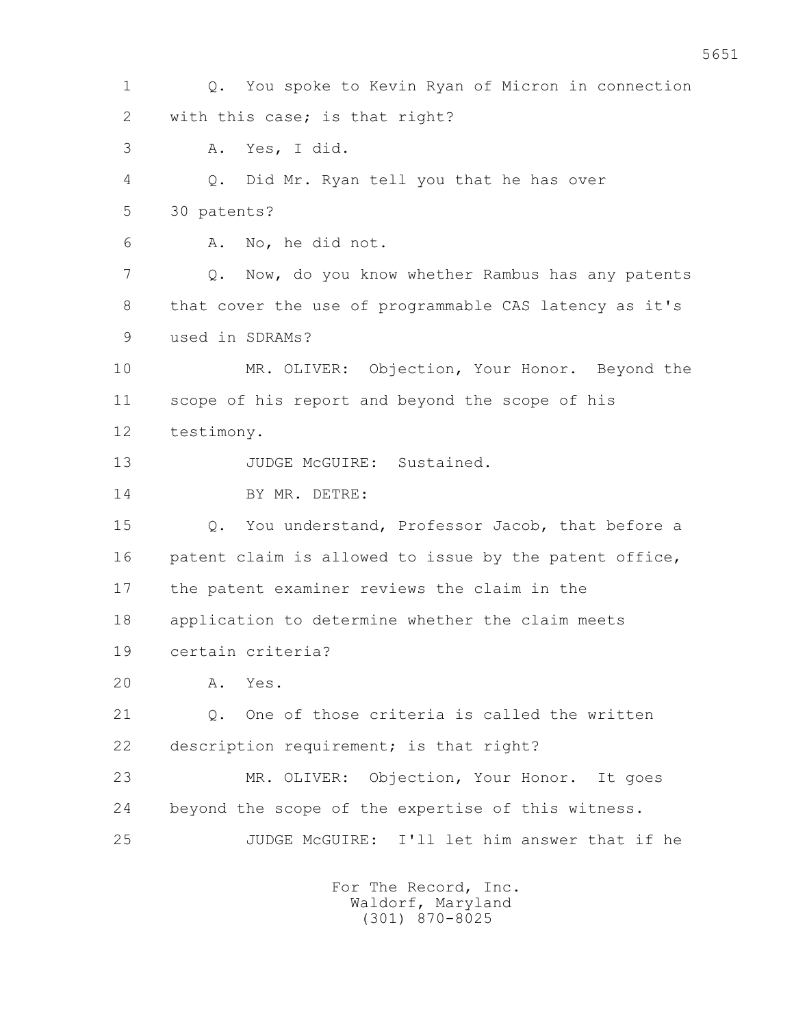1 Q. You spoke to Kevin Ryan of Micron in connection
2 with this case; is that right?
3 A. Yes, I did.
4 Q. Did Mr. Ryan tell you that he has over
5 30 patents?
6 A. No, he did not.
7 Q. Now, do you know whether Rambus has any patents
8 that cover the use of programmable CAS latency as it's
9 used in SDRAMs?
10 MR. OLIVER: Objection, Your Honor. Beyond the
11 scope of his report and beyond the scope of his
12 testimony.
13 JUDGE McGUIRE: Sustained.
14 BY MR. DETRE:
15 Q. You understand, Professor Jacob, that before a
16 patent claim is allowed to issue by the patent office,
17 the patent examiner reviews the claim in the
18 application to determine whether the claim meets
19 certain criteria?
20 A. Yes.
21 Q. One of those criteria is called the written
22 description requirement; is that right?
23 MR. OLIVER: Objection, Your Honor. It goes
24 beyond the scope of the expertise of this witness.
25 JUDGE McGUIRE: I'll let him answer that if he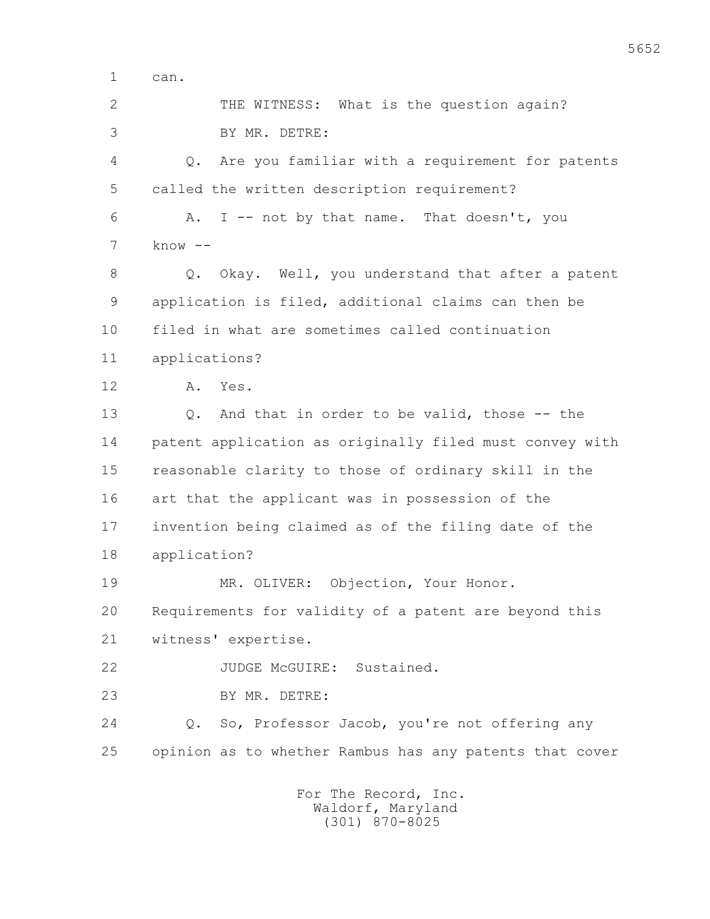1 can.

2 THE WITNESS: What is the question again?

3 BY MR. DETRE:

4 Q. Are you familiar with a requirement for patents

5 called the written description requirement?

6 A. I -- not by that name. That doesn't, you

7 know --

8 Q. Okay. Well, you understand that after a patent

9 application is filed, additional claims can then be

10 filed in what are sometimes called continuation

11 applications?

12 A. Yes.

13 Q. And that in order to be valid, those -- the

14 patent application as originally filed must convey with

15 reasonable clarity to those of ordinary skill in the

16 art that the applicant was in possession of the

17 invention being claimed as of the filing date of the

18 application?

19 MR. OLIVER: Objection, Your Honor.

20 Requirements for validity of a patent are beyond this

21 witness' expertise.

22 JUDGE McGUIRE: Sustained.

23 BY MR. DETRE:

24 Q. So, Professor Jacob, you're not offering any

25 opinion as to whether Rambus has any patents that cover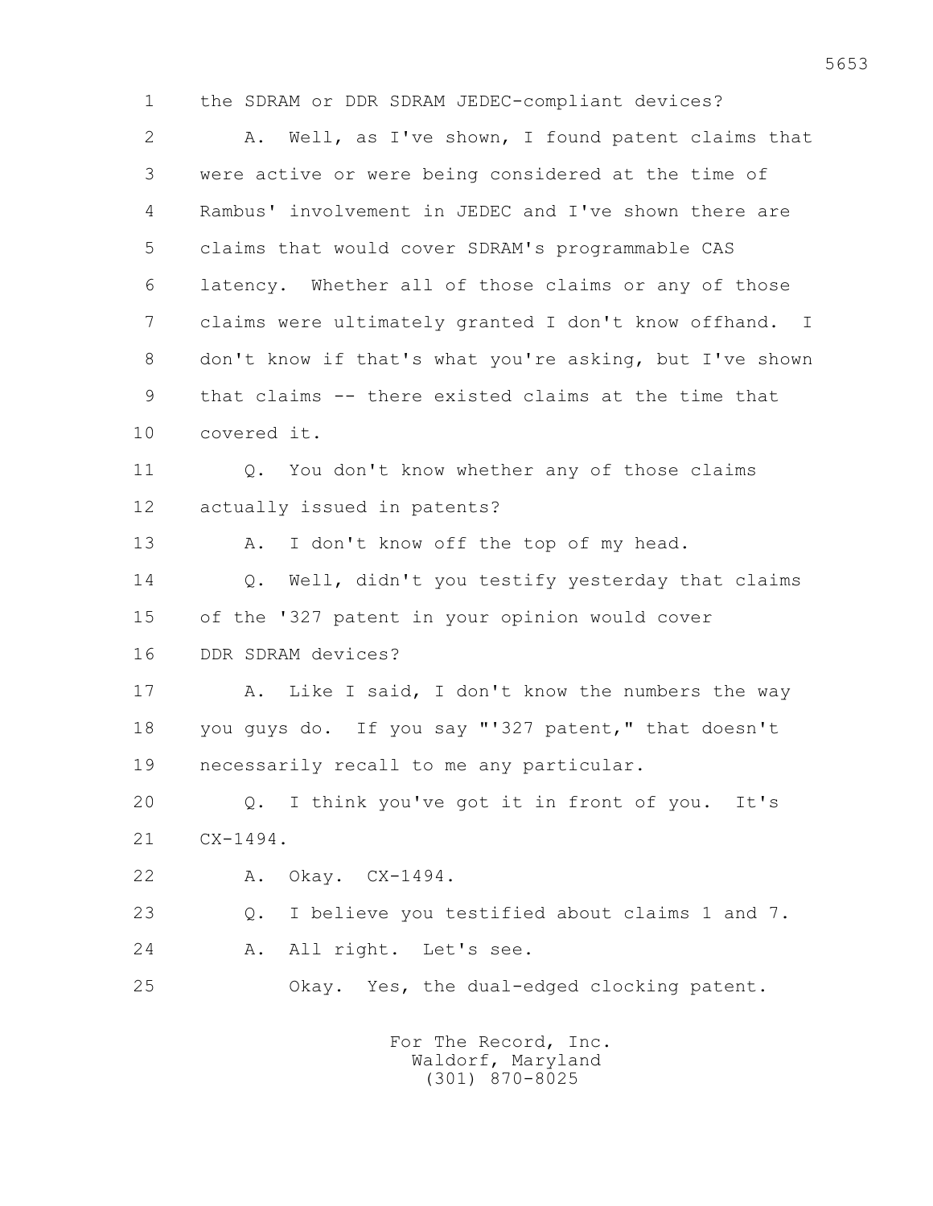1 the SDRAM or DDR SDRAM JEDEC-compliant devices?

2 A. Well, as I've shown, I found patent claims that

3 were active or were being considered at the time of

4 Rambus' involvement in JEDEC and I've shown there are

5 claims that would cover SDRAM's programmable CAS

6 latency. Whether all of those claims or any of those

7 claims were ultimately granted I don't know offhand. I

8 don't know if that's what you're asking, but I've shown

9 that claims -- there existed claims at the time that

10 covered it.

11 Q. You don't know whether any of those claims

12 actually issued in patents?

13 A. I don't know off the top of my head.

14 Q. Well, didn't you testify yesterday that claims

15 of the '327 patent in your opinion would cover

16 DDR SDRAM devices?

17 A. Like I said, I don't know the numbers the way

18 you guys do. If you say "'327 patent," that doesn't

19 necessarily recall to me any particular.

20 Q. I think you've got it in front of you. It's

21 CX-1494.

22 A. Okay. CX-1494.

23 Q. I believe you testified about claims 1 and 7.

24 A. All right. Let's see.

25 Okay. Yes, the dual-edged clocking patent.

For The Record, Inc.
Waldorf, Maryland
(301) 870-8025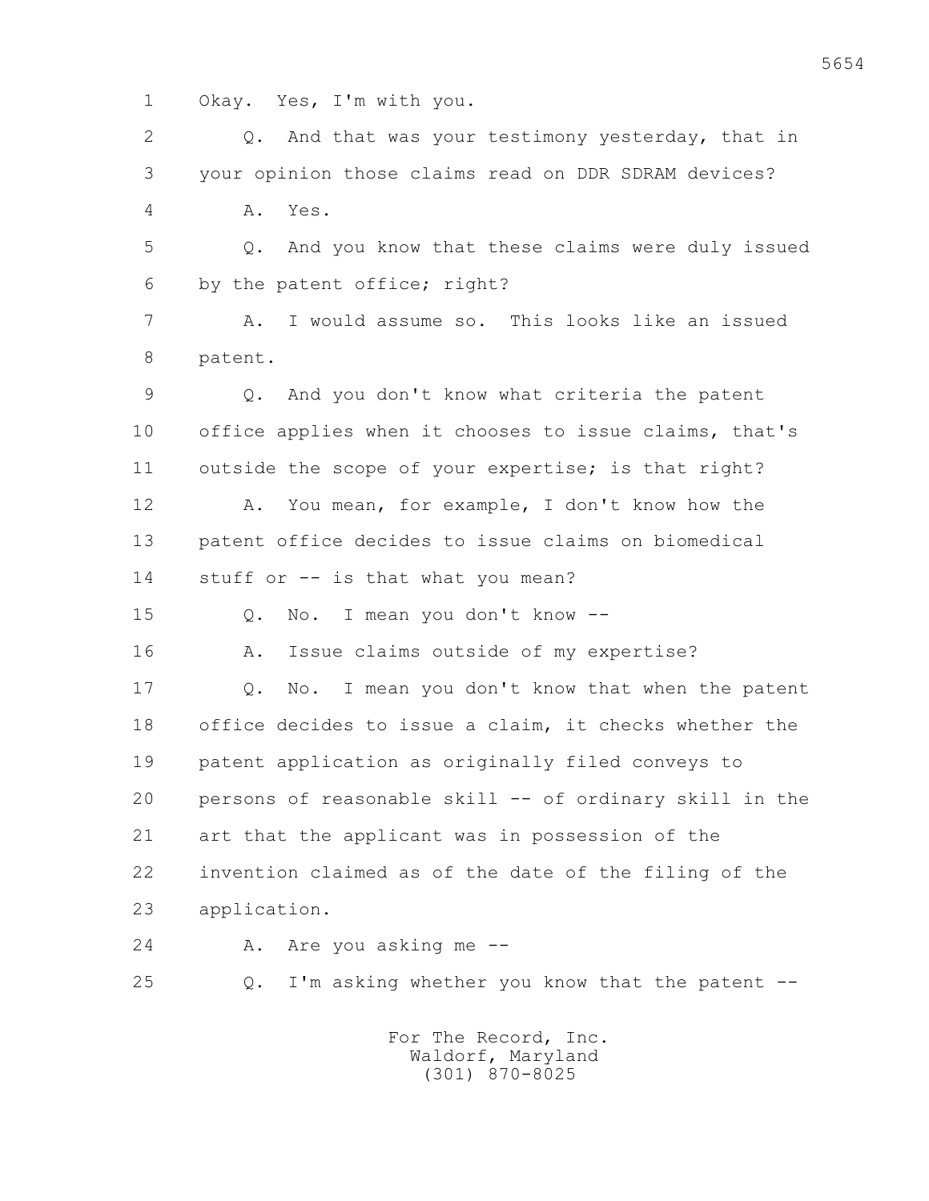1 Okay. Yes, I'm with you.

2 Q. And that was your testimony yesterday, that in

3 your opinion those claims read on DDR SDRAM devices?

4 A. Yes.

5 Q. And you know that these claims were duly issued

6 by the patent office; right?

7 A. I would assume so. This looks like an issued

8 patent.

9 Q. And you don't know what criteria the patent

10 office applies when it chooses to issue claims, that's

11 outside the scope of your expertise; is that right?

12 A. You mean, for example, I don't know how the

13 patent office decides to issue claims on biomedical

14 stuff or -- is that what you mean?

15 Q. No. I mean you don't know --

16 A. Issue claims outside of my expertise?

17 Q. No. I mean you don't know that when the patent

18 office decides to issue a claim, it checks whether the

19 patent application as originally filed conveys to

20 persons of reasonable skill -- of ordinary skill in the

21 art that the applicant was in possession of the

22 invention claimed as of the date of the filing of the

23 application.

24 A. Are you asking me --

25 Q. I'm asking whether you know that the patent --

For The Record, Inc.
Waldorf, Maryland
(301) 870-8025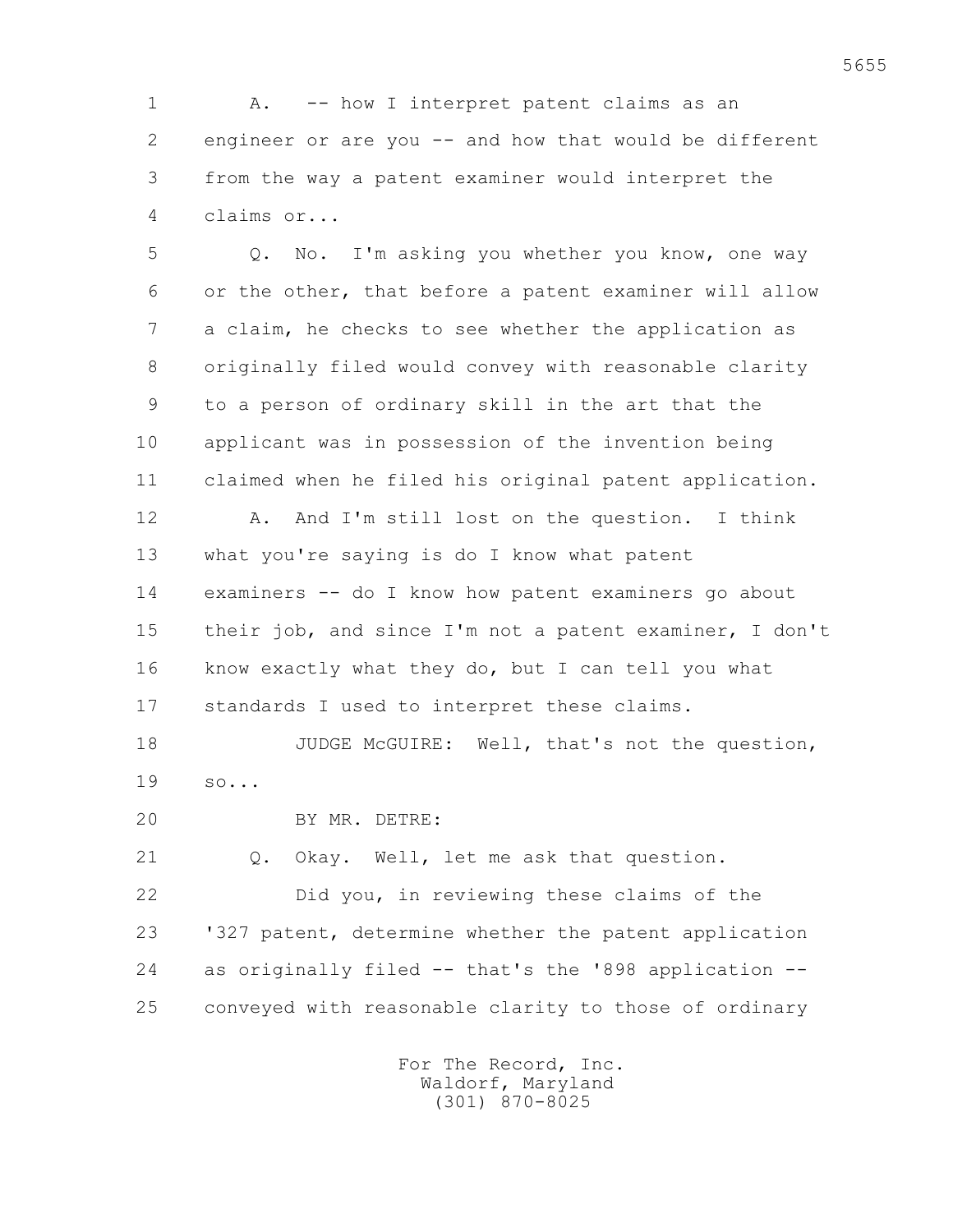1 A. -- how I interpret patent claims as an
2 engineer or are you -- and how that would be different
3 from the way a patent examiner would interpret the
4 claims or...

5 Q. No. I'm asking you whether you know, one way
6 or the other, that before a patent examiner will allow
7 a claim, he checks to see whether the application as
8 originally filed would convey with reasonable clarity
9 to a person of ordinary skill in the art that the
10 applicant was in possession of the invention being
11 claimed when he filed his original patent application.

12 A. And I'm still lost on the question. I think
13 what you're saying is do I know what patent
14 examiners -- do I know how patent examiners go about
15 their job, and since I'm not a patent examiner, I don't
16 know exactly what they do, but I can tell you what
17 standards I used to interpret these claims.

18 JUDGE McGUIRE: Well, that's not the question,
19 so...

20 BY MR. DETRE:

21 Q. Okay. Well, let me ask that question.

22 Did you, in reviewing these claims of the
23 '327 patent, determine whether the patent application
24 as originally filed -- that's the '898 application --
25 conveyed with reasonable clarity to those of ordinary

For The Record, Inc.
Waldorf, Maryland
(301) 870-8025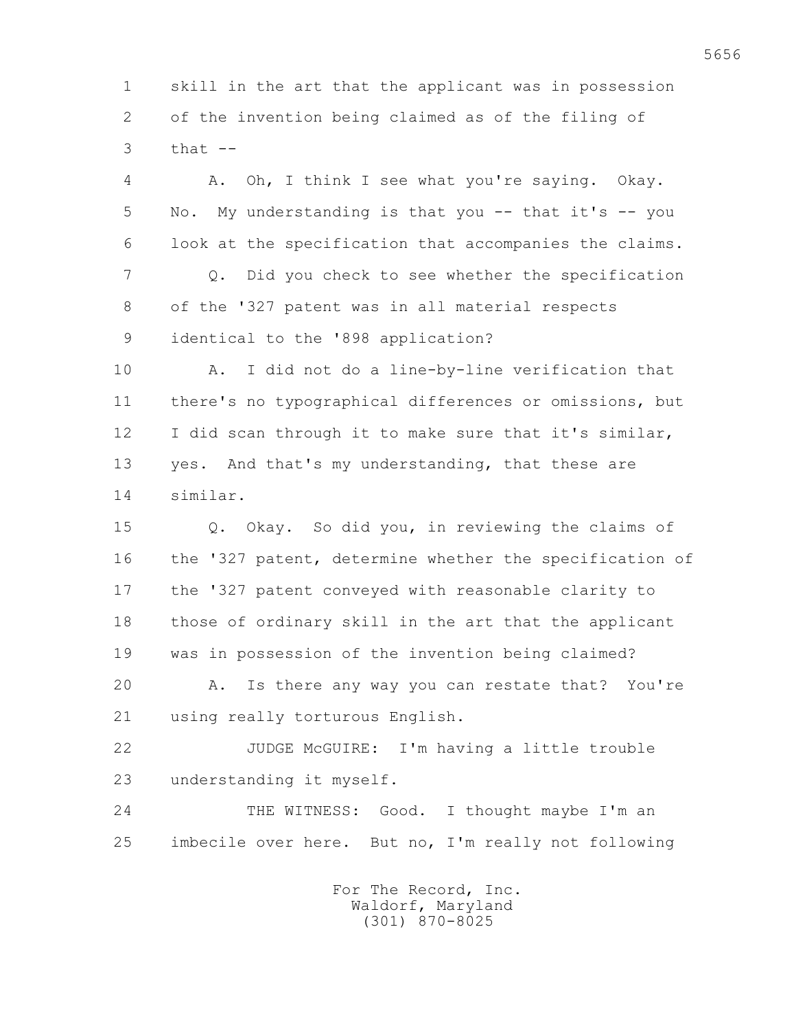skill in the art that the applicant was in possession of the invention being claimed as of the filing of that --

A. Oh, I think I see what you're saying. Okay. No. My understanding is that you -- that it's -- you look at the specification that accompanies the claims.

Q. Did you check to see whether the specification of the '327 patent was in all material respects identical to the '898 application?

A. I did not do a line-by-line verification that there's no typographical differences or omissions, but I did scan through it to make sure that it's similar, yes. And that's my understanding, that these are similar.

Q. Okay. So did you, in reviewing the claims of the '327 patent, determine whether the specification of the '327 patent conveyed with reasonable clarity to those of ordinary skill in the art that the applicant was in possession of the invention being claimed?

A. Is there any way you can restate that? You're using really torturous English.

JUDGE McGUIRE: I'm having a little trouble understanding it myself.

THE WITNESS: Good. I thought maybe I'm an imbecile over here. But no, I'm really not following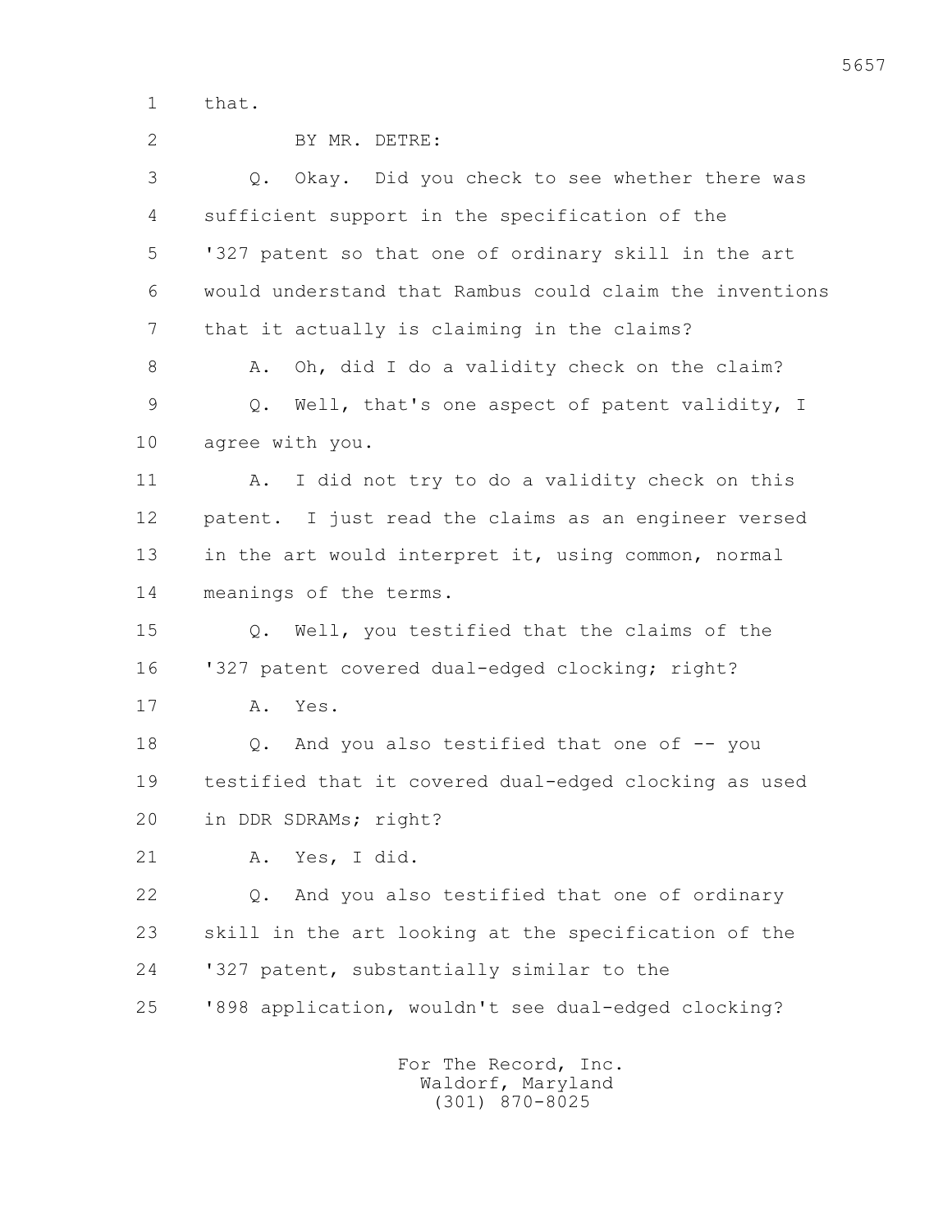1 that.

2 BY MR. DETRE:

3 Q. Okay. Did you check to see whether there was
4 sufficient support in the specification of the
5 '327 patent so that one of ordinary skill in the art
6 would understand that Rambus could claim the inventions
7 that it actually is claiming in the claims?

8 A. Oh, did I do a validity check on the claim?

9 Q. Well, that's one aspect of patent validity, I
10 agree with you.

11 A. I did not try to do a validity check on this
12 patent. I just read the claims as an engineer versed
13 in the art would interpret it, using common, normal
14 meanings of the terms.

15 Q. Well, you testified that the claims of the
16 '327 patent covered dual-edged clocking; right?

17 A. Yes.

18 Q. And you also testified that one of -- you
19 testified that it covered dual-edged clocking as used
20 in DDR SDRAMs; right?

21 A. Yes, I did.

22 Q. And you also testified that one of ordinary
23 skill in the art looking at the specification of the
24 '327 patent, substantially similar to the
25 '898 application, wouldn't see dual-edged clocking?

For The Record, Inc.
Waldorf, Maryland
(301) 870-8025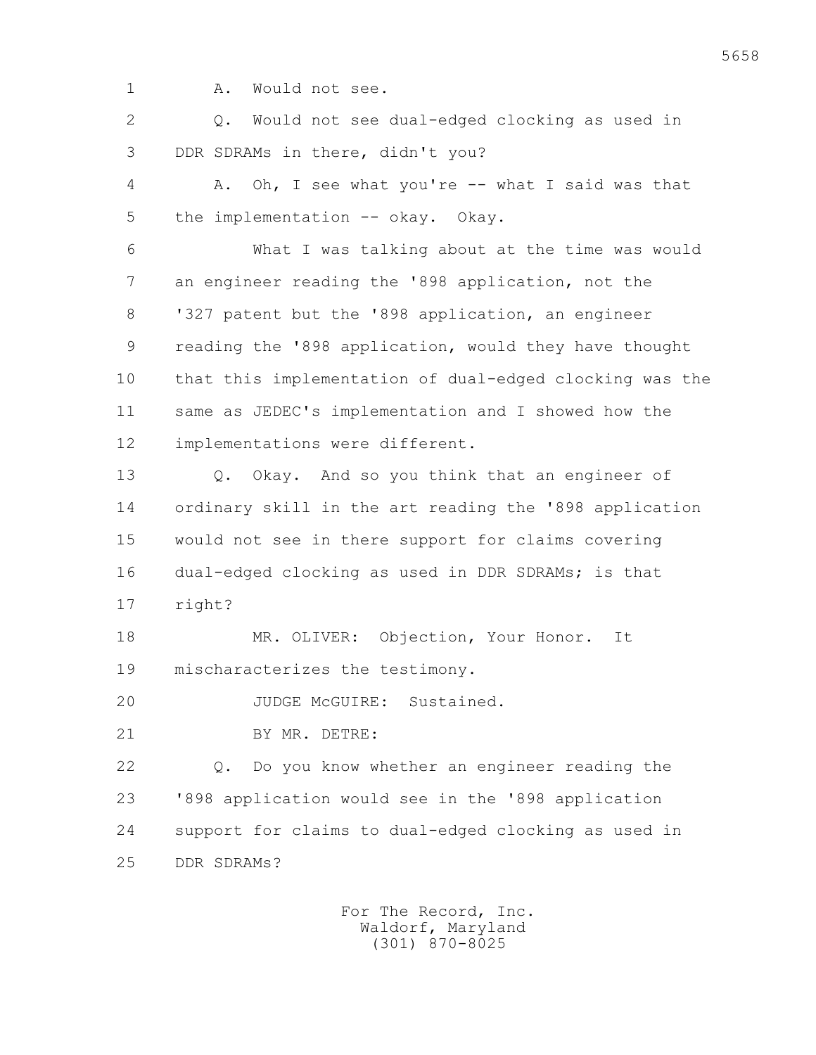A. Would not see.

Q. Would not see dual-edged clocking as used in DDR SDRAMs in there, didn't you?

A. Oh, I see what you're -- what I said was that the implementation -- okay. Okay.

What I was talking about at the time was would an engineer reading the '898 application, not the '327 patent but the '898 application, an engineer reading the '898 application, would they have thought that this implementation of dual-edged clocking was the same as JEDEC's implementation and I showed how the implementations were different.

Q. Okay. And so you think that an engineer of ordinary skill in the art reading the '898 application would not see in there support for claims covering dual-edged clocking as used in DDR SDRAMs; is that right?

MR. OLIVER: Objection, Your Honor. It mischaracterizes the testimony.

JUDGE McGUIRE: Sustained.

BY MR. DETRE:

Q. Do you know whether an engineer reading the '898 application would see in the '898 application support for claims to dual-edged clocking as used in DDR SDRAMs?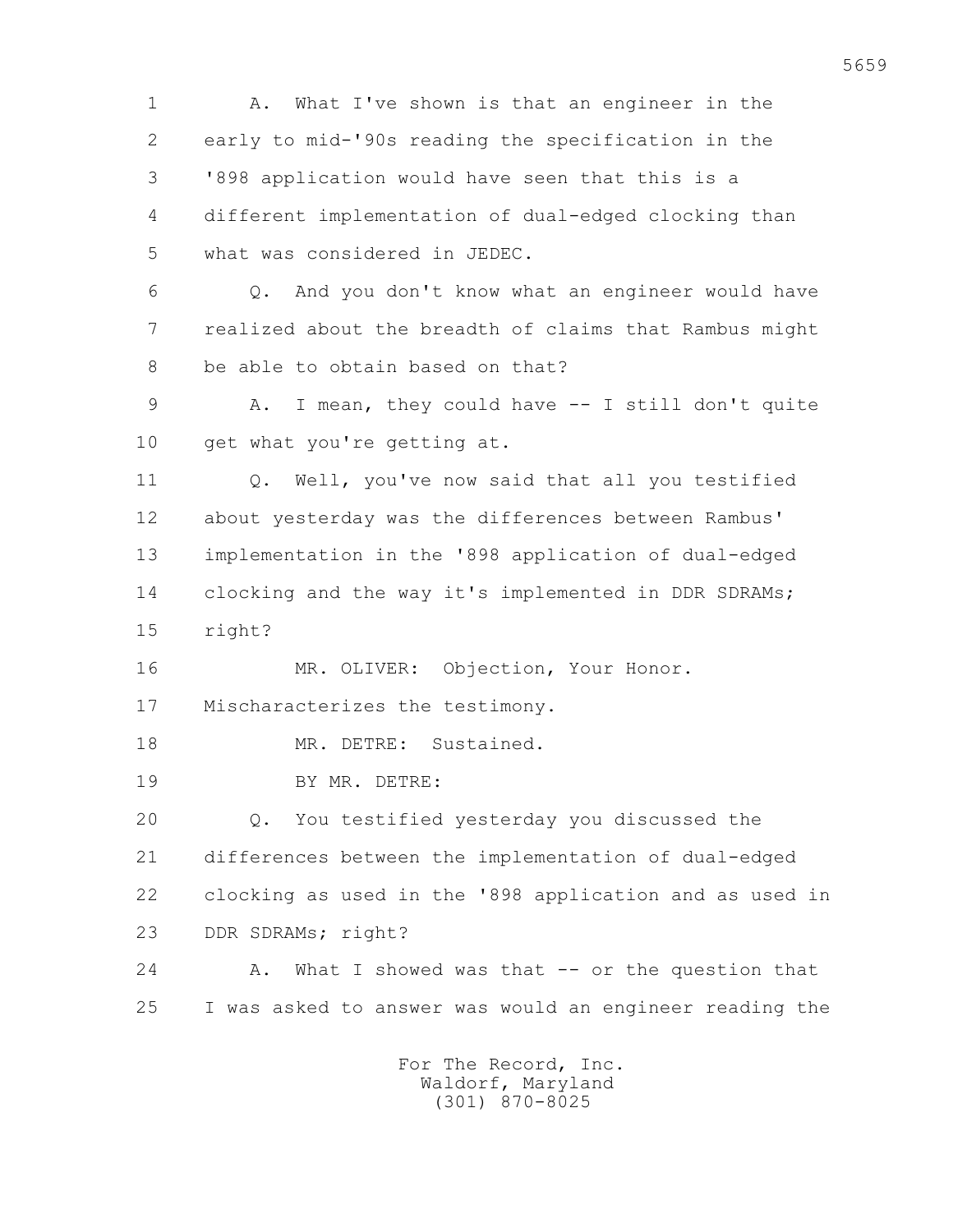A. What I've shown is that an engineer in the early to mid-'90s reading the specification in the '898 application would have seen that this is a different implementation of dual-edged clocking than what was considered in JEDEC.

Q. And you don't know what an engineer would have realized about the breadth of claims that Rambus might be able to obtain based on that?

A. I mean, they could have -- I still don't quite get what you're getting at.

Q. Well, you've now said that all you testified about yesterday was the differences between Rambus' implementation in the '898 application of dual-edged clocking and the way it's implemented in DDR SDRAMs; right?

MR. OLIVER: Objection, Your Honor. Mischaracterizes the testimony.

MR. DETRE: Sustained.

BY MR. DETRE:

Q. You testified yesterday you discussed the differences between the implementation of dual-edged clocking as used in the '898 application and as used in DDR SDRAMs; right?

A. What I showed was that -- or the question that I was asked to answer was would an engineer reading the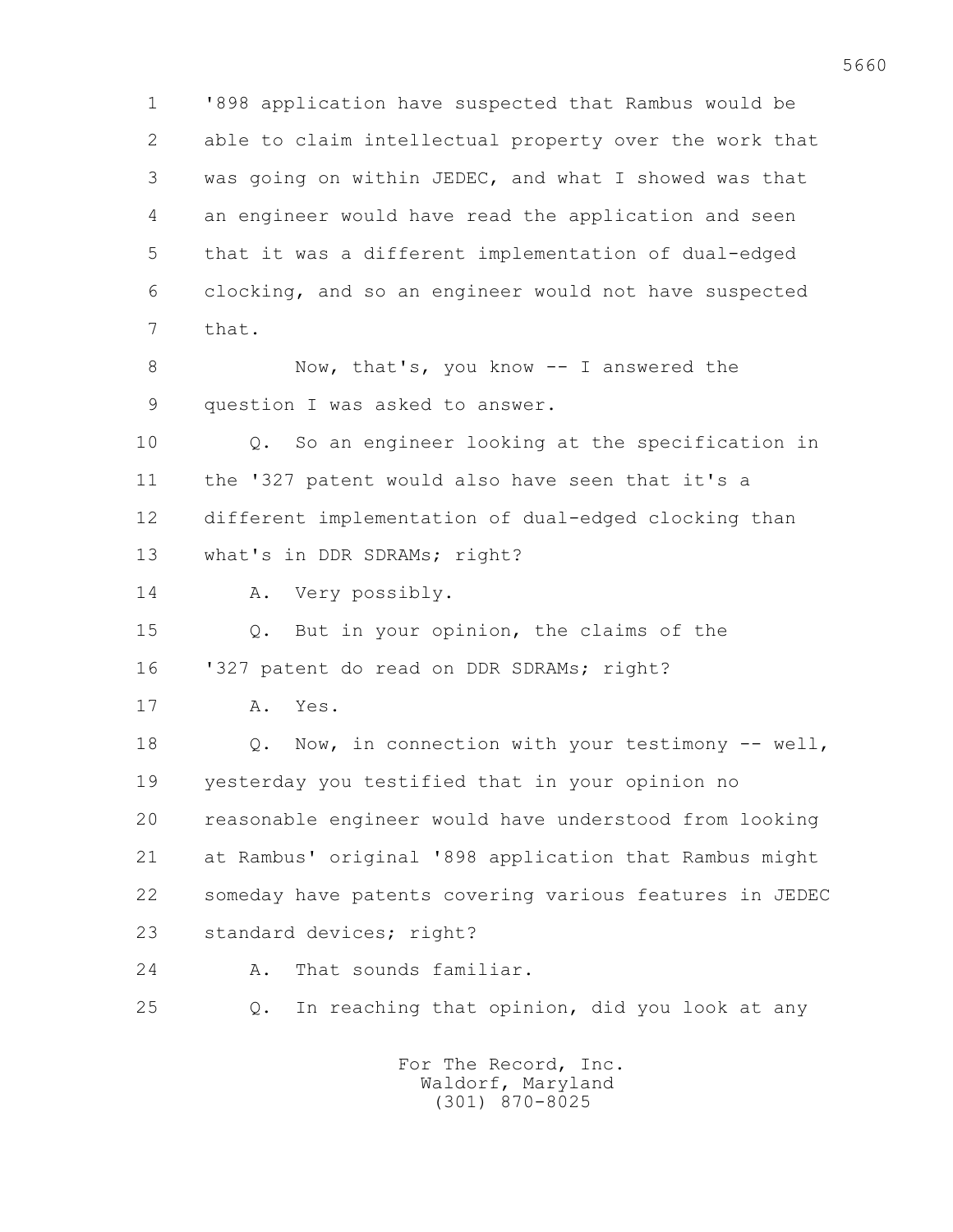'898 application have suspected that Rambus would be able to claim intellectual property over the work that was going on within JEDEC, and what I showed was that an engineer would have read the application and seen that it was a different implementation of dual-edged clocking, and so an engineer would not have suspected that.

Now, that's, you know -- I answered the question I was asked to answer.

Q. So an engineer looking at the specification in the '327 patent would also have seen that it's a different implementation of dual-edged clocking than what's in DDR SDRAMs; right?

A. Very possibly.

Q. But in your opinion, the claims of the '327 patent do read on DDR SDRAMs; right?

A. Yes.

Q. Now, in connection with your testimony -- well, yesterday you testified that in your opinion no reasonable engineer would have understood from looking at Rambus' original '898 application that Rambus might someday have patents covering various features in JEDEC standard devices; right?

A. That sounds familiar.

Q. In reaching that opinion, did you look at any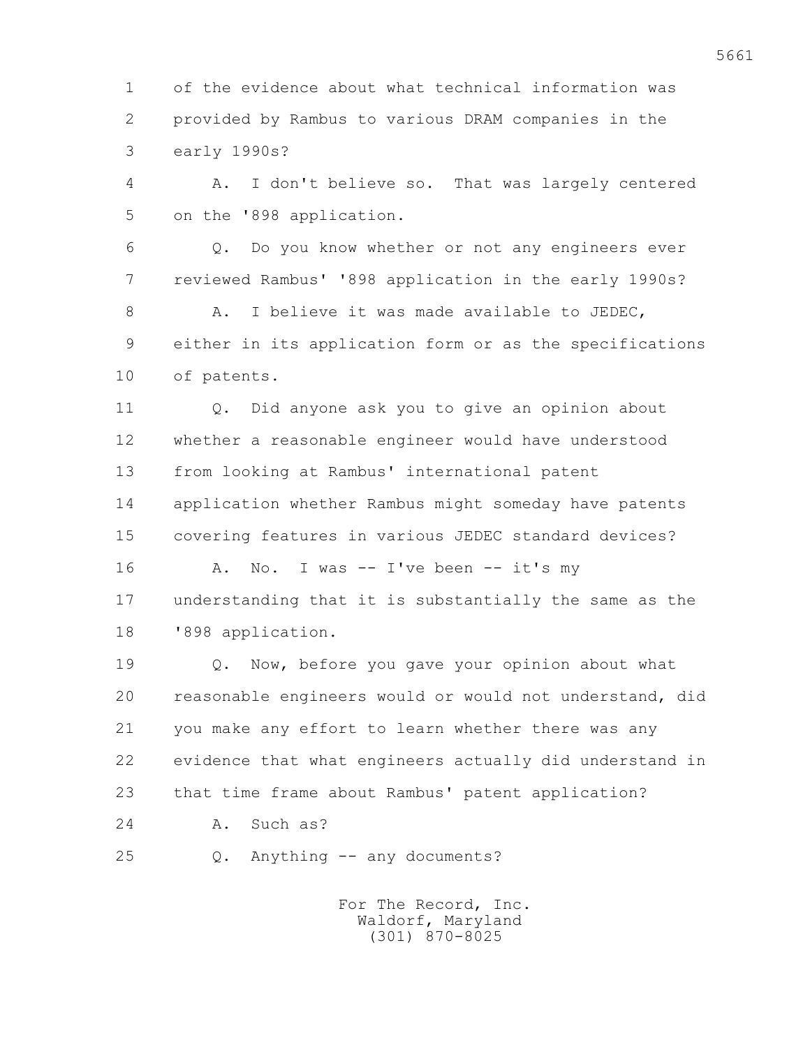1 of the evidence about what technical information was
2 provided by Rambus to various DRAM companies in the
3 early 1990s?

4 A. I don't believe so. That was largely centered
5 on the '898 application.

6 Q. Do you know whether or not any engineers ever
7 reviewed Rambus' '898 application in the early 1990s?

8 A. I believe it was made available to JEDEC,
9 either in its application form or as the specifications
10 of patents.

11 Q. Did anyone ask you to give an opinion about
12 whether a reasonable engineer would have understood
13 from looking at Rambus' international patent
14 application whether Rambus might someday have patents
15 covering features in various JEDEC standard devices?

16 A. No. I was -- I've been -- it's my
17 understanding that it is substantially the same as the
18 '898 application.

19 Q. Now, before you gave your opinion about what
20 reasonable engineers would or would not understand, did
21 you make any effort to learn whether there was any
22 evidence that what engineers actually did understand in
23 that time frame about Rambus' patent application?

24 A. Such as?

25 Q. Anything -- any documents?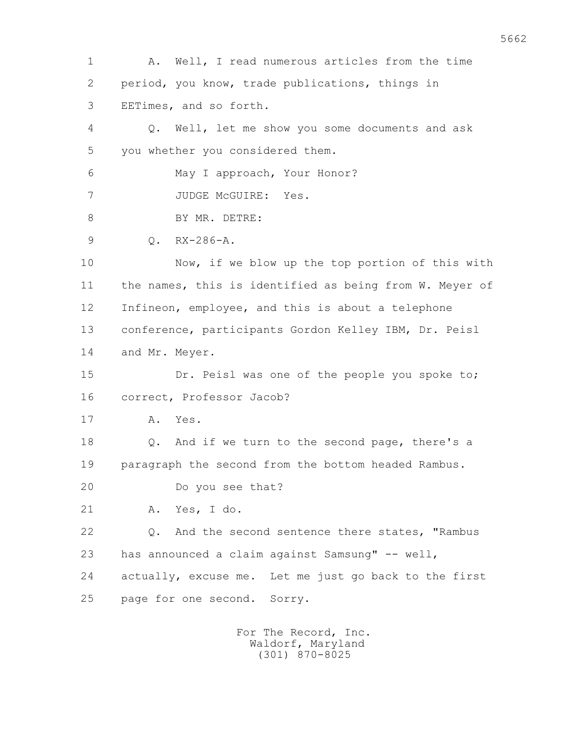A. Well, I read numerous articles from the time period, you know, trade publications, things in EETimes, and so forth.

Q. Well, let me show you some documents and ask you whether you considered them.

May I approach, Your Honor?

JUDGE McGUIRE: Yes.

BY MR. DETRE:

Q. RX-286-A.

Now, if we blow up the top portion of this with the names, this is identified as being from W. Meyer of Infineon, employee, and this is about a telephone conference, participants Gordon Kelley IBM, Dr. Peisl and Mr. Meyer.

Dr. Peisl was one of the people you spoke to; correct, Professor Jacob?

A. Yes.

Q. And if we turn to the second page, there's a paragraph the second from the bottom headed Rambus.

Do you see that?

A. Yes, I do.

Q. And the second sentence there states, "Rambus has announced a claim against Samsung" -- well, actually, excuse me. Let me just go back to the first page for one second. Sorry.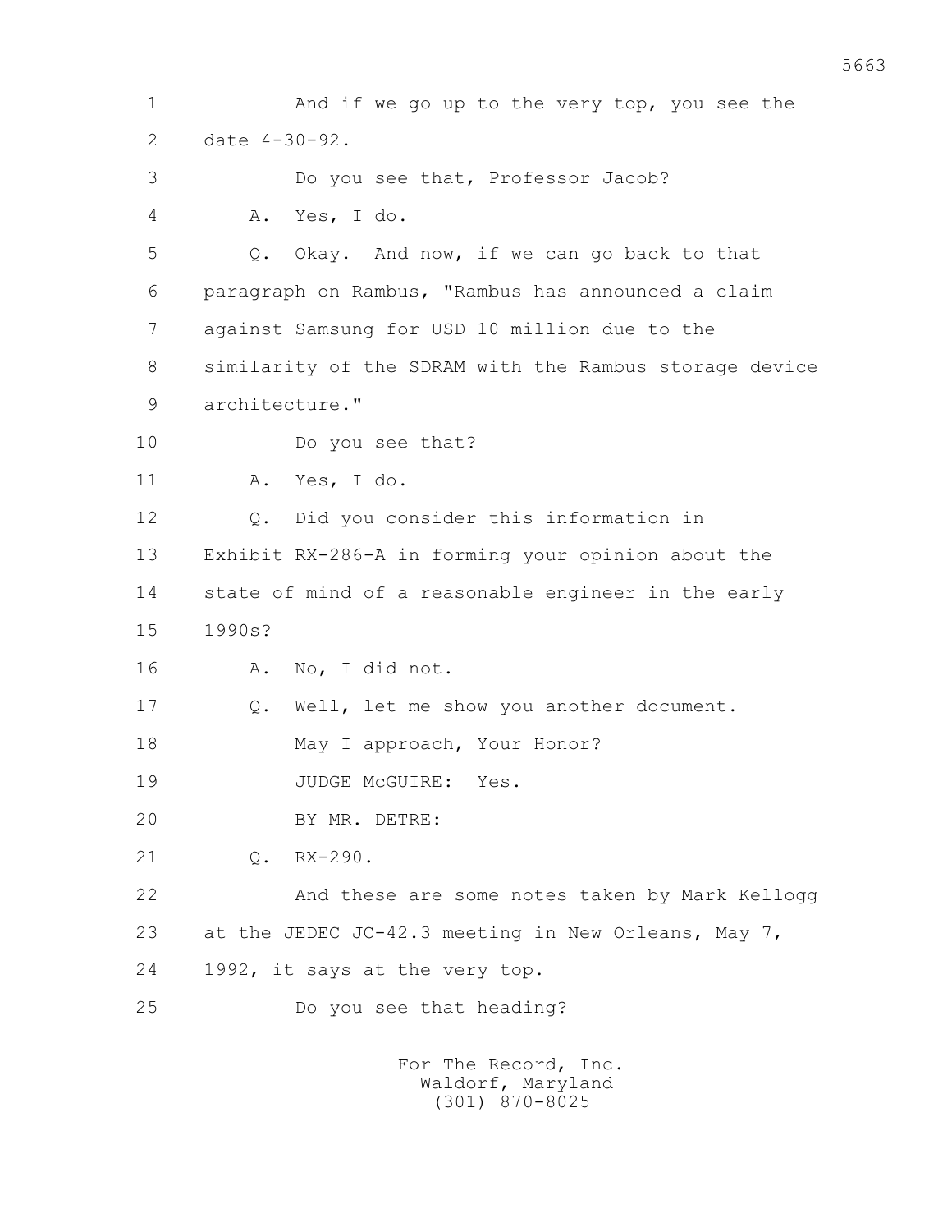1 And if we go up to the very top, you see the
2 date 4-30-92.
3 Do you see that, Professor Jacob?
4 A. Yes, I do.
5 Q. Okay. And now, if we can go back to that
6 paragraph on Rambus, "Rambus has announced a claim
7 against Samsung for USD 10 million due to the
8 similarity of the SDRAM with the Rambus storage device
9 architecture."
10 Do you see that?
11 A. Yes, I do.
12 Q. Did you consider this information in
13 Exhibit RX-286-A in forming your opinion about the
14 state of mind of a reasonable engineer in the early
15 1990s?
16 A. No, I did not.
17 Q. Well, let me show you another document.
18 May I approach, Your Honor?
19 JUDGE McGUIRE: Yes.
20 BY MR. DETRE:
21 Q. RX-290.
22 And these are some notes taken by Mark Kellogg
23 at the JEDEC JC-42.3 meeting in New Orleans, May 7,
24 1992, it says at the very top.
25 Do you see that heading?

For The Record, Inc.
Waldorf, Maryland
(301) 870-8025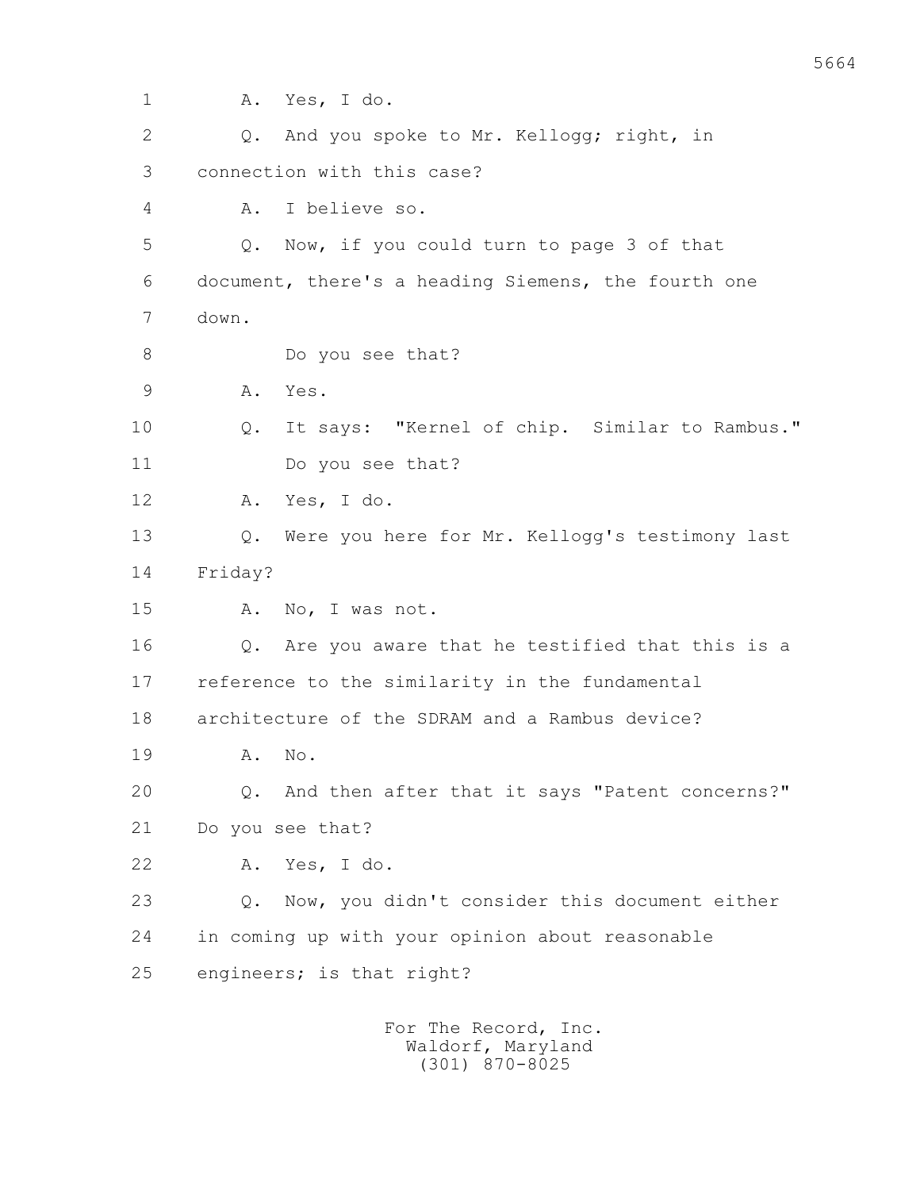1 A. Yes, I do.

2 Q. And you spoke to Mr. Kellogg; right, in

3 connection with this case?

4 A. I believe so.

5 Q. Now, if you could turn to page 3 of that

6 document, there's a heading Siemens, the fourth one

7 down.

8 Do you see that?

9 A. Yes.

10 Q. It says: "Kernel of chip. Similar to Rambus."

11 Do you see that?

12 A. Yes, I do.

13 Q. Were you here for Mr. Kellogg's testimony last

14 Friday?

15 A. No, I was not.

16 Q. Are you aware that he testified that this is a

17 reference to the similarity in the fundamental

18 architecture of the SDRAM and a Rambus device?

19 A. No.

20 Q. And then after that it says "Patent concerns?"

21 Do you see that?

22 A. Yes, I do.

23 Q. Now, you didn't consider this document either

24 in coming up with your opinion about reasonable

25 engineers; is that right?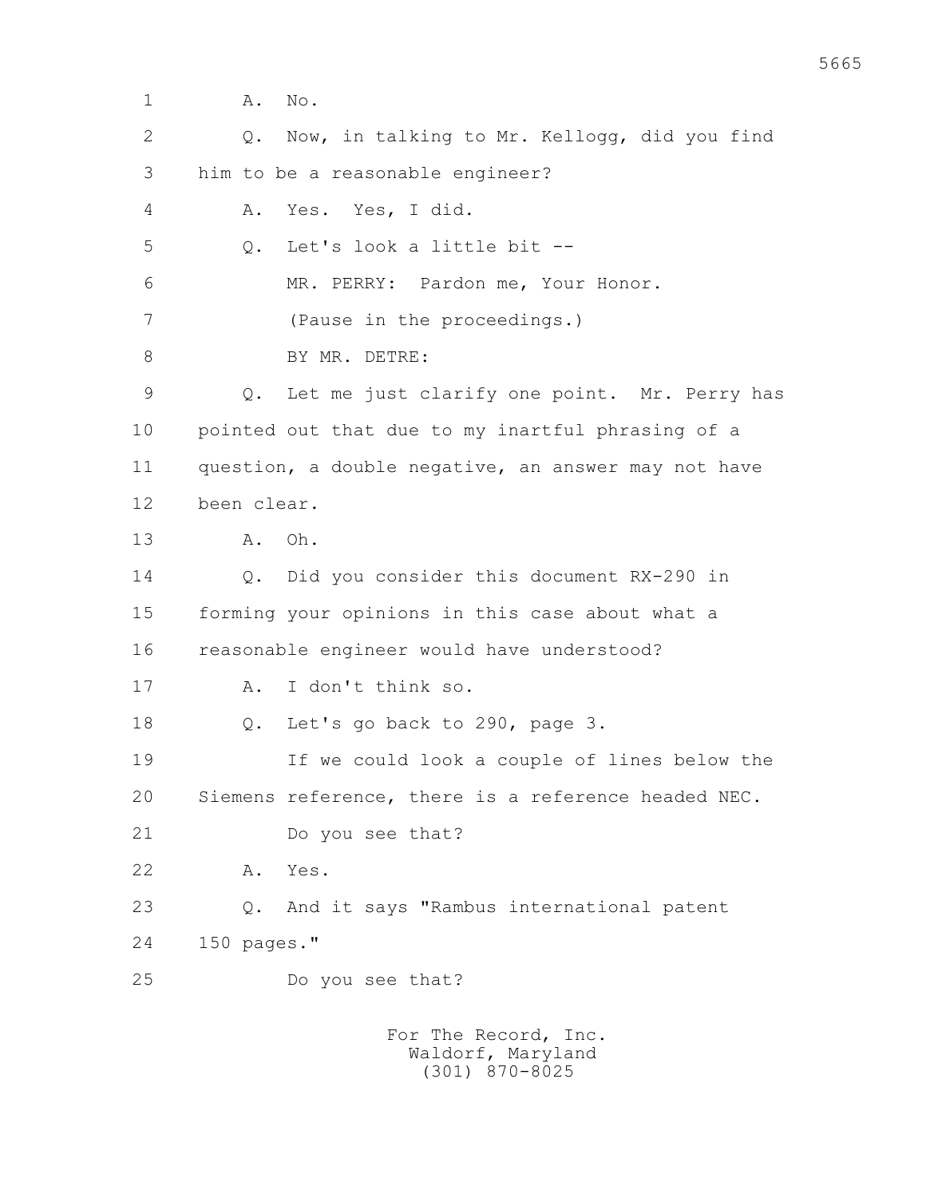1 A. No.

2 Q. Now, in talking to Mr. Kellogg, did you find

3 him to be a reasonable engineer?

4 A. Yes. Yes, I did.

5 Q. Let's look a little bit --

6 MR. PERRY: Pardon me, Your Honor.

7 (Pause in the proceedings.)

8 BY MR. DETRE:

9 Q. Let me just clarify one point. Mr. Perry has

10 pointed out that due to my inartful phrasing of a

11 question, a double negative, an answer may not have

12 been clear.

13 A. Oh.

14 Q. Did you consider this document RX-290 in

15 forming your opinions in this case about what a

16 reasonable engineer would have understood?

17 A. I don't think so.

18 Q. Let's go back to 290, page 3.

19 If we could look a couple of lines below the

20 Siemens reference, there is a reference headed NEC.

21 Do you see that?

22 A. Yes.

23 Q. And it says "Rambus international patent

24 150 pages."

25 Do you see that?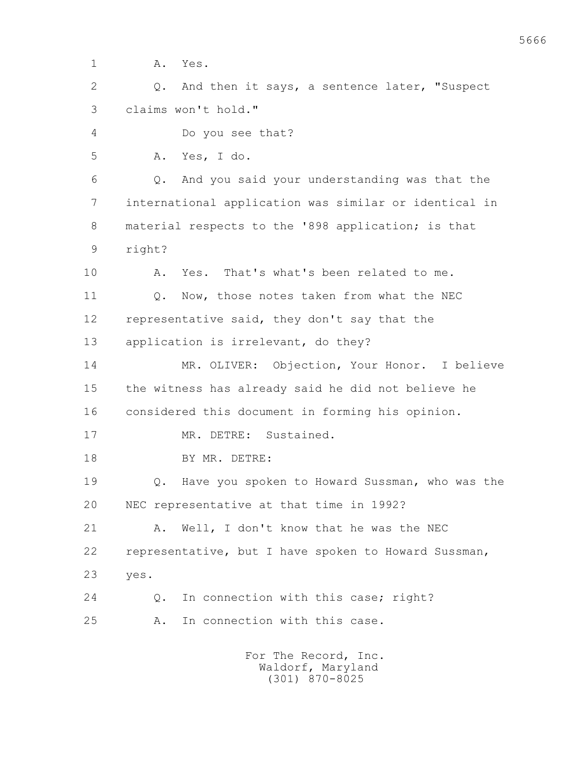1 A. Yes.

2 Q. And then it says, a sentence later, "Suspect

3 claims won't hold."

4 Do you see that?

5 A. Yes, I do.

6 Q. And you said your understanding was that the

7 international application was similar or identical in

8 material respects to the '898 application; is that

9 right?

10 A. Yes. That's what's been related to me.

11 Q. Now, those notes taken from what the NEC

12 representative said, they don't say that the

13 application is irrelevant, do they?

14 MR. OLIVER: Objection, Your Honor. I believe

15 the witness has already said he did not believe he

16 considered this document in forming his opinion.

17 MR. DETRE: Sustained.

18 BY MR. DETRE:

19 Q. Have you spoken to Howard Sussman, who was the

20 NEC representative at that time in 1992?

21 A. Well, I don't know that he was the NEC

22 representative, but I have spoken to Howard Sussman,

23 yes.

24 Q. In connection with this case; right?

25 A. In connection with this case.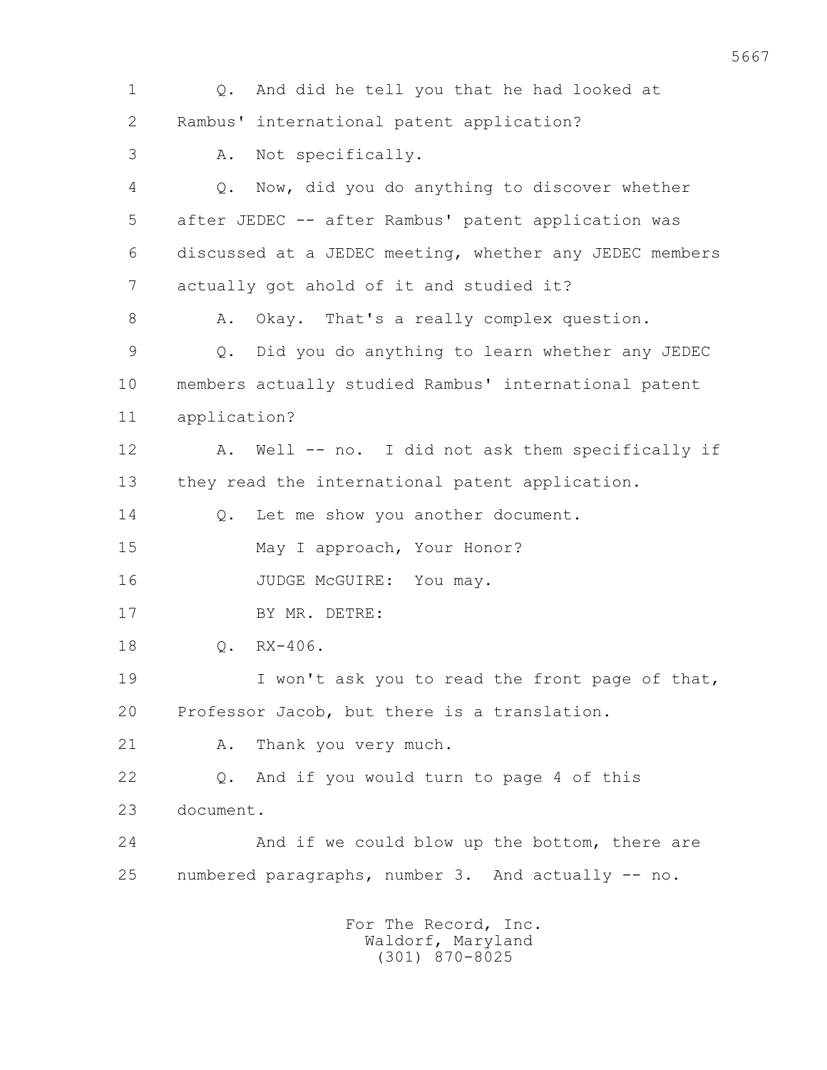1 Q. And did he tell you that he had looked at
2 Rambus' international patent application?
3 A. Not specifically.
4 Q. Now, did you do anything to discover whether
5 after JEDEC -- after Rambus' patent application was
6 discussed at a JEDEC meeting, whether any JEDEC members
7 actually got ahold of it and studied it?
8 A. Okay. That's a really complex question.
9 Q. Did you do anything to learn whether any JEDEC
10 members actually studied Rambus' international patent
11 application?
12 A. Well -- no. I did not ask them specifically if
13 they read the international patent application.
14 Q. Let me show you another document.
15 May I approach, Your Honor?
16 JUDGE McGUIRE: You may.
17 BY MR. DETRE:
18 Q. RX-406.
19 I won't ask you to read the front page of that,
20 Professor Jacob, but there is a translation.
21 A. Thank you very much.
22 Q. And if you would turn to page 4 of this
23 document.
24 And if we could blow up the bottom, there are
25 numbered paragraphs, number 3. And actually -- no.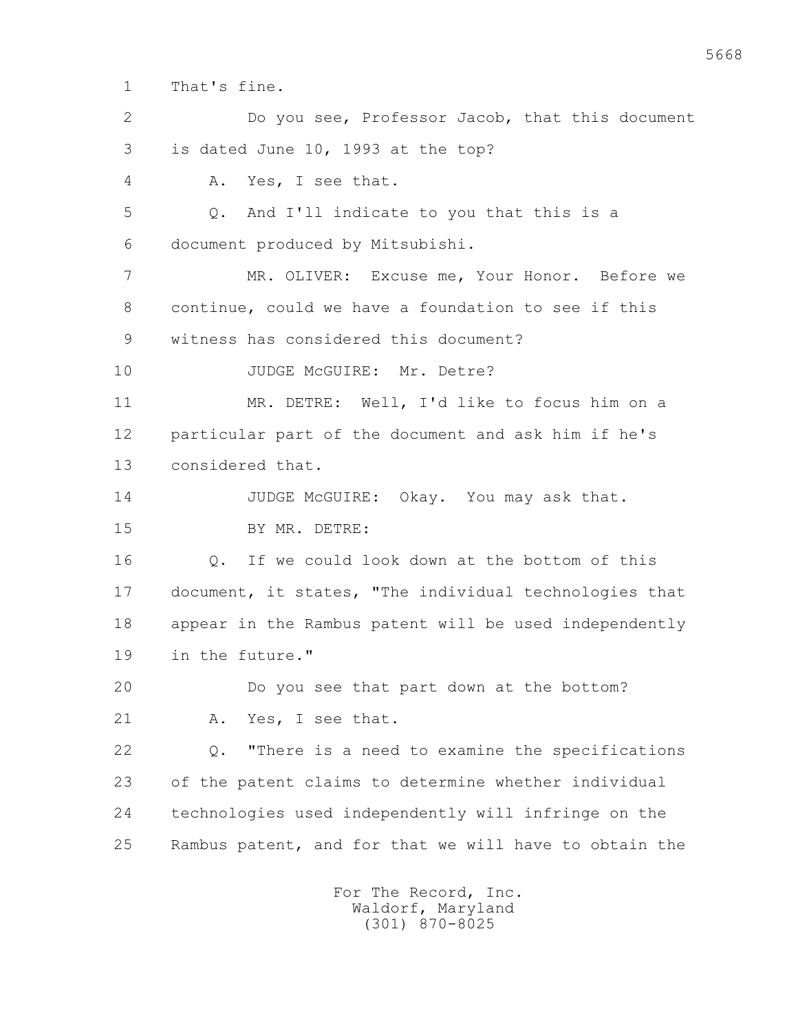1 That's fine.

2 Do you see, Professor Jacob, that this document

3 is dated June 10, 1993 at the top?

4 A. Yes, I see that.

5 Q. And I'll indicate to you that this is a

6 document produced by Mitsubishi.

7 MR. OLIVER: Excuse me, Your Honor. Before we

8 continue, could we have a foundation to see if this

9 witness has considered this document?

10 JUDGE McGUIRE: Mr. Detre?

11 MR. DETRE: Well, I'd like to focus him on a

12 particular part of the document and ask him if he's

13 considered that.

14 JUDGE McGUIRE: Okay. You may ask that.

15 BY MR. DETRE:

16 Q. If we could look down at the bottom of this

17 document, it states, "The individual technologies that

18 appear in the Rambus patent will be used independently

19 in the future."

20 Do you see that part down at the bottom?

21 A. Yes, I see that.

22 Q. "There is a need to examine the specifications

23 of the patent claims to determine whether individual

24 technologies used independently will infringe on the

25 Rambus patent, and for that we will have to obtain the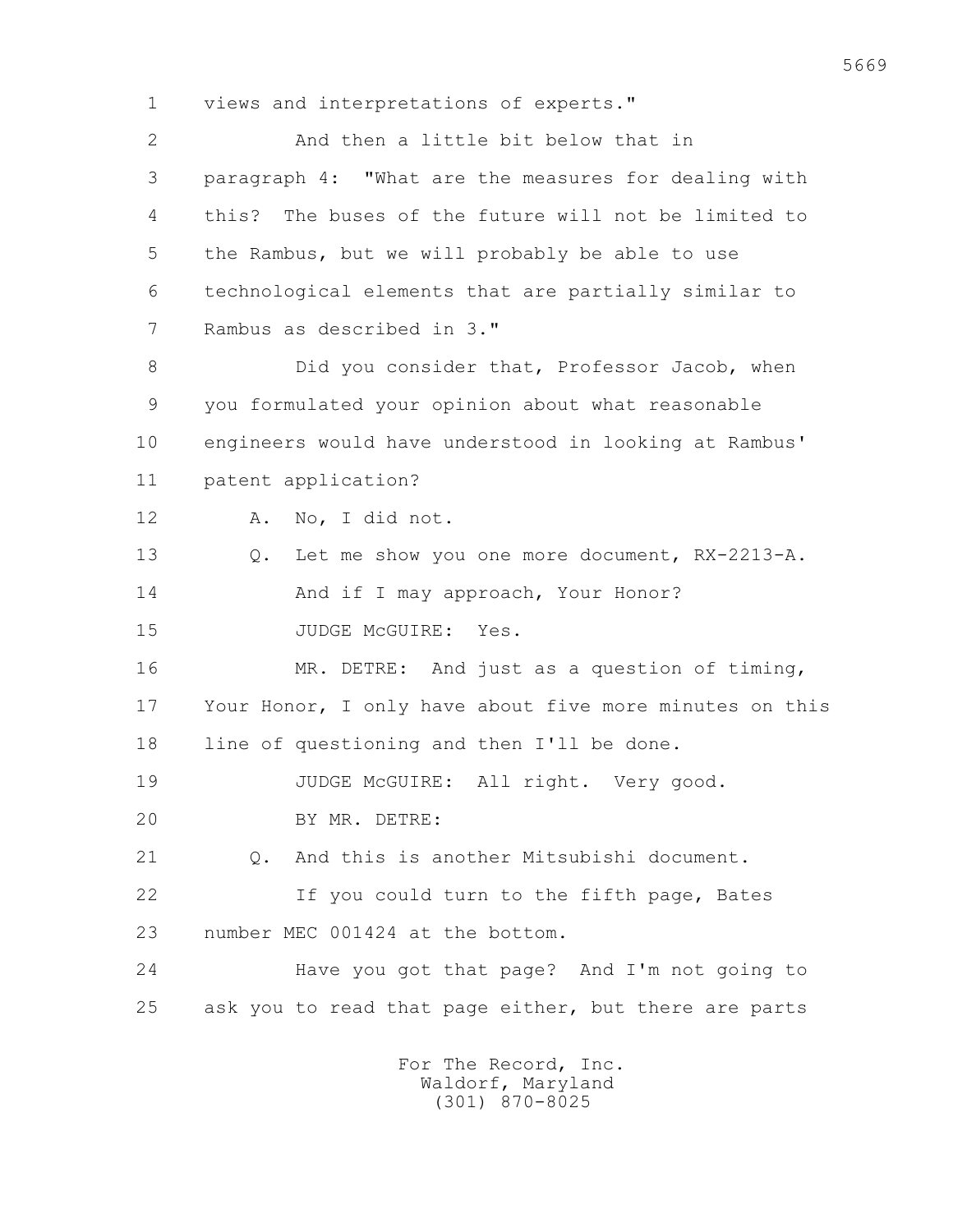views and interpretations of experts."

And then a little bit below that in paragraph 4: "What are the measures for dealing with this? The buses of the future will not be limited to the Rambus, but we will probably be able to use technological elements that are partially similar to Rambus as described in 3."

Did you consider that, Professor Jacob, when you formulated your opinion about what reasonable engineers would have understood in looking at Rambus' patent application?

A. No, I did not.

Q. Let me show you one more document, RX-2213-A.

And if I may approach, Your Honor?

JUDGE McGUIRE: Yes.

MR. DETRE: And just as a question of timing, Your Honor, I only have about five more minutes on this line of questioning and then I'll be done.

JUDGE McGUIRE: All right. Very good.

BY MR. DETRE:

Q. And this is another Mitsubishi document.

If you could turn to the fifth page, Bates number MEC 001424 at the bottom.

Have you got that page? And I'm not going to ask you to read that page either, but there are parts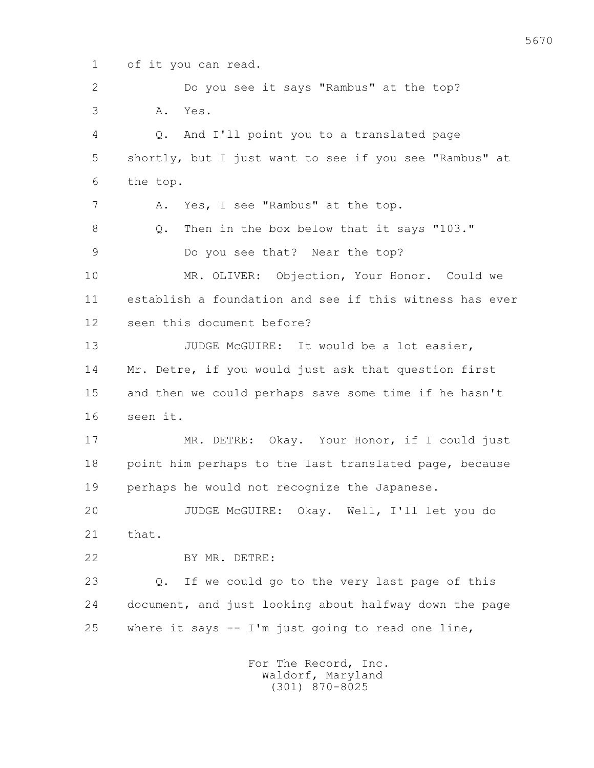1 of it you can read.

2 Do you see it says "Rambus" at the top?

3 A. Yes.

4 Q. And I'll point you to a translated page

5 shortly, but I just want to see if you see "Rambus" at

6 the top.

7 A. Yes, I see "Rambus" at the top.

8 Q. Then in the box below that it says "103."

9 Do you see that? Near the top?

10 MR. OLIVER: Objection, Your Honor. Could we

11 establish a foundation and see if this witness has ever

12 seen this document before?

13 JUDGE McGUIRE: It would be a lot easier,

14 Mr. Detre, if you would just ask that question first

15 and then we could perhaps save some time if he hasn't

16 seen it.

17 MR. DETRE: Okay. Your Honor, if I could just

18 point him perhaps to the last translated page, because

19 perhaps he would not recognize the Japanese.

20 JUDGE McGUIRE: Okay. Well, I'll let you do

21 that.

22 BY MR. DETRE:

23 Q. If we could go to the very last page of this

24 document, and just looking about halfway down the page

25 where it says -- I'm just going to read one line,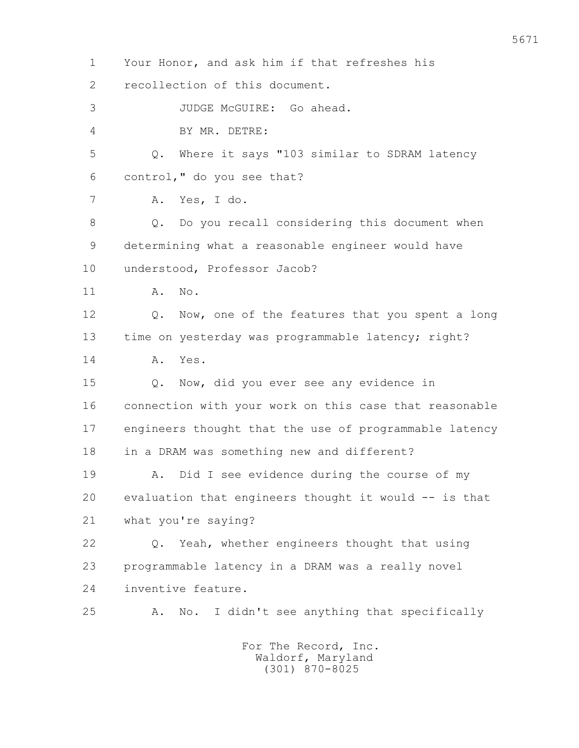Your Honor, and ask him if that refreshes his recollection of this document.

JUDGE McGUIRE: Go ahead.

BY MR. DETRE:

Q. Where it says "103 similar to SDRAM latency control," do you see that?

A. Yes, I do.

Q. Do you recall considering this document when determining what a reasonable engineer would have understood, Professor Jacob?

A. No.

Q. Now, one of the features that you spent a long time on yesterday was programmable latency; right?

A. Yes.

Q. Now, did you ever see any evidence in connection with your work on this case that reasonable engineers thought that the use of programmable latency in a DRAM was something new and different?

A. Did I see evidence during the course of my evaluation that engineers thought it would -- is that what you're saying?

Q. Yeah, whether engineers thought that using programmable latency in a DRAM was a really novel inventive feature.

A. No. I didn't see anything that specifically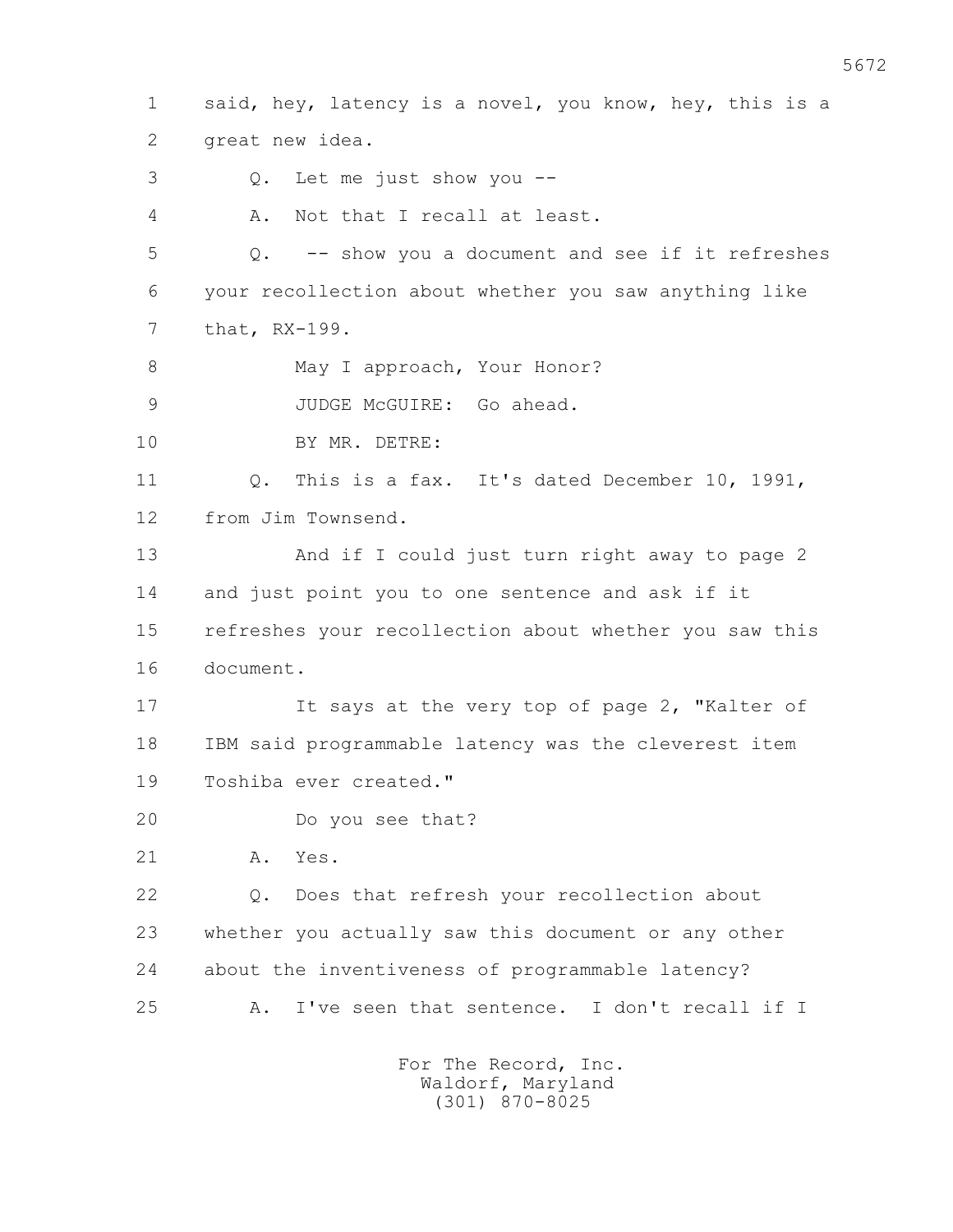1 said, hey, latency is a novel, you know, hey, this is a
2 great new idea.
3 Q. Let me just show you --
4 A. Not that I recall at least.
5 Q. -- show you a document and see if it refreshes
6 your recollection about whether you saw anything like
7 that, RX-199.
8 May I approach, Your Honor?
9 JUDGE McGUIRE: Go ahead.
10 BY MR. DETRE:
11 Q. This is a fax. It's dated December 10, 1991,
12 from Jim Townsend.
13 And if I could just turn right away to page 2
14 and just point you to one sentence and ask if it
15 refreshes your recollection about whether you saw this
16 document.
17 It says at the very top of page 2, "Kalter of
18 IBM said programmable latency was the cleverest item
19 Toshiba ever created."
20 Do you see that?
21 A. Yes.
22 Q. Does that refresh your recollection about
23 whether you actually saw this document or any other
24 about the inventiveness of programmable latency?
25 A. I've seen that sentence. I don't recall if I

For The Record, Inc.
Waldorf, Maryland
(301) 870-8025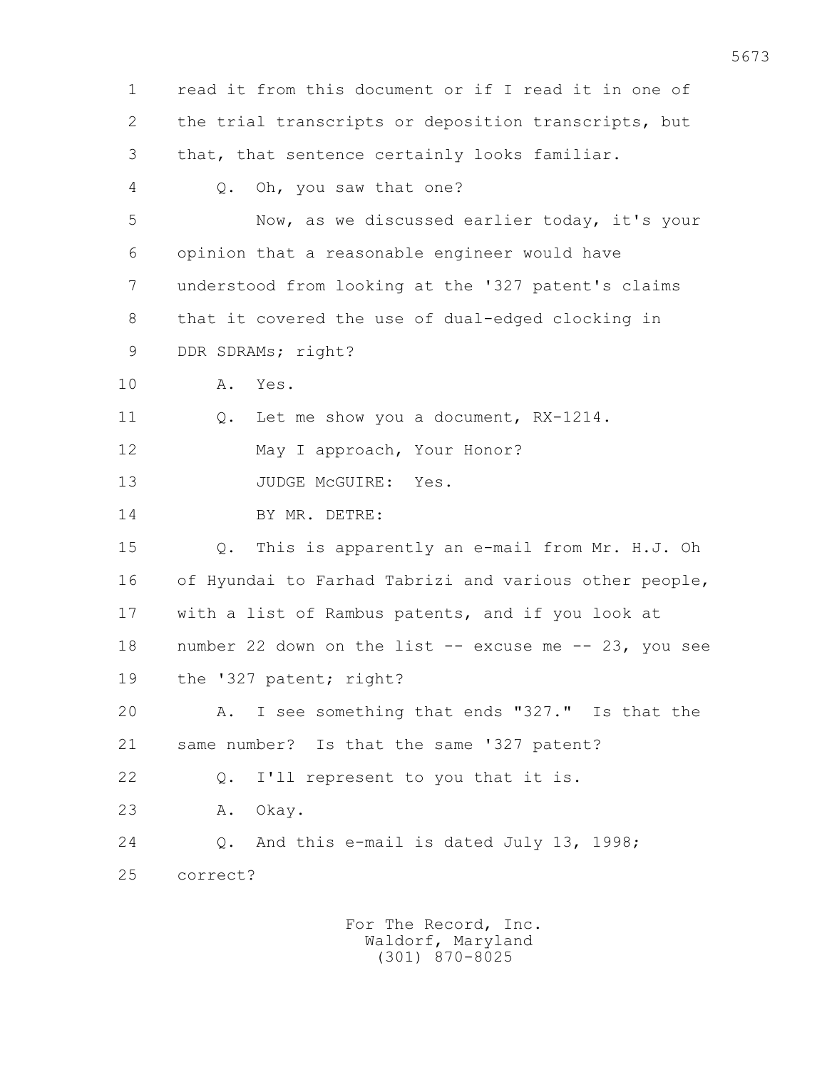1 read it from this document or if I read it in one of
2 the trial transcripts or deposition transcripts, but
3 that, that sentence certainly looks familiar.
4 Q. Oh, you saw that one?
5 Now, as we discussed earlier today, it's your
6 opinion that a reasonable engineer would have
7 understood from looking at the '327 patent's claims
8 that it covered the use of dual-edged clocking in
9 DDR SDRAMs; right?
10 A. Yes.
11 Q. Let me show you a document, RX-1214.
12 May I approach, Your Honor?
13 JUDGE McGUIRE: Yes.
14 BY MR. DETRE:
15 Q. This is apparently an e-mail from Mr. H.J. Oh
16 of Hyundai to Farhad Tabrizi and various other people,
17 with a list of Rambus patents, and if you look at
18 number 22 down on the list -- excuse me -- 23, you see
19 the '327 patent; right?
20 A. I see something that ends "327." Is that the
21 same number? Is that the same '327 patent?
22 Q. I'll represent to you that it is.
23 A. Okay.
24 Q. And this e-mail is dated July 13, 1998;
25 correct?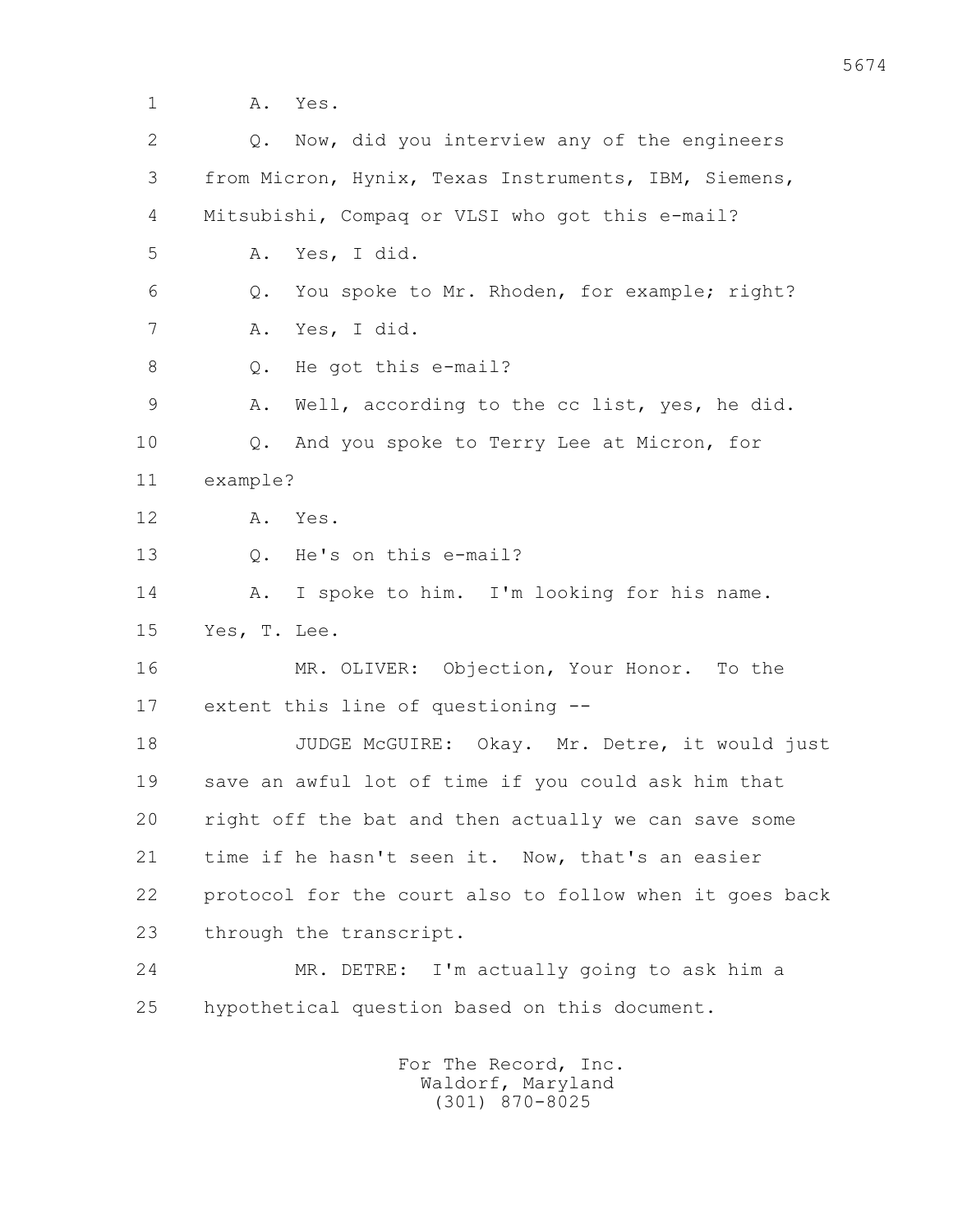A. Yes.

Q. Now, did you interview any of the engineers from Micron, Hynix, Texas Instruments, IBM, Siemens, Mitsubishi, Compaq or VLSI who got this e-mail?

A. Yes, I did.

Q. You spoke to Mr. Rhoden, for example; right?

A. Yes, I did.

Q. He got this e-mail?

A. Well, according to the cc list, yes, he did.

Q. And you spoke to Terry Lee at Micron, for example?

A. Yes.

Q. He's on this e-mail?

A. I spoke to him. I'm looking for his name. Yes, T. Lee.

MR. OLIVER: Objection, Your Honor. To the extent this line of questioning --

JUDGE McGUIRE: Okay. Mr. Detre, it would just save an awful lot of time if you could ask him that right off the bat and then actually we can save some time if he hasn't seen it. Now, that's an easier protocol for the court also to follow when it goes back through the transcript.

MR. DETRE: I'm actually going to ask him a hypothetical question based on this document.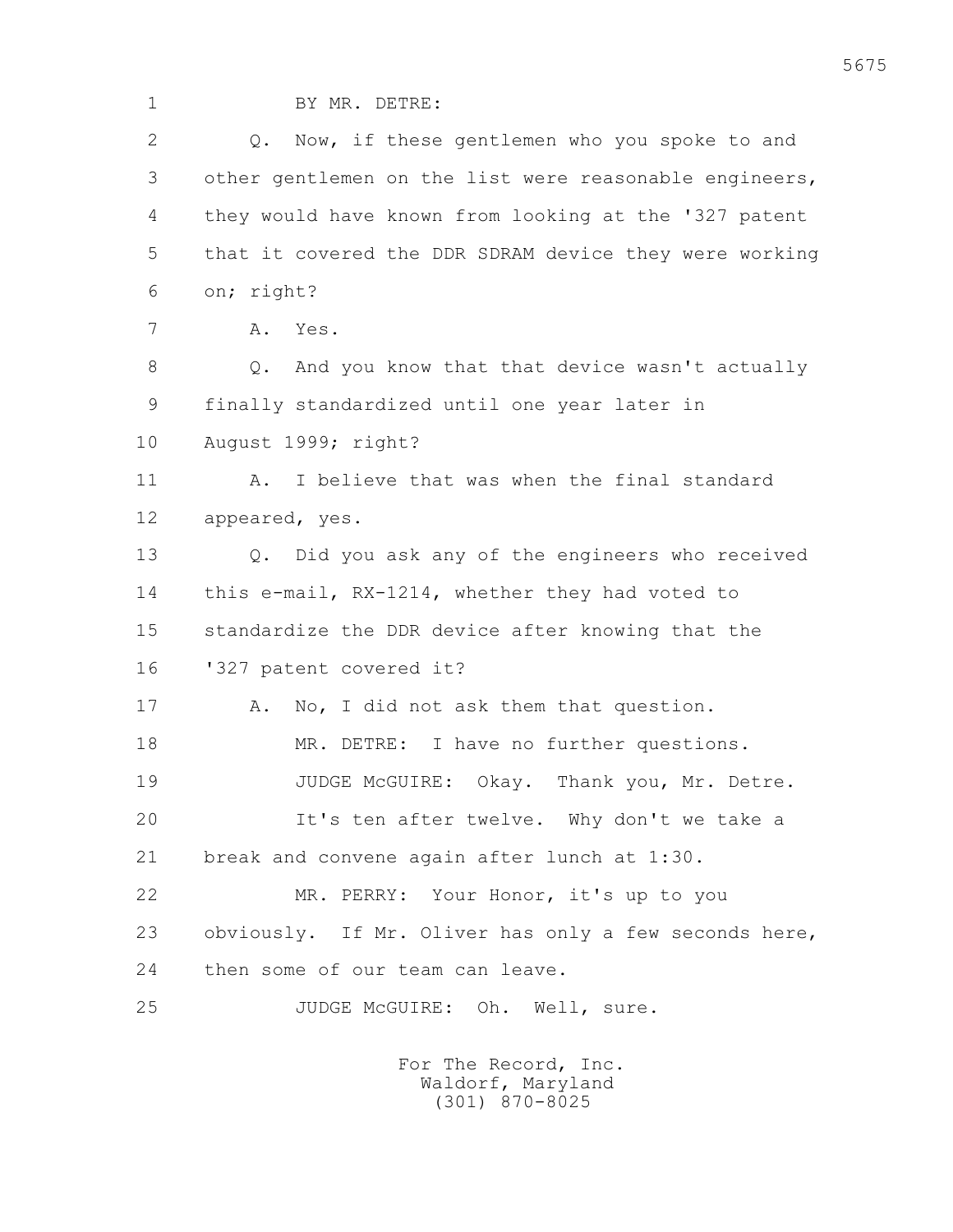BY MR. DETRE:

Q. Now, if these gentlemen who you spoke to and other gentlemen on the list were reasonable engineers, they would have known from looking at the '327 patent that it covered the DDR SDRAM device they were working on; right?

A. Yes.

Q. And you know that that device wasn't actually finally standardized until one year later in August 1999; right?

A. I believe that was when the final standard appeared, yes.

Q. Did you ask any of the engineers who received this e-mail, RX-1214, whether they had voted to standardize the DDR device after knowing that the '327 patent covered it?

A. No, I did not ask them that question.

MR. DETRE: I have no further questions.

JUDGE McGUIRE: Okay. Thank you, Mr. Detre.

It's ten after twelve. Why don't we take a break and convene again after lunch at 1:30.

MR. PERRY: Your Honor, it's up to you obviously. If Mr. Oliver has only a few seconds here, then some of our team can leave.

JUDGE McGUIRE: Oh. Well, sure.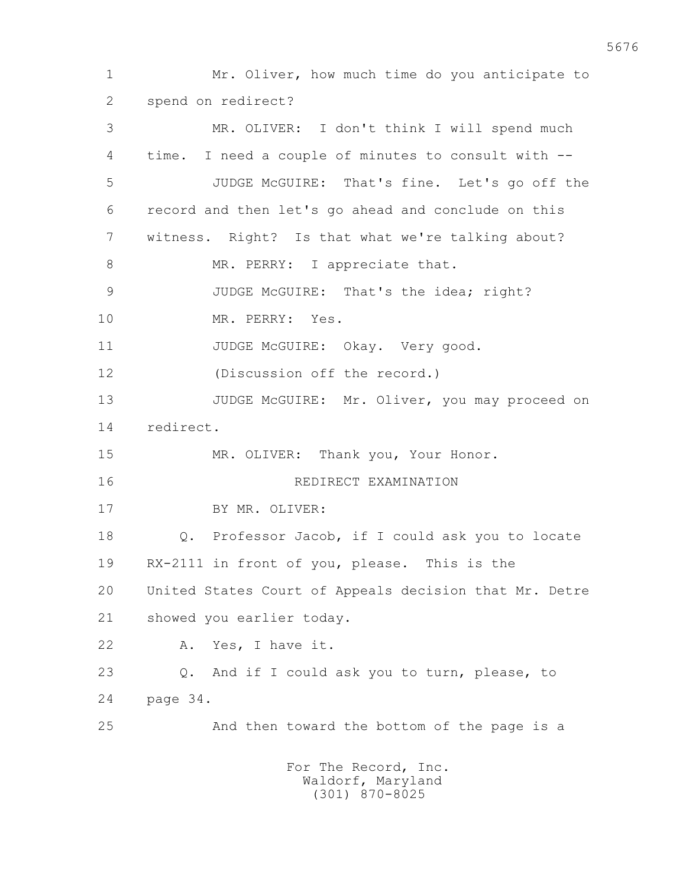1 Mr. Oliver, how much time do you anticipate to
2 spend on redirect?

3 MR. OLIVER: I don't think I will spend much
4 time. I need a couple of minutes to consult with --

5 JUDGE McGUIRE: That's fine. Let's go off the
6 record and then let's go ahead and conclude on this
7 witness. Right? Is that what we're talking about?

8 MR. PERRY: I appreciate that.

9 JUDGE McGUIRE: That's the idea; right?

10 MR. PERRY: Yes.

11 JUDGE McGUIRE: Okay. Very good.

12 (Discussion off the record.)

13 JUDGE McGUIRE: Mr. Oliver, you may proceed on
14 redirect.

15 MR. OLIVER: Thank you, Your Honor.

16 REDIRECT EXAMINATION

17 BY MR. OLIVER:

18 Q. Professor Jacob, if I could ask you to locate
19 RX-2111 in front of you, please. This is the
20 United States Court of Appeals decision that Mr. Detre
21 showed you earlier today.

22 A. Yes, I have it.

23 Q. And if I could ask you to turn, please, to
24 page 34.

25 And then toward the bottom of the page is a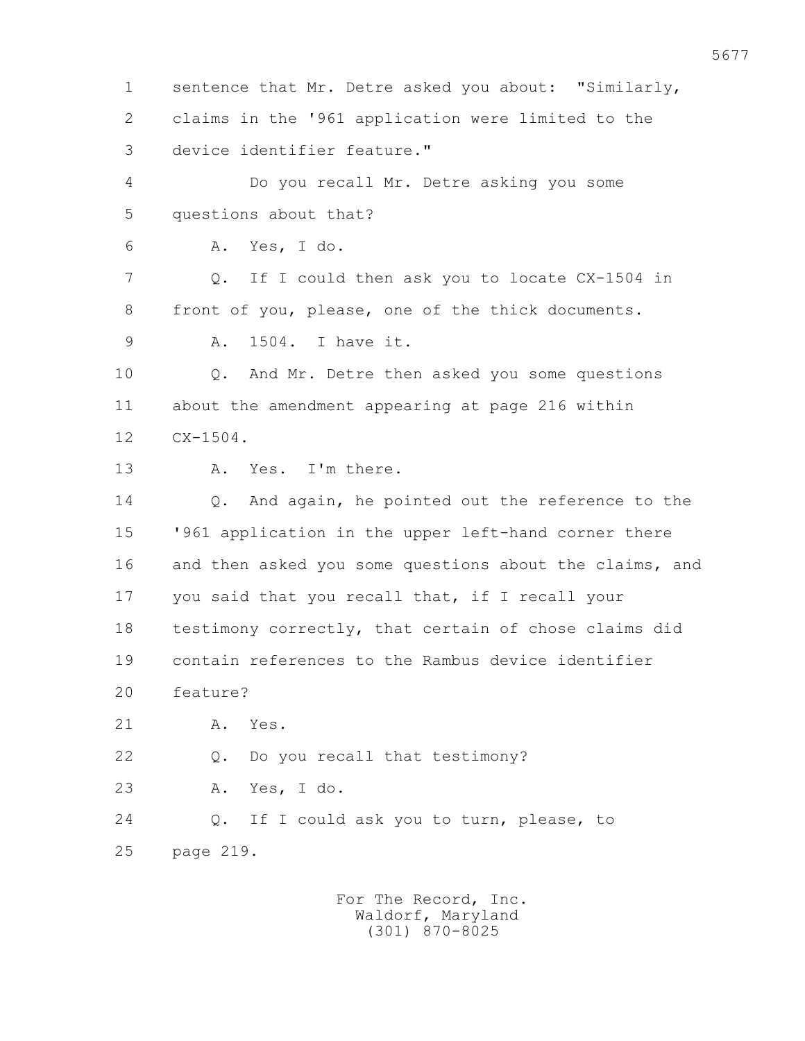1 sentence that Mr. Detre asked you about: "Similarly,
2 claims in the '961 application were limited to the
3 device identifier feature."
4 Do you recall Mr. Detre asking you some
5 questions about that?
6 A. Yes, I do.
7 Q. If I could then ask you to locate CX-1504 in
8 front of you, please, one of the thick documents.
9 A. 1504. I have it.
10 Q. And Mr. Detre then asked you some questions
11 about the amendment appearing at page 216 within
12 CX-1504.
13 A. Yes. I'm there.
14 Q. And again, he pointed out the reference to the
15 '961 application in the upper left-hand corner there
16 and then asked you some questions about the claims, and
17 you said that you recall that, if I recall your
18 testimony correctly, that certain of chose claims did
19 contain references to the Rambus device identifier
20 feature?
21 A. Yes.
22 Q. Do you recall that testimony?
23 A. Yes, I do.
24 Q. If I could ask you to turn, please, to
25 page 219.

For The Record, Inc.
Waldorf, Maryland
(301) 870-8025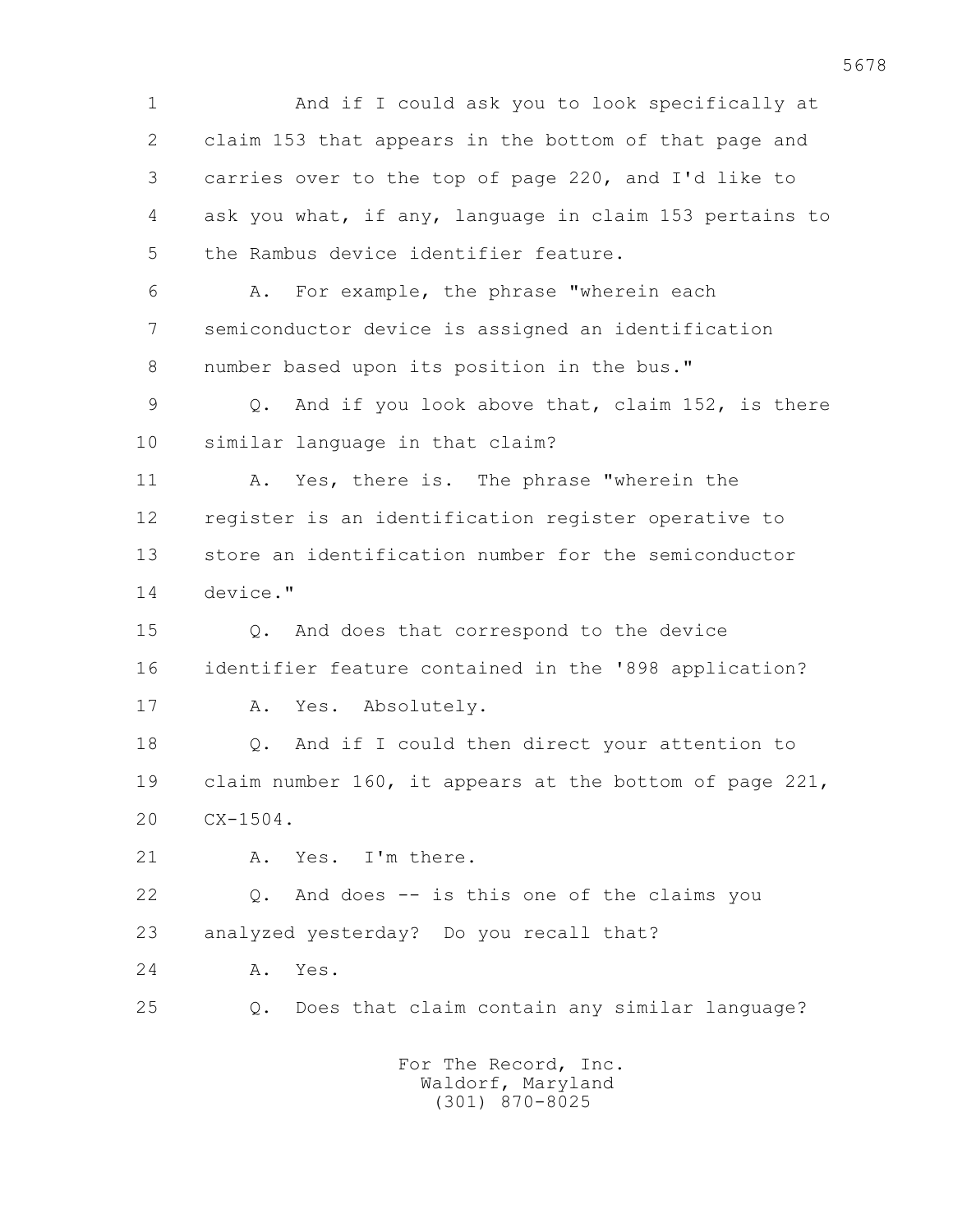And if I could ask you to look specifically at claim 153 that appears in the bottom of that page and carries over to the top of page 220, and I'd like to ask you what, if any, language in claim 153 pertains to the Rambus device identifier feature.

A. For example, the phrase "wherein each semiconductor device is assigned an identification number based upon its position in the bus."

Q. And if you look above that, claim 152, is there similar language in that claim?

A. Yes, there is. The phrase "wherein the register is an identification register operative to store an identification number for the semiconductor device."

Q. And does that correspond to the device identifier feature contained in the '898 application?

A. Yes. Absolutely.

Q. And if I could then direct your attention to claim number 160, it appears at the bottom of page 221, CX-1504.

A. Yes. I'm there.

Q. And does -- is this one of the claims you analyzed yesterday? Do you recall that?

A. Yes.

Q. Does that claim contain any similar language?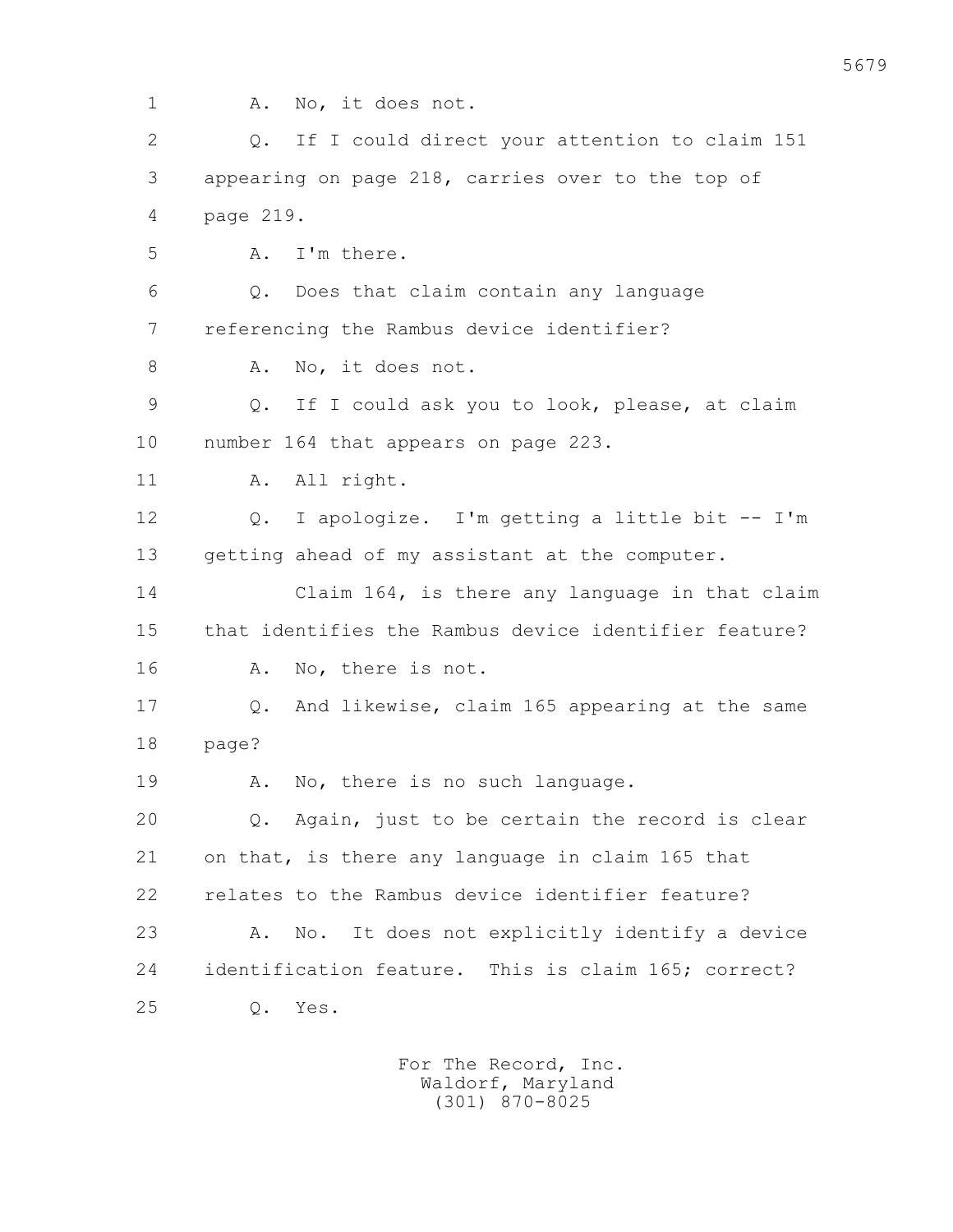1 A. No, it does not.

2 Q. If I could direct your attention to claim 151

3 appearing on page 218, carries over to the top of

4 page 219.

5 A. I'm there.

6 Q. Does that claim contain any language

7 referencing the Rambus device identifier?

8 A. No, it does not.

9 Q. If I could ask you to look, please, at claim

10 number 164 that appears on page 223.

11 A. All right.

12 Q. I apologize. I'm getting a little bit -- I'm

13 getting ahead of my assistant at the computer.

14 Claim 164, is there any language in that claim

15 that identifies the Rambus device identifier feature?

16 A. No, there is not.

17 Q. And likewise, claim 165 appearing at the same

18 page?

19 A. No, there is no such language.

20 Q. Again, just to be certain the record is clear

21 on that, is there any language in claim 165 that

22 relates to the Rambus device identifier feature?

23 A. No. It does not explicitly identify a device

24 identification feature. This is claim 165; correct?

25 Q. Yes.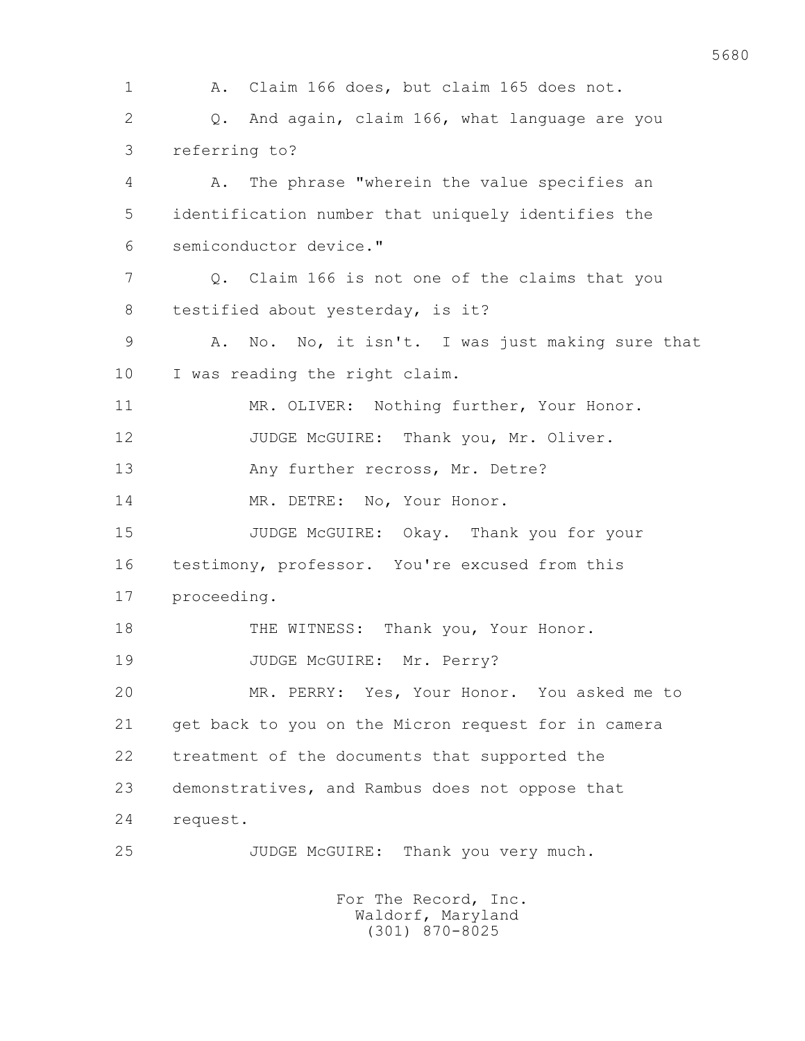A. Claim 166 does, but claim 165 does not.

Q. And again, claim 166, what language are you referring to?

A. The phrase "wherein the value specifies an identification number that uniquely identifies the semiconductor device."

Q. Claim 166 is not one of the claims that you testified about yesterday, is it?

A. No. No, it isn't. I was just making sure that I was reading the right claim.

MR. OLIVER: Nothing further, Your Honor.

JUDGE McGUIRE: Thank you, Mr. Oliver.

Any further recross, Mr. Detre?

MR. DETRE: No, Your Honor.

JUDGE McGUIRE: Okay. Thank you for your testimony, professor. You're excused from this proceeding.

THE WITNESS: Thank you, Your Honor.

JUDGE McGUIRE: Mr. Perry?

MR. PERRY: Yes, Your Honor. You asked me to get back to you on the Micron request for in camera treatment of the documents that supported the demonstratives, and Rambus does not oppose that request.

JUDGE McGUIRE: Thank you very much.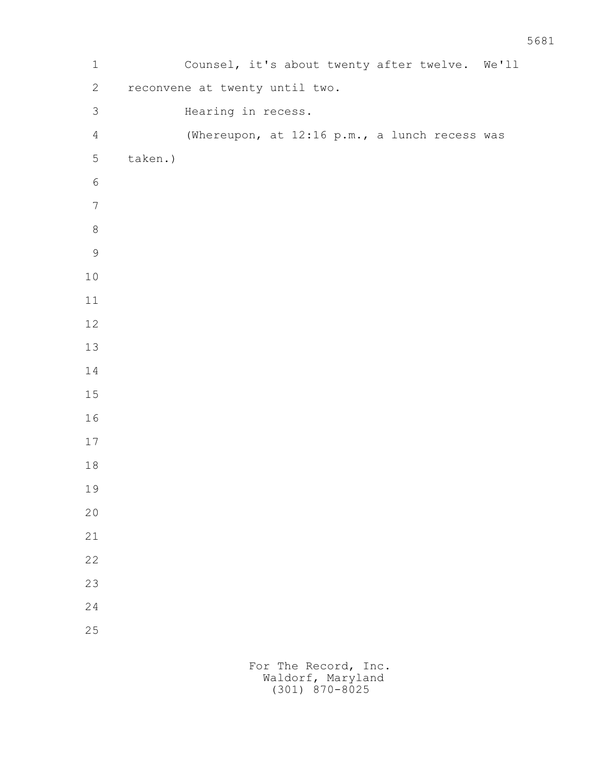Counsel, it's about twenty after twelve. We'll reconvene at twenty until two.

Hearing in recess.

(Whereupon, at 12:16 p.m., a lunch recess was taken.)

For The Record, Inc.
Waldorf, Maryland
(301) 870-8025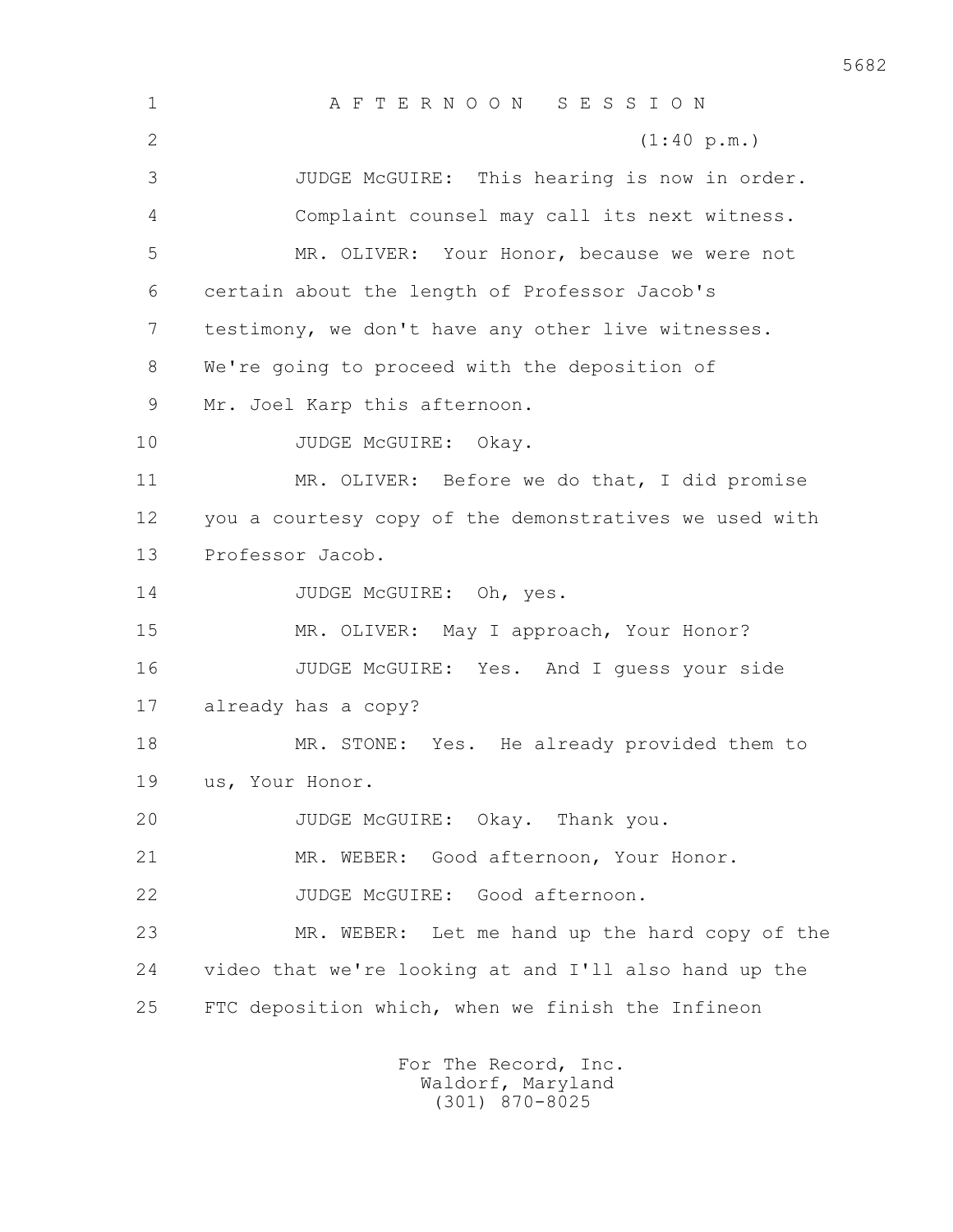A F T E R N O O N   S E S S I O N

(1:40 p.m.)

JUDGE McGUIRE: This hearing is now in order. Complaint counsel may call its next witness.

MR. OLIVER: Your Honor, because we were not certain about the length of Professor Jacob's testimony, we don't have any other live witnesses. We're going to proceed with the deposition of Mr. Joel Karp this afternoon.

JUDGE McGUIRE: Okay.

MR. OLIVER: Before we do that, I did promise you a courtesy copy of the demonstratives we used with Professor Jacob.

JUDGE McGUIRE: Oh, yes.

MR. OLIVER: May I approach, Your Honor?

JUDGE McGUIRE: Yes. And I guess your side already has a copy?

MR. STONE: Yes. He already provided them to us, Your Honor.

JUDGE McGUIRE: Okay. Thank you.

MR. WEBER: Good afternoon, Your Honor.

JUDGE McGUIRE: Good afternoon.

MR. WEBER: Let me hand up the hard copy of the video that we're looking at and I'll also hand up the FTC deposition which, when we finish the Infineon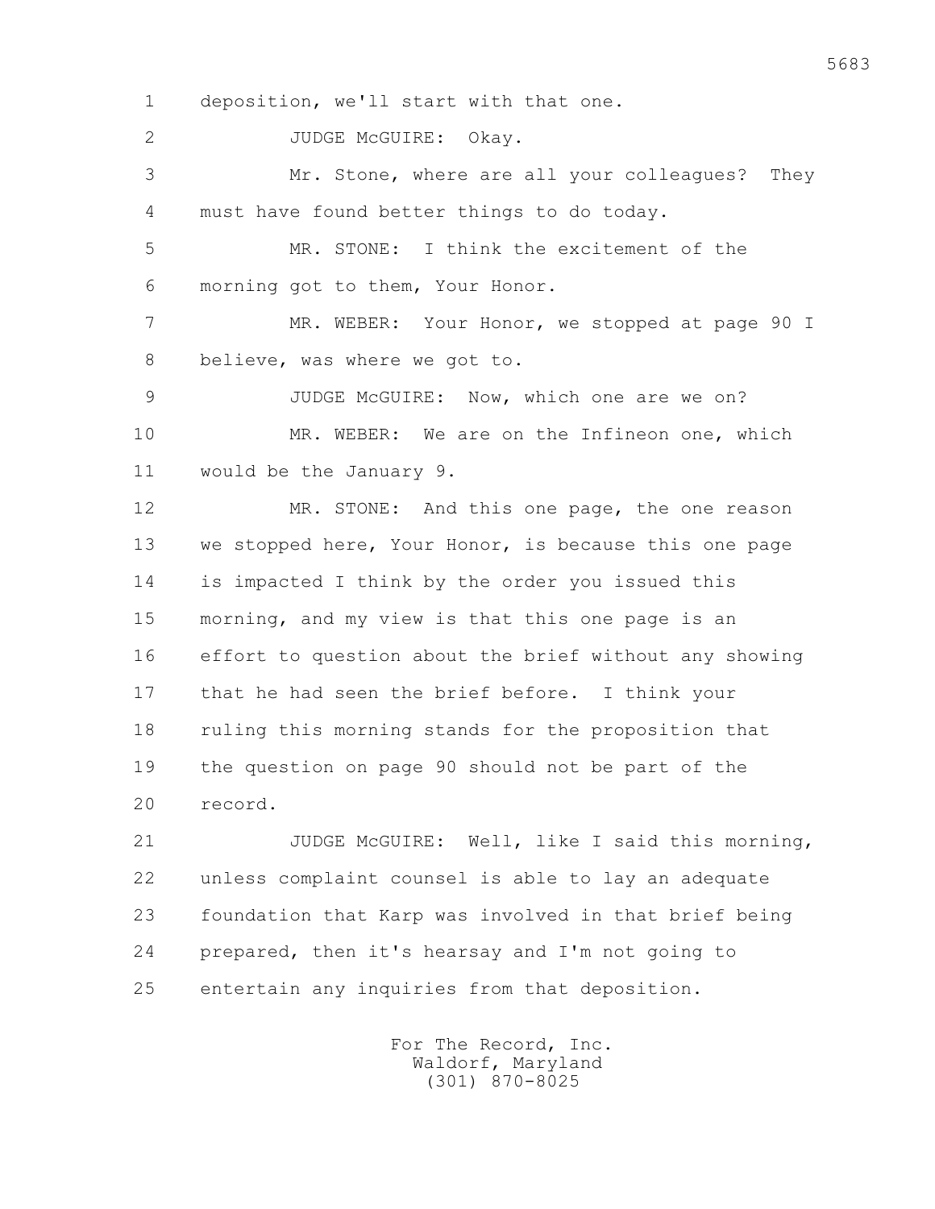deposition, we'll start with that one.

JUDGE McGUIRE: Okay.

Mr. Stone, where are all your colleagues? They must have found better things to do today.

MR. STONE: I think the excitement of the morning got to them, Your Honor.

MR. WEBER: Your Honor, we stopped at page 90 I believe, was where we got to.

JUDGE McGUIRE: Now, which one are we on?

MR. WEBER: We are on the Infineon one, which would be the January 9.

MR. STONE: And this one page, the one reason we stopped here, Your Honor, is because this one page is impacted I think by the order you issued this morning, and my view is that this one page is an effort to question about the brief without any showing that he had seen the brief before. I think your ruling this morning stands for the proposition that the question on page 90 should not be part of the record.

JUDGE McGUIRE: Well, like I said this morning, unless complaint counsel is able to lay an adequate foundation that Karp was involved in that brief being prepared, then it's hearsay and I'm not going to entertain any inquiries from that deposition.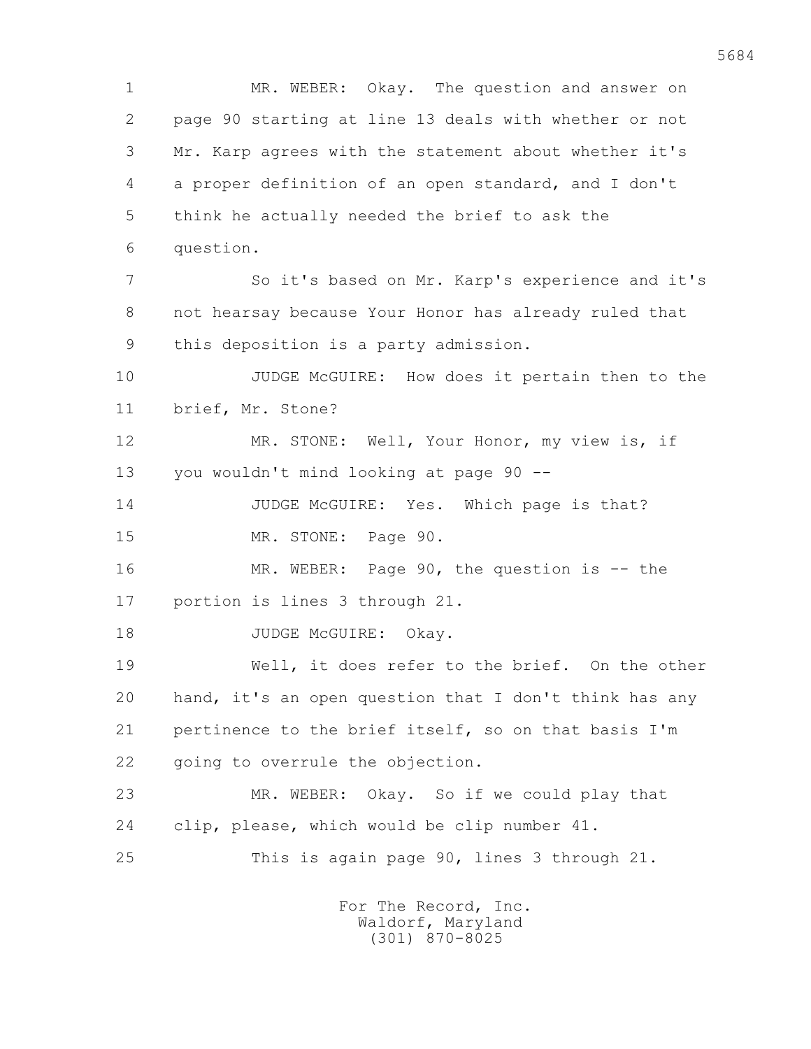1 MR. WEBER: Okay. The question and answer on
2 page 90 starting at line 13 deals with whether or not
3 Mr. Karp agrees with the statement about whether it's
4 a proper definition of an open standard, and I don't
5 think he actually needed the brief to ask the
6 question.

7 So it's based on Mr. Karp's experience and it's
8 not hearsay because Your Honor has already ruled that
9 this deposition is a party admission.

10 JUDGE McGUIRE: How does it pertain then to the
11 brief, Mr. Stone?

12 MR. STONE: Well, Your Honor, my view is, if
13 you wouldn't mind looking at page 90 --

14 JUDGE McGUIRE: Yes. Which page is that?

15 MR. STONE: Page 90.

16 MR. WEBER: Page 90, the question is -- the
17 portion is lines 3 through 21.

18 JUDGE McGUIRE: Okay.

19 Well, it does refer to the brief. On the other
20 hand, it's an open question that I don't think has any
21 pertinence to the brief itself, so on that basis I'm
22 going to overrule the objection.

23 MR. WEBER: Okay. So if we could play that
24 clip, please, which would be clip number 41.

25 This is again page 90, lines 3 through 21.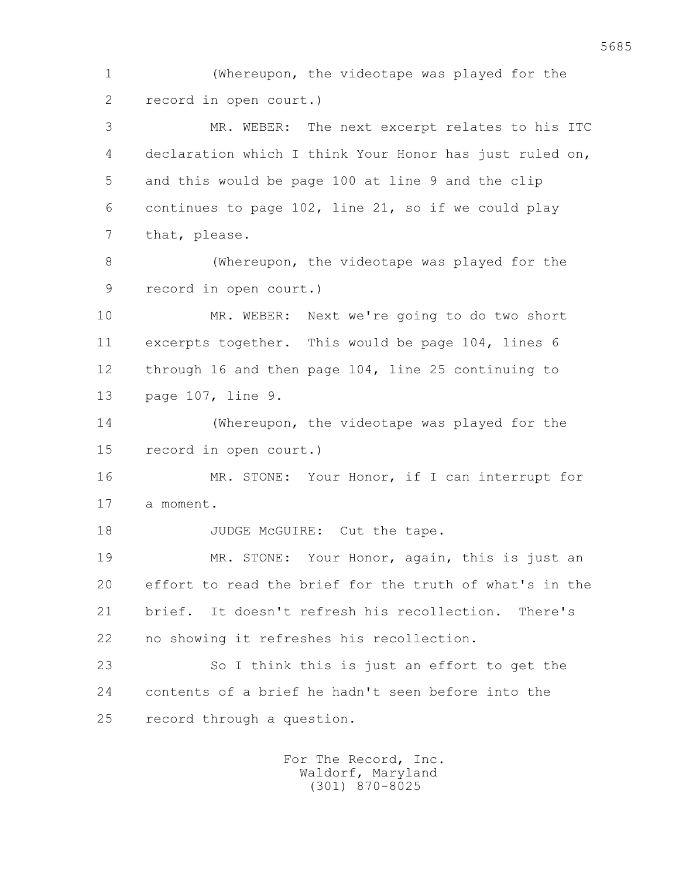1 (Whereupon, the videotape was played for the
2 record in open court.)
3 MR. WEBER: The next excerpt relates to his ITC
4 declaration which I think Your Honor has just ruled on,
5 and this would be page 100 at line 9 and the clip
6 continues to page 102, line 21, so if we could play
7 that, please.
8 (Whereupon, the videotape was played for the
9 record in open court.)
10 MR. WEBER: Next we're going to do two short
11 excerpts together. This would be page 104, lines 6
12 through 16 and then page 104, line 25 continuing to
13 page 107, line 9.
14 (Whereupon, the videotape was played for the
15 record in open court.)
16 MR. STONE: Your Honor, if I can interrupt for
17 a moment.
18 JUDGE McGUIRE: Cut the tape.
19 MR. STONE: Your Honor, again, this is just an
20 effort to read the brief for the truth of what's in the
21 brief. It doesn't refresh his recollection. There's
22 no showing it refreshes his recollection.
23 So I think this is just an effort to get the
24 contents of a brief he hadn't seen before into the
25 record through a question.

For The Record, Inc.
Waldorf, Maryland
(301) 870-8025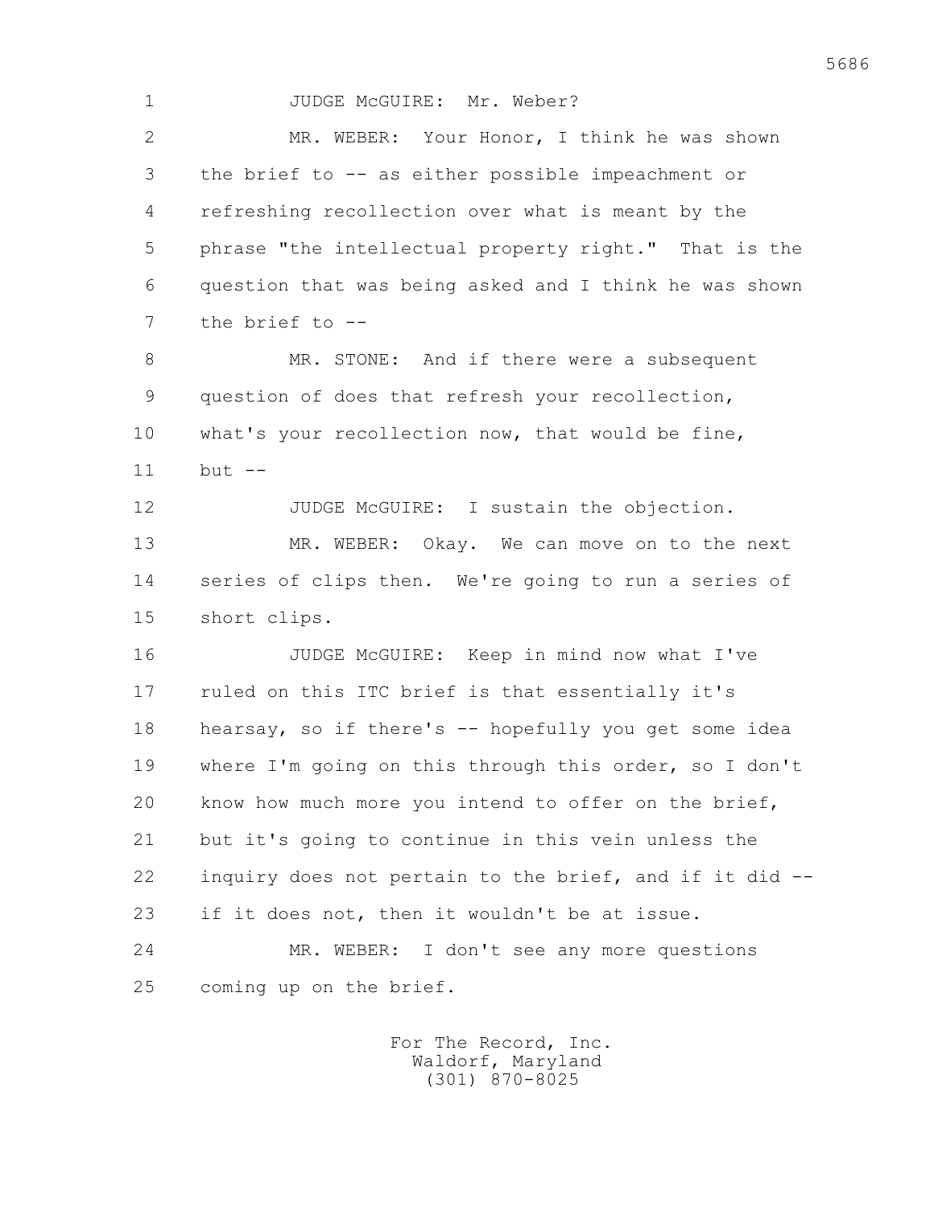JUDGE McGUIRE: Mr. Weber?

MR. WEBER: Your Honor, I think he was shown the brief to -- as either possible impeachment or refreshing recollection over what is meant by the phrase "the intellectual property right." That is the question that was being asked and I think he was shown the brief to --

MR. STONE: And if there were a subsequent question of does that refresh your recollection, what's your recollection now, that would be fine, but --

JUDGE McGUIRE: I sustain the objection.

MR. WEBER: Okay. We can move on to the next series of clips then. We're going to run a series of short clips.

JUDGE McGUIRE: Keep in mind now what I've ruled on this ITC brief is that essentially it's hearsay, so if there's -- hopefully you get some idea where I'm going on this through this order, so I don't know how much more you intend to offer on the brief, but it's going to continue in this vein unless the inquiry does not pertain to the brief, and if it did -- if it does not, then it wouldn't be at issue.

MR. WEBER: I don't see any more questions coming up on the brief.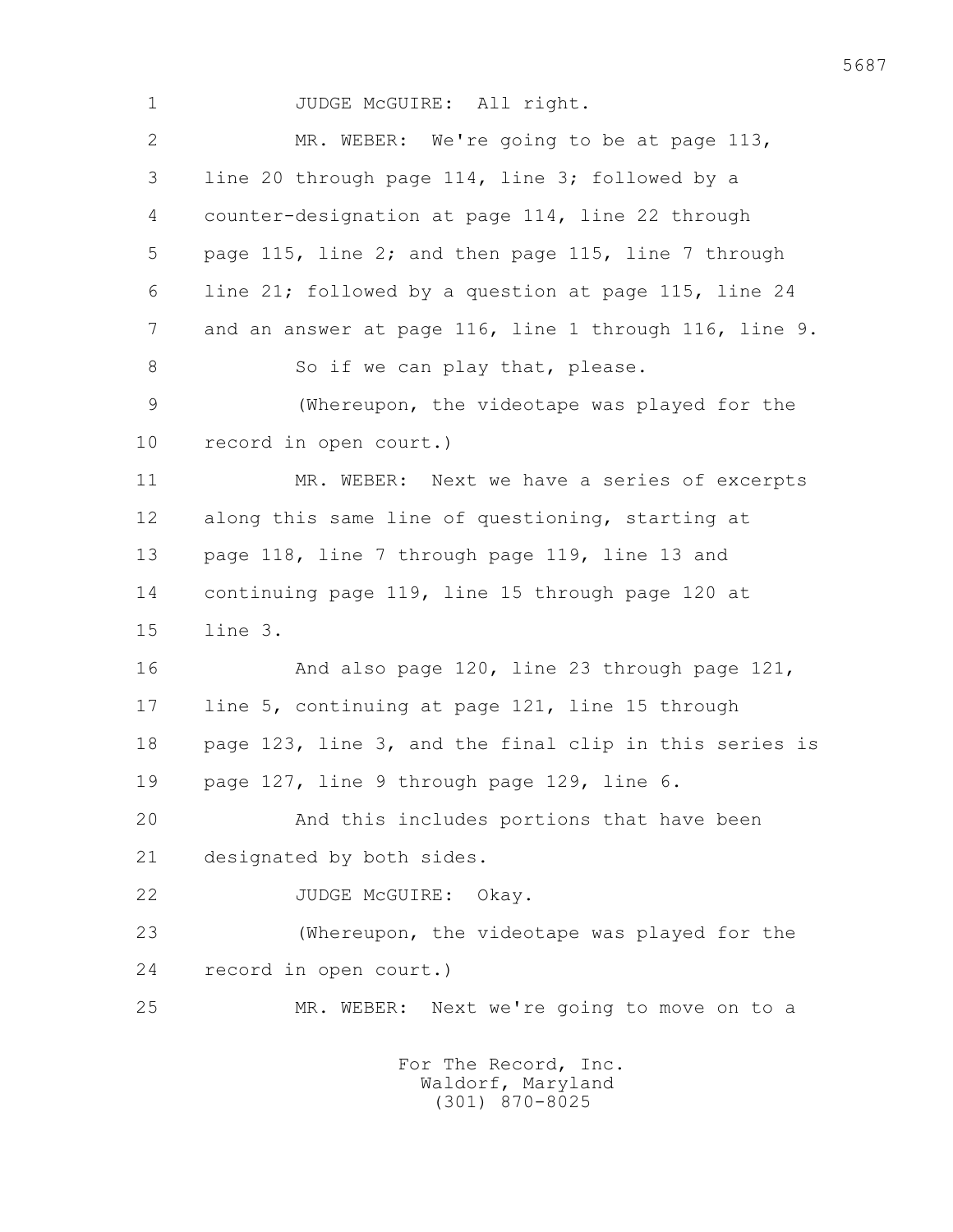JUDGE McGUIRE: All right.

MR. WEBER: We're going to be at page 113, line 20 through page 114, line 3; followed by a counter-designation at page 114, line 22 through page 115, line 2; and then page 115, line 7 through line 21; followed by a question at page 115, line 24 and an answer at page 116, line 1 through 116, line 9.

So if we can play that, please.

(Whereupon, the videotape was played for the record in open court.)

MR. WEBER: Next we have a series of excerpts along this same line of questioning, starting at page 118, line 7 through page 119, line 13 and continuing page 119, line 15 through page 120 at line 3.

And also page 120, line 23 through page 121, line 5, continuing at page 121, line 15 through page 123, line 3, and the final clip in this series is page 127, line 9 through page 129, line 6.

And this includes portions that have been designated by both sides.

JUDGE McGUIRE: Okay.

(Whereupon, the videotape was played for the record in open court.)

MR. WEBER: Next we're going to move on to a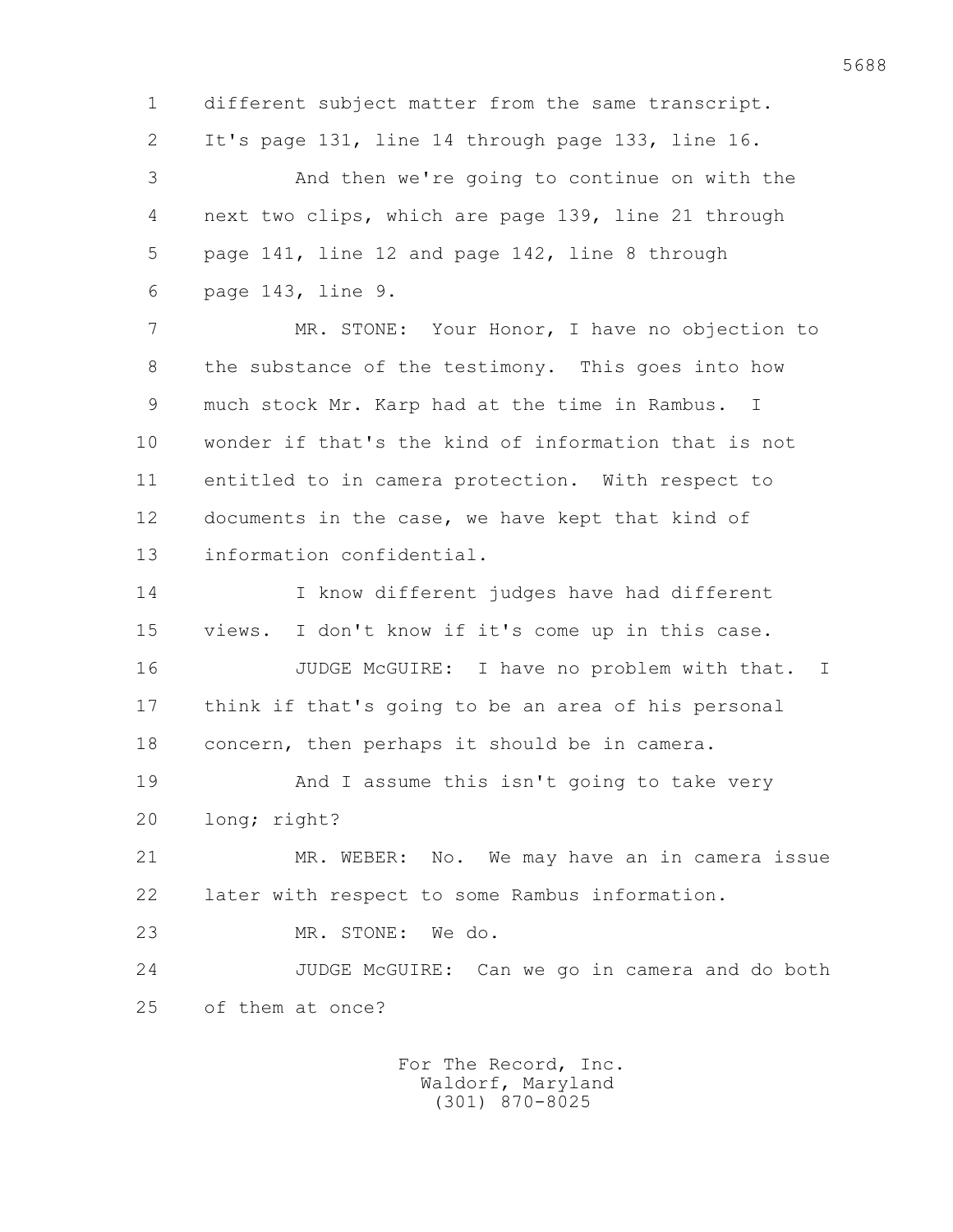1 different subject matter from the same transcript.

2 It's page 131, line 14 through page 133, line 16.

3 And then we're going to continue on with the

4 next two clips, which are page 139, line 21 through

5 page 141, line 12 and page 142, line 8 through

6 page 143, line 9.

7 MR. STONE: Your Honor, I have no objection to

8 the substance of the testimony. This goes into how

9 much stock Mr. Karp had at the time in Rambus. I

10 wonder if that's the kind of information that is not

11 entitled to in camera protection. With respect to

12 documents in the case, we have kept that kind of

13 information confidential.

14 I know different judges have had different

15 views. I don't know if it's come up in this case.

16 JUDGE McGUIRE: I have no problem with that. I

17 think if that's going to be an area of his personal

18 concern, then perhaps it should be in camera.

19 And I assume this isn't going to take very

20 long; right?

21 MR. WEBER: No. We may have an in camera issue

22 later with respect to some Rambus information.

23 MR. STONE: We do.

24 JUDGE McGUIRE: Can we go in camera and do both

25 of them at once?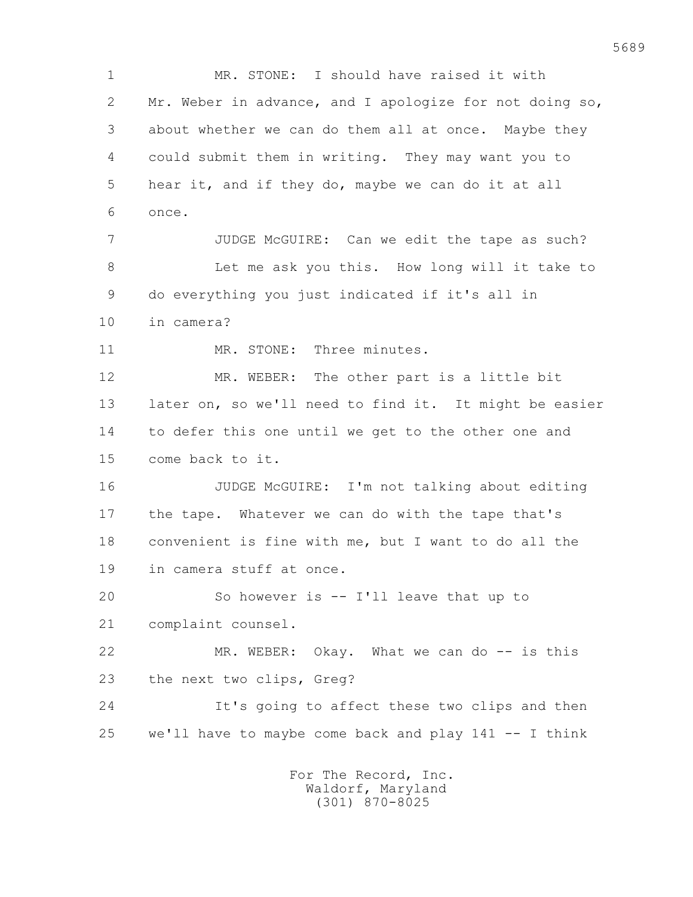1 MR. STONE: I should have raised it with
2 Mr. Weber in advance, and I apologize for not doing so,
3 about whether we can do them all at once. Maybe they
4 could submit them in writing. They may want you to
5 hear it, and if they do, maybe we can do it at all
6 once.
7 JUDGE McGUIRE: Can we edit the tape as such?
8 Let me ask you this. How long will it take to
9 do everything you just indicated if it's all in
10 in camera?
11 MR. STONE: Three minutes.
12 MR. WEBER: The other part is a little bit
13 later on, so we'll need to find it. It might be easier
14 to defer this one until we get to the other one and
15 come back to it.
16 JUDGE McGUIRE: I'm not talking about editing
17 the tape. Whatever we can do with the tape that's
18 convenient is fine with me, but I want to do all the
19 in camera stuff at once.
20 So however is -- I'll leave that up to
21 complaint counsel.
22 MR. WEBER: Okay. What we can do -- is this
23 the next two clips, Greg?
24 It's going to affect these two clips and then
25 we'll have to maybe come back and play 141 -- I think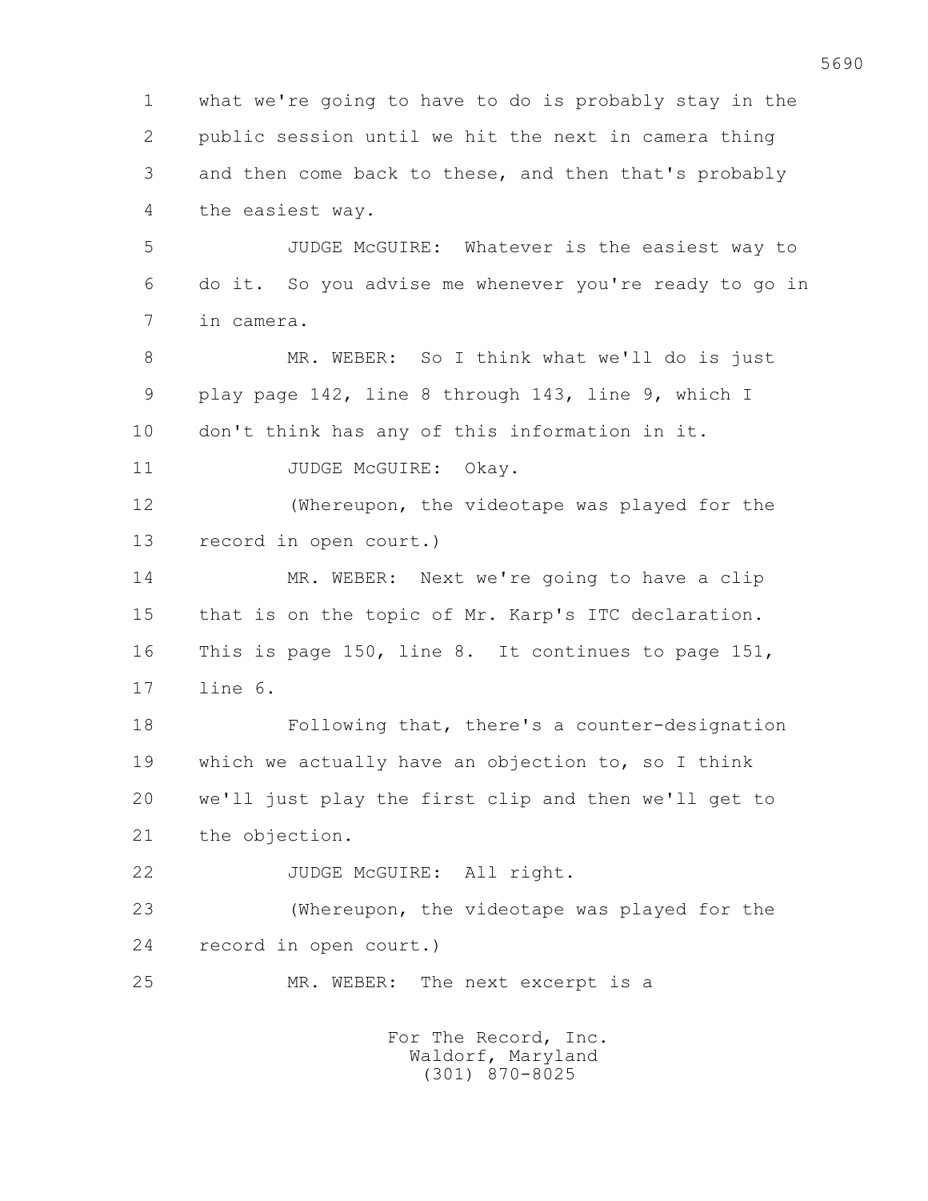1 what we're going to have to do is probably stay in the
2 public session until we hit the next in camera thing
3 and then come back to these, and then that's probably
4 the easiest way.

5 JUDGE McGUIRE: Whatever is the easiest way to
6 do it. So you advise me whenever you're ready to go in
7 in camera.

8 MR. WEBER: So I think what we'll do is just
9 play page 142, line 8 through 143, line 9, which I
10 don't think has any of this information in it.

11 JUDGE McGUIRE: Okay.

12 (Whereupon, the videotape was played for the
13 record in open court.)

14 MR. WEBER: Next we're going to have a clip
15 that is on the topic of Mr. Karp's ITC declaration.
16 This is page 150, line 8. It continues to page 151,
17 line 6.

18 Following that, there's a counter-designation
19 which we actually have an objection to, so I think
20 we'll just play the first clip and then we'll get to
21 the objection.

22 JUDGE McGUIRE: All right.

23 (Whereupon, the videotape was played for the
24 record in open court.)

25 MR. WEBER: The next excerpt is a

For The Record, Inc.
Waldorf, Maryland
(301) 870-8025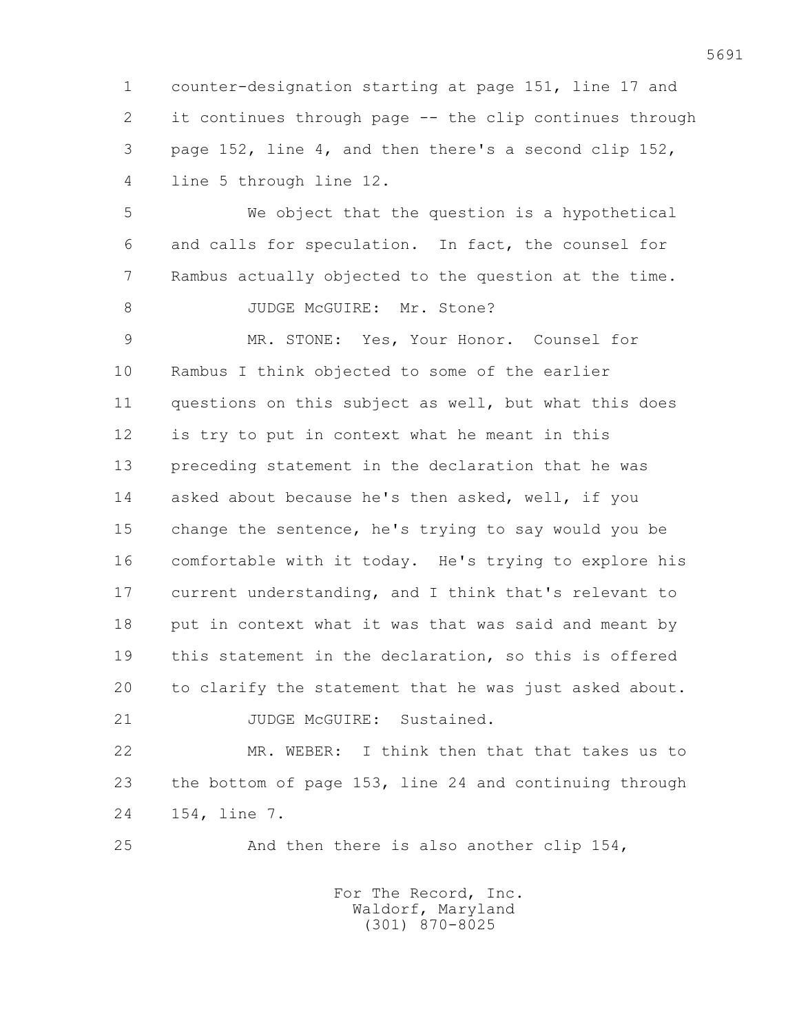counter-designation starting at page 151, line 17 and it continues through page -- the clip continues through page 152, line 4, and then there's a second clip 152, line 5 through line 12.

We object that the question is a hypothetical and calls for speculation. In fact, the counsel for Rambus actually objected to the question at the time.

JUDGE McGUIRE: Mr. Stone?

MR. STONE: Yes, Your Honor. Counsel for Rambus I think objected to some of the earlier questions on this subject as well, but what this does is try to put in context what he meant in this preceding statement in the declaration that he was asked about because he's then asked, well, if you change the sentence, he's trying to say would you be comfortable with it today. He's trying to explore his current understanding, and I think that's relevant to put in context what it was that was said and meant by this statement in the declaration, so this is offered to clarify the statement that he was just asked about.

JUDGE McGUIRE: Sustained.

MR. WEBER: I think then that that takes us to the bottom of page 153, line 24 and continuing through 154, line 7.

And then there is also another clip 154,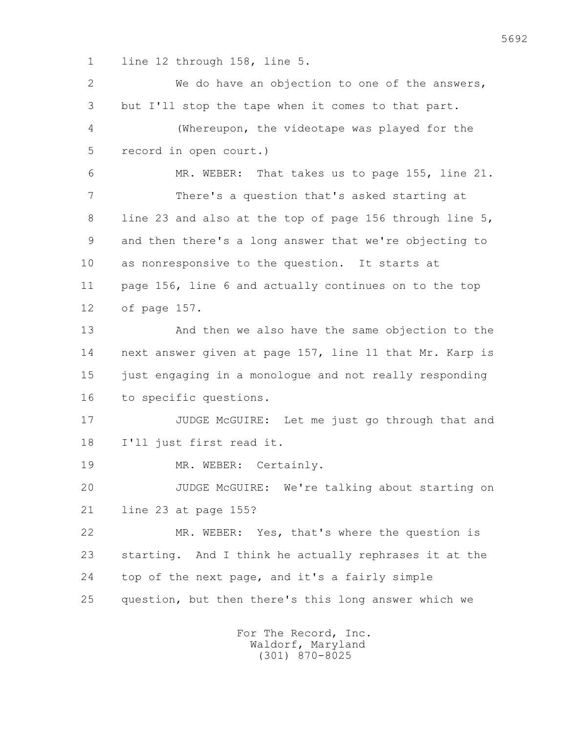1 line 12 through 158, line 5.

2 We do have an objection to one of the answers,

3 but I'll stop the tape when it comes to that part.

4 (Whereupon, the videotape was played for the

5 record in open court.)

6 MR. WEBER: That takes us to page 155, line 21.

7 There's a question that's asked starting at

8 line 23 and also at the top of page 156 through line 5,

9 and then there's a long answer that we're objecting to

10 as nonresponsive to the question. It starts at

11 page 156, line 6 and actually continues on to the top

12 of page 157.

13 And then we also have the same objection to the

14 next answer given at page 157, line 11 that Mr. Karp is

15 just engaging in a monologue and not really responding

16 to specific questions.

17 JUDGE McGUIRE: Let me just go through that and

18 I'll just first read it.

19 MR. WEBER: Certainly.

20 JUDGE McGUIRE: We're talking about starting on

21 line 23 at page 155?

22 MR. WEBER: Yes, that's where the question is

23 starting. And I think he actually rephrases it at the

24 top of the next page, and it's a fairly simple

25 question, but then there's this long answer which we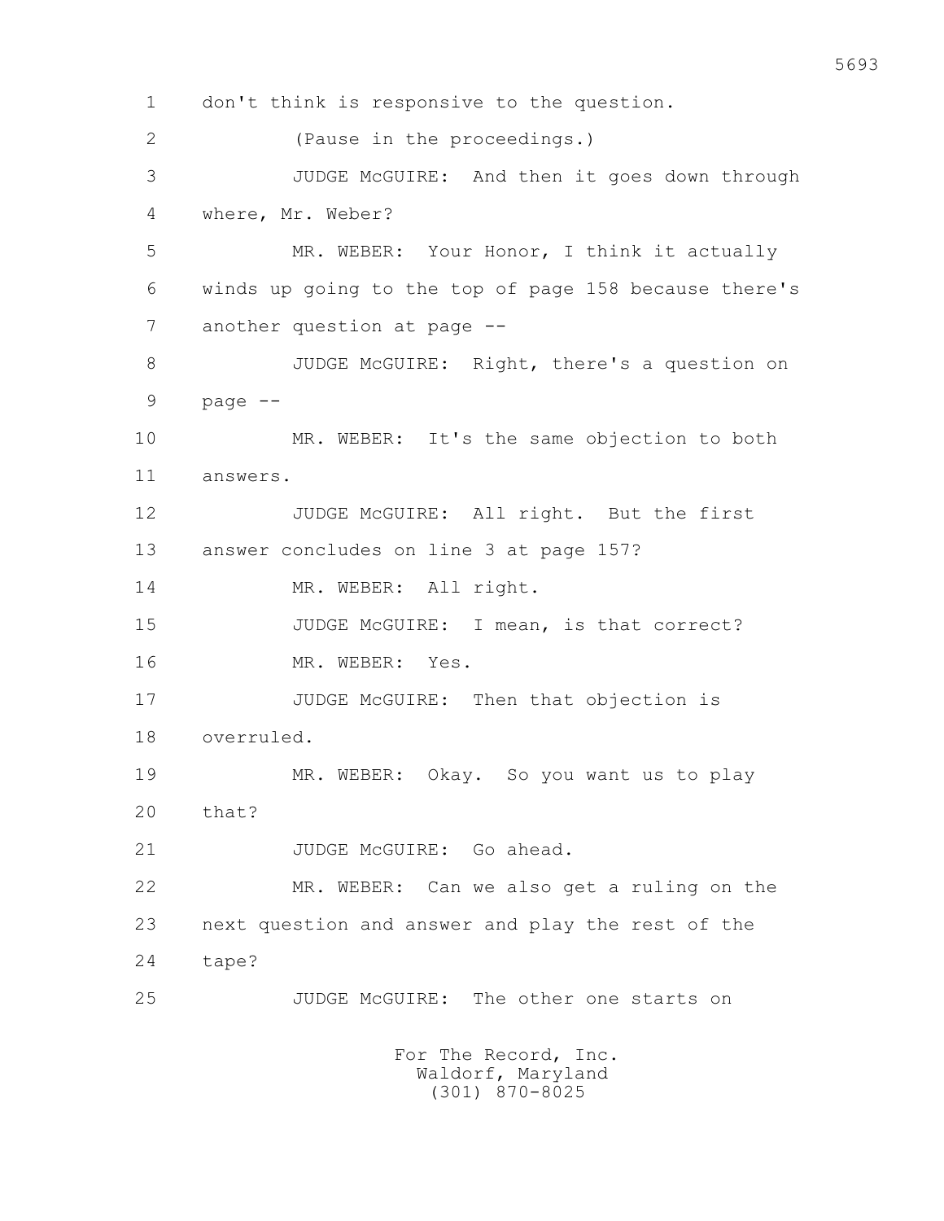don't think is responsive to the question.

(Pause in the proceedings.)

JUDGE McGUIRE: And then it goes down through where, Mr. Weber?

MR. WEBER: Your Honor, I think it actually winds up going to the top of page 158 because there's another question at page --

JUDGE McGUIRE: Right, there's a question on page --

MR. WEBER: It's the same objection to both answers.

JUDGE McGUIRE: All right. But the first answer concludes on line 3 at page 157?

MR. WEBER: All right.

JUDGE McGUIRE: I mean, is that correct?

MR. WEBER: Yes.

JUDGE McGUIRE: Then that objection is overruled.

MR. WEBER: Okay. So you want us to play that?

JUDGE McGUIRE: Go ahead.

MR. WEBER: Can we also get a ruling on the next question and answer and play the rest of the tape?

JUDGE McGUIRE: The other one starts on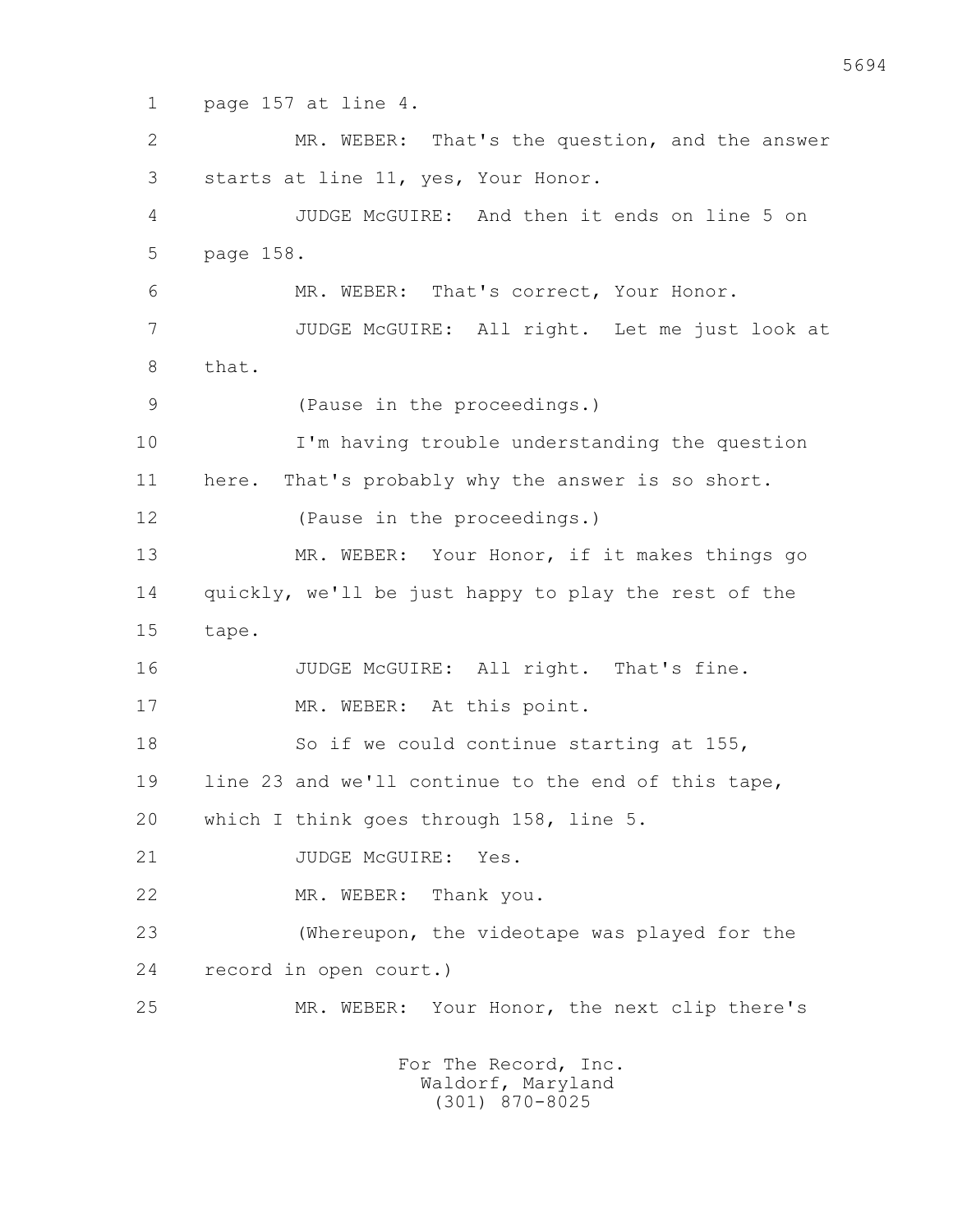1 page 157 at line 4.

2 MR. WEBER: That's the question, and the answer

3 starts at line 11, yes, Your Honor.

4 JUDGE McGUIRE: And then it ends on line 5 on

5 page 158.

6 MR. WEBER: That's correct, Your Honor.

7 JUDGE McGUIRE: All right. Let me just look at

8 that.

9 (Pause in the proceedings.)

10 I'm having trouble understanding the question

11 here. That's probably why the answer is so short.

12 (Pause in the proceedings.)

13 MR. WEBER: Your Honor, if it makes things go

14 quickly, we'll be just happy to play the rest of the

15 tape.

16 JUDGE McGUIRE: All right. That's fine.

17 MR. WEBER: At this point.

18 So if we could continue starting at 155,

19 line 23 and we'll continue to the end of this tape,

20 which I think goes through 158, line 5.

21 JUDGE McGUIRE: Yes.

22 MR. WEBER: Thank you.

23 (Whereupon, the videotape was played for the

24 record in open court.)

25 MR. WEBER: Your Honor, the next clip there's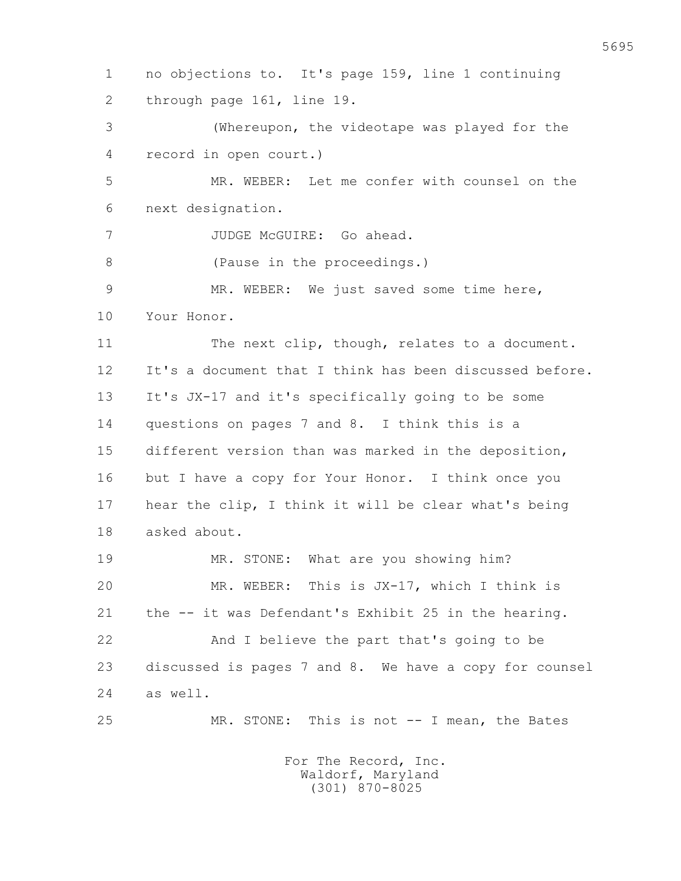1 no objections to. It's page 159, line 1 continuing
2 through page 161, line 19.
3 (Whereupon, the videotape was played for the
4 record in open court.)
5 MR. WEBER: Let me confer with counsel on the
6 next designation.
7 JUDGE McGUIRE: Go ahead.
8 (Pause in the proceedings.)
9 MR. WEBER: We just saved some time here,
10 Your Honor.
11 The next clip, though, relates to a document.
12 It's a document that I think has been discussed before.
13 It's JX-17 and it's specifically going to be some
14 questions on pages 7 and 8. I think this is a
15 different version than was marked in the deposition,
16 but I have a copy for Your Honor. I think once you
17 hear the clip, I think it will be clear what's being
18 asked about.
19 MR. STONE: What are you showing him?
20 MR. WEBER: This is JX-17, which I think is
21 the -- it was Defendant's Exhibit 25 in the hearing.
22 And I believe the part that's going to be
23 discussed is pages 7 and 8. We have a copy for counsel
24 as well.
25 MR. STONE: This is not -- I mean, the Bates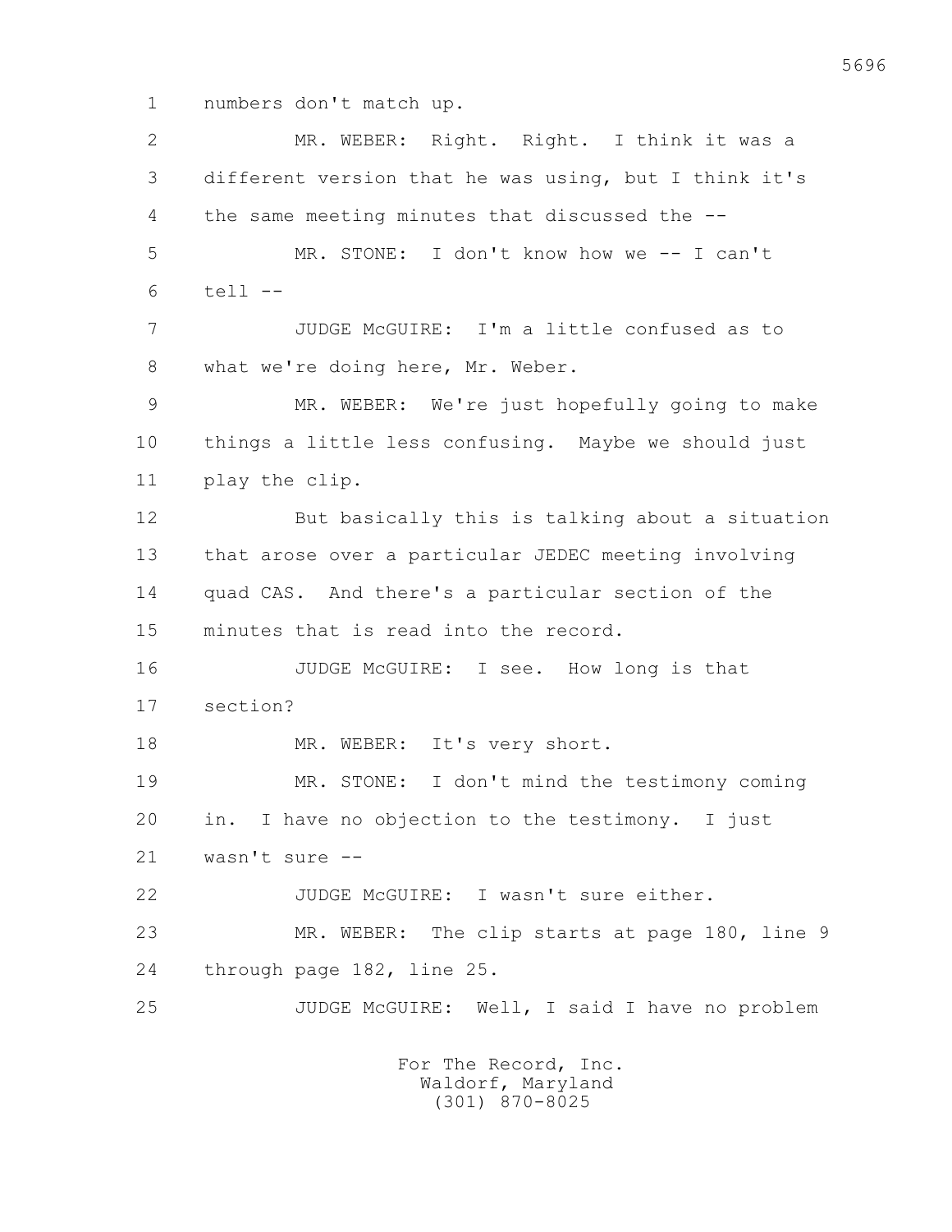1 numbers don't match up.

2 MR. WEBER: Right. Right. I think it was a

3 different version that he was using, but I think it's

4 the same meeting minutes that discussed the --

5 MR. STONE: I don't know how we -- I can't

6 tell --

7 JUDGE McGUIRE: I'm a little confused as to

8 what we're doing here, Mr. Weber.

9 MR. WEBER: We're just hopefully going to make

10 things a little less confusing. Maybe we should just

11 play the clip.

12 But basically this is talking about a situation

13 that arose over a particular JEDEC meeting involving

14 quad CAS. And there's a particular section of the

15 minutes that is read into the record.

16 JUDGE McGUIRE: I see. How long is that

17 section?

18 MR. WEBER: It's very short.

19 MR. STONE: I don't mind the testimony coming

20 in. I have no objection to the testimony. I just

21 wasn't sure --

22 JUDGE McGUIRE: I wasn't sure either.

23 MR. WEBER: The clip starts at page 180, line 9

24 through page 182, line 25.

25 JUDGE McGUIRE: Well, I said I have no problem

For The Record, Inc.
Waldorf, Maryland
(301) 870-8025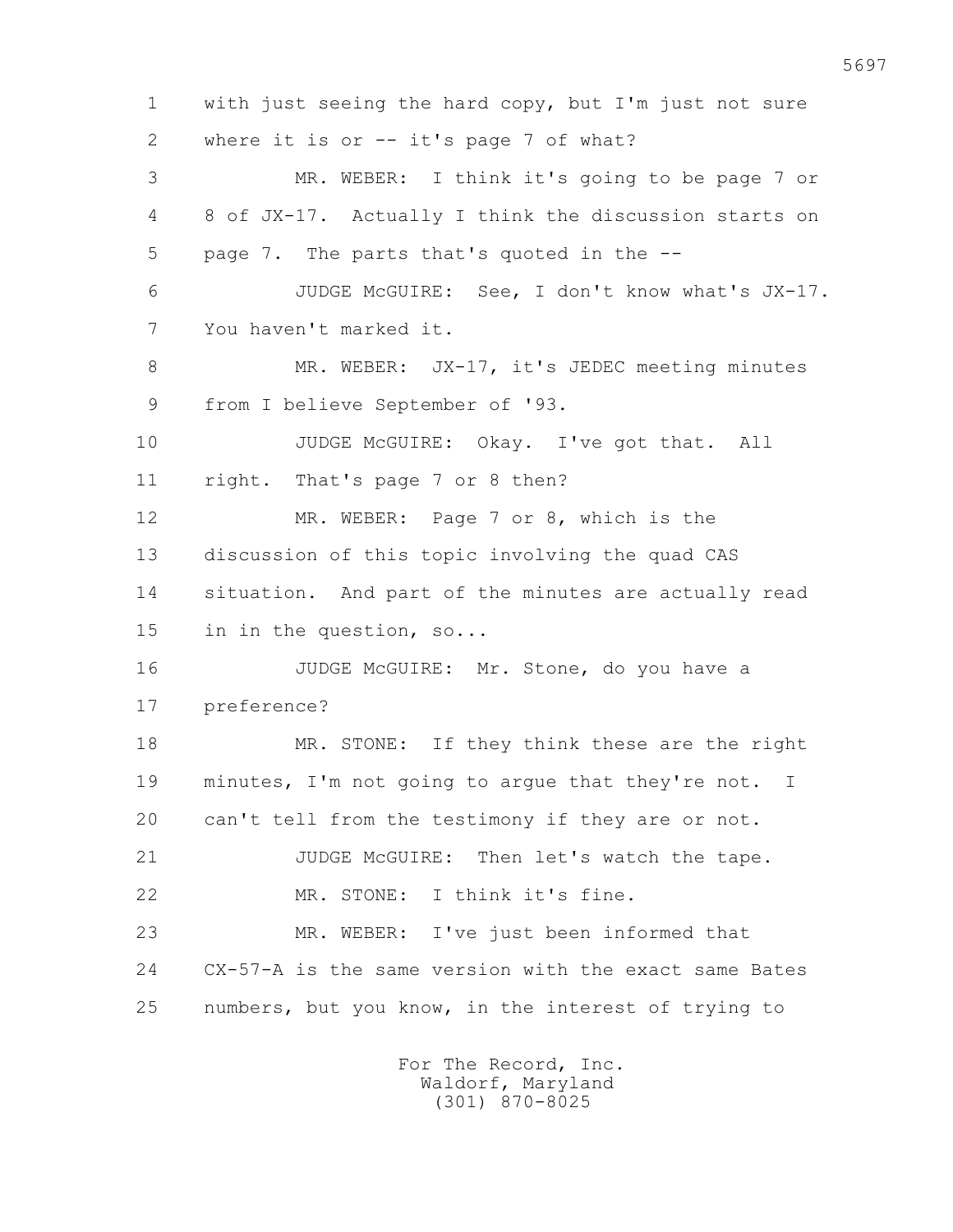1 with just seeing the hard copy, but I'm just not sure
2 where it is or -- it's page 7 of what?
3 MR. WEBER: I think it's going to be page 7 or
4 8 of JX-17. Actually I think the discussion starts on
5 page 7. The parts that's quoted in the --
6 JUDGE McGUIRE: See, I don't know what's JX-17.
7 You haven't marked it.
8 MR. WEBER: JX-17, it's JEDEC meeting minutes
9 from I believe September of '93.
10 JUDGE McGUIRE: Okay. I've got that. All
11 right. That's page 7 or 8 then?
12 MR. WEBER: Page 7 or 8, which is the
13 discussion of this topic involving the quad CAS
14 situation. And part of the minutes are actually read
15 in in the question, so...
16 JUDGE McGUIRE: Mr. Stone, do you have a
17 preference?
18 MR. STONE: If they think these are the right
19 minutes, I'm not going to argue that they're not. I
20 can't tell from the testimony if they are or not.
21 JUDGE McGUIRE: Then let's watch the tape.
22 MR. STONE: I think it's fine.
23 MR. WEBER: I've just been informed that
24 CX-57-A is the same version with the exact same Bates
25 numbers, but you know, in the interest of trying to

For The Record, Inc.
Waldorf, Maryland
(301) 870-8025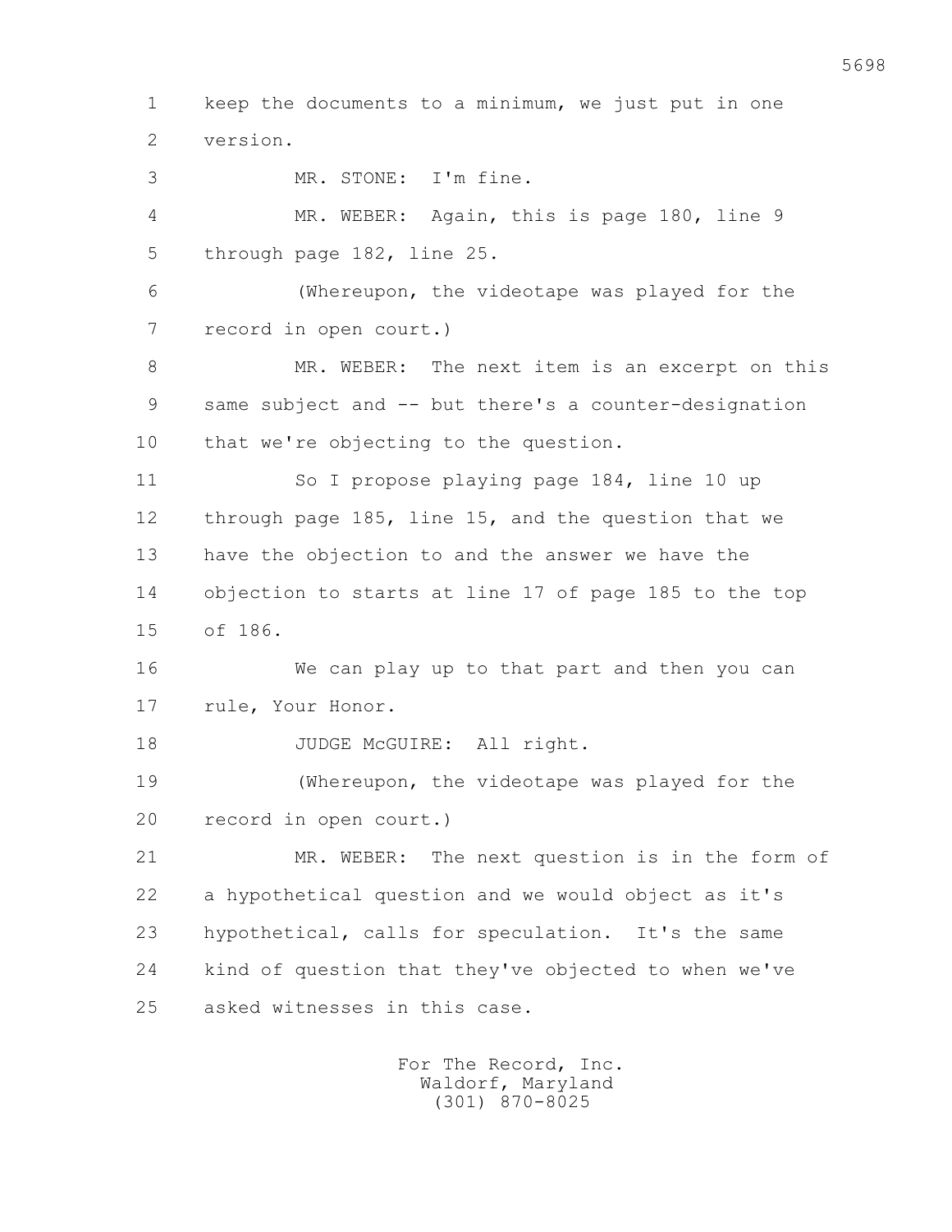1 keep the documents to a minimum, we just put in one
2 version.

3 MR. STONE: I'm fine.

4 MR. WEBER: Again, this is page 180, line 9
5 through page 182, line 25.

6 (Whereupon, the videotape was played for the
7 record in open court.)

8 MR. WEBER: The next item is an excerpt on this
9 same subject and -- but there's a counter-designation
10 that we're objecting to the question.

11 So I propose playing page 184, line 10 up
12 through page 185, line 15, and the question that we
13 have the objection to and the answer we have the
14 objection to starts at line 17 of page 185 to the top
15 of 186.

16 We can play up to that part and then you can
17 rule, Your Honor.

18 JUDGE McGUIRE: All right.

19 (Whereupon, the videotape was played for the
20 record in open court.)

21 MR. WEBER: The next question is in the form of
22 a hypothetical question and we would object as it's
23 hypothetical, calls for speculation. It's the same
24 kind of question that they've objected to when we've
25 asked witnesses in this case.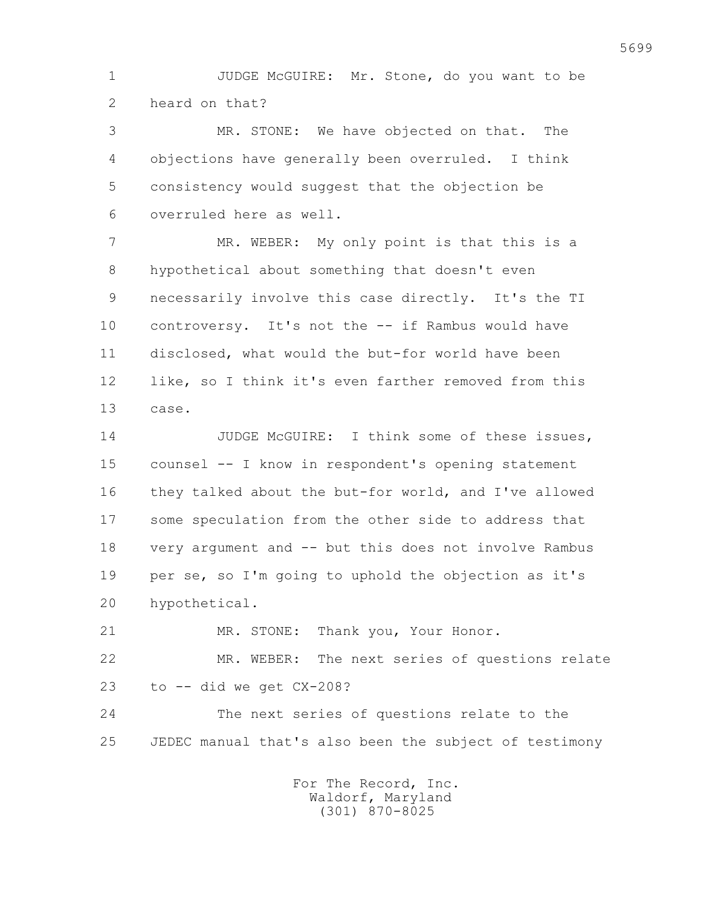JUDGE McGUIRE: Mr. Stone, do you want to be heard on that?

MR. STONE: We have objected on that. The objections have generally been overruled. I think consistency would suggest that the objection be overruled here as well.

MR. WEBER: My only point is that this is a hypothetical about something that doesn't even necessarily involve this case directly. It's the TI controversy. It's not the -- if Rambus would have disclosed, what would the but-for world have been like, so I think it's even farther removed from this case.

JUDGE McGUIRE: I think some of these issues, counsel -- I know in respondent's opening statement they talked about the but-for world, and I've allowed some speculation from the other side to address that very argument and -- but this does not involve Rambus per se, so I'm going to uphold the objection as it's hypothetical.

MR. STONE: Thank you, Your Honor.

MR. WEBER: The next series of questions relate to -- did we get CX-208?

The next series of questions relate to the JEDEC manual that's also been the subject of testimony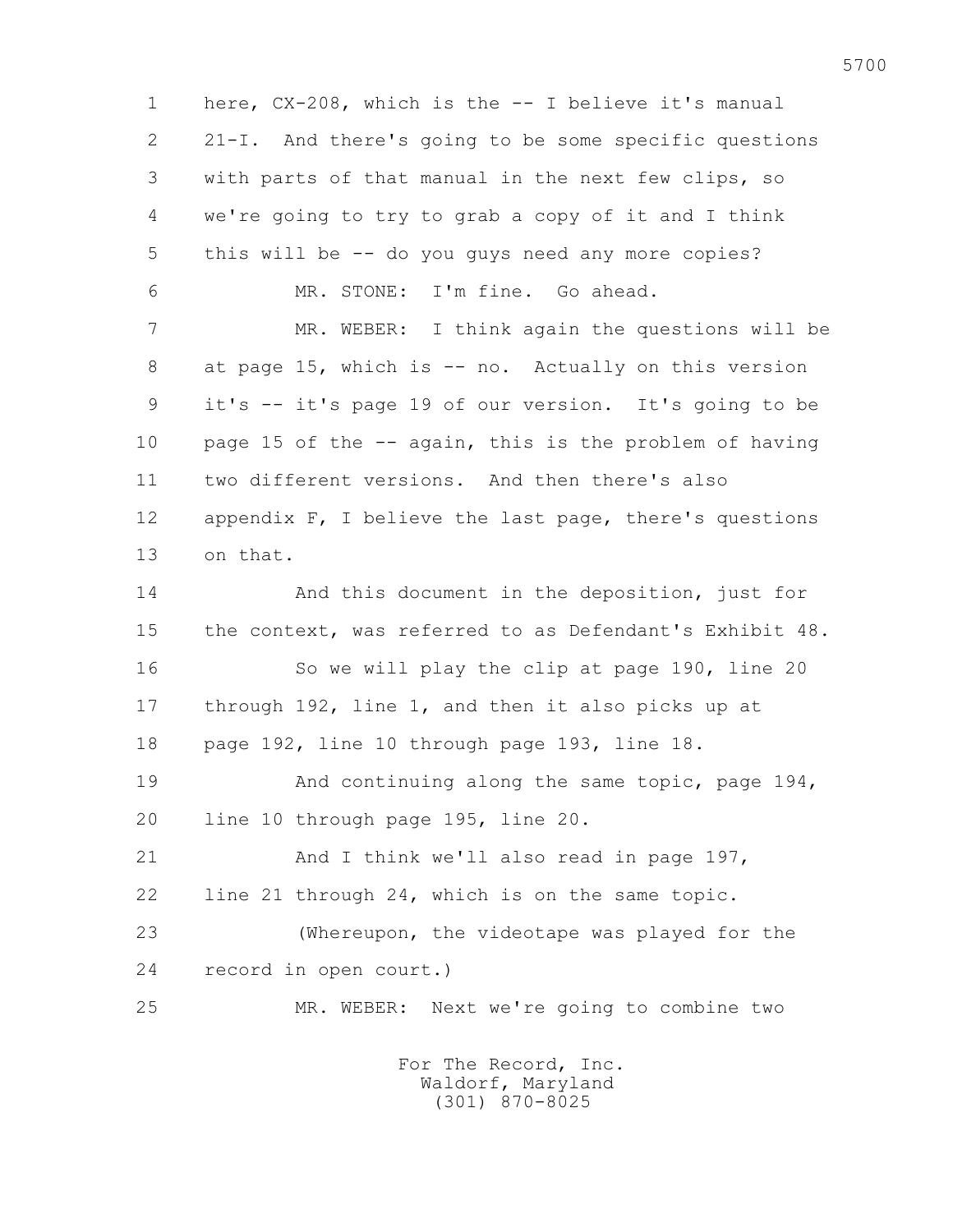1 here, CX-208, which is the -- I believe it's manual
2 21-I. And there's going to be some specific questions
3 with parts of that manual in the next few clips, so
4 we're going to try to grab a copy of it and I think
5 this will be -- do you guys need any more copies?
6 MR. STONE: I'm fine. Go ahead.
7 MR. WEBER: I think again the questions will be
8 at page 15, which is -- no. Actually on this version
9 it's -- it's page 19 of our version. It's going to be
10 page 15 of the -- again, this is the problem of having
11 two different versions. And then there's also
12 appendix F, I believe the last page, there's questions
13 on that.
14 And this document in the deposition, just for
15 the context, was referred to as Defendant's Exhibit 48.
16 So we will play the clip at page 190, line 20
17 through 192, line 1, and then it also picks up at
18 page 192, line 10 through page 193, line 18.
19 And continuing along the same topic, page 194,
20 line 10 through page 195, line 20.
21 And I think we'll also read in page 197,
22 line 21 through 24, which is on the same topic.
23 (Whereupon, the videotape was played for the
24 record in open court.)
25 MR. WEBER: Next we're going to combine two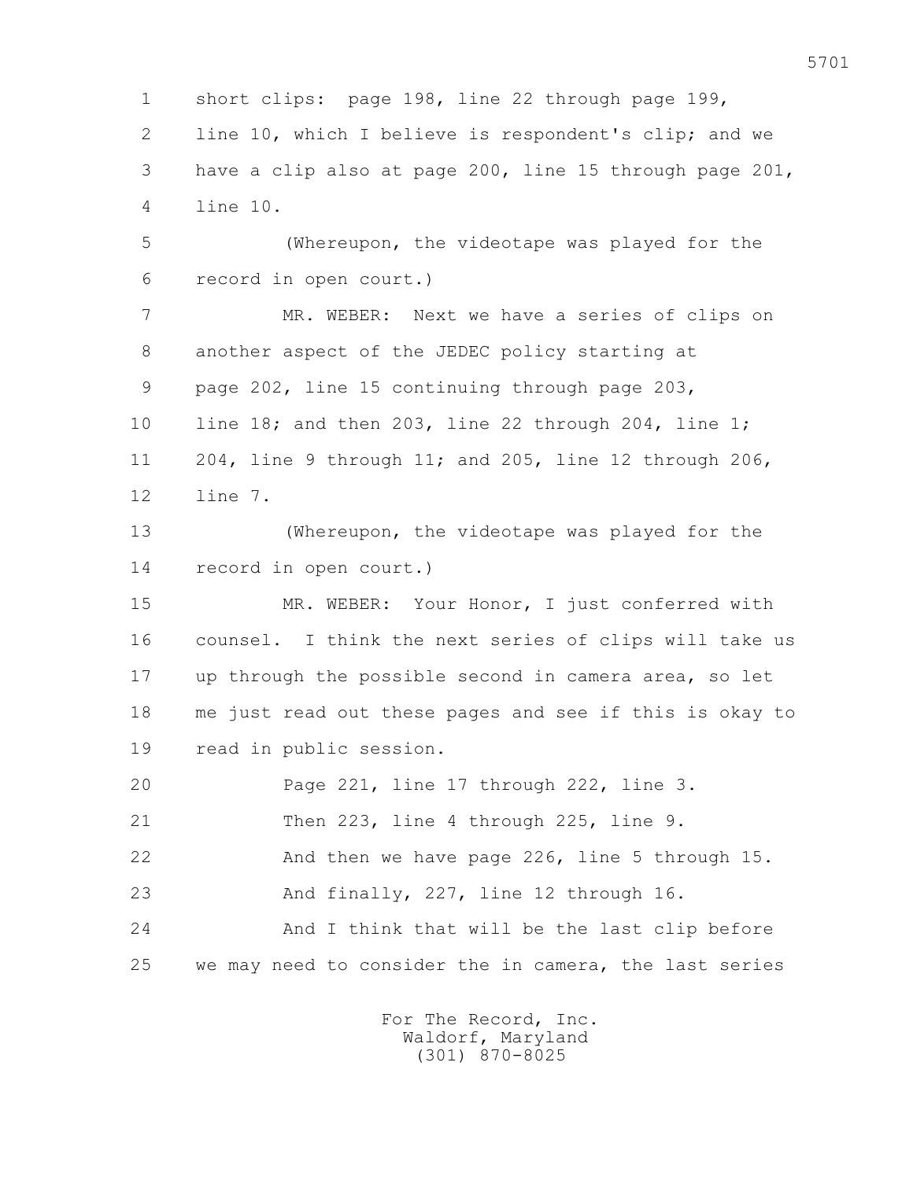1 short clips: page 198, line 22 through page 199,

2 line 10, which I believe is respondent's clip; and we

3 have a clip also at page 200, line 15 through page 201,

4 line 10.

5 (Whereupon, the videotape was played for the

6 record in open court.)

7 MR. WEBER: Next we have a series of clips on

8 another aspect of the JEDEC policy starting at

9 page 202, line 15 continuing through page 203,

10 line 18; and then 203, line 22 through 204, line 1;

11 204, line 9 through 11; and 205, line 12 through 206,

12 line 7.

13 (Whereupon, the videotape was played for the

14 record in open court.)

15 MR. WEBER: Your Honor, I just conferred with

16 counsel. I think the next series of clips will take us

17 up through the possible second in camera area, so let

18 me just read out these pages and see if this is okay to

19 read in public session.

20 Page 221, line 17 through 222, line 3.

21 Then 223, line 4 through 225, line 9.

22 And then we have page 226, line 5 through 15.

23 And finally, 227, line 12 through 16.

24 And I think that will be the last clip before

25 we may need to consider the in camera, the last series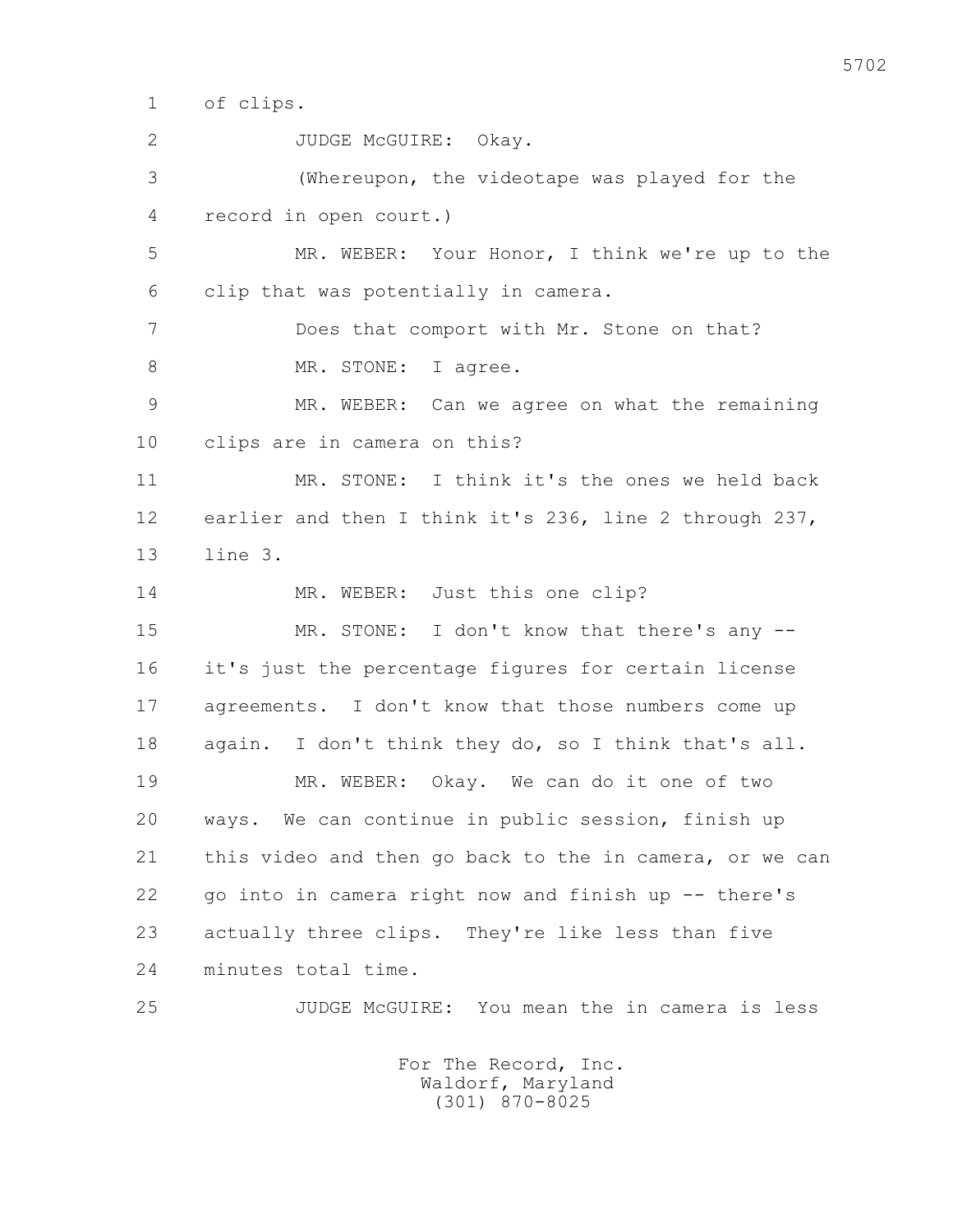1 of clips.

2 JUDGE McGUIRE: Okay.

3 (Whereupon, the videotape was played for the

4 record in open court.)

5 MR. WEBER: Your Honor, I think we're up to the

6 clip that was potentially in camera.

7 Does that comport with Mr. Stone on that?

8 MR. STONE: I agree.

9 MR. WEBER: Can we agree on what the remaining

10 clips are in camera on this?

11 MR. STONE: I think it's the ones we held back

12 earlier and then I think it's 236, line 2 through 237,

13 line 3.

14 MR. WEBER: Just this one clip?

15 MR. STONE: I don't know that there's any --

16 it's just the percentage figures for certain license

17 agreements. I don't know that those numbers come up

18 again. I don't think they do, so I think that's all.

19 MR. WEBER: Okay. We can do it one of two

20 ways. We can continue in public session, finish up

21 this video and then go back to the in camera, or we can

22 go into in camera right now and finish up -- there's

23 actually three clips. They're like less than five

24 minutes total time.

25 JUDGE McGUIRE: You mean the in camera is less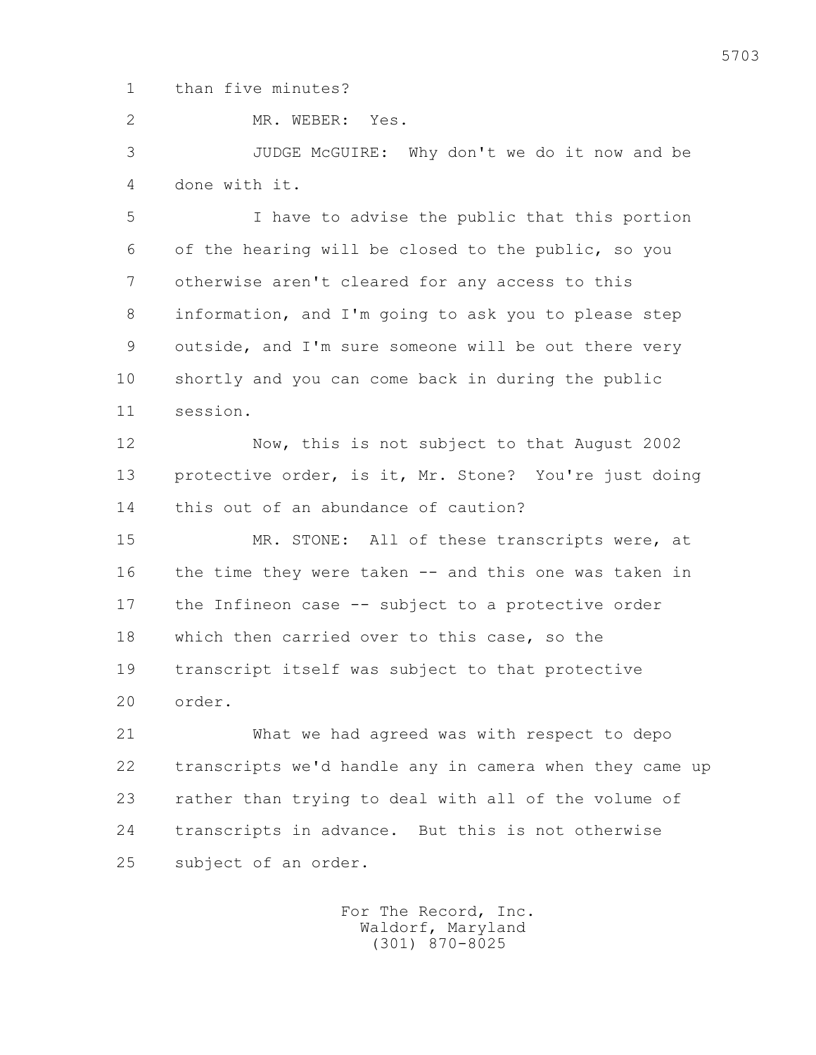1 than five minutes?

2 MR. WEBER: Yes.

3 JUDGE McGUIRE: Why don't we do it now and be
4 done with it.

5 I have to advise the public that this portion
6 of the hearing will be closed to the public, so you
7 otherwise aren't cleared for any access to this
8 information, and I'm going to ask you to please step
9 outside, and I'm sure someone will be out there very
10 shortly and you can come back in during the public
11 session.

12 Now, this is not subject to that August 2002
13 protective order, is it, Mr. Stone? You're just doing
14 this out of an abundance of caution?

15 MR. STONE: All of these transcripts were, at
16 the time they were taken -- and this one was taken in
17 the Infineon case -- subject to a protective order
18 which then carried over to this case, so the
19 transcript itself was subject to that protective
20 order.

21 What we had agreed was with respect to depo
22 transcripts we'd handle any in camera when they came up
23 rather than trying to deal with all of the volume of
24 transcripts in advance. But this is not otherwise
25 subject of an order.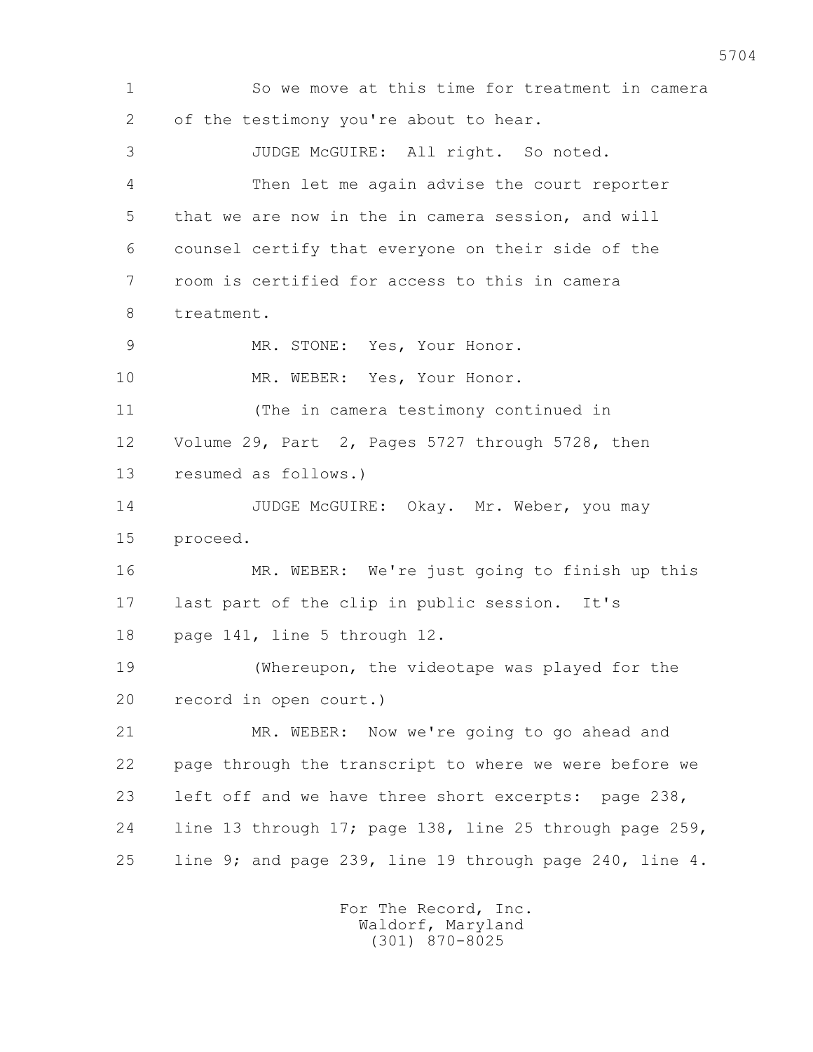So we move at this time for treatment in camera of the testimony you're about to hear.

JUDGE McGUIRE: All right. So noted.

Then let me again advise the court reporter that we are now in the in camera session, and will counsel certify that everyone on their side of the room is certified for access to this in camera treatment.

MR. STONE: Yes, Your Honor.

MR. WEBER: Yes, Your Honor.

(The in camera testimony continued in Volume 29, Part 2, Pages 5727 through 5728, then resumed as follows.)

JUDGE McGUIRE: Okay. Mr. Weber, you may proceed.

MR. WEBER: We're just going to finish up this last part of the clip in public session. It's page 141, line 5 through 12.

(Whereupon, the videotape was played for the record in open court.)

MR. WEBER: Now we're going to go ahead and page through the transcript to where we were before we left off and we have three short excerpts: page 238, line 13 through 17; page 138, line 25 through page 259, line 9; and page 239, line 19 through page 240, line 4.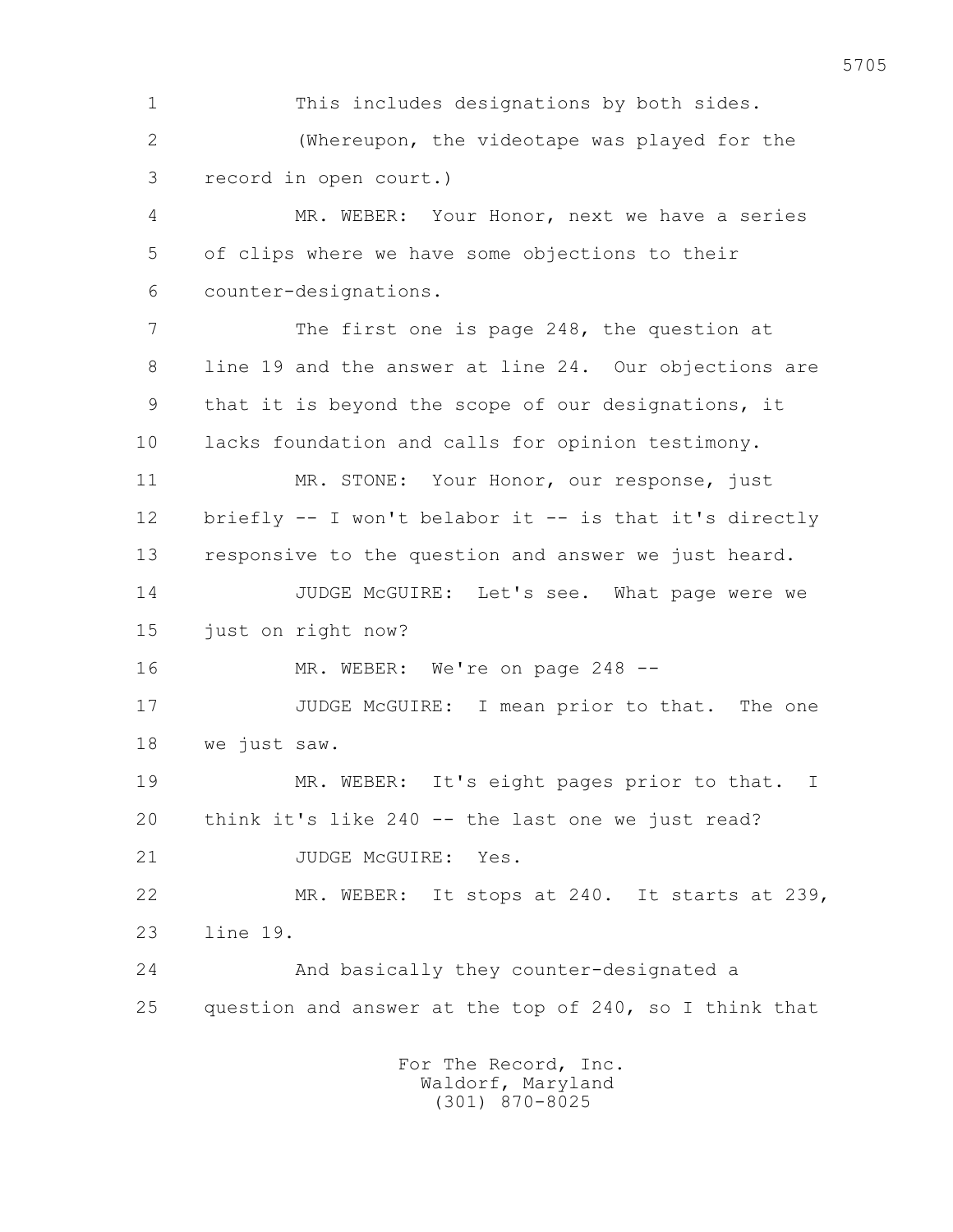This includes designations by both sides.

(Whereupon, the videotape was played for the record in open court.)

MR. WEBER: Your Honor, next we have a series of clips where we have some objections to their counter-designations.

The first one is page 248, the question at line 19 and the answer at line 24. Our objections are that it is beyond the scope of our designations, it lacks foundation and calls for opinion testimony.

MR. STONE: Your Honor, our response, just briefly -- I won't belabor it -- is that it's directly responsive to the question and answer we just heard.

JUDGE McGUIRE: Let's see. What page were we just on right now?

MR. WEBER: We're on page 248 --

JUDGE McGUIRE: I mean prior to that. The one we just saw.

MR. WEBER: It's eight pages prior to that. I think it's like 240 -- the last one we just read?

JUDGE McGUIRE: Yes.

MR. WEBER: It stops at 240. It starts at 239, line 19.

And basically they counter-designated a question and answer at the top of 240, so I think that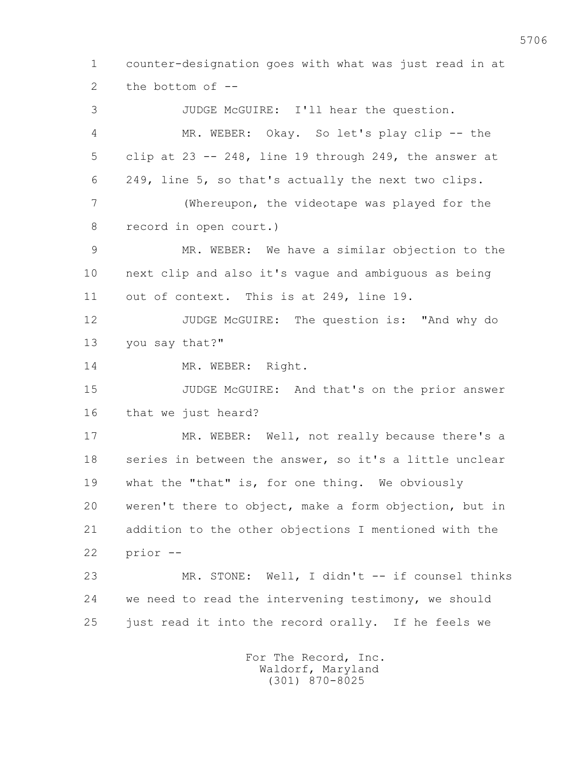1 counter-designation goes with what was just read in at
2 the bottom of --

3 JUDGE McGUIRE: I'll hear the question.

4 MR. WEBER: Okay. So let's play clip -- the
5 clip at 23 -- 248, line 19 through 249, the answer at
6 249, line 5, so that's actually the next two clips.

7 (Whereupon, the videotape was played for the
8 record in open court.)

9 MR. WEBER: We have a similar objection to the
10 next clip and also it's vague and ambiguous as being
11 out of context. This is at 249, line 19.

12 JUDGE McGUIRE: The question is: "And why do
13 you say that?"

14 MR. WEBER: Right.

15 JUDGE McGUIRE: And that's on the prior answer
16 that we just heard?

17 MR. WEBER: Well, not really because there's a
18 series in between the answer, so it's a little unclear
19 what the "that" is, for one thing. We obviously
20 weren't there to object, make a form objection, but in
21 addition to the other objections I mentioned with the
22 prior --

23 MR. STONE: Well, I didn't -- if counsel thinks
24 we need to read the intervening testimony, we should
25 just read it into the record orally. If he feels we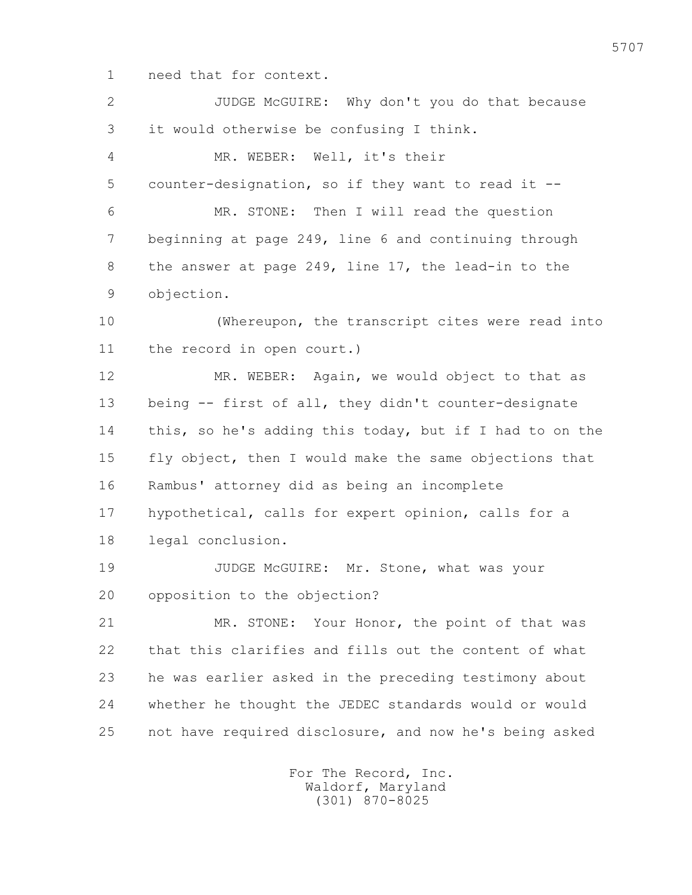need that for context.

JUDGE McGUIRE: Why don't you do that because it would otherwise be confusing I think.

MR. WEBER: Well, it's their counter-designation, so if they want to read it --

MR. STONE: Then I will read the question beginning at page 249, line 6 and continuing through the answer at page 249, line 17, the lead-in to the objection.

(Whereupon, the transcript cites were read into the record in open court.)

MR. WEBER: Again, we would object to that as being -- first of all, they didn't counter-designate this, so he's adding this today, but if I had to on the fly object, then I would make the same objections that Rambus' attorney did as being an incomplete hypothetical, calls for expert opinion, calls for a legal conclusion.

JUDGE McGUIRE: Mr. Stone, what was your opposition to the objection?

MR. STONE: Your Honor, the point of that was that this clarifies and fills out the content of what he was earlier asked in the preceding testimony about whether he thought the JEDEC standards would or would not have required disclosure, and now he's being asked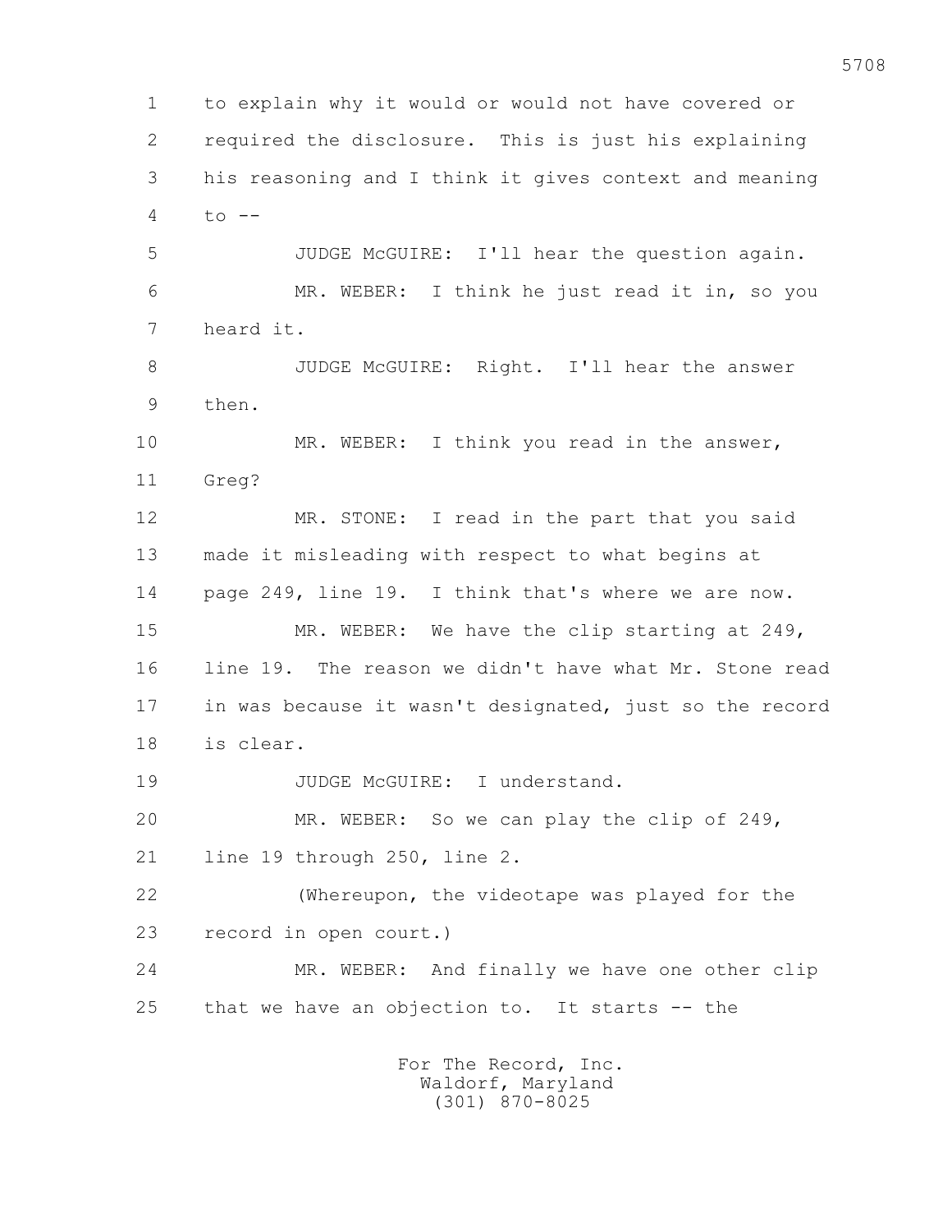to explain why it would or would not have covered or required the disclosure. This is just his explaining his reasoning and I think it gives context and meaning to --

JUDGE McGUIRE: I'll hear the question again.

MR. WEBER: I think he just read it in, so you heard it.

JUDGE McGUIRE: Right. I'll hear the answer then.

MR. WEBER: I think you read in the answer, Greg?

MR. STONE: I read in the part that you said made it misleading with respect to what begins at page 249, line 19. I think that's where we are now.

MR. WEBER: We have the clip starting at 249, line 19. The reason we didn't have what Mr. Stone read in was because it wasn't designated, just so the record is clear.

JUDGE McGUIRE: I understand.

MR. WEBER: So we can play the clip of 249, line 19 through 250, line 2.

(Whereupon, the videotape was played for the record in open court.)

MR. WEBER: And finally we have one other clip that we have an objection to. It starts -- the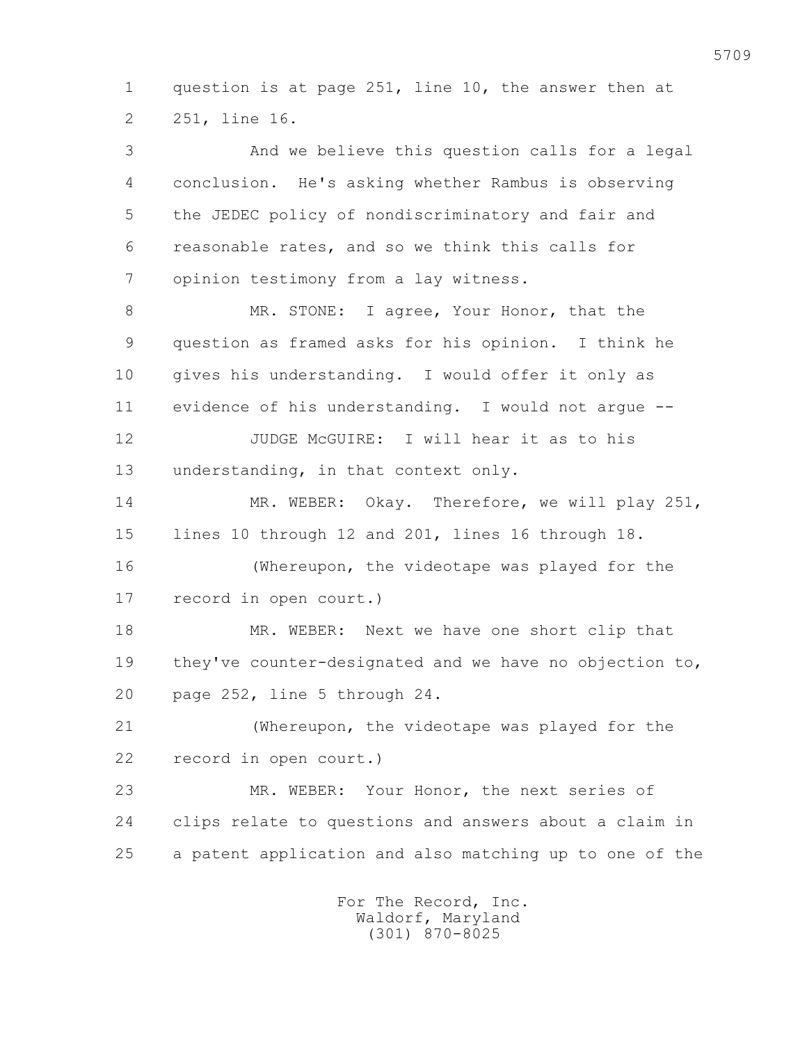question is at page 251, line 10, the answer then at 251, line 16.

And we believe this question calls for a legal conclusion. He's asking whether Rambus is observing the JEDEC policy of nondiscriminatory and fair and reasonable rates, and so we think this calls for opinion testimony from a lay witness.

MR. STONE: I agree, Your Honor, that the question as framed asks for his opinion. I think he gives his understanding. I would offer it only as evidence of his understanding. I would not argue --

JUDGE McGUIRE: I will hear it as to his understanding, in that context only.

MR. WEBER: Okay. Therefore, we will play 251, lines 10 through 12 and 201, lines 16 through 18.

(Whereupon, the videotape was played for the record in open court.)

MR. WEBER: Next we have one short clip that they've counter-designated and we have no objection to, page 252, line 5 through 24.

(Whereupon, the videotape was played for the record in open court.)

MR. WEBER: Your Honor, the next series of clips relate to questions and answers about a claim in a patent application and also matching up to one of the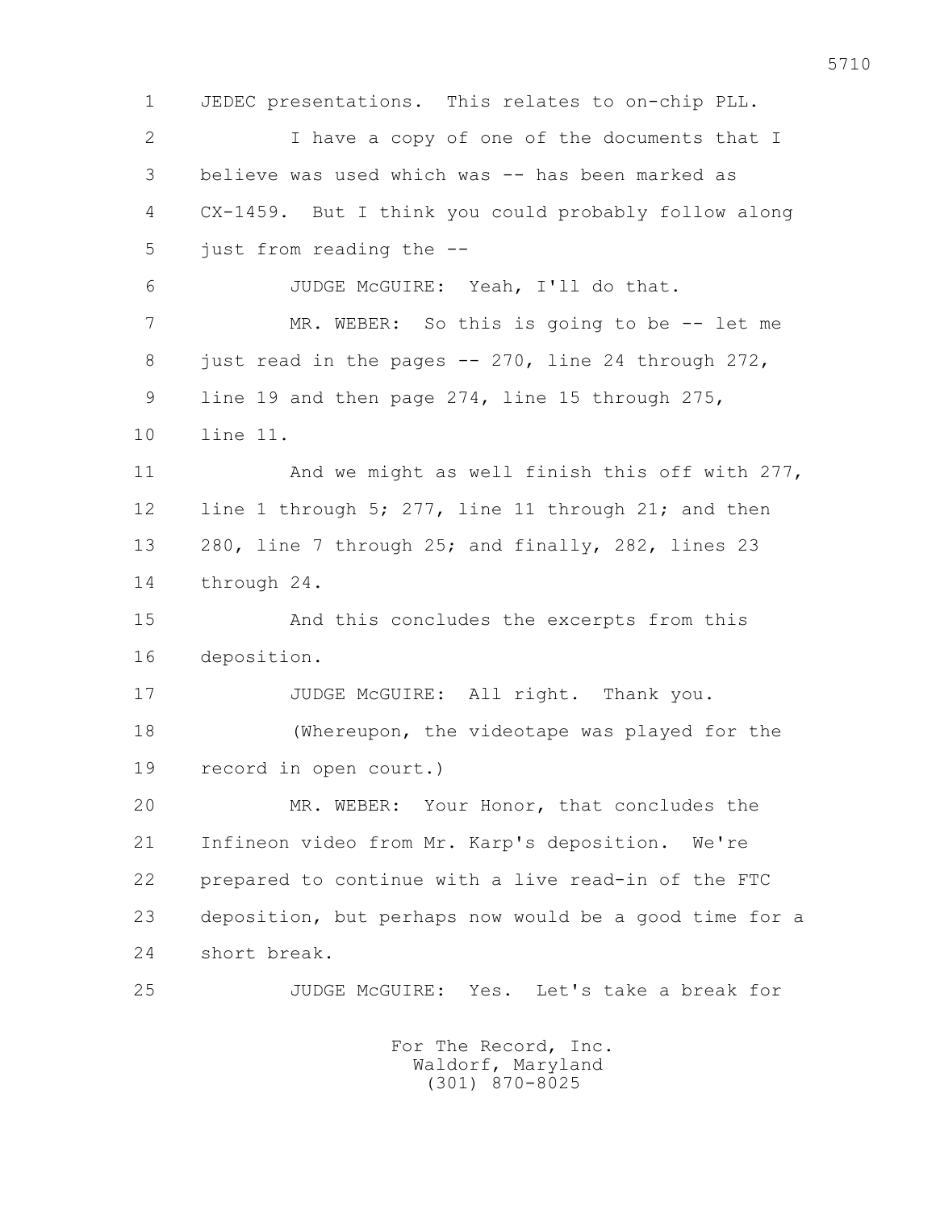1 JEDEC presentations. This relates to on-chip PLL.

2 I have a copy of one of the documents that I

3 believe was used which was -- has been marked as

4 CX-1459. But I think you could probably follow along

5 just from reading the --

6 JUDGE McGUIRE: Yeah, I'll do that.

7 MR. WEBER: So this is going to be -- let me

8 just read in the pages -- 270, line 24 through 272,

9 line 19 and then page 274, line 15 through 275,

10 line 11.

11 And we might as well finish this off with 277,

12 line 1 through 5; 277, line 11 through 21; and then

13 280, line 7 through 25; and finally, 282, lines 23

14 through 24.

15 And this concludes the excerpts from this

16 deposition.

17 JUDGE McGUIRE: All right. Thank you.

18 (Whereupon, the videotape was played for the

19 record in open court.)

20 MR. WEBER: Your Honor, that concludes the

21 Infineon video from Mr. Karp's deposition. We're

22 prepared to continue with a live read-in of the FTC

23 deposition, but perhaps now would be a good time for a

24 short break.

25 JUDGE McGUIRE: Yes. Let's take a break for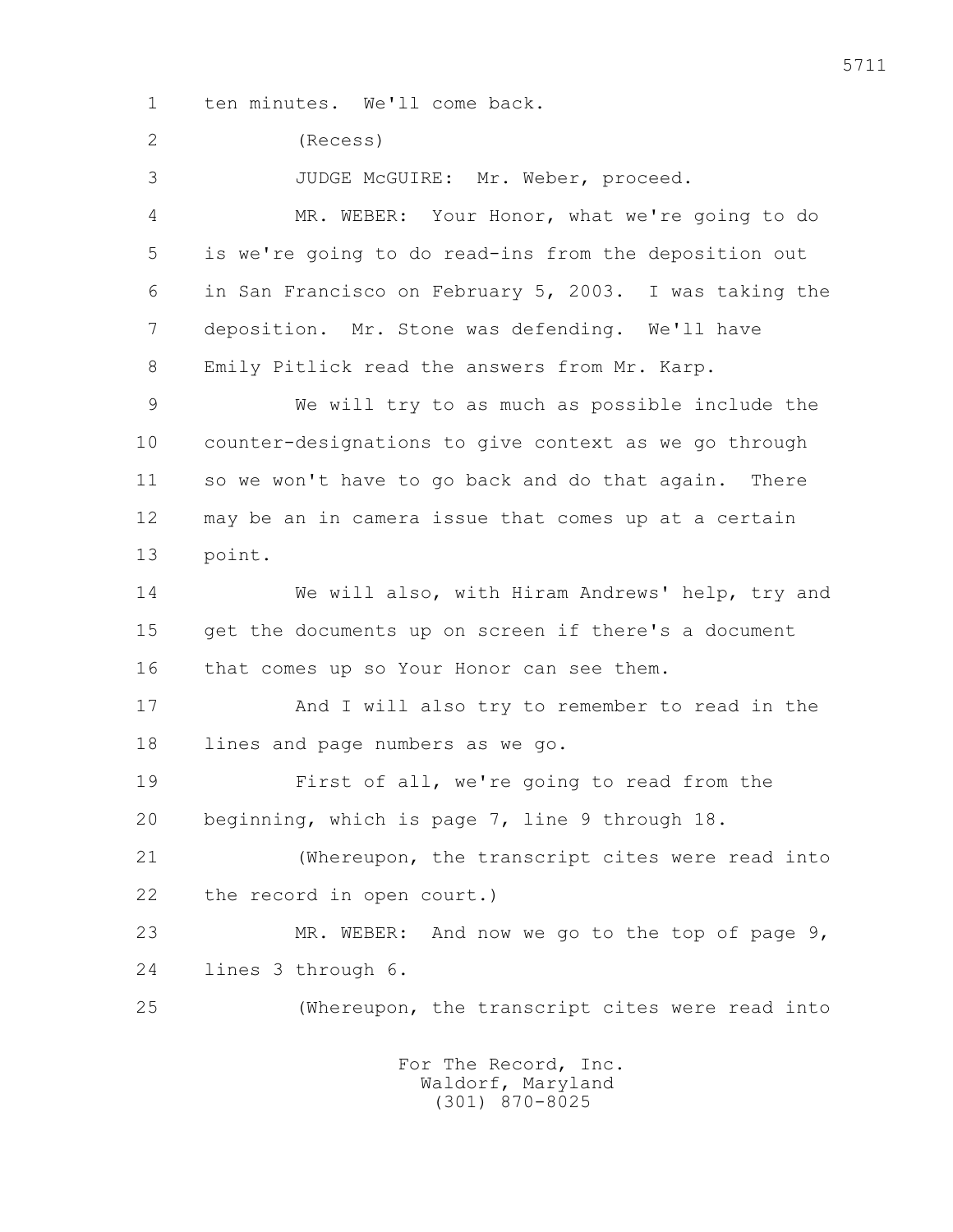1 ten minutes. We'll come back.

2 (Recess)

3 JUDGE McGUIRE: Mr. Weber, proceed.

4 MR. WEBER: Your Honor, what we're going to do

5 is we're going to do read-ins from the deposition out

6 in San Francisco on February 5, 2003. I was taking the

7 deposition. Mr. Stone was defending. We'll have

8 Emily Pitlick read the answers from Mr. Karp.

9 We will try to as much as possible include the

10 counter-designations to give context as we go through

11 so we won't have to go back and do that again. There

12 may be an in camera issue that comes up at a certain

13 point.

14 We will also, with Hiram Andrews' help, try and

15 get the documents up on screen if there's a document

16 that comes up so Your Honor can see them.

17 And I will also try to remember to read in the

18 lines and page numbers as we go.

19 First of all, we're going to read from the

20 beginning, which is page 7, line 9 through 18.

21 (Whereupon, the transcript cites were read into

22 the record in open court.)

23 MR. WEBER: And now we go to the top of page 9,

24 lines 3 through 6.

25 (Whereupon, the transcript cites were read into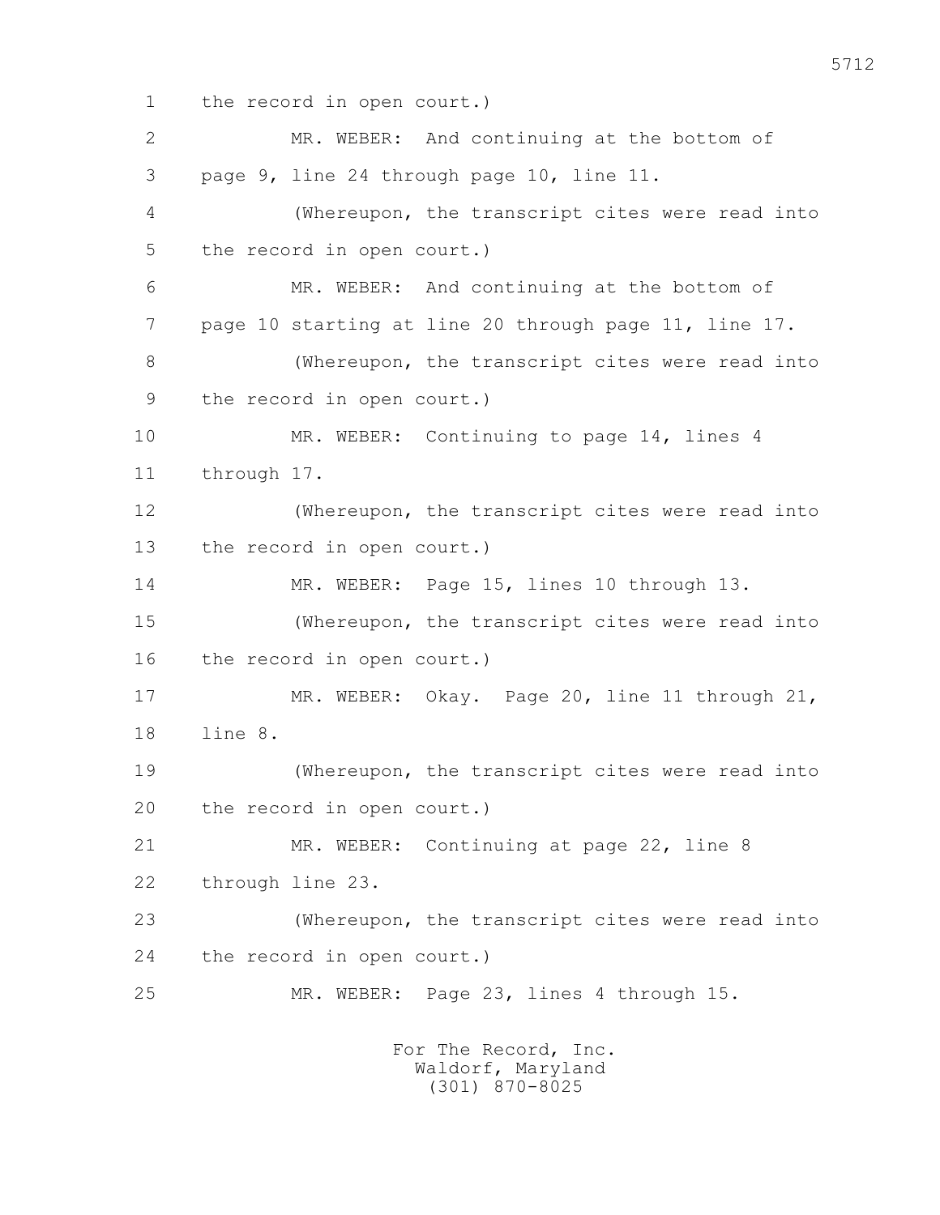the record in open court.)

MR. WEBER: And continuing at the bottom of page 9, line 24 through page 10, line 11.

(Whereupon, the transcript cites were read into the record in open court.)

MR. WEBER: And continuing at the bottom of page 10 starting at line 20 through page 11, line 17.

(Whereupon, the transcript cites were read into the record in open court.)

MR. WEBER: Continuing to page 14, lines 4 through 17.

(Whereupon, the transcript cites were read into the record in open court.)

MR. WEBER: Page 15, lines 10 through 13.

(Whereupon, the transcript cites were read into the record in open court.)

MR. WEBER: Okay. Page 20, line 11 through 21, line 8.

(Whereupon, the transcript cites were read into the record in open court.)

MR. WEBER: Continuing at page 22, line 8 through line 23.

(Whereupon, the transcript cites were read into the record in open court.)

MR. WEBER: Page 23, lines 4 through 15.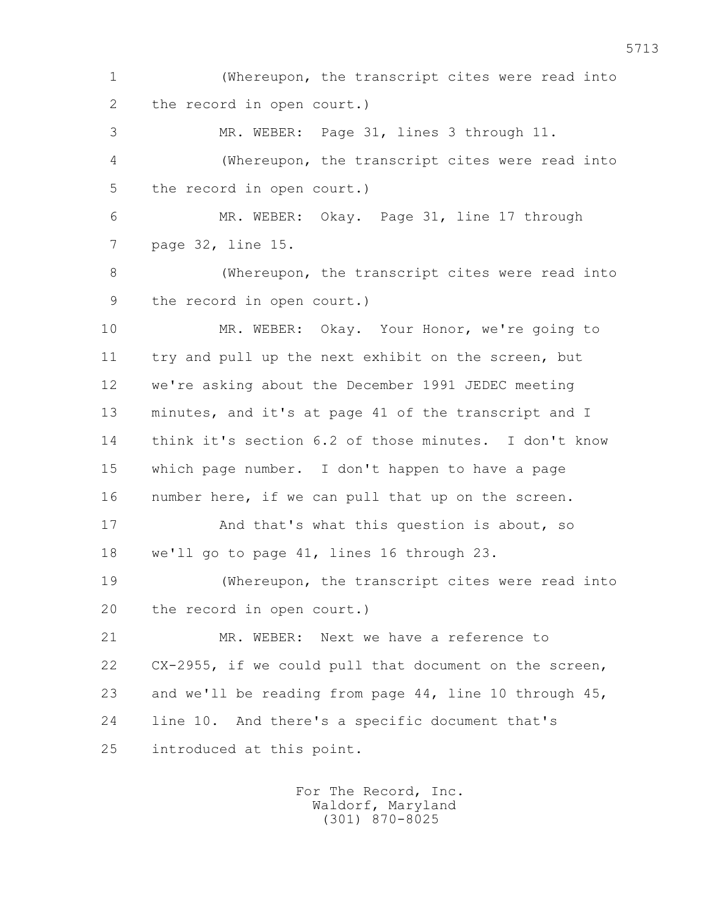1 (Whereupon, the transcript cites were read into
2 the record in open court.)
3 MR. WEBER: Page 31, lines 3 through 11.
4 (Whereupon, the transcript cites were read into
5 the record in open court.)
6 MR. WEBER: Okay. Page 31, line 17 through
7 page 32, line 15.
8 (Whereupon, the transcript cites were read into
9 the record in open court.)
10 MR. WEBER: Okay. Your Honor, we're going to
11 try and pull up the next exhibit on the screen, but
12 we're asking about the December 1991 JEDEC meeting
13 minutes, and it's at page 41 of the transcript and I
14 think it's section 6.2 of those minutes. I don't know
15 which page number. I don't happen to have a page
16 number here, if we can pull that up on the screen.
17 And that's what this question is about, so
18 we'll go to page 41, lines 16 through 23.
19 (Whereupon, the transcript cites were read into
20 the record in open court.)
21 MR. WEBER: Next we have a reference to
22 CX-2955, if we could pull that document on the screen,
23 and we'll be reading from page 44, line 10 through 45,
24 line 10. And there's a specific document that's
25 introduced at this point.

For The Record, Inc.
Waldorf, Maryland
(301) 870-8025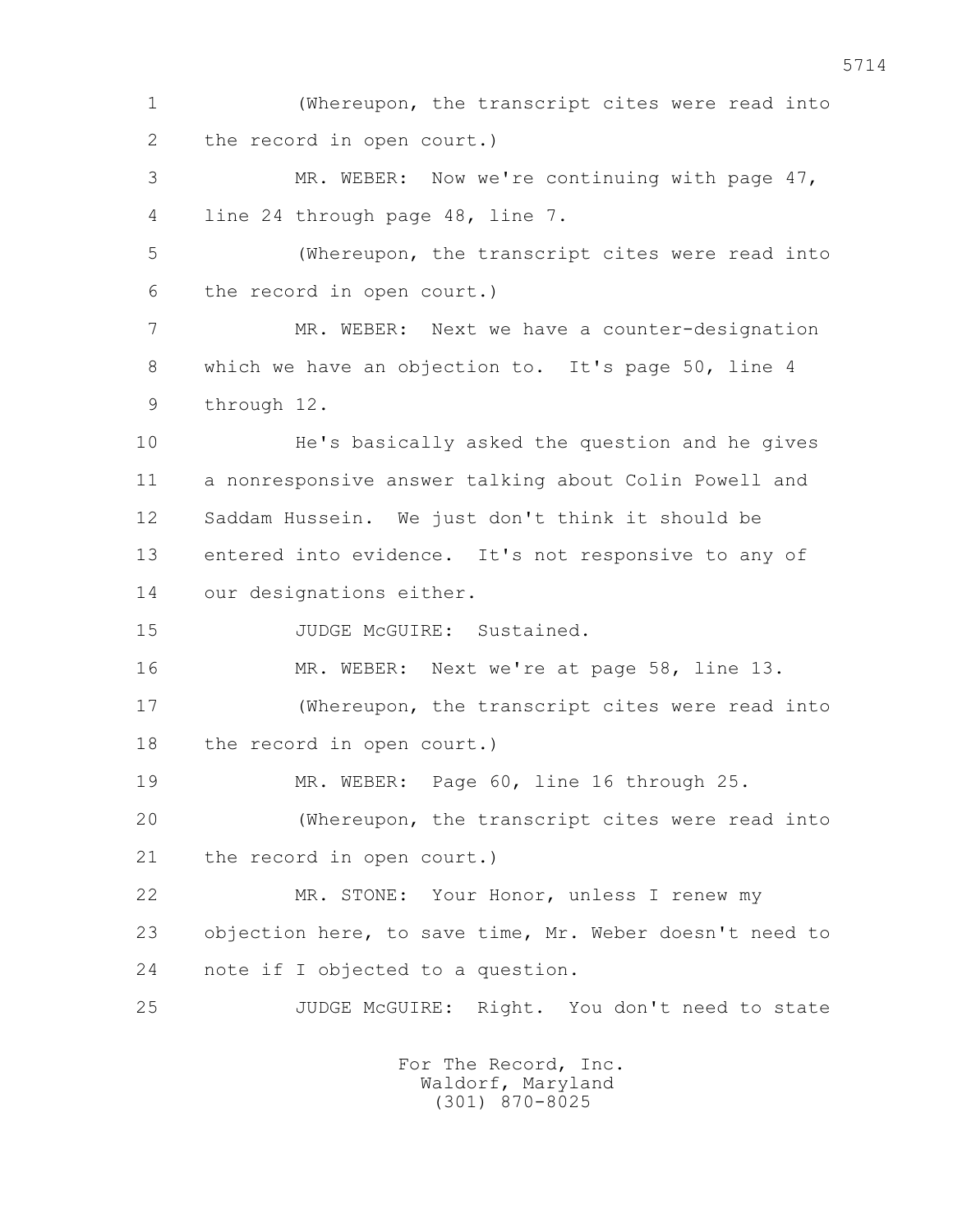(Whereupon, the transcript cites were read into the record in open court.)

MR. WEBER: Now we're continuing with page 47, line 24 through page 48, line 7.

(Whereupon, the transcript cites were read into the record in open court.)

MR. WEBER: Next we have a counter-designation which we have an objection to. It's page 50, line 4 through 12.

He's basically asked the question and he gives a nonresponsive answer talking about Colin Powell and Saddam Hussein. We just don't think it should be entered into evidence. It's not responsive to any of our designations either.

JUDGE McGUIRE: Sustained.

MR. WEBER: Next we're at page 58, line 13.

(Whereupon, the transcript cites were read into the record in open court.)

MR. WEBER: Page 60, line 16 through 25.

(Whereupon, the transcript cites were read into the record in open court.)

MR. STONE: Your Honor, unless I renew my objection here, to save time, Mr. Weber doesn't need to note if I objected to a question.

JUDGE McGUIRE: Right. You don't need to state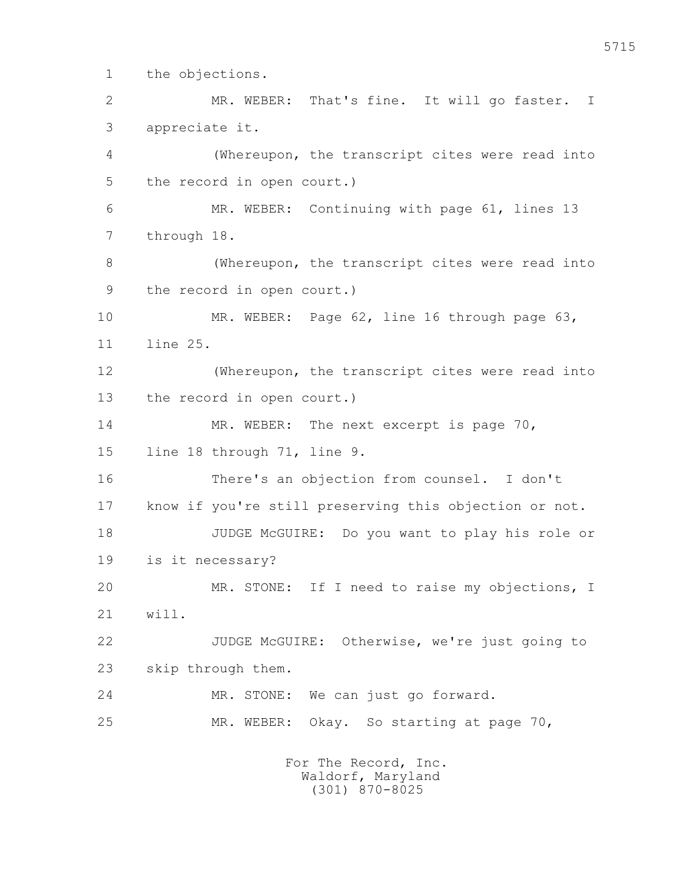1 the objections.

2 MR. WEBER: That's fine. It will go faster. I

3 appreciate it.

4 (Whereupon, the transcript cites were read into

5 the record in open court.)

6 MR. WEBER: Continuing with page 61, lines 13

7 through 18.

8 (Whereupon, the transcript cites were read into

9 the record in open court.)

10 MR. WEBER: Page 62, line 16 through page 63,

11 line 25.

12 (Whereupon, the transcript cites were read into

13 the record in open court.)

14 MR. WEBER: The next excerpt is page 70,

15 line 18 through 71, line 9.

16 There's an objection from counsel. I don't

17 know if you're still preserving this objection or not.

18 JUDGE McGUIRE: Do you want to play his role or

19 is it necessary?

20 MR. STONE: If I need to raise my objections, I

21 will.

22 JUDGE McGUIRE: Otherwise, we're just going to

23 skip through them.

24 MR. STONE: We can just go forward.

25 MR. WEBER: Okay. So starting at page 70,

For The Record, Inc.
Waldorf, Maryland
(301) 870-8025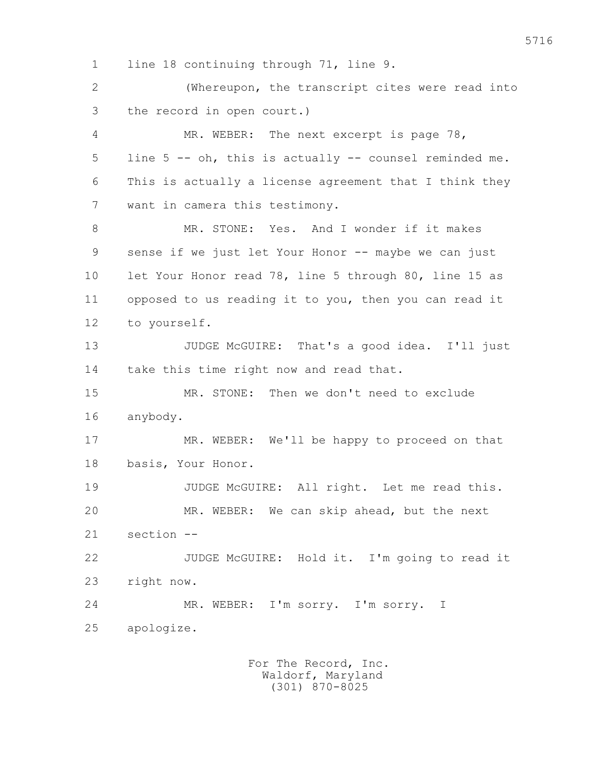1 line 18 continuing through 71, line 9.

2 (Whereupon, the transcript cites were read into

3 the record in open court.)

4 MR. WEBER: The next excerpt is page 78,

5 line 5 -- oh, this is actually -- counsel reminded me.

6 This is actually a license agreement that I think they

7 want in camera this testimony.

8 MR. STONE: Yes. And I wonder if it makes

9 sense if we just let Your Honor -- maybe we can just

10 let Your Honor read 78, line 5 through 80, line 15 as

11 opposed to us reading it to you, then you can read it

12 to yourself.

13 JUDGE McGUIRE: That's a good idea. I'll just

14 take this time right now and read that.

15 MR. STONE: Then we don't need to exclude

16 anybody.

17 MR. WEBER: We'll be happy to proceed on that

18 basis, Your Honor.

19 JUDGE McGUIRE: All right. Let me read this.

20 MR. WEBER: We can skip ahead, but the next

21 section --

22 JUDGE McGUIRE: Hold it. I'm going to read it

23 right now.

24 MR. WEBER: I'm sorry. I'm sorry. I

25 apologize.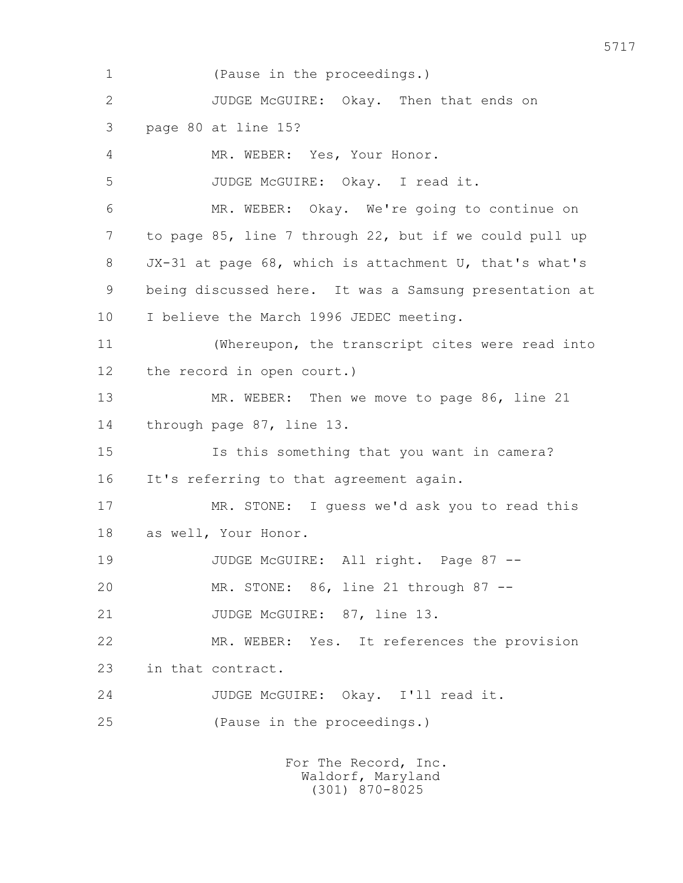1 (Pause in the proceedings.)

2 JUDGE McGUIRE: Okay. Then that ends on

3 page 80 at line 15?

4 MR. WEBER: Yes, Your Honor.

5 JUDGE McGUIRE: Okay. I read it.

6 MR. WEBER: Okay. We're going to continue on

7 to page 85, line 7 through 22, but if we could pull up

8 JX-31 at page 68, which is attachment U, that's what's

9 being discussed here. It was a Samsung presentation at

10 I believe the March 1996 JEDEC meeting.

11 (Whereupon, the transcript cites were read into

12 the record in open court.)

13 MR. WEBER: Then we move to page 86, line 21

14 through page 87, line 13.

15 Is this something that you want in camera?

16 It's referring to that agreement again.

17 MR. STONE: I guess we'd ask you to read this

18 as well, Your Honor.

19 JUDGE McGUIRE: All right. Page 87 --

20 MR. STONE: 86, line 21 through 87 --

21 JUDGE McGUIRE: 87, line 13.

22 MR. WEBER: Yes. It references the provision

23 in that contract.

24 JUDGE McGUIRE: Okay. I'll read it.

25 (Pause in the proceedings.)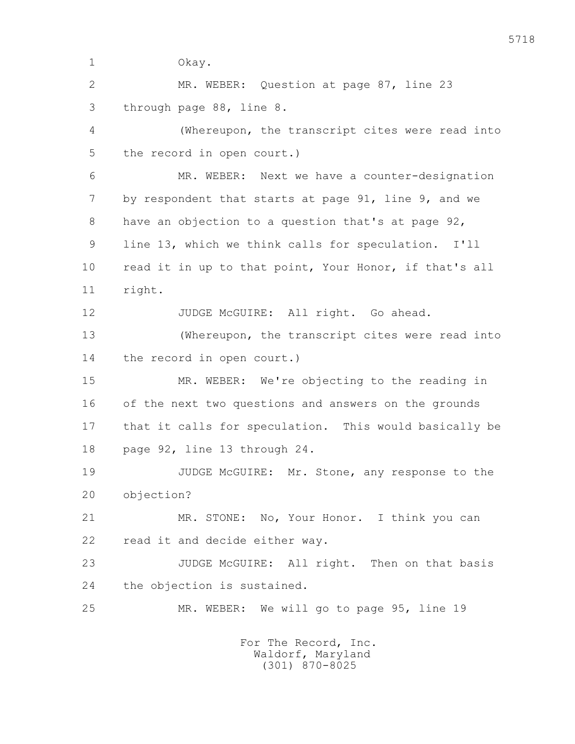1 Okay.

2 MR. WEBER: Question at page 87, line 23

3 through page 88, line 8.

4 (Whereupon, the transcript cites were read into

5 the record in open court.)

6 MR. WEBER: Next we have a counter-designation

7 by respondent that starts at page 91, line 9, and we

8 have an objection to a question that's at page 92,

9 line 13, which we think calls for speculation. I'll

10 read it in up to that point, Your Honor, if that's all

11 right.

12 JUDGE McGUIRE: All right. Go ahead.

13 (Whereupon, the transcript cites were read into

14 the record in open court.)

15 MR. WEBER: We're objecting to the reading in

16 of the next two questions and answers on the grounds

17 that it calls for speculation. This would basically be

18 page 92, line 13 through 24.

19 JUDGE McGUIRE: Mr. Stone, any response to the

20 objection?

21 MR. STONE: No, Your Honor. I think you can

22 read it and decide either way.

23 JUDGE McGUIRE: All right. Then on that basis

24 the objection is sustained.

25 MR. WEBER: We will go to page 95, line 19

For The Record, Inc.
Waldorf, Maryland
(301) 870-8025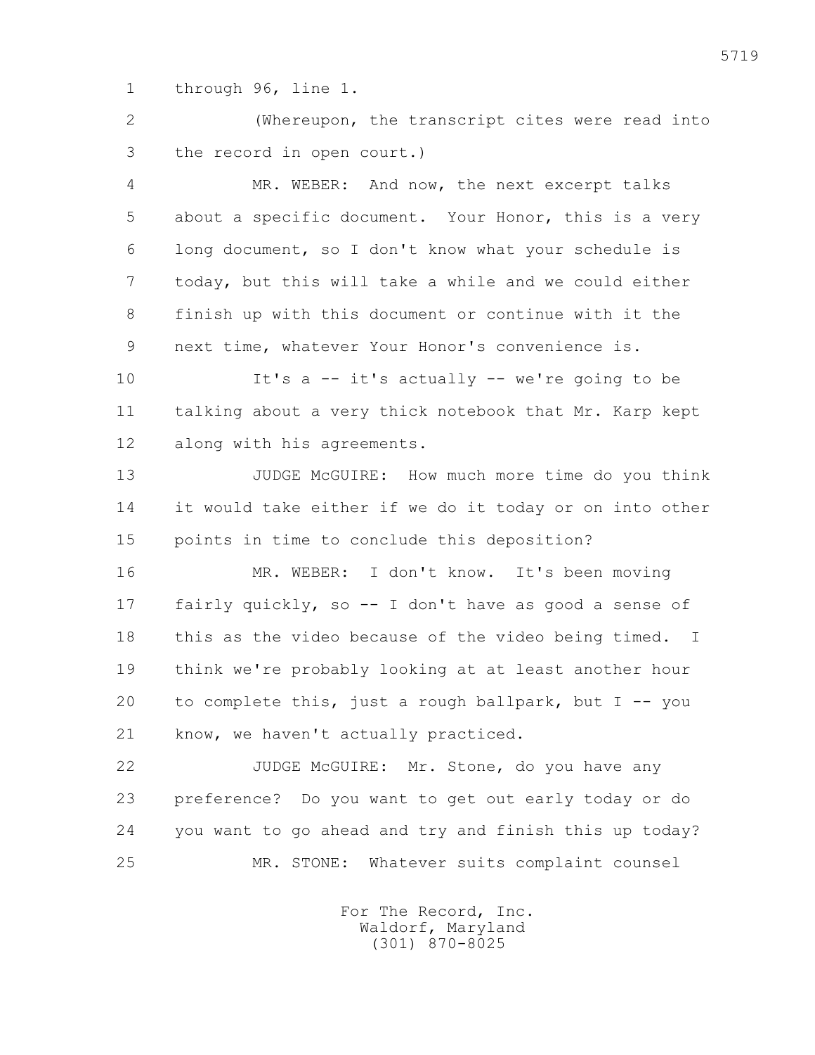1 through 96, line 1.

2 (Whereupon, the transcript cites were read into

3 the record in open court.)

4 MR. WEBER: And now, the next excerpt talks

5 about a specific document. Your Honor, this is a very

6 long document, so I don't know what your schedule is

7 today, but this will take a while and we could either

8 finish up with this document or continue with it the

9 next time, whatever Your Honor's convenience is.

10 It's a -- it's actually -- we're going to be

11 talking about a very thick notebook that Mr. Karp kept

12 along with his agreements.

13 JUDGE McGUIRE: How much more time do you think

14 it would take either if we do it today or on into other

15 points in time to conclude this deposition?

16 MR. WEBER: I don't know. It's been moving

17 fairly quickly, so -- I don't have as good a sense of

18 this as the video because of the video being timed. I

19 think we're probably looking at at least another hour

20 to complete this, just a rough ballpark, but I -- you

21 know, we haven't actually practiced.

22 JUDGE McGUIRE: Mr. Stone, do you have any

23 preference? Do you want to get out early today or do

24 you want to go ahead and try and finish this up today?

25 MR. STONE: Whatever suits complaint counsel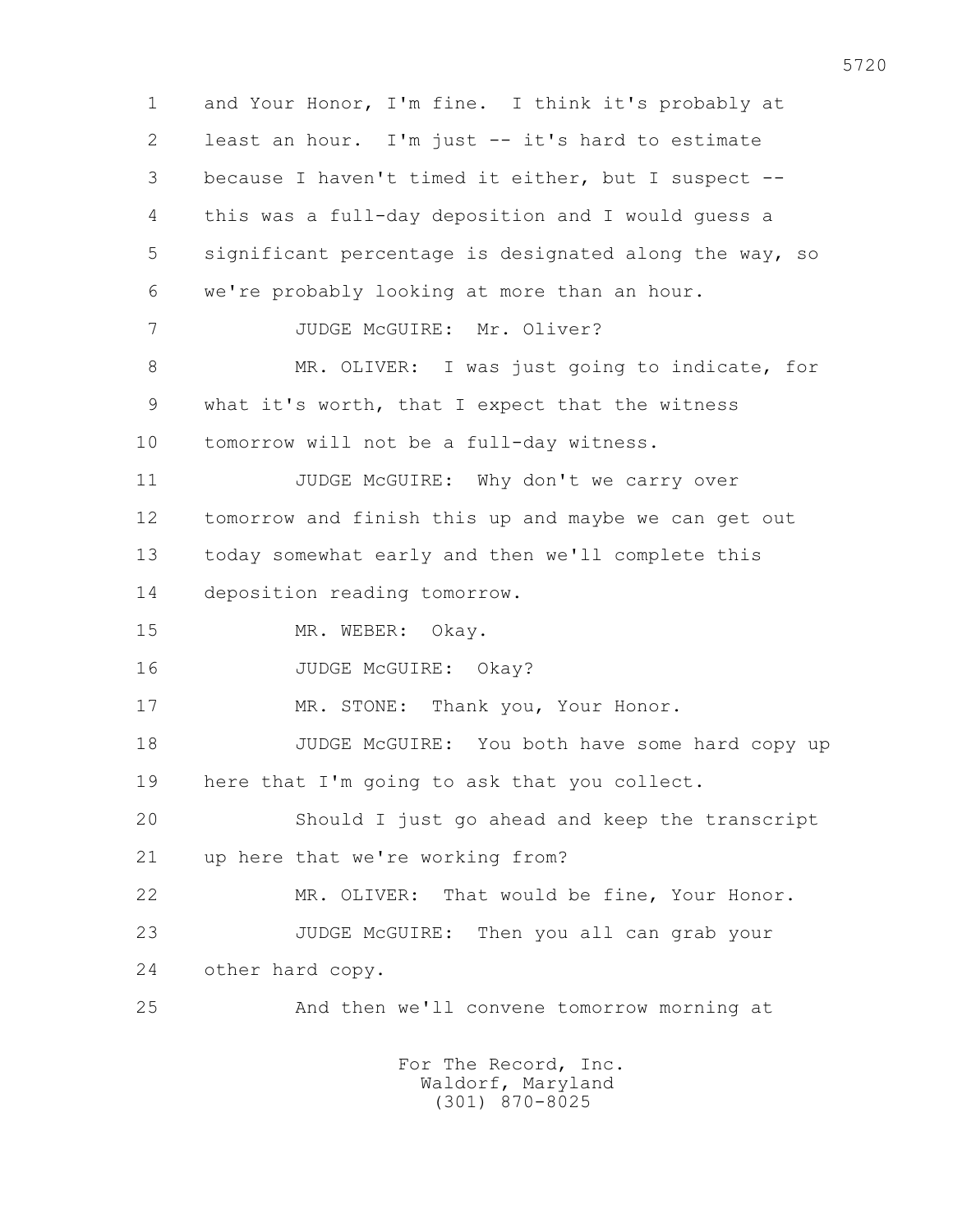and Your Honor, I'm fine. I think it's probably at least an hour. I'm just -- it's hard to estimate because I haven't timed it either, but I suspect -- this was a full-day deposition and I would guess a significant percentage is designated along the way, so we're probably looking at more than an hour.

JUDGE McGUIRE: Mr. Oliver?

MR. OLIVER: I was just going to indicate, for what it's worth, that I expect that the witness tomorrow will not be a full-day witness.

JUDGE McGUIRE: Why don't we carry over tomorrow and finish this up and maybe we can get out today somewhat early and then we'll complete this deposition reading tomorrow.

MR. WEBER: Okay.

JUDGE McGUIRE: Okay?

MR. STONE: Thank you, Your Honor.

JUDGE McGUIRE: You both have some hard copy up here that I'm going to ask that you collect.

Should I just go ahead and keep the transcript up here that we're working from?

MR. OLIVER: That would be fine, Your Honor.

JUDGE McGUIRE: Then you all can grab your other hard copy.

And then we'll convene tomorrow morning at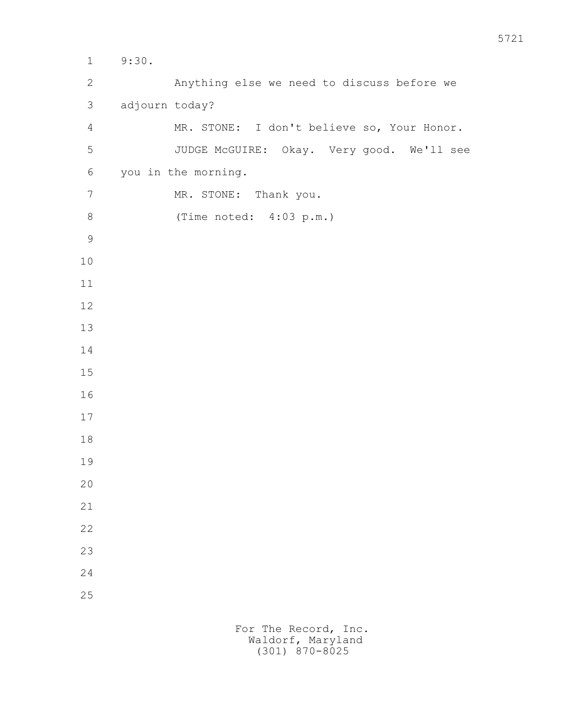9:30.

Anything else we need to discuss before we adjourn today?

MR. STONE: I don't believe so, Your Honor.

JUDGE McGUIRE: Okay. Very good. We'll see you in the morning.

MR. STONE: Thank you.

(Time noted: 4:03 p.m.)

For The Record, Inc.
Waldorf, Maryland
(301) 870-8025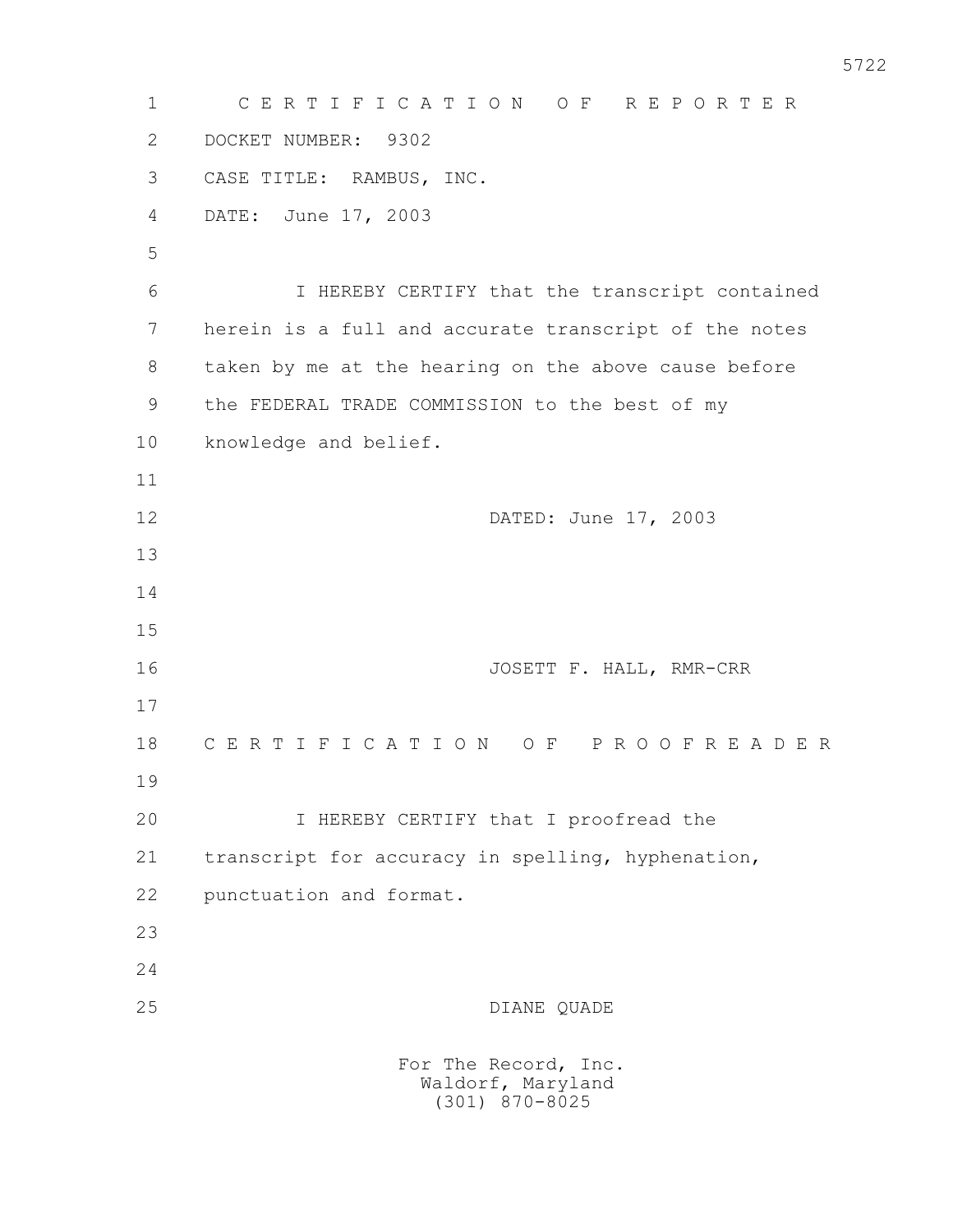# C E R T I F I C A T I O N   O F   R E P O R T E R

DOCKET NUMBER: 9302

CASE TITLE: RAMBUS, INC.

DATE: June 17, 2003

I HEREBY CERTIFY that the transcript contained herein is a full and accurate transcript of the notes taken by me at the hearing on the above cause before the FEDERAL TRADE COMMISSION to the best of my knowledge and belief.

DATED: June 17, 2003

JOSETT F. HALL, RMR-CRR

# C E R T I F I C A T I O N   O F   P R O O F R E A D E R

I HEREBY CERTIFY that I proofread the transcript for accuracy in spelling, hyphenation, punctuation and format.

DIANE QUADE

For The Record, Inc.
Waldorf, Maryland
(301) 870-8025